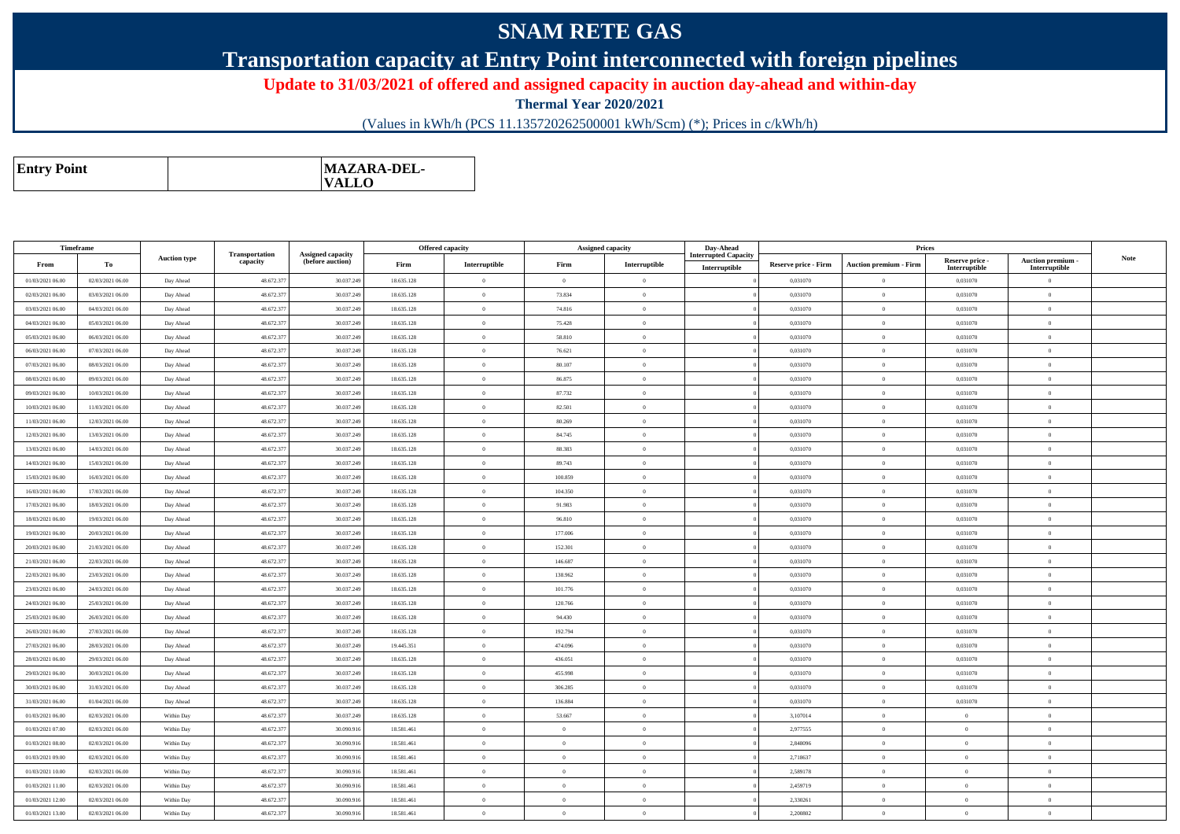# SNAM RETE GAS

## Transportation capacity at Entry Point interconnected with foreign pipelines

**Update to 31/03/2021 of offered and assigned capacity in auction day-ahead and within-day**

**Thermal Year 2020/2021**

(Values in kWh/h (PCS 11.135720262500001 kWh/Scm) (*); Prices in c/kWh/h)

| Entry Point | MAZARA-DEL-VALLO |
|---|---|

| Timeframe | | Auction type | Transportation capacity | Assigned capacity (before auction) | Offered capacity | | Assigned capacity | | Day-Ahead Interrupted Capacity | Prices | | | | Note |
|---|---|---|---|---|---|---|---|---|---|---|---|---|---|---|
| From | To | | | | Firm | Interruptible | Firm | Interruptible | Interruptible | Reserve price - Firm | Auction premium - Firm | Reserve price - Interruptible | Auction premium - Interruptible | |
| 01/03/2021 06.00 | 02/03/2021 06.00 | Day Ahead | 48.672.377 | 30.037.249 | 18.635.128 | 0 | 0 | 0 | 0 | 0,031070 | 0 | 0,031070 | 0 | |
| 02/03/2021 06.00 | 03/03/2021 06.00 | Day Ahead | 48.672.377 | 30.037.249 | 18.635.128 | 0 | 73.834 | 0 | 0 | 0,031070 | 0 | 0,031070 | 0 | |
| 03/03/2021 06.00 | 04/03/2021 06.00 | Day Ahead | 48.672.377 | 30.037.249 | 18.635.128 | 0 | 74.816 | 0 | 0 | 0,031070 | 0 | 0,031070 | 0 | |
| 04/03/2021 06.00 | 05/03/2021 06.00 | Day Ahead | 48.672.377 | 30.037.249 | 18.635.128 | 0 | 75.428 | 0 | 0 | 0,031070 | 0 | 0,031070 | 0 | |
| 05/03/2021 06.00 | 06/03/2021 06.00 | Day Ahead | 48.672.377 | 30.037.249 | 18.635.128 | 0 | 58.810 | 0 | 0 | 0,031070 | 0 | 0,031070 | 0 | |
| 06/03/2021 06.00 | 07/03/2021 06.00 | Day Ahead | 48.672.377 | 30.037.249 | 18.635.128 | 0 | 76.621 | 0 | 0 | 0,031070 | 0 | 0,031070 | 0 | |
| 07/03/2021 06.00 | 08/03/2021 06.00 | Day Ahead | 48.672.377 | 30.037.249 | 18.635.128 | 0 | 80.107 | 0 | 0 | 0,031070 | 0 | 0,031070 | 0 | |
| 08/03/2021 06.00 | 09/03/2021 06.00 | Day Ahead | 48.672.377 | 30.037.249 | 18.635.128 | 0 | 86.875 | 0 | 0 | 0,031070 | 0 | 0,031070 | 0 | |
| 09/03/2021 06.00 | 10/03/2021 06.00 | Day Ahead | 48.672.377 | 30.037.249 | 18.635.128 | 0 | 87.732 | 0 | 0 | 0,031070 | 0 | 0,031070 | 0 | |
| 10/03/2021 06.00 | 11/03/2021 06.00 | Day Ahead | 48.672.377 | 30.037.249 | 18.635.128 | 0 | 82.501 | 0 | 0 | 0,031070 | 0 | 0,031070 | 0 | |
| 11/03/2021 06.00 | 12/03/2021 06.00 | Day Ahead | 48.672.377 | 30.037.249 | 18.635.128 | 0 | 80.269 | 0 | 0 | 0,031070 | 0 | 0,031070 | 0 | |
| 12/03/2021 06.00 | 13/03/2021 06.00 | Day Ahead | 48.672.377 | 30.037.249 | 18.635.128 | 0 | 84.745 | 0 | 0 | 0,031070 | 0 | 0,031070 | 0 | |
| 13/03/2021 06.00 | 14/03/2021 06.00 | Day Ahead | 48.672.377 | 30.037.249 | 18.635.128 | 0 | 88.383 | 0 | 0 | 0,031070 | 0 | 0,031070 | 0 | |
| 14/03/2021 06.00 | 15/03/2021 06.00 | Day Ahead | 48.672.377 | 30.037.249 | 18.635.128 | 0 | 89.743 | 0 | 0 | 0,031070 | 0 | 0,031070 | 0 | |
| 15/03/2021 06.00 | 16/03/2021 06.00 | Day Ahead | 48.672.377 | 30.037.249 | 18.635.128 | 0 | 100.859 | 0 | 0 | 0,031070 | 0 | 0,031070 | 0 | |
| 16/03/2021 06.00 | 17/03/2021 06.00 | Day Ahead | 48.672.377 | 30.037.249 | 18.635.128 | 0 | 104.350 | 0 | 0 | 0,031070 | 0 | 0,031070 | 0 | |
| 17/03/2021 06.00 | 18/03/2021 06.00 | Day Ahead | 48.672.377 | 30.037.249 | 18.635.128 | 0 | 91.983 | 0 | 0 | 0,031070 | 0 | 0,031070 | 0 | |
| 18/03/2021 06.00 | 19/03/2021 06.00 | Day Ahead | 48.672.377 | 30.037.249 | 18.635.128 | 0 | 96.810 | 0 | 0 | 0,031070 | 0 | 0,031070 | 0 | |
| 19/03/2021 06.00 | 20/03/2021 06.00 | Day Ahead | 48.672.377 | 30.037.249 | 18.635.128 | 0 | 177.006 | 0 | 0 | 0,031070 | 0 | 0,031070 | 0 | |
| 20/03/2021 06.00 | 21/03/2021 06.00 | Day Ahead | 48.672.377 | 30.037.249 | 18.635.128 | 0 | 152.301 | 0 | 0 | 0,031070 | 0 | 0,031070 | 0 | |
| 21/03/2021 06.00 | 22/03/2021 06.00 | Day Ahead | 48.672.377 | 30.037.249 | 18.635.128 | 0 | 146.687 | 0 | 0 | 0,031070 | 0 | 0,031070 | 0 | |
| 22/03/2021 06.00 | 23/03/2021 06.00 | Day Ahead | 48.672.377 | 30.037.249 | 18.635.128 | 0 | 138.962 | 0 | 0 | 0,031070 | 0 | 0,031070 | 0 | |
| 23/03/2021 06.00 | 24/03/2021 06.00 | Day Ahead | 48.672.377 | 30.037.249 | 18.635.128 | 0 | 101.776 | 0 | 0 | 0,031070 | 0 | 0,031070 | 0 | |
| 24/03/2021 06.00 | 25/03/2021 06.00 | Day Ahead | 48.672.377 | 30.037.249 | 18.635.128 | 0 | 120.766 | 0 | 0 | 0,031070 | 0 | 0,031070 | 0 | |
| 25/03/2021 06.00 | 26/03/2021 06.00 | Day Ahead | 48.672.377 | 30.037.249 | 18.635.128 | 0 | 94.430 | 0 | 0 | 0,031070 | 0 | 0,031070 | 0 | |
| 26/03/2021 06.00 | 27/03/2021 06.00 | Day Ahead | 48.672.377 | 30.037.249 | 18.635.128 | 0 | 192.794 | 0 | 0 | 0,031070 | 0 | 0,031070 | 0 | |
| 27/03/2021 06.00 | 28/03/2021 06.00 | Day Ahead | 48.672.377 | 30.037.249 | 19.445.351 | 0 | 474.096 | 0 | 0 | 0,031070 | 0 | 0,031070 | 0 | |
| 28/03/2021 06.00 | 29/03/2021 06.00 | Day Ahead | 48.672.377 | 30.037.249 | 18.635.128 | 0 | 436.051 | 0 | 0 | 0,031070 | 0 | 0,031070 | 0 | |
| 29/03/2021 06.00 | 30/03/2021 06.00 | Day Ahead | 48.672.377 | 30.037.249 | 18.635.128 | 0 | 455.998 | 0 | 0 | 0,031070 | 0 | 0,031070 | 0 | |
| 30/03/2021 06.00 | 31/03/2021 06.00 | Day Ahead | 48.672.377 | 30.037.249 | 18.635.128 | 0 | 306.285 | 0 | 0 | 0,031070 | 0 | 0,031070 | 0 | |
| 31/03/2021 06.00 | 01/04/2021 06.00 | Day Ahead | 48.672.377 | 30.037.249 | 18.635.128 | 0 | 136.884 | 0 | 0 | 0,031070 | 0 | 0,031070 | 0 | |
| 01/03/2021 06.00 | 02/03/2021 06.00 | Within Day | 48.672.377 | 30.037.249 | 18.635.128 | 0 | 53.667 | 0 | 0 | 3,107014 | 0 | 0 | 0 | |
| 01/03/2021 07.00 | 02/03/2021 06.00 | Within Day | 48.672.377 | 30.090.916 | 18.581.461 | 0 | 0 | 0 | 0 | 2,977555 | 0 | 0 | 0 | |
| 01/03/2021 08.00 | 02/03/2021 06.00 | Within Day | 48.672.377 | 30.090.916 | 18.581.461 | 0 | 0 | 0 | 0 | 2,848096 | 0 | 0 | 0 | |
| 01/03/2021 09.00 | 02/03/2021 06.00 | Within Day | 48.672.377 | 30.090.916 | 18.581.461 | 0 | 0 | 0 | 0 | 2,718637 | 0 | 0 | 0 | |
| 01/03/2021 10.00 | 02/03/2021 06.00 | Within Day | 48.672.377 | 30.090.916 | 18.581.461 | 0 | 0 | 0 | 0 | 2,589178 | 0 | 0 | 0 | |
| 01/03/2021 11.00 | 02/03/2021 06.00 | Within Day | 48.672.377 | 30.090.916 | 18.581.461 | 0 | 0 | 0 | 0 | 2,459719 | 0 | 0 | 0 | |
| 01/03/2021 12.00 | 02/03/2021 06.00 | Within Day | 48.672.377 | 30.090.916 | 18.581.461 | 0 | 0 | 0 | 0 | 2,330261 | 0 | 0 | 0 | |
| 01/03/2021 13.00 | 02/03/2021 06.00 | Within Day | 48.672.377 | 30.090.916 | 18.581.461 | 0 | 0 | 0 | 0 | 2,200802 | 0 | 0 | 0 | |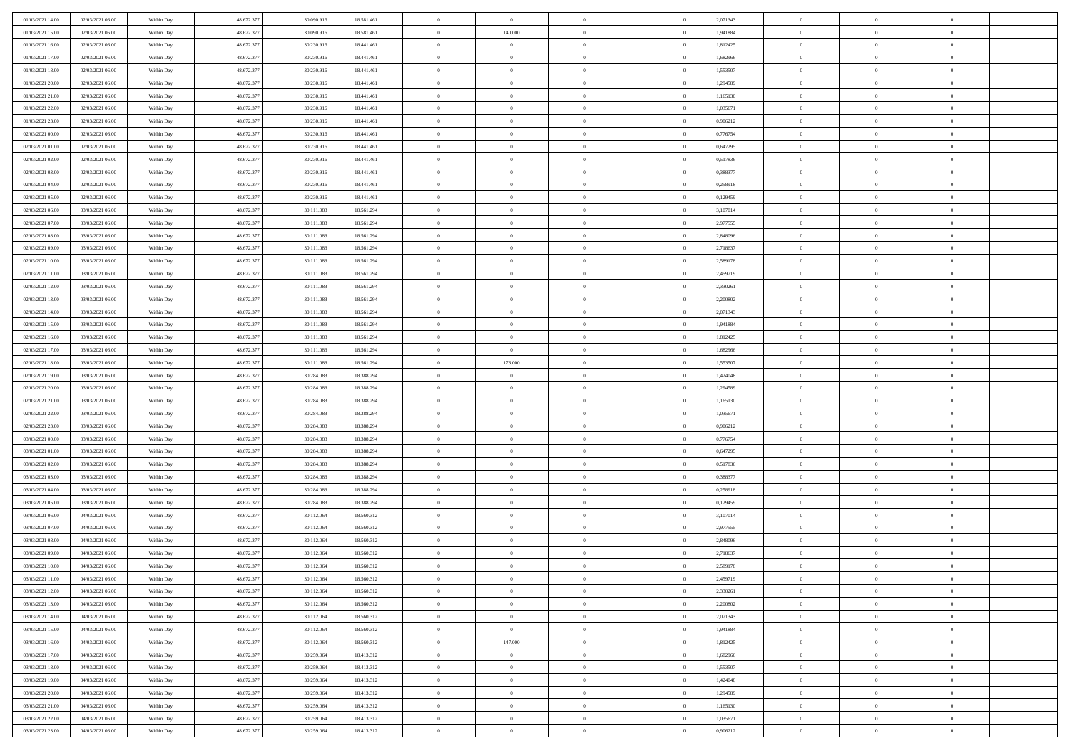| | | | | | | | | | | | | | | |
|---|---|---|---|---|---|---|---|---|---|---|---|---|---|---|
| 01/03/2021 14:00 | 02/03/2021 06:00 | Within Day | 48.672.377 | 30.090.916 | 18.581.461 | 0 | 0 | 0 | | 2,071343 | 0 | 0 | 0 | |
| 01/03/2021 15:00 | 02/03/2021 06:00 | Within Day | 48.672.377 | 30.090.916 | 18.581.461 | 0 | 140.000 | 0 | | 1,941884 | 0 | 0 | 0 | |
| 01/03/2021 16:00 | 02/03/2021 06:00 | Within Day | 48.672.377 | 30.230.916 | 18.441.461 | 0 | 0 | 0 | | 1,812425 | 0 | 0 | 0 | |
| 01/03/2021 17:00 | 02/03/2021 06:00 | Within Day | 48.672.377 | 30.230.916 | 18.441.461 | 0 | 0 | 0 | | 1,682966 | 0 | 0 | 0 | |
| 01/03/2021 18:00 | 02/03/2021 06:00 | Within Day | 48.672.377 | 30.230.916 | 18.441.461 | 0 | 0 | 0 | | 1,553507 | 0 | 0 | 0 | |
| 01/03/2021 20:00 | 02/03/2021 06:00 | Within Day | 48.672.377 | 30.230.916 | 18.441.461 | 0 | 0 | 0 | | 1,294589 | 0 | 0 | 0 | |
| 01/03/2021 21:00 | 02/03/2021 06:00 | Within Day | 48.672.377 | 30.230.916 | 18.441.461 | 0 | 0 | 0 | | 1,165130 | 0 | 0 | 0 | |
| 01/03/2021 22:00 | 02/03/2021 06:00 | Within Day | 48.672.377 | 30.230.916 | 18.441.461 | 0 | 0 | 0 | | 1,035671 | 0 | 0 | 0 | |
| 01/03/2021 23:00 | 02/03/2021 06:00 | Within Day | 48.672.377 | 30.230.916 | 18.441.461 | 0 | 0 | 0 | | 0,906212 | 0 | 0 | 0 | |
| 02/03/2021 00:00 | 02/03/2021 06:00 | Within Day | 48.672.377 | 30.230.916 | 18.441.461 | 0 | 0 | 0 | | 0,776754 | 0 | 0 | 0 | |
| 02/03/2021 01:00 | 02/03/2021 06:00 | Within Day | 48.672.377 | 30.230.916 | 18.441.461 | 0 | 0 | 0 | | 0,647295 | 0 | 0 | 0 | |
| 02/03/2021 02:00 | 02/03/2021 06:00 | Within Day | 48.672.377 | 30.230.916 | 18.441.461 | 0 | 0 | 0 | | 0,517836 | 0 | 0 | 0 | |
| 02/03/2021 03:00 | 02/03/2021 06:00 | Within Day | 48.672.377 | 30.230.916 | 18.441.461 | 0 | 0 | 0 | | 0,388377 | 0 | 0 | 0 | |
| 02/03/2021 04:00 | 02/03/2021 06:00 | Within Day | 48.672.377 | 30.230.916 | 18.441.461 | 0 | 0 | 0 | | 0,258918 | 0 | 0 | 0 | |
| 02/03/2021 05:00 | 02/03/2021 06:00 | Within Day | 48.672.377 | 30.230.916 | 18.441.461 | 0 | 0 | 0 | | 0,129459 | 0 | 0 | 0 | |
| 02/03/2021 06:00 | 03/03/2021 06:00 | Within Day | 48.672.377 | 30.111.083 | 18.561.294 | 0 | 0 | 0 | | 3,107014 | 0 | 0 | 0 | |
| 02/03/2021 07:00 | 03/03/2021 06:00 | Within Day | 48.672.377 | 30.111.083 | 18.561.294 | 0 | 0 | 0 | | 2,977555 | 0 | 0 | 0 | |
| 02/03/2021 08:00 | 03/03/2021 06:00 | Within Day | 48.672.377 | 30.111.083 | 18.561.294 | 0 | 0 | 0 | | 2,848096 | 0 | 0 | 0 | |
| 02/03/2021 09:00 | 03/03/2021 06:00 | Within Day | 48.672.377 | 30.111.083 | 18.561.294 | 0 | 0 | 0 | | 2,718637 | 0 | 0 | 0 | |
| 02/03/2021 10:00 | 03/03/2021 06:00 | Within Day | 48.672.377 | 30.111.083 | 18.561.294 | 0 | 0 | 0 | | 2,589178 | 0 | 0 | 0 | |
| 02/03/2021 11:00 | 03/03/2021 06:00 | Within Day | 48.672.377 | 30.111.083 | 18.561.294 | 0 | 0 | 0 | | 2,459719 | 0 | 0 | 0 | |
| 02/03/2021 12:00 | 03/03/2021 06:00 | Within Day | 48.672.377 | 30.111.083 | 18.561.294 | 0 | 0 | 0 | | 2,330261 | 0 | 0 | 0 | |
| 02/03/2021 13:00 | 03/03/2021 06:00 | Within Day | 48.672.377 | 30.111.083 | 18.561.294 | 0 | 0 | 0 | | 2,200802 | 0 | 0 | 0 | |
| 02/03/2021 14:00 | 03/03/2021 06:00 | Within Day | 48.672.377 | 30.111.083 | 18.561.294 | 0 | 0 | 0 | | 2,071343 | 0 | 0 | 0 | |
| 02/03/2021 15:00 | 03/03/2021 06:00 | Within Day | 48.672.377 | 30.111.083 | 18.561.294 | 0 | 0 | 0 | | 1,941884 | 0 | 0 | 0 | |
| 02/03/2021 16:00 | 03/03/2021 06:00 | Within Day | 48.672.377 | 30.111.083 | 18.561.294 | 0 | 0 | 0 | | 1,812425 | 0 | 0 | 0 | |
| 02/03/2021 17:00 | 03/03/2021 06:00 | Within Day | 48.672.377 | 30.111.083 | 18.561.294 | 0 | 0 | 0 | | 1,682966 | 0 | 0 | 0 | |
| 02/03/2021 18:00 | 03/03/2021 06:00 | Within Day | 48.672.377 | 30.111.083 | 18.561.294 | 0 | 173.000 | 0 | | 1,553507 | 0 | 0 | 0 | |
| 02/03/2021 19:00 | 03/03/2021 06:00 | Within Day | 48.672.377 | 30.284.083 | 18.388.294 | 0 | 0 | 0 | | 1,424048 | 0 | 0 | 0 | |
| 02/03/2021 20:00 | 03/03/2021 06:00 | Within Day | 48.672.377 | 30.284.083 | 18.388.294 | 0 | 0 | 0 | | 1,294589 | 0 | 0 | 0 | |
| 02/03/2021 21:00 | 03/03/2021 06:00 | Within Day | 48.672.377 | 30.284.083 | 18.388.294 | 0 | 0 | 0 | | 1,165130 | 0 | 0 | 0 | |
| 02/03/2021 22:00 | 03/03/2021 06:00 | Within Day | 48.672.377 | 30.284.083 | 18.388.294 | 0 | 0 | 0 | | 1,035671 | 0 | 0 | 0 | |
| 02/03/2021 23:00 | 03/03/2021 06:00 | Within Day | 48.672.377 | 30.284.083 | 18.388.294 | 0 | 0 | 0 | | 0,906212 | 0 | 0 | 0 | |
| 03/03/2021 00:00 | 03/03/2021 06:00 | Within Day | 48.672.377 | 30.284.083 | 18.388.294 | 0 | 0 | 0 | | 0,776754 | 0 | 0 | 0 | |
| 03/03/2021 01:00 | 03/03/2021 06:00 | Within Day | 48.672.377 | 30.284.083 | 18.388.294 | 0 | 0 | 0 | | 0,647295 | 0 | 0 | 0 | |
| 03/03/2021 02:00 | 03/03/2021 06:00 | Within Day | 48.672.377 | 30.284.083 | 18.388.294 | 0 | 0 | 0 | | 0,517836 | 0 | 0 | 0 | |
| 03/03/2021 03:00 | 03/03/2021 06:00 | Within Day | 48.672.377 | 30.284.083 | 18.388.294 | 0 | 0 | 0 | | 0,388377 | 0 | 0 | 0 | |
| 03/03/2021 04:00 | 03/03/2021 06:00 | Within Day | 48.672.377 | 30.284.083 | 18.388.294 | 0 | 0 | 0 | | 0,258918 | 0 | 0 | 0 | |
| 03/03/2021 05:00 | 03/03/2021 06:00 | Within Day | 48.672.377 | 30.284.083 | 18.388.294 | 0 | 0 | 0 | | 0,129459 | 0 | 0 | 0 | |
| 03/03/2021 06:00 | 04/03/2021 06:00 | Within Day | 48.672.377 | 30.112.064 | 18.560.312 | 0 | 0 | 0 | | 3,107014 | 0 | 0 | 0 | |
| 03/03/2021 07:00 | 04/03/2021 06:00 | Within Day | 48.672.377 | 30.112.064 | 18.560.312 | 0 | 0 | 0 | | 2,977555 | 0 | 0 | 0 | |
| 03/03/2021 08:00 | 04/03/2021 06:00 | Within Day | 48.672.377 | 30.112.064 | 18.560.312 | 0 | 0 | 0 | | 2,848096 | 0 | 0 | 0 | |
| 03/03/2021 09:00 | 04/03/2021 06:00 | Within Day | 48.672.377 | 30.112.064 | 18.560.312 | 0 | 0 | 0 | | 2,718637 | 0 | 0 | 0 | |
| 03/03/2021 10:00 | 04/03/2021 06:00 | Within Day | 48.672.377 | 30.112.064 | 18.560.312 | 0 | 0 | 0 | | 2,589178 | 0 | 0 | 0 | |
| 03/03/2021 11:00 | 04/03/2021 06:00 | Within Day | 48.672.377 | 30.112.064 | 18.560.312 | 0 | 0 | 0 | | 2,459719 | 0 | 0 | 0 | |
| 03/03/2021 12:00 | 04/03/2021 06:00 | Within Day | 48.672.377 | 30.112.064 | 18.560.312 | 0 | 0 | 0 | | 2,330261 | 0 | 0 | 0 | |
| 03/03/2021 13:00 | 04/03/2021 06:00 | Within Day | 48.672.377 | 30.112.064 | 18.560.312 | 0 | 0 | 0 | | 2,200802 | 0 | 0 | 0 | |
| 03/03/2021 14:00 | 04/03/2021 06:00 | Within Day | 48.672.377 | 30.112.064 | 18.560.312 | 0 | 0 | 0 | | 2,071343 | 0 | 0 | 0 | |
| 03/03/2021 15:00 | 04/03/2021 06:00 | Within Day | 48.672.377 | 30.112.064 | 18.560.312 | 0 | 0 | 0 | | 1,941884 | 0 | 0 | 0 | |
| 03/03/2021 16:00 | 04/03/2021 06:00 | Within Day | 48.672.377 | 30.112.064 | 18.560.312 | 0 | 147.000 | 0 | | 1,812425 | 0 | 0 | 0 | |
| 03/03/2021 17:00 | 04/03/2021 06:00 | Within Day | 48.672.377 | 30.259.064 | 18.413.312 | 0 | 0 | 0 | | 1,682966 | 0 | 0 | 0 | |
| 03/03/2021 18:00 | 04/03/2021 06:00 | Within Day | 48.672.377 | 30.259.064 | 18.413.312 | 0 | 0 | 0 | | 1,553507 | 0 | 0 | 0 | |
| 03/03/2021 19:00 | 04/03/2021 06:00 | Within Day | 48.672.377 | 30.259.064 | 18.413.312 | 0 | 0 | 0 | | 1,424048 | 0 | 0 | 0 | |
| 03/03/2021 20:00 | 04/03/2021 06:00 | Within Day | 48.672.377 | 30.259.064 | 18.413.312 | 0 | 0 | 0 | | 1,294589 | 0 | 0 | 0 | |
| 03/03/2021 21:00 | 04/03/2021 06:00 | Within Day | 48.672.377 | 30.259.064 | 18.413.312 | 0 | 0 | 0 | | 1,165130 | 0 | 0 | 0 | |
| 03/03/2021 22:00 | 04/03/2021 06:00 | Within Day | 48.672.377 | 30.259.064 | 18.413.312 | 0 | 0 | 0 | | 1,035671 | 0 | 0 | 0 | |
| 03/03/2021 23:00 | 04/03/2021 06:00 | Within Day | 48.672.377 | 30.259.064 | 18.413.312 | 0 | 0 | 0 | | 0,906212 | 0 | 0 | 0 | |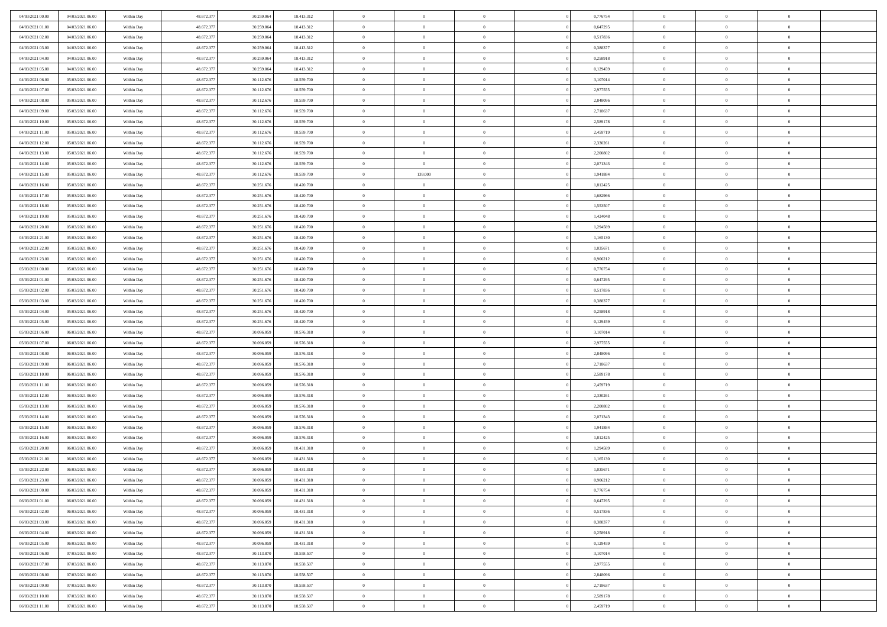| | | | | | | | | | | | | | | |
|---|---|---|---|---|---|---|---|---|---|---|---|---|---|---|
| 04/03/2021 00:00 | 04/03/2021 06:00 | Within Day | 48.672.377 | 30.259.064 | 18.413.312 | 0 | 0 | 0 | | 0,776754 | 0 | 0 | 0 | |
| 04/03/2021 01:00 | 04/03/2021 06:00 | Within Day | 48.672.377 | 30.259.064 | 18.413.312 | 0 | 0 | 0 | | 0,647295 | 0 | 0 | 0 | |
| 04/03/2021 02:00 | 04/03/2021 06:00 | Within Day | 48.672.377 | 30.259.064 | 18.413.312 | 0 | 0 | 0 | | 0,517836 | 0 | 0 | 0 | |
| 04/03/2021 03:00 | 04/03/2021 06:00 | Within Day | 48.672.377 | 30.259.064 | 18.413.312 | 0 | 0 | 0 | | 0,388377 | 0 | 0 | 0 | |
| 04/03/2021 04:00 | 04/03/2021 06:00 | Within Day | 48.672.377 | 30.259.064 | 18.413.312 | 0 | 0 | 0 | | 0,258918 | 0 | 0 | 0 | |
| 04/03/2021 05:00 | 04/03/2021 06:00 | Within Day | 48.672.377 | 30.259.064 | 18.413.312 | 0 | 0 | 0 | | 0,129459 | 0 | 0 | 0 | |
| 04/03/2021 06:00 | 05/03/2021 06:00 | Within Day | 48.672.377 | 30.112.676 | 18.559.700 | 0 | 0 | 0 | | 3,107014 | 0 | 0 | 0 | |
| 04/03/2021 07:00 | 05/03/2021 06:00 | Within Day | 48.672.377 | 30.112.676 | 18.559.700 | 0 | 0 | 0 | | 2,977555 | 0 | 0 | 0 | |
| 04/03/2021 08:00 | 05/03/2021 06:00 | Within Day | 48.672.377 | 30.112.676 | 18.559.700 | 0 | 0 | 0 | | 2,848096 | 0 | 0 | 0 | |
| 04/03/2021 09:00 | 05/03/2021 06:00 | Within Day | 48.672.377 | 30.112.676 | 18.559.700 | 0 | 0 | 0 | | 2,718637 | 0 | 0 | 0 | |
| 04/03/2021 10:00 | 05/03/2021 06:00 | Within Day | 48.672.377 | 30.112.676 | 18.559.700 | 0 | 0 | 0 | | 2,589178 | 0 | 0 | 0 | |
| 04/03/2021 11:00 | 05/03/2021 06:00 | Within Day | 48.672.377 | 30.112.676 | 18.559.700 | 0 | 0 | 0 | | 2,459719 | 0 | 0 | 0 | |
| 04/03/2021 12:00 | 05/03/2021 06:00 | Within Day | 48.672.377 | 30.112.676 | 18.559.700 | 0 | 0 | 0 | | 2,330261 | 0 | 0 | 0 | |
| 04/03/2021 13:00 | 05/03/2021 06:00 | Within Day | 48.672.377 | 30.112.676 | 18.559.700 | 0 | 0 | 0 | | 2,200802 | 0 | 0 | 0 | |
| 04/03/2021 14:00 | 05/03/2021 06:00 | Within Day | 48.672.377 | 30.112.676 | 18.559.700 | 0 | 0 | 0 | | 2,071343 | 0 | 0 | 0 | |
| 04/03/2021 15:00 | 05/03/2021 06:00 | Within Day | 48.672.377 | 30.112.676 | 18.559.700 | 0 | 139.000 | 0 | | 1,941884 | 0 | 0 | 0 | |
| 04/03/2021 16:00 | 05/03/2021 06:00 | Within Day | 48.672.377 | 30.251.676 | 18.420.700 | 0 | 0 | 0 | | 1,812425 | 0 | 0 | 0 | |
| 04/03/2021 17:00 | 05/03/2021 06:00 | Within Day | 48.672.377 | 30.251.676 | 18.420.700 | 0 | 0 | 0 | | 1,682966 | 0 | 0 | 0 | |
| 04/03/2021 18:00 | 05/03/2021 06:00 | Within Day | 48.672.377 | 30.251.676 | 18.420.700 | 0 | 0 | 0 | | 1,553507 | 0 | 0 | 0 | |
| 04/03/2021 19:00 | 05/03/2021 06:00 | Within Day | 48.672.377 | 30.251.676 | 18.420.700 | 0 | 0 | 0 | | 1,424048 | 0 | 0 | 0 | |
| 04/03/2021 20:00 | 05/03/2021 06:00 | Within Day | 48.672.377 | 30.251.676 | 18.420.700 | 0 | 0 | 0 | | 1,294589 | 0 | 0 | 0 | |
| 04/03/2021 21:00 | 05/03/2021 06:00 | Within Day | 48.672.377 | 30.251.676 | 18.420.700 | 0 | 0 | 0 | | 1,165130 | 0 | 0 | 0 | |
| 04/03/2021 22:00 | 05/03/2021 06:00 | Within Day | 48.672.377 | 30.251.676 | 18.420.700 | 0 | 0 | 0 | | 1,035671 | 0 | 0 | 0 | |
| 04/03/2021 23:00 | 05/03/2021 06:00 | Within Day | 48.672.377 | 30.251.676 | 18.420.700 | 0 | 0 | 0 | | 0,906212 | 0 | 0 | 0 | |
| 05/03/2021 00:00 | 05/03/2021 06:00 | Within Day | 48.672.377 | 30.251.676 | 18.420.700 | 0 | 0 | 0 | | 0,776754 | 0 | 0 | 0 | |
| 05/03/2021 01:00 | 05/03/2021 06:00 | Within Day | 48.672.377 | 30.251.676 | 18.420.700 | 0 | 0 | 0 | | 0,647295 | 0 | 0 | 0 | |
| 05/03/2021 02:00 | 05/03/2021 06:00 | Within Day | 48.672.377 | 30.251.676 | 18.420.700 | 0 | 0 | 0 | | 0,517836 | 0 | 0 | 0 | |
| 05/03/2021 03:00 | 05/03/2021 06:00 | Within Day | 48.672.377 | 30.251.676 | 18.420.700 | 0 | 0 | 0 | | 0,388377 | 0 | 0 | 0 | |
| 05/03/2021 04:00 | 05/03/2021 06:00 | Within Day | 48.672.377 | 30.251.676 | 18.420.700 | 0 | 0 | 0 | | 0,258918 | 0 | 0 | 0 | |
| 05/03/2021 05:00 | 05/03/2021 06:00 | Within Day | 48.672.377 | 30.251.676 | 18.420.700 | 0 | 0 | 0 | | 0,129459 | 0 | 0 | 0 | |
| 05/03/2021 06:00 | 06/03/2021 06:00 | Within Day | 48.672.377 | 30.096.059 | 18.576.318 | 0 | 0 | 0 | | 3,107014 | 0 | 0 | 0 | |
| 05/03/2021 07:00 | 06/03/2021 06:00 | Within Day | 48.672.377 | 30.096.059 | 18.576.318 | 0 | 0 | 0 | | 2,977555 | 0 | 0 | 0 | |
| 05/03/2021 08:00 | 06/03/2021 06:00 | Within Day | 48.672.377 | 30.096.059 | 18.576.318 | 0 | 0 | 0 | | 2,848096 | 0 | 0 | 0 | |
| 05/03/2021 09:00 | 06/03/2021 06:00 | Within Day | 48.672.377 | 30.096.059 | 18.576.318 | 0 | 0 | 0 | | 2,718637 | 0 | 0 | 0 | |
| 05/03/2021 10:00 | 06/03/2021 06:00 | Within Day | 48.672.377 | 30.096.059 | 18.576.318 | 0 | 0 | 0 | | 2,589178 | 0 | 0 | 0 | |
| 05/03/2021 11:00 | 06/03/2021 06:00 | Within Day | 48.672.377 | 30.096.059 | 18.576.318 | 0 | 0 | 0 | | 2,459719 | 0 | 0 | 0 | |
| 05/03/2021 12:00 | 06/03/2021 06:00 | Within Day | 48.672.377 | 30.096.059 | 18.576.318 | 0 | 0 | 0 | | 2,330261 | 0 | 0 | 0 | |
| 05/03/2021 13:00 | 06/03/2021 06:00 | Within Day | 48.672.377 | 30.096.059 | 18.576.318 | 0 | 0 | 0 | | 2,200802 | 0 | 0 | 0 | |
| 05/03/2021 14:00 | 06/03/2021 06:00 | Within Day | 48.672.377 | 30.096.059 | 18.576.318 | 0 | 0 | 0 | | 2,071343 | 0 | 0 | 0 | |
| 05/03/2021 15:00 | 06/03/2021 06:00 | Within Day | 48.672.377 | 30.096.059 | 18.576.318 | 0 | 0 | 0 | | 1,941884 | 0 | 0 | 0 | |
| 05/03/2021 16:00 | 06/03/2021 06:00 | Within Day | 48.672.377 | 30.096.059 | 18.576.318 | 0 | 0 | 0 | | 1,812425 | 0 | 0 | 0 | |
| 05/03/2021 20:00 | 06/03/2021 06:00 | Within Day | 48.672.377 | 30.096.059 | 18.431.318 | 0 | 0 | 0 | | 1,294589 | 0 | 0 | 0 | |
| 05/03/2021 21:00 | 06/03/2021 06:00 | Within Day | 48.672.377 | 30.096.059 | 18.431.318 | 0 | 0 | 0 | | 1,165130 | 0 | 0 | 0 | |
| 05/03/2021 22:00 | 06/03/2021 06:00 | Within Day | 48.672.377 | 30.096.059 | 18.431.318 | 0 | 0 | 0 | | 1,035671 | 0 | 0 | 0 | |
| 05/03/2021 23:00 | 06/03/2021 06:00 | Within Day | 48.672.377 | 30.096.059 | 18.431.318 | 0 | 0 | 0 | | 0,906212 | 0 | 0 | 0 | |
| 06/03/2021 00:00 | 06/03/2021 06:00 | Within Day | 48.672.377 | 30.096.059 | 18.431.318 | 0 | 0 | 0 | | 0,776754 | 0 | 0 | 0 | |
| 06/03/2021 01:00 | 06/03/2021 06:00 | Within Day | 48.672.377 | 30.096.059 | 18.431.318 | 0 | 0 | 0 | | 0,647295 | 0 | 0 | 0 | |
| 06/03/2021 02:00 | 06/03/2021 06:00 | Within Day | 48.672.377 | 30.096.059 | 18.431.318 | 0 | 0 | 0 | | 0,517836 | 0 | 0 | 0 | |
| 06/03/2021 03:00 | 06/03/2021 06:00 | Within Day | 48.672.377 | 30.096.059 | 18.431.318 | 0 | 0 | 0 | | 0,388377 | 0 | 0 | 0 | |
| 06/03/2021 04:00 | 06/03/2021 06:00 | Within Day | 48.672.377 | 30.096.059 | 18.431.318 | 0 | 0 | 0 | | 0,258918 | 0 | 0 | 0 | |
| 06/03/2021 05:00 | 06/03/2021 06:00 | Within Day | 48.672.377 | 30.096.059 | 18.431.318 | 0 | 0 | 0 | | 0,129459 | 0 | 0 | 0 | |
| 06/03/2021 06:00 | 07/03/2021 06:00 | Within Day | 48.672.377 | 30.113.870 | 18.558.507 | 0 | 0 | 0 | | 3,107014 | 0 | 0 | 0 | |
| 06/03/2021 07:00 | 07/03/2021 06:00 | Within Day | 48.672.377 | 30.113.870 | 18.558.507 | 0 | 0 | 0 | | 2,977555 | 0 | 0 | 0 | |
| 06/03/2021 08:00 | 07/03/2021 06:00 | Within Day | 48.672.377 | 30.113.870 | 18.558.507 | 0 | 0 | 0 | | 2,848096 | 0 | 0 | 0 | |
| 06/03/2021 09:00 | 07/03/2021 06:00 | Within Day | 48.672.377 | 30.113.870 | 18.558.507 | 0 | 0 | 0 | | 2,718637 | 0 | 0 | 0 | |
| 06/03/2021 10:00 | 07/03/2021 06:00 | Within Day | 48.672.377 | 30.113.870 | 18.558.507 | 0 | 0 | 0 | | 2,589178 | 0 | 0 | 0 | |
| 06/03/2021 11:00 | 07/03/2021 06:00 | Within Day | 48.672.377 | 30.113.870 | 18.558.507 | 0 | 0 | 0 | | 2,459719 | 0 | 0 | 0 | |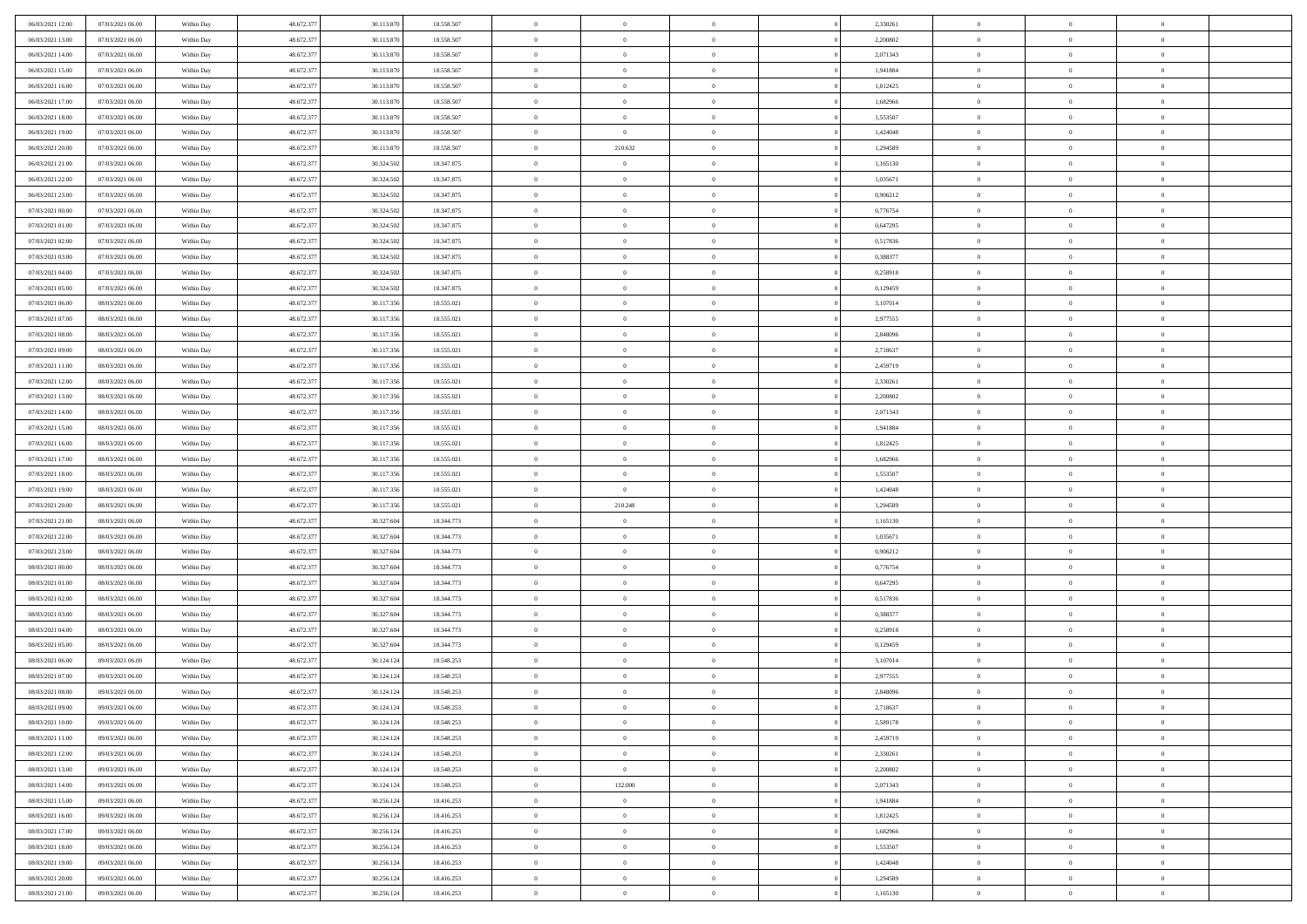| | | | | | | | | | | | | | | |
|---|---|---|---|---|---|---|---|---|---|---|---|---|---|---|
| 06/03/2021 12:00 | 07/03/2021 06:00 | Within Day | 48.672.377 | 30.113.870 | 18.558.507 | 0 | 0 | 0 | | 2,330261 | 0 | 0 | 0 | |
| 06/03/2021 13:00 | 07/03/2021 06:00 | Within Day | 48.672.377 | 30.113.870 | 18.558.507 | 0 | 0 | 0 | | 2,200802 | 0 | 0 | 0 | |
| 06/03/2021 14:00 | 07/03/2021 06:00 | Within Day | 48.672.377 | 30.113.870 | 18.558.507 | 0 | 0 | 0 | | 2,071343 | 0 | 0 | 0 | |
| 06/03/2021 15:00 | 07/03/2021 06:00 | Within Day | 48.672.377 | 30.113.870 | 18.558.507 | 0 | 0 | 0 | | 1,941884 | 0 | 0 | 0 | |
| 06/03/2021 16:00 | 07/03/2021 06:00 | Within Day | 48.672.377 | 30.113.870 | 18.558.507 | 0 | 0 | 0 | | 1,812425 | 0 | 0 | 0 | |
| 06/03/2021 17:00 | 07/03/2021 06:00 | Within Day | 48.672.377 | 30.113.870 | 18.558.507 | 0 | 0 | 0 | | 1,682966 | 0 | 0 | 0 | |
| 06/03/2021 18:00 | 07/03/2021 06:00 | Within Day | 48.672.377 | 30.113.870 | 18.558.507 | 0 | 0 | 0 | | 1,553507 | 0 | 0 | 0 | |
| 06/03/2021 19:00 | 07/03/2021 06:00 | Within Day | 48.672.377 | 30.113.870 | 18.558.507 | 0 | 0 | 0 | | 1,424048 | 0 | 0 | 0 | |
| 06/03/2021 20:00 | 07/03/2021 06:00 | Within Day | 48.672.377 | 30.113.870 | 18.558.507 | 0 | 210.632 | 0 | | 1,294589 | 0 | 0 | 0 | |
| 06/03/2021 21:00 | 07/03/2021 06:00 | Within Day | 48.672.377 | 30.324.502 | 18.347.875 | 0 | 0 | 0 | | 1,165130 | 0 | 0 | 0 | |
| 06/03/2021 22:00 | 07/03/2021 06:00 | Within Day | 48.672.377 | 30.324.502 | 18.347.875 | 0 | 0 | 0 | | 1,035671 | 0 | 0 | 0 | |
| 06/03/2021 23:00 | 07/03/2021 06:00 | Within Day | 48.672.377 | 30.324.502 | 18.347.875 | 0 | 0 | 0 | | 0,906212 | 0 | 0 | 0 | |
| 07/03/2021 00:00 | 07/03/2021 06:00 | Within Day | 48.672.377 | 30.324.502 | 18.347.875 | 0 | 0 | 0 | | 0,776754 | 0 | 0 | 0 | |
| 07/03/2021 01:00 | 07/03/2021 06:00 | Within Day | 48.672.377 | 30.324.502 | 18.347.875 | 0 | 0 | 0 | | 0,647295 | 0 | 0 | 0 | |
| 07/03/2021 02:00 | 07/03/2021 06:00 | Within Day | 48.672.377 | 30.324.502 | 18.347.875 | 0 | 0 | 0 | | 0,517836 | 0 | 0 | 0 | |
| 07/03/2021 03:00 | 07/03/2021 06:00 | Within Day | 48.672.377 | 30.324.502 | 18.347.875 | 0 | 0 | 0 | | 0,388377 | 0 | 0 | 0 | |
| 07/03/2021 04:00 | 07/03/2021 06:00 | Within Day | 48.672.377 | 30.324.502 | 18.347.875 | 0 | 0 | 0 | | 0,258918 | 0 | 0 | 0 | |
| 07/03/2021 05:00 | 07/03/2021 06:00 | Within Day | 48.672.377 | 30.324.502 | 18.347.875 | 0 | 0 | 0 | | 0,129459 | 0 | 0 | 0 | |
| 07/03/2021 06:00 | 08/03/2021 06:00 | Within Day | 48.672.377 | 30.117.356 | 18.555.021 | 0 | 0 | 0 | | 3,107014 | 0 | 0 | 0 | |
| 07/03/2021 07:00 | 08/03/2021 06:00 | Within Day | 48.672.377 | 30.117.356 | 18.555.021 | 0 | 0 | 0 | | 2,977555 | 0 | 0 | 0 | |
| 07/03/2021 08:00 | 08/03/2021 06:00 | Within Day | 48.672.377 | 30.117.356 | 18.555.021 | 0 | 0 | 0 | | 2,848096 | 0 | 0 | 0 | |
| 07/03/2021 09:00 | 08/03/2021 06:00 | Within Day | 48.672.377 | 30.117.356 | 18.555.021 | 0 | 0 | 0 | | 2,718637 | 0 | 0 | 0 | |
| 07/03/2021 11:00 | 08/03/2021 06:00 | Within Day | 48.672.377 | 30.117.356 | 18.555.021 | 0 | 0 | 0 | | 2,459719 | 0 | 0 | 0 | |
| 07/03/2021 12:00 | 08/03/2021 06:00 | Within Day | 48.672.377 | 30.117.356 | 18.555.021 | 0 | 0 | 0 | | 2,330261 | 0 | 0 | 0 | |
| 07/03/2021 13:00 | 08/03/2021 06:00 | Within Day | 48.672.377 | 30.117.356 | 18.555.021 | 0 | 0 | 0 | | 2,200802 | 0 | 0 | 0 | |
| 07/03/2021 14:00 | 08/03/2021 06:00 | Within Day | 48.672.377 | 30.117.356 | 18.555.021 | 0 | 0 | 0 | | 2,071343 | 0 | 0 | 0 | |
| 07/03/2021 15:00 | 08/03/2021 06:00 | Within Day | 48.672.377 | 30.117.356 | 18.555.021 | 0 | 0 | 0 | | 1,941884 | 0 | 0 | 0 | |
| 07/03/2021 16:00 | 08/03/2021 06:00 | Within Day | 48.672.377 | 30.117.356 | 18.555.021 | 0 | 0 | 0 | | 1,812425 | 0 | 0 | 0 | |
| 07/03/2021 17:00 | 08/03/2021 06:00 | Within Day | 48.672.377 | 30.117.356 | 18.555.021 | 0 | 0 | 0 | | 1,682966 | 0 | 0 | 0 | |
| 07/03/2021 18:00 | 08/03/2021 06:00 | Within Day | 48.672.377 | 30.117.356 | 18.555.021 | 0 | 0 | 0 | | 1,553507 | 0 | 0 | 0 | |
| 07/03/2021 19:00 | 08/03/2021 06:00 | Within Day | 48.672.377 | 30.117.356 | 18.555.021 | 0 | 0 | 0 | | 1,424048 | 0 | 0 | 0 | |
| 07/03/2021 20:00 | 08/03/2021 06:00 | Within Day | 48.672.377 | 30.117.356 | 18.555.021 | 0 | 210.248 | 0 | | 1,294589 | 0 | 0 | 0 | |
| 07/03/2021 21:00 | 08/03/2021 06:00 | Within Day | 48.672.377 | 30.327.604 | 18.344.773 | 0 | 0 | 0 | | 1,165130 | 0 | 0 | 0 | |
| 07/03/2021 22:00 | 08/03/2021 06:00 | Within Day | 48.672.377 | 30.327.604 | 18.344.773 | 0 | 0 | 0 | | 1,035671 | 0 | 0 | 0 | |
| 07/03/2021 23:00 | 08/03/2021 06:00 | Within Day | 48.672.377 | 30.327.604 | 18.344.773 | 0 | 0 | 0 | | 0,906212 | 0 | 0 | 0 | |
| 08/03/2021 00:00 | 08/03/2021 06:00 | Within Day | 48.672.377 | 30.327.604 | 18.344.773 | 0 | 0 | 0 | | 0,776754 | 0 | 0 | 0 | |
| 08/03/2021 01:00 | 08/03/2021 06:00 | Within Day | 48.672.377 | 30.327.604 | 18.344.773 | 0 | 0 | 0 | | 0,647295 | 0 | 0 | 0 | |
| 08/03/2021 02:00 | 08/03/2021 06:00 | Within Day | 48.672.377 | 30.327.604 | 18.344.773 | 0 | 0 | 0 | | 0,517836 | 0 | 0 | 0 | |
| 08/03/2021 03:00 | 08/03/2021 06:00 | Within Day | 48.672.377 | 30.327.604 | 18.344.773 | 0 | 0 | 0 | | 0,388377 | 0 | 0 | 0 | |
| 08/03/2021 04:00 | 08/03/2021 06:00 | Within Day | 48.672.377 | 30.327.604 | 18.344.773 | 0 | 0 | 0 | | 0,258918 | 0 | 0 | 0 | |
| 08/03/2021 05:00 | 08/03/2021 06:00 | Within Day | 48.672.377 | 30.327.604 | 18.344.773 | 0 | 0 | 0 | | 0,129459 | 0 | 0 | 0 | |
| 08/03/2021 06:00 | 09/03/2021 06:00 | Within Day | 48.672.377 | 30.124.124 | 18.548.253 | 0 | 0 | 0 | | 3,107014 | 0 | 0 | 0 | |
| 08/03/2021 07:00 | 09/03/2021 06:00 | Within Day | 48.672.377 | 30.124.124 | 18.548.253 | 0 | 0 | 0 | | 2,977555 | 0 | 0 | 0 | |
| 08/03/2021 08:00 | 09/03/2021 06:00 | Within Day | 48.672.377 | 30.124.124 | 18.548.253 | 0 | 0 | 0 | | 2,848096 | 0 | 0 | 0 | |
| 08/03/2021 09:00 | 09/03/2021 06:00 | Within Day | 48.672.377 | 30.124.124 | 18.548.253 | 0 | 0 | 0 | | 2,718637 | 0 | 0 | 0 | |
| 08/03/2021 10:00 | 09/03/2021 06:00 | Within Day | 48.672.377 | 30.124.124 | 18.548.253 | 0 | 0 | 0 | | 2,589178 | 0 | 0 | 0 | |
| 08/03/2021 11:00 | 09/03/2021 06:00 | Within Day | 48.672.377 | 30.124.124 | 18.548.253 | 0 | 0 | 0 | | 2,459719 | 0 | 0 | 0 | |
| 08/03/2021 12:00 | 09/03/2021 06:00 | Within Day | 48.672.377 | 30.124.124 | 18.548.253 | 0 | 0 | 0 | | 2,330261 | 0 | 0 | 0 | |
| 08/03/2021 13:00 | 09/03/2021 06:00 | Within Day | 48.672.377 | 30.124.124 | 18.548.253 | 0 | 0 | 0 | | 2,200802 | 0 | 0 | 0 | |
| 08/03/2021 14:00 | 09/03/2021 06:00 | Within Day | 48.672.377 | 30.124.124 | 18.548.253 | 0 | 132.000 | 0 | | 2,071343 | 0 | 0 | 0 | |
| 08/03/2021 15:00 | 09/03/2021 06:00 | Within Day | 48.672.377 | 30.256.124 | 18.416.253 | 0 | 0 | 0 | | 1,941884 | 0 | 0 | 0 | |
| 08/03/2021 16:00 | 09/03/2021 06:00 | Within Day | 48.672.377 | 30.256.124 | 18.416.253 | 0 | 0 | 0 | | 1,812425 | 0 | 0 | 0 | |
| 08/03/2021 17:00 | 09/03/2021 06:00 | Within Day | 48.672.377 | 30.256.124 | 18.416.253 | 0 | 0 | 0 | | 1,682966 | 0 | 0 | 0 | |
| 08/03/2021 18:00 | 09/03/2021 06:00 | Within Day | 48.672.377 | 30.256.124 | 18.416.253 | 0 | 0 | 0 | | 1,553507 | 0 | 0 | 0 | |
| 08/03/2021 19:00 | 09/03/2021 06:00 | Within Day | 48.672.377 | 30.256.124 | 18.416.253 | 0 | 0 | 0 | | 1,424048 | 0 | 0 | 0 | |
| 08/03/2021 20:00 | 09/03/2021 06:00 | Within Day | 48.672.377 | 30.256.124 | 18.416.253 | 0 | 0 | 0 | | 1,294589 | 0 | 0 | 0 | |
| 08/03/2021 21:00 | 09/03/2021 06:00 | Within Day | 48.672.377 | 30.256.124 | 18.416.253 | 0 | 0 | 0 | | 1,165130 | 0 | 0 | 0 | |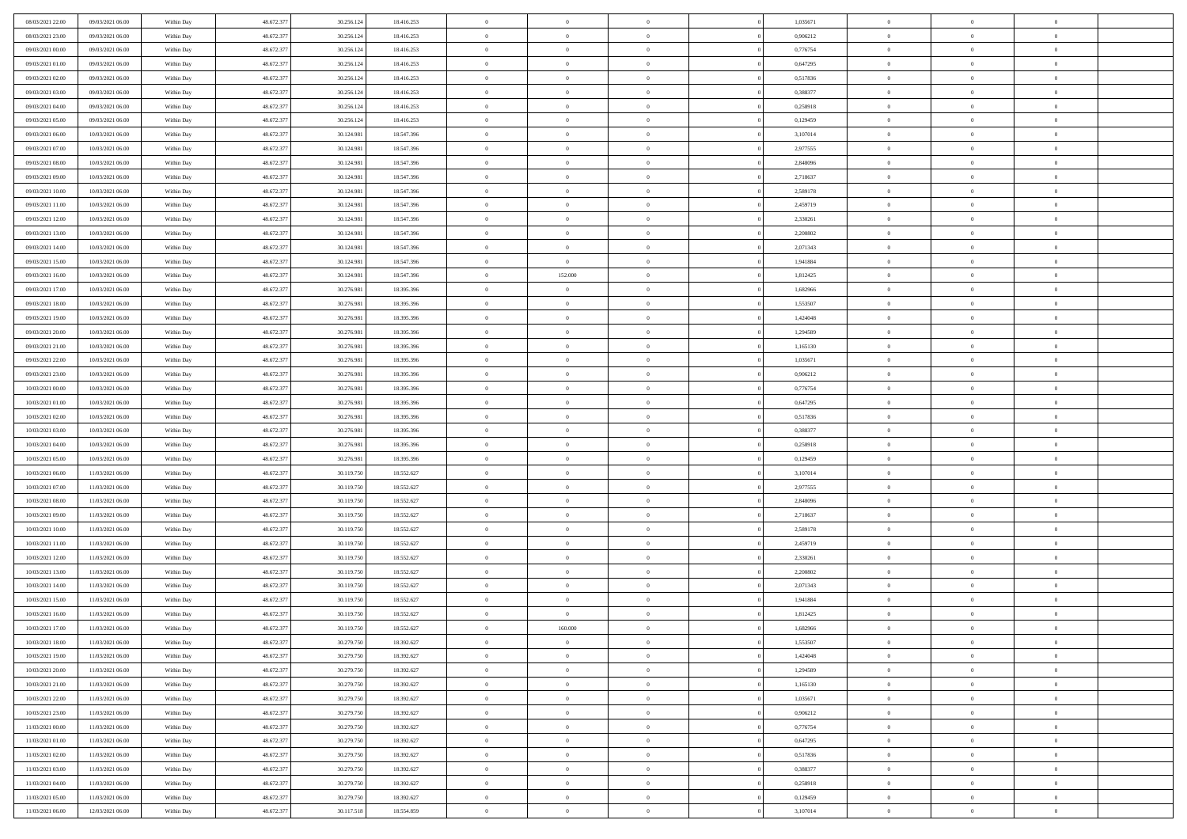| | | | | | | | | | | | | | | |
|---|---|---|---|---|---|---|---|---|---|---|---|---|---|---|
| 08/03/2021 22.00 | 09/03/2021 06.00 | Within Day | 48.672.377 | 30.256.124 | 18.416.253 | 0 | 0 | 0 | | 1,035671 | 0 | 0 | 0 | |
| 08/03/2021 23.00 | 09/03/2021 06.00 | Within Day | 48.672.377 | 30.256.124 | 18.416.253 | 0 | 0 | 0 | | 0,906212 | 0 | 0 | 0 | |
| 09/03/2021 00.00 | 09/03/2021 06.00 | Within Day | 48.672.377 | 30.256.124 | 18.416.253 | 0 | 0 | 0 | | 0,776754 | 0 | 0 | 0 | |
| 09/03/2021 01.00 | 09/03/2021 06.00 | Within Day | 48.672.377 | 30.256.124 | 18.416.253 | 0 | 0 | 0 | | 0,647295 | 0 | 0 | 0 | |
| 09/03/2021 02.00 | 09/03/2021 06.00 | Within Day | 48.672.377 | 30.256.124 | 18.416.253 | 0 | 0 | 0 | | 0,517836 | 0 | 0 | 0 | |
| 09/03/2021 03.00 | 09/03/2021 06.00 | Within Day | 48.672.377 | 30.256.124 | 18.416.253 | 0 | 0 | 0 | | 0,388377 | 0 | 0 | 0 | |
| 09/03/2021 04.00 | 09/03/2021 06.00 | Within Day | 48.672.377 | 30.256.124 | 18.416.253 | 0 | 0 | 0 | | 0,258918 | 0 | 0 | 0 | |
| 09/03/2021 05.00 | 09/03/2021 06.00 | Within Day | 48.672.377 | 30.256.124 | 18.416.253 | 0 | 0 | 0 | | 0,129459 | 0 | 0 | 0 | |
| 09/03/2021 06.00 | 10/03/2021 06.00 | Within Day | 48.672.377 | 30.124.981 | 18.547.396 | 0 | 0 | 0 | | 3,107014 | 0 | 0 | 0 | |
| 09/03/2021 07.00 | 10/03/2021 06.00 | Within Day | 48.672.377 | 30.124.981 | 18.547.396 | 0 | 0 | 0 | | 2,977555 | 0 | 0 | 0 | |
| 09/03/2021 08.00 | 10/03/2021 06.00 | Within Day | 48.672.377 | 30.124.981 | 18.547.396 | 0 | 0 | 0 | | 2,848096 | 0 | 0 | 0 | |
| 09/03/2021 09.00 | 10/03/2021 06.00 | Within Day | 48.672.377 | 30.124.981 | 18.547.396 | 0 | 0 | 0 | | 2,718637 | 0 | 0 | 0 | |
| 09/03/2021 10.00 | 10/03/2021 06.00 | Within Day | 48.672.377 | 30.124.981 | 18.547.396 | 0 | 0 | 0 | | 2,589178 | 0 | 0 | 0 | |
| 09/03/2021 11.00 | 10/03/2021 06.00 | Within Day | 48.672.377 | 30.124.981 | 18.547.396 | 0 | 0 | 0 | | 2,459719 | 0 | 0 | 0 | |
| 09/03/2021 12.00 | 10/03/2021 06.00 | Within Day | 48.672.377 | 30.124.981 | 18.547.396 | 0 | 0 | 0 | | 2,330261 | 0 | 0 | 0 | |
| 09/03/2021 13.00 | 10/03/2021 06.00 | Within Day | 48.672.377 | 30.124.981 | 18.547.396 | 0 | 0 | 0 | | 2,200802 | 0 | 0 | 0 | |
| 09/03/2021 14.00 | 10/03/2021 06.00 | Within Day | 48.672.377 | 30.124.981 | 18.547.396 | 0 | 0 | 0 | | 2,071343 | 0 | 0 | 0 | |
| 09/03/2021 15.00 | 10/03/2021 06.00 | Within Day | 48.672.377 | 30.124.981 | 18.547.396 | 0 | 0 | 0 | | 1,941884 | 0 | 0 | 0 | |
| 09/03/2021 16.00 | 10/03/2021 06.00 | Within Day | 48.672.377 | 30.124.981 | 18.547.396 | 0 | 152.000 | 0 | | 1,812425 | 0 | 0 | 0 | |
| 09/03/2021 17.00 | 10/03/2021 06.00 | Within Day | 48.672.377 | 30.276.981 | 18.395.396 | 0 | 0 | 0 | | 1,682966 | 0 | 0 | 0 | |
| 09/03/2021 18.00 | 10/03/2021 06.00 | Within Day | 48.672.377 | 30.276.981 | 18.395.396 | 0 | 0 | 0 | | 1,553507 | 0 | 0 | 0 | |
| 09/03/2021 19.00 | 10/03/2021 06.00 | Within Day | 48.672.377 | 30.276.981 | 18.395.396 | 0 | 0 | 0 | | 1,424048 | 0 | 0 | 0 | |
| 09/03/2021 20.00 | 10/03/2021 06.00 | Within Day | 48.672.377 | 30.276.981 | 18.395.396 | 0 | 0 | 0 | | 1,294589 | 0 | 0 | 0 | |
| 09/03/2021 21.00 | 10/03/2021 06.00 | Within Day | 48.672.377 | 30.276.981 | 18.395.396 | 0 | 0 | 0 | | 1,165130 | 0 | 0 | 0 | |
| 09/03/2021 22.00 | 10/03/2021 06.00 | Within Day | 48.672.377 | 30.276.981 | 18.395.396 | 0 | 0 | 0 | | 1,035671 | 0 | 0 | 0 | |
| 09/03/2021 23.00 | 10/03/2021 06.00 | Within Day | 48.672.377 | 30.276.981 | 18.395.396 | 0 | 0 | 0 | | 0,906212 | 0 | 0 | 0 | |
| 10/03/2021 00.00 | 10/03/2021 06.00 | Within Day | 48.672.377 | 30.276.981 | 18.395.396 | 0 | 0 | 0 | | 0,776754 | 0 | 0 | 0 | |
| 10/03/2021 01.00 | 10/03/2021 06.00 | Within Day | 48.672.377 | 30.276.981 | 18.395.396 | 0 | 0 | 0 | | 0,647295 | 0 | 0 | 0 | |
| 10/03/2021 02.00 | 10/03/2021 06.00 | Within Day | 48.672.377 | 30.276.981 | 18.395.396 | 0 | 0 | 0 | | 0,517836 | 0 | 0 | 0 | |
| 10/03/2021 03.00 | 10/03/2021 06.00 | Within Day | 48.672.377 | 30.276.981 | 18.395.396 | 0 | 0 | 0 | | 0,388377 | 0 | 0 | 0 | |
| 10/03/2021 04.00 | 10/03/2021 06.00 | Within Day | 48.672.377 | 30.276.981 | 18.395.396 | 0 | 0 | 0 | | 0,258918 | 0 | 0 | 0 | |
| 10/03/2021 05.00 | 10/03/2021 06.00 | Within Day | 48.672.377 | 30.276.981 | 18.395.396 | 0 | 0 | 0 | | 0,129459 | 0 | 0 | 0 | |
| 10/03/2021 06.00 | 11/03/2021 06.00 | Within Day | 48.672.377 | 30.119.750 | 18.552.627 | 0 | 0 | 0 | | 3,107014 | 0 | 0 | 0 | |
| 10/03/2021 07.00 | 11/03/2021 06.00 | Within Day | 48.672.377 | 30.119.750 | 18.552.627 | 0 | 0 | 0 | | 2,977555 | 0 | 0 | 0 | |
| 10/03/2021 08.00 | 11/03/2021 06.00 | Within Day | 48.672.377 | 30.119.750 | 18.552.627 | 0 | 0 | 0 | | 2,848096 | 0 | 0 | 0 | |
| 10/03/2021 09.00 | 11/03/2021 06.00 | Within Day | 48.672.377 | 30.119.750 | 18.552.627 | 0 | 0 | 0 | | 2,718637 | 0 | 0 | 0 | |
| 10/03/2021 10.00 | 11/03/2021 06.00 | Within Day | 48.672.377 | 30.119.750 | 18.552.627 | 0 | 0 | 0 | | 2,589178 | 0 | 0 | 0 | |
| 10/03/2021 11.00 | 11/03/2021 06.00 | Within Day | 48.672.377 | 30.119.750 | 18.552.627 | 0 | 0 | 0 | | 2,459719 | 0 | 0 | 0 | |
| 10/03/2021 12.00 | 11/03/2021 06.00 | Within Day | 48.672.377 | 30.119.750 | 18.552.627 | 0 | 0 | 0 | | 2,330261 | 0 | 0 | 0 | |
| 10/03/2021 13.00 | 11/03/2021 06.00 | Within Day | 48.672.377 | 30.119.750 | 18.552.627 | 0 | 0 | 0 | | 2,200802 | 0 | 0 | 0 | |
| 10/03/2021 14.00 | 11/03/2021 06.00 | Within Day | 48.672.377 | 30.119.750 | 18.552.627 | 0 | 0 | 0 | | 2,071343 | 0 | 0 | 0 | |
| 10/03/2021 15.00 | 11/03/2021 06.00 | Within Day | 48.672.377 | 30.119.750 | 18.552.627 | 0 | 0 | 0 | | 1,941884 | 0 | 0 | 0 | |
| 10/03/2021 16.00 | 11/03/2021 06.00 | Within Day | 48.672.377 | 30.119.750 | 18.552.627 | 0 | 0 | 0 | | 1,812425 | 0 | 0 | 0 | |
| 10/03/2021 17.00 | 11/03/2021 06.00 | Within Day | 48.672.377 | 30.119.750 | 18.552.627 | 0 | 160.000 | 0 | | 1,682966 | 0 | 0 | 0 | |
| 10/03/2021 18.00 | 11/03/2021 06.00 | Within Day | 48.672.377 | 30.279.750 | 18.392.627 | 0 | 0 | 0 | | 1,553507 | 0 | 0 | 0 | |
| 10/03/2021 19.00 | 11/03/2021 06.00 | Within Day | 48.672.377 | 30.279.750 | 18.392.627 | 0 | 0 | 0 | | 1,424048 | 0 | 0 | 0 | |
| 10/03/2021 20.00 | 11/03/2021 06.00 | Within Day | 48.672.377 | 30.279.750 | 18.392.627 | 0 | 0 | 0 | | 1,294589 | 0 | 0 | 0 | |
| 10/03/2021 21.00 | 11/03/2021 06.00 | Within Day | 48.672.377 | 30.279.750 | 18.392.627 | 0 | 0 | 0 | | 1,165130 | 0 | 0 | 0 | |
| 10/03/2021 22.00 | 11/03/2021 06.00 | Within Day | 48.672.377 | 30.279.750 | 18.392.627 | 0 | 0 | 0 | | 1,035671 | 0 | 0 | 0 | |
| 10/03/2021 23.00 | 11/03/2021 06.00 | Within Day | 48.672.377 | 30.279.750 | 18.392.627 | 0 | 0 | 0 | | 0,906212 | 0 | 0 | 0 | |
| 11/03/2021 00.00 | 11/03/2021 06.00 | Within Day | 48.672.377 | 30.279.750 | 18.392.627 | 0 | 0 | 0 | | 0,776754 | 0 | 0 | 0 | |
| 11/03/2021 01.00 | 11/03/2021 06.00 | Within Day | 48.672.377 | 30.279.750 | 18.392.627 | 0 | 0 | 0 | | 0,647295 | 0 | 0 | 0 | |
| 11/03/2021 02.00 | 11/03/2021 06.00 | Within Day | 48.672.377 | 30.279.750 | 18.392.627 | 0 | 0 | 0 | | 0,517836 | 0 | 0 | 0 | |
| 11/03/2021 03.00 | 11/03/2021 06.00 | Within Day | 48.672.377 | 30.279.750 | 18.392.627 | 0 | 0 | 0 | | 0,388377 | 0 | 0 | 0 | |
| 11/03/2021 04.00 | 11/03/2021 06.00 | Within Day | 48.672.377 | 30.279.750 | 18.392.627 | 0 | 0 | 0 | | 0,258918 | 0 | 0 | 0 | |
| 11/03/2021 05.00 | 11/03/2021 06.00 | Within Day | 48.672.377 | 30.279.750 | 18.392.627 | 0 | 0 | 0 | | 0,129459 | 0 | 0 | 0 | |
| 11/03/2021 06.00 | 12/03/2021 06.00 | Within Day | 48.672.377 | 30.117.518 | 18.554.859 | 0 | 0 | 0 | | 3,107014 | 0 | 0 | 0 | |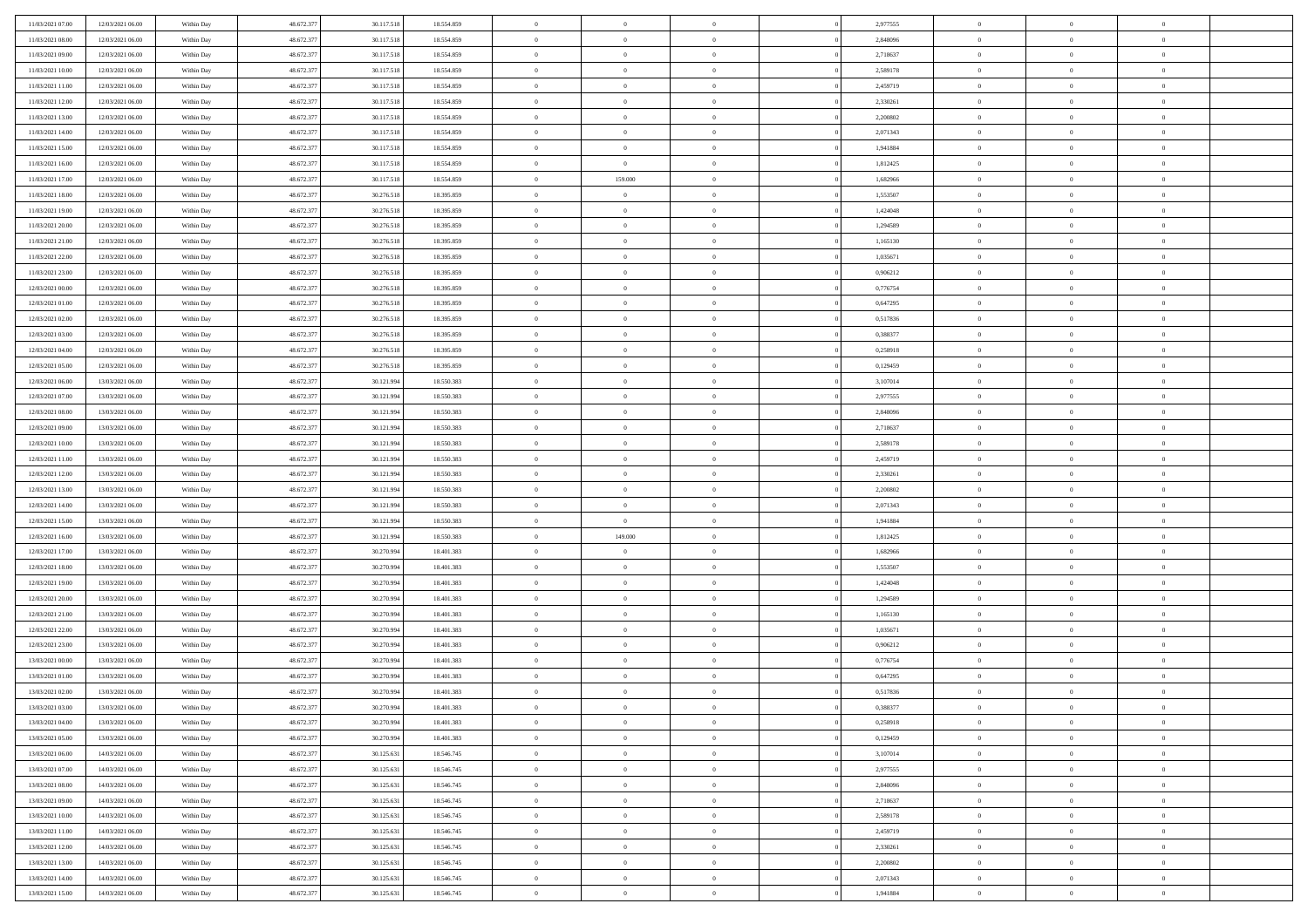| | | | | | | | | | | | | | | |
|---|---|---|---|---|---|---|---|---|---|---|---|---|---|---|
| 11/03/2021 07:00 | 12/03/2021 06:00 | Within Day | 48.672.377 | 30.117.518 | 18.554.859 | 0 | 0 | 0 | | 2,977555 | 0 | 0 | 0 | |
| 11/03/2021 08:00 | 12/03/2021 06:00 | Within Day | 48.672.377 | 30.117.518 | 18.554.859 | 0 | 0 | 0 | | 2,848096 | 0 | 0 | 0 | |
| 11/03/2021 09:00 | 12/03/2021 06:00 | Within Day | 48.672.377 | 30.117.518 | 18.554.859 | 0 | 0 | 0 | | 2,718637 | 0 | 0 | 0 | |
| 11/03/2021 10:00 | 12/03/2021 06:00 | Within Day | 48.672.377 | 30.117.518 | 18.554.859 | 0 | 0 | 0 | | 2,589178 | 0 | 0 | 0 | |
| 11/03/2021 11:00 | 12/03/2021 06:00 | Within Day | 48.672.377 | 30.117.518 | 18.554.859 | 0 | 0 | 0 | | 2,459719 | 0 | 0 | 0 | |
| 11/03/2021 12:00 | 12/03/2021 06:00 | Within Day | 48.672.377 | 30.117.518 | 18.554.859 | 0 | 0 | 0 | | 2,330261 | 0 | 0 | 0 | |
| 11/03/2021 13:00 | 12/03/2021 06:00 | Within Day | 48.672.377 | 30.117.518 | 18.554.859 | 0 | 0 | 0 | | 2,200802 | 0 | 0 | 0 | |
| 11/03/2021 14:00 | 12/03/2021 06:00 | Within Day | 48.672.377 | 30.117.518 | 18.554.859 | 0 | 0 | 0 | | 2,071343 | 0 | 0 | 0 | |
| 11/03/2021 15:00 | 12/03/2021 06:00 | Within Day | 48.672.377 | 30.117.518 | 18.554.859 | 0 | 0 | 0 | | 1,941884 | 0 | 0 | 0 | |
| 11/03/2021 16:00 | 12/03/2021 06:00 | Within Day | 48.672.377 | 30.117.518 | 18.554.859 | 0 | 0 | 0 | | 1,812425 | 0 | 0 | 0 | |
| 11/03/2021 17:00 | 12/03/2021 06:00 | Within Day | 48.672.377 | 30.117.518 | 18.554.859 | 0 | 159.000 | 0 | | 1,682966 | 0 | 0 | 0 | |
| 11/03/2021 18:00 | 12/03/2021 06:00 | Within Day | 48.672.377 | 30.276.518 | 18.395.859 | 0 | 0 | 0 | | 1,553507 | 0 | 0 | 0 | |
| 11/03/2021 19:00 | 12/03/2021 06:00 | Within Day | 48.672.377 | 30.276.518 | 18.395.859 | 0 | 0 | 0 | | 1,424048 | 0 | 0 | 0 | |
| 11/03/2021 20:00 | 12/03/2021 06:00 | Within Day | 48.672.377 | 30.276.518 | 18.395.859 | 0 | 0 | 0 | | 1,294589 | 0 | 0 | 0 | |
| 11/03/2021 21:00 | 12/03/2021 06:00 | Within Day | 48.672.377 | 30.276.518 | 18.395.859 | 0 | 0 | 0 | | 1,165130 | 0 | 0 | 0 | |
| 11/03/2021 22:00 | 12/03/2021 06:00 | Within Day | 48.672.377 | 30.276.518 | 18.395.859 | 0 | 0 | 0 | | 1,035671 | 0 | 0 | 0 | |
| 11/03/2021 23:00 | 12/03/2021 06:00 | Within Day | 48.672.377 | 30.276.518 | 18.395.859 | 0 | 0 | 0 | | 0,906212 | 0 | 0 | 0 | |
| 12/03/2021 00:00 | 12/03/2021 06:00 | Within Day | 48.672.377 | 30.276.518 | 18.395.859 | 0 | 0 | 0 | | 0,776754 | 0 | 0 | 0 | |
| 12/03/2021 01:00 | 12/03/2021 06:00 | Within Day | 48.672.377 | 30.276.518 | 18.395.859 | 0 | 0 | 0 | | 0,647295 | 0 | 0 | 0 | |
| 12/03/2021 02:00 | 12/03/2021 06:00 | Within Day | 48.672.377 | 30.276.518 | 18.395.859 | 0 | 0 | 0 | | 0,517836 | 0 | 0 | 0 | |
| 12/03/2021 03:00 | 12/03/2021 06:00 | Within Day | 48.672.377 | 30.276.518 | 18.395.859 | 0 | 0 | 0 | | 0,388377 | 0 | 0 | 0 | |
| 12/03/2021 04:00 | 12/03/2021 06:00 | Within Day | 48.672.377 | 30.276.518 | 18.395.859 | 0 | 0 | 0 | | 0,258918 | 0 | 0 | 0 | |
| 12/03/2021 05:00 | 12/03/2021 06:00 | Within Day | 48.672.377 | 30.276.518 | 18.395.859 | 0 | 0 | 0 | | 0,129459 | 0 | 0 | 0 | |
| 12/03/2021 06:00 | 13/03/2021 06:00 | Within Day | 48.672.377 | 30.121.994 | 18.550.383 | 0 | 0 | 0 | | 3,107014 | 0 | 0 | 0 | |
| 12/03/2021 07:00 | 13/03/2021 06:00 | Within Day | 48.672.377 | 30.121.994 | 18.550.383 | 0 | 0 | 0 | | 2,977555 | 0 | 0 | 0 | |
| 12/03/2021 08:00 | 13/03/2021 06:00 | Within Day | 48.672.377 | 30.121.994 | 18.550.383 | 0 | 0 | 0 | | 2,848096 | 0 | 0 | 0 | |
| 12/03/2021 09:00 | 13/03/2021 06:00 | Within Day | 48.672.377 | 30.121.994 | 18.550.383 | 0 | 0 | 0 | | 2,718637 | 0 | 0 | 0 | |
| 12/03/2021 10:00 | 13/03/2021 06:00 | Within Day | 48.672.377 | 30.121.994 | 18.550.383 | 0 | 0 | 0 | | 2,589178 | 0 | 0 | 0 | |
| 12/03/2021 11:00 | 13/03/2021 06:00 | Within Day | 48.672.377 | 30.121.994 | 18.550.383 | 0 | 0 | 0 | | 2,459719 | 0 | 0 | 0 | |
| 12/03/2021 12:00 | 13/03/2021 06:00 | Within Day | 48.672.377 | 30.121.994 | 18.550.383 | 0 | 0 | 0 | | 2,330261 | 0 | 0 | 0 | |
| 12/03/2021 13:00 | 13/03/2021 06:00 | Within Day | 48.672.377 | 30.121.994 | 18.550.383 | 0 | 0 | 0 | | 2,200802 | 0 | 0 | 0 | |
| 12/03/2021 14:00 | 13/03/2021 06:00 | Within Day | 48.672.377 | 30.121.994 | 18.550.383 | 0 | 0 | 0 | | 2,071343 | 0 | 0 | 0 | |
| 12/03/2021 15:00 | 13/03/2021 06:00 | Within Day | 48.672.377 | 30.121.994 | 18.550.383 | 0 | 0 | 0 | | 1,941884 | 0 | 0 | 0 | |
| 12/03/2021 16:00 | 13/03/2021 06:00 | Within Day | 48.672.377 | 30.121.994 | 18.550.383 | 0 | 149.000 | 0 | | 1,812425 | 0 | 0 | 0 | |
| 12/03/2021 17:00 | 13/03/2021 06:00 | Within Day | 48.672.377 | 30.270.994 | 18.401.383 | 0 | 0 | 0 | | 1,682966 | 0 | 0 | 0 | |
| 12/03/2021 18:00 | 13/03/2021 06:00 | Within Day | 48.672.377 | 30.270.994 | 18.401.383 | 0 | 0 | 0 | | 1,553507 | 0 | 0 | 0 | |
| 12/03/2021 19:00 | 13/03/2021 06:00 | Within Day | 48.672.377 | 30.270.994 | 18.401.383 | 0 | 0 | 0 | | 1,424048 | 0 | 0 | 0 | |
| 12/03/2021 20:00 | 13/03/2021 06:00 | Within Day | 48.672.377 | 30.270.994 | 18.401.383 | 0 | 0 | 0 | | 1,294589 | 0 | 0 | 0 | |
| 12/03/2021 21:00 | 13/03/2021 06:00 | Within Day | 48.672.377 | 30.270.994 | 18.401.383 | 0 | 0 | 0 | | 1,165130 | 0 | 0 | 0 | |
| 12/03/2021 22:00 | 13/03/2021 06:00 | Within Day | 48.672.377 | 30.270.994 | 18.401.383 | 0 | 0 | 0 | | 1,035671 | 0 | 0 | 0 | |
| 12/03/2021 23:00 | 13/03/2021 06:00 | Within Day | 48.672.377 | 30.270.994 | 18.401.383 | 0 | 0 | 0 | | 0,906212 | 0 | 0 | 0 | |
| 13/03/2021 00:00 | 13/03/2021 06:00 | Within Day | 48.672.377 | 30.270.994 | 18.401.383 | 0 | 0 | 0 | | 0,776754 | 0 | 0 | 0 | |
| 13/03/2021 01:00 | 13/03/2021 06:00 | Within Day | 48.672.377 | 30.270.994 | 18.401.383 | 0 | 0 | 0 | | 0,647295 | 0 | 0 | 0 | |
| 13/03/2021 02:00 | 13/03/2021 06:00 | Within Day | 48.672.377 | 30.270.994 | 18.401.383 | 0 | 0 | 0 | | 0,517836 | 0 | 0 | 0 | |
| 13/03/2021 03:00 | 13/03/2021 06:00 | Within Day | 48.672.377 | 30.270.994 | 18.401.383 | 0 | 0 | 0 | | 0,388377 | 0 | 0 | 0 | |
| 13/03/2021 04:00 | 13/03/2021 06:00 | Within Day | 48.672.377 | 30.270.994 | 18.401.383 | 0 | 0 | 0 | | 0,258918 | 0 | 0 | 0 | |
| 13/03/2021 05:00 | 13/03/2021 06:00 | Within Day | 48.672.377 | 30.270.994 | 18.401.383 | 0 | 0 | 0 | | 0,129459 | 0 | 0 | 0 | |
| 13/03/2021 06:00 | 14/03/2021 06:00 | Within Day | 48.672.377 | 30.125.631 | 18.546.745 | 0 | 0 | 0 | | 3,107014 | 0 | 0 | 0 | |
| 13/03/2021 07:00 | 14/03/2021 06:00 | Within Day | 48.672.377 | 30.125.631 | 18.546.745 | 0 | 0 | 0 | | 2,977555 | 0 | 0 | 0 | |
| 13/03/2021 08:00 | 14/03/2021 06:00 | Within Day | 48.672.377 | 30.125.631 | 18.546.745 | 0 | 0 | 0 | | 2,848096 | 0 | 0 | 0 | |
| 13/03/2021 09:00 | 14/03/2021 06:00 | Within Day | 48.672.377 | 30.125.631 | 18.546.745 | 0 | 0 | 0 | | 2,718637 | 0 | 0 | 0 | |
| 13/03/2021 10:00 | 14/03/2021 06:00 | Within Day | 48.672.377 | 30.125.631 | 18.546.745 | 0 | 0 | 0 | | 2,589178 | 0 | 0 | 0 | |
| 13/03/2021 11:00 | 14/03/2021 06:00 | Within Day | 48.672.377 | 30.125.631 | 18.546.745 | 0 | 0 | 0 | | 2,459719 | 0 | 0 | 0 | |
| 13/03/2021 12:00 | 14/03/2021 06:00 | Within Day | 48.672.377 | 30.125.631 | 18.546.745 | 0 | 0 | 0 | | 2,330261 | 0 | 0 | 0 | |
| 13/03/2021 13:00 | 14/03/2021 06:00 | Within Day | 48.672.377 | 30.125.631 | 18.546.745 | 0 | 0 | 0 | | 2,200802 | 0 | 0 | 0 | |
| 13/03/2021 14:00 | 14/03/2021 06:00 | Within Day | 48.672.377 | 30.125.631 | 18.546.745 | 0 | 0 | 0 | | 2,071343 | 0 | 0 | 0 | |
| 13/03/2021 15:00 | 14/03/2021 06:00 | Within Day | 48.672.377 | 30.125.631 | 18.546.745 | 0 | 0 | 0 | | 1,941884 | 0 | 0 | 0 | |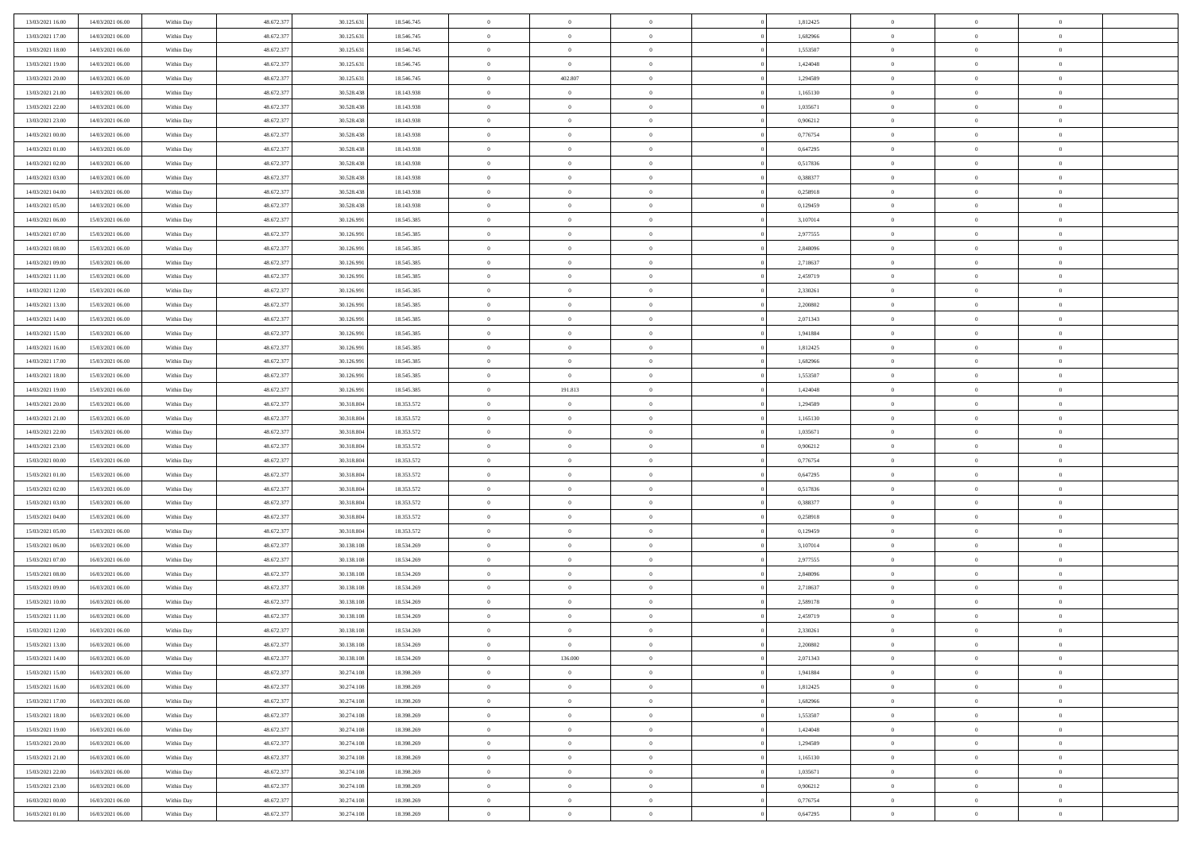| | | | | | | | | | | | | | | |
|---|---|---|---|---|---|---|---|---|---|---|---|---|---|---|
| 13/03/2021 16:00 | 14/03/2021 06:00 | Within Day | 48.672.377 | 30.125.631 | 18.546.745 | 0 | 0 | 0 | | 1,812425 | 0 | 0 | 0 | |
| 13/03/2021 17:00 | 14/03/2021 06:00 | Within Day | 48.672.377 | 30.125.631 | 18.546.745 | 0 | 0 | 0 | | 1,682966 | 0 | 0 | 0 | |
| 13/03/2021 18:00 | 14/03/2021 06:00 | Within Day | 48.672.377 | 30.125.631 | 18.546.745 | 0 | 0 | 0 | | 1,553507 | 0 | 0 | 0 | |
| 13/03/2021 19:00 | 14/03/2021 06:00 | Within Day | 48.672.377 | 30.125.631 | 18.546.745 | 0 | 0 | 0 | | 1,424048 | 0 | 0 | 0 | |
| 13/03/2021 20:00 | 14/03/2021 06:00 | Within Day | 48.672.377 | 30.125.631 | 18.546.745 | 0 | 402.807 | 0 | | 1,294589 | 0 | 0 | 0 | |
| 13/03/2021 21:00 | 14/03/2021 06:00 | Within Day | 48.672.377 | 30.528.438 | 18.143.938 | 0 | 0 | 0 | | 1,165130 | 0 | 0 | 0 | |
| 13/03/2021 22:00 | 14/03/2021 06:00 | Within Day | 48.672.377 | 30.528.438 | 18.143.938 | 0 | 0 | 0 | | 1,035671 | 0 | 0 | 0 | |
| 13/03/2021 23:00 | 14/03/2021 06:00 | Within Day | 48.672.377 | 30.528.438 | 18.143.938 | 0 | 0 | 0 | | 0,906212 | 0 | 0 | 0 | |
| 14/03/2021 00:00 | 14/03/2021 06:00 | Within Day | 48.672.377 | 30.528.438 | 18.143.938 | 0 | 0 | 0 | | 0,776754 | 0 | 0 | 0 | |
| 14/03/2021 01:00 | 14/03/2021 06:00 | Within Day | 48.672.377 | 30.528.438 | 18.143.938 | 0 | 0 | 0 | | 0,647295 | 0 | 0 | 0 | |
| 14/03/2021 02:00 | 14/03/2021 06:00 | Within Day | 48.672.377 | 30.528.438 | 18.143.938 | 0 | 0 | 0 | | 0,517836 | 0 | 0 | 0 | |
| 14/03/2021 03:00 | 14/03/2021 06:00 | Within Day | 48.672.377 | 30.528.438 | 18.143.938 | 0 | 0 | 0 | | 0,388377 | 0 | 0 | 0 | |
| 14/03/2021 04:00 | 14/03/2021 06:00 | Within Day | 48.672.377 | 30.528.438 | 18.143.938 | 0 | 0 | 0 | | 0,258918 | 0 | 0 | 0 | |
| 14/03/2021 05:00 | 14/03/2021 06:00 | Within Day | 48.672.377 | 30.528.438 | 18.143.938 | 0 | 0 | 0 | | 0,129459 | 0 | 0 | 0 | |
| 14/03/2021 06:00 | 15/03/2021 06:00 | Within Day | 48.672.377 | 30.126.991 | 18.545.385 | 0 | 0 | 0 | | 3,107014 | 0 | 0 | 0 | |
| 14/03/2021 07:00 | 15/03/2021 06:00 | Within Day | 48.672.377 | 30.126.991 | 18.545.385 | 0 | 0 | 0 | | 2,977555 | 0 | 0 | 0 | |
| 14/03/2021 08:00 | 15/03/2021 06:00 | Within Day | 48.672.377 | 30.126.991 | 18.545.385 | 0 | 0 | 0 | | 2,848096 | 0 | 0 | 0 | |
| 14/03/2021 09:00 | 15/03/2021 06:00 | Within Day | 48.672.377 | 30.126.991 | 18.545.385 | 0 | 0 | 0 | | 2,718637 | 0 | 0 | 0 | |
| 14/03/2021 11:00 | 15/03/2021 06:00 | Within Day | 48.672.377 | 30.126.991 | 18.545.385 | 0 | 0 | 0 | | 2,459719 | 0 | 0 | 0 | |
| 14/03/2021 12:00 | 15/03/2021 06:00 | Within Day | 48.672.377 | 30.126.991 | 18.545.385 | 0 | 0 | 0 | | 2,330261 | 0 | 0 | 0 | |
| 14/03/2021 13:00 | 15/03/2021 06:00 | Within Day | 48.672.377 | 30.126.991 | 18.545.385 | 0 | 0 | 0 | | 2,200802 | 0 | 0 | 0 | |
| 14/03/2021 14:00 | 15/03/2021 06:00 | Within Day | 48.672.377 | 30.126.991 | 18.545.385 | 0 | 0 | 0 | | 2,071343 | 0 | 0 | 0 | |
| 14/03/2021 15:00 | 15/03/2021 06:00 | Within Day | 48.672.377 | 30.126.991 | 18.545.385 | 0 | 0 | 0 | | 1,941884 | 0 | 0 | 0 | |
| 14/03/2021 16:00 | 15/03/2021 06:00 | Within Day | 48.672.377 | 30.126.991 | 18.545.385 | 0 | 0 | 0 | | 1,812425 | 0 | 0 | 0 | |
| 14/03/2021 17:00 | 15/03/2021 06:00 | Within Day | 48.672.377 | 30.126.991 | 18.545.385 | 0 | 0 | 0 | | 1,682966 | 0 | 0 | 0 | |
| 14/03/2021 18:00 | 15/03/2021 06:00 | Within Day | 48.672.377 | 30.126.991 | 18.545.385 | 0 | 0 | 0 | | 1,553507 | 0 | 0 | 0 | |
| 14/03/2021 19:00 | 15/03/2021 06:00 | Within Day | 48.672.377 | 30.126.991 | 18.545.385 | 0 | 191.813 | 0 | | 1,424048 | 0 | 0 | 0 | |
| 14/03/2021 20:00 | 15/03/2021 06:00 | Within Day | 48.672.377 | 30.318.804 | 18.353.572 | 0 | 0 | 0 | | 1,294589 | 0 | 0 | 0 | |
| 14/03/2021 21:00 | 15/03/2021 06:00 | Within Day | 48.672.377 | 30.318.804 | 18.353.572 | 0 | 0 | 0 | | 1,165130 | 0 | 0 | 0 | |
| 14/03/2021 22:00 | 15/03/2021 06:00 | Within Day | 48.672.377 | 30.318.804 | 18.353.572 | 0 | 0 | 0 | | 1,035671 | 0 | 0 | 0 | |
| 14/03/2021 23:00 | 15/03/2021 06:00 | Within Day | 48.672.377 | 30.318.804 | 18.353.572 | 0 | 0 | 0 | | 0,906212 | 0 | 0 | 0 | |
| 15/03/2021 00:00 | 15/03/2021 06:00 | Within Day | 48.672.377 | 30.318.804 | 18.353.572 | 0 | 0 | 0 | | 0,776754 | 0 | 0 | 0 | |
| 15/03/2021 01:00 | 15/03/2021 06:00 | Within Day | 48.672.377 | 30.318.804 | 18.353.572 | 0 | 0 | 0 | | 0,647295 | 0 | 0 | 0 | |
| 15/03/2021 02:00 | 15/03/2021 06:00 | Within Day | 48.672.377 | 30.318.804 | 18.353.572 | 0 | 0 | 0 | | 0,517836 | 0 | 0 | 0 | |
| 15/03/2021 03:00 | 15/03/2021 06:00 | Within Day | 48.672.377 | 30.318.804 | 18.353.572 | 0 | 0 | 0 | | 0,388377 | 0 | 0 | 0 | |
| 15/03/2021 04:00 | 15/03/2021 06:00 | Within Day | 48.672.377 | 30.318.804 | 18.353.572 | 0 | 0 | 0 | | 0,258918 | 0 | 0 | 0 | |
| 15/03/2021 05:00 | 15/03/2021 06:00 | Within Day | 48.672.377 | 30.318.804 | 18.353.572 | 0 | 0 | 0 | | 0,129459 | 0 | 0 | 0 | |
| 15/03/2021 06:00 | 16/03/2021 06:00 | Within Day | 48.672.377 | 30.138.108 | 18.534.269 | 0 | 0 | 0 | | 3,107014 | 0 | 0 | 0 | |
| 15/03/2021 07:00 | 16/03/2021 06:00 | Within Day | 48.672.377 | 30.138.108 | 18.534.269 | 0 | 0 | 0 | | 2,977555 | 0 | 0 | 0 | |
| 15/03/2021 08:00 | 16/03/2021 06:00 | Within Day | 48.672.377 | 30.138.108 | 18.534.269 | 0 | 0 | 0 | | 2,848096 | 0 | 0 | 0 | |
| 15/03/2021 09:00 | 16/03/2021 06:00 | Within Day | 48.672.377 | 30.138.108 | 18.534.269 | 0 | 0 | 0 | | 2,718637 | 0 | 0 | 0 | |
| 15/03/2021 10:00 | 16/03/2021 06:00 | Within Day | 48.672.377 | 30.138.108 | 18.534.269 | 0 | 0 | 0 | | 2,589178 | 0 | 0 | 0 | |
| 15/03/2021 11:00 | 16/03/2021 06:00 | Within Day | 48.672.377 | 30.138.108 | 18.534.269 | 0 | 0 | 0 | | 2,459719 | 0 | 0 | 0 | |
| 15/03/2021 12:00 | 16/03/2021 06:00 | Within Day | 48.672.377 | 30.138.108 | 18.534.269 | 0 | 0 | 0 | | 2,330261 | 0 | 0 | 0 | |
| 15/03/2021 13:00 | 16/03/2021 06:00 | Within Day | 48.672.377 | 30.138.108 | 18.534.269 | 0 | 0 | 0 | | 2,200802 | 0 | 0 | 0 | |
| 15/03/2021 14:00 | 16/03/2021 06:00 | Within Day | 48.672.377 | 30.138.108 | 18.534.269 | 0 | 136.000 | 0 | | 2,071343 | 0 | 0 | 0 | |
| 15/03/2021 15:00 | 16/03/2021 06:00 | Within Day | 48.672.377 | 30.274.108 | 18.398.269 | 0 | 0 | 0 | | 1,941884 | 0 | 0 | 0 | |
| 15/03/2021 16:00 | 16/03/2021 06:00 | Within Day | 48.672.377 | 30.274.108 | 18.398.269 | 0 | 0 | 0 | | 1,812425 | 0 | 0 | 0 | |
| 15/03/2021 17:00 | 16/03/2021 06:00 | Within Day | 48.672.377 | 30.274.108 | 18.398.269 | 0 | 0 | 0 | | 1,682966 | 0 | 0 | 0 | |
| 15/03/2021 18:00 | 16/03/2021 06:00 | Within Day | 48.672.377 | 30.274.108 | 18.398.269 | 0 | 0 | 0 | | 1,553507 | 0 | 0 | 0 | |
| 15/03/2021 19:00 | 16/03/2021 06:00 | Within Day | 48.672.377 | 30.274.108 | 18.398.269 | 0 | 0 | 0 | | 1,424048 | 0 | 0 | 0 | |
| 15/03/2021 20:00 | 16/03/2021 06:00 | Within Day | 48.672.377 | 30.274.108 | 18.398.269 | 0 | 0 | 0 | | 1,294589 | 0 | 0 | 0 | |
| 15/03/2021 21:00 | 16/03/2021 06:00 | Within Day | 48.672.377 | 30.274.108 | 18.398.269 | 0 | 0 | 0 | | 1,165130 | 0 | 0 | 0 | |
| 15/03/2021 22:00 | 16/03/2021 06:00 | Within Day | 48.672.377 | 30.274.108 | 18.398.269 | 0 | 0 | 0 | | 1,035671 | 0 | 0 | 0 | |
| 15/03/2021 23:00 | 16/03/2021 06:00 | Within Day | 48.672.377 | 30.274.108 | 18.398.269 | 0 | 0 | 0 | | 0,906212 | 0 | 0 | 0 | |
| 16/03/2021 00:00 | 16/03/2021 06:00 | Within Day | 48.672.377 | 30.274.108 | 18.398.269 | 0 | 0 | 0 | | 0,776754 | 0 | 0 | 0 | |
| 16/03/2021 01:00 | 16/03/2021 06:00 | Within Day | 48.672.377 | 30.274.108 | 18.398.269 | 0 | 0 | 0 | | 0,647295 | 0 | 0 | 0 | |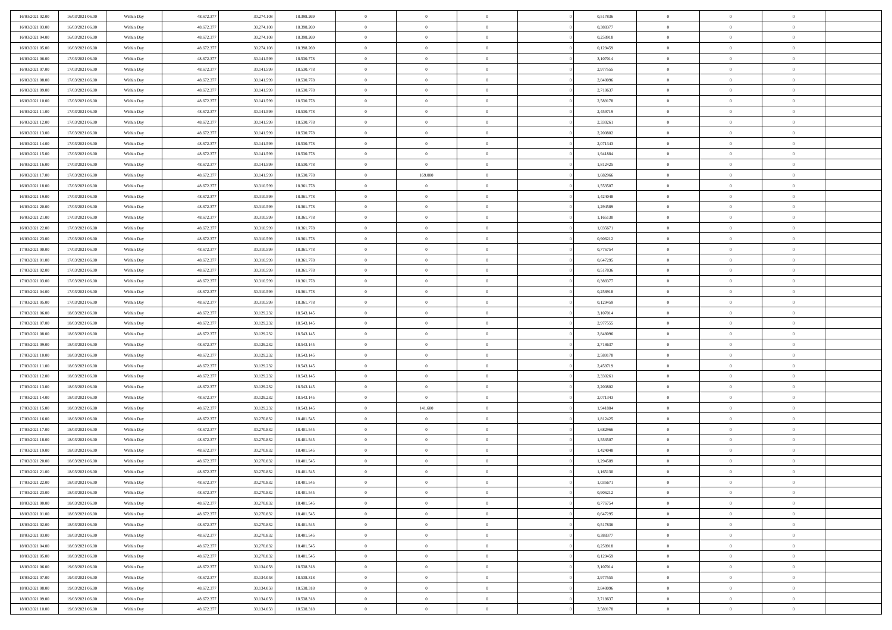| | | | | | | | | | | | | | | |
|---|---|---|---|---|---|---|---|---|---|---|---|---|---|---|
| 16/03/2021 02:00 | 16/03/2021 06:00 | Within Day | 48.672.377 | 30.274.108 | 18.398.269 | 0 | 0 | 0 | | 0,517836 | 0 | 0 | 0 | |
| 16/03/2021 03:00 | 16/03/2021 06:00 | Within Day | 48.672.377 | 30.274.108 | 18.398.269 | 0 | 0 | 0 | | 0,388377 | 0 | 0 | 0 | |
| 16/03/2021 04:00 | 16/03/2021 06:00 | Within Day | 48.672.377 | 30.274.108 | 18.398.269 | 0 | 0 | 0 | | 0,258918 | 0 | 0 | 0 | |
| 16/03/2021 05:00 | 16/03/2021 06:00 | Within Day | 48.672.377 | 30.274.108 | 18.398.269 | 0 | 0 | 0 | | 0,129459 | 0 | 0 | 0 | |
| 16/03/2021 06:00 | 17/03/2021 06:00 | Within Day | 48.672.377 | 30.141.599 | 18.530.778 | 0 | 0 | 0 | | 3,107014 | 0 | 0 | 0 | |
| 16/03/2021 07:00 | 17/03/2021 06:00 | Within Day | 48.672.377 | 30.141.599 | 18.530.778 | 0 | 0 | 0 | | 2,977555 | 0 | 0 | 0 | |
| 16/03/2021 08:00 | 17/03/2021 06:00 | Within Day | 48.672.377 | 30.141.599 | 18.530.778 | 0 | 0 | 0 | | 2,848096 | 0 | 0 | 0 | |
| 16/03/2021 09:00 | 17/03/2021 06:00 | Within Day | 48.672.377 | 30.141.599 | 18.530.778 | 0 | 0 | 0 | | 2,718637 | 0 | 0 | 0 | |
| 16/03/2021 10:00 | 17/03/2021 06:00 | Within Day | 48.672.377 | 30.141.599 | 18.530.778 | 0 | 0 | 0 | | 2,589178 | 0 | 0 | 0 | |
| 16/03/2021 11:00 | 17/03/2021 06:00 | Within Day | 48.672.377 | 30.141.599 | 18.530.778 | 0 | 0 | 0 | | 2,459719 | 0 | 0 | 0 | |
| 16/03/2021 12:00 | 17/03/2021 06:00 | Within Day | 48.672.377 | 30.141.599 | 18.530.778 | 0 | 0 | 0 | | 2,330261 | 0 | 0 | 0 | |
| 16/03/2021 13:00 | 17/03/2021 06:00 | Within Day | 48.672.377 | 30.141.599 | 18.530.778 | 0 | 0 | 0 | | 2,200802 | 0 | 0 | 0 | |
| 16/03/2021 14:00 | 17/03/2021 06:00 | Within Day | 48.672.377 | 30.141.599 | 18.530.778 | 0 | 0 | 0 | | 2,071343 | 0 | 0 | 0 | |
| 16/03/2021 15:00 | 17/03/2021 06:00 | Within Day | 48.672.377 | 30.141.599 | 18.530.778 | 0 | 0 | 0 | | 1,941884 | 0 | 0 | 0 | |
| 16/03/2021 16:00 | 17/03/2021 06:00 | Within Day | 48.672.377 | 30.141.599 | 18.530.778 | 0 | 0 | 0 | | 1,812425 | 0 | 0 | 0 | |
| 16/03/2021 17:00 | 17/03/2021 06:00 | Within Day | 48.672.377 | 30.141.599 | 18.530.778 | 0 | 169.000 | 0 | | 1,682966 | 0 | 0 | 0 | |
| 16/03/2021 18:00 | 17/03/2021 06:00 | Within Day | 48.672.377 | 30.310.599 | 18.361.778 | 0 | 0 | 0 | | 1,553507 | 0 | 0 | 0 | |
| 16/03/2021 19:00 | 17/03/2021 06:00 | Within Day | 48.672.377 | 30.310.599 | 18.361.778 | 0 | 0 | 0 | | 1,424048 | 0 | 0 | 0 | |
| 16/03/2021 20:00 | 17/03/2021 06:00 | Within Day | 48.672.377 | 30.310.599 | 18.361.778 | 0 | 0 | 0 | | 1,294589 | 0 | 0 | 0 | |
| 16/03/2021 21:00 | 17/03/2021 06:00 | Within Day | 48.672.377 | 30.310.599 | 18.361.778 | 0 | 0 | 0 | | 1,165130 | 0 | 0 | 0 | |
| 16/03/2021 22:00 | 17/03/2021 06:00 | Within Day | 48.672.377 | 30.310.599 | 18.361.778 | 0 | 0 | 0 | | 1,035671 | 0 | 0 | 0 | |
| 16/03/2021 23:00 | 17/03/2021 06:00 | Within Day | 48.672.377 | 30.310.599 | 18.361.778 | 0 | 0 | 0 | | 0,906212 | 0 | 0 | 0 | |
| 17/03/2021 00:00 | 17/03/2021 06:00 | Within Day | 48.672.377 | 30.310.599 | 18.361.778 | 0 | 0 | 0 | | 0,776754 | 0 | 0 | 0 | |
| 17/03/2021 01:00 | 17/03/2021 06:00 | Within Day | 48.672.377 | 30.310.599 | 18.361.778 | 0 | 0 | 0 | | 0,647295 | 0 | 0 | 0 | |
| 17/03/2021 02:00 | 17/03/2021 06:00 | Within Day | 48.672.377 | 30.310.599 | 18.361.778 | 0 | 0 | 0 | | 0,517836 | 0 | 0 | 0 | |
| 17/03/2021 03:00 | 17/03/2021 06:00 | Within Day | 48.672.377 | 30.310.599 | 18.361.778 | 0 | 0 | 0 | | 0,388377 | 0 | 0 | 0 | |
| 17/03/2021 04:00 | 17/03/2021 06:00 | Within Day | 48.672.377 | 30.310.599 | 18.361.778 | 0 | 0 | 0 | | 0,258918 | 0 | 0 | 0 | |
| 17/03/2021 05:00 | 17/03/2021 06:00 | Within Day | 48.672.377 | 30.310.599 | 18.361.778 | 0 | 0 | 0 | | 0,129459 | 0 | 0 | 0 | |
| 17/03/2021 06:00 | 18/03/2021 06:00 | Within Day | 48.672.377 | 30.129.232 | 18.543.145 | 0 | 0 | 0 | | 3,107014 | 0 | 0 | 0 | |
| 17/03/2021 07:00 | 18/03/2021 06:00 | Within Day | 48.672.377 | 30.129.232 | 18.543.145 | 0 | 0 | 0 | | 2,977555 | 0 | 0 | 0 | |
| 17/03/2021 08:00 | 18/03/2021 06:00 | Within Day | 48.672.377 | 30.129.232 | 18.543.145 | 0 | 0 | 0 | | 2,848096 | 0 | 0 | 0 | |
| 17/03/2021 09:00 | 18/03/2021 06:00 | Within Day | 48.672.377 | 30.129.232 | 18.543.145 | 0 | 0 | 0 | | 2,718637 | 0 | 0 | 0 | |
| 17/03/2021 10:00 | 18/03/2021 06:00 | Within Day | 48.672.377 | 30.129.232 | 18.543.145 | 0 | 0 | 0 | | 2,589178 | 0 | 0 | 0 | |
| 17/03/2021 11:00 | 18/03/2021 06:00 | Within Day | 48.672.377 | 30.129.232 | 18.543.145 | 0 | 0 | 0 | | 2,459719 | 0 | 0 | 0 | |
| 17/03/2021 12:00 | 18/03/2021 06:00 | Within Day | 48.672.377 | 30.129.232 | 18.543.145 | 0 | 0 | 0 | | 2,330261 | 0 | 0 | 0 | |
| 17/03/2021 13:00 | 18/03/2021 06:00 | Within Day | 48.672.377 | 30.129.232 | 18.543.145 | 0 | 0 | 0 | | 2,200802 | 0 | 0 | 0 | |
| 17/03/2021 14:00 | 18/03/2021 06:00 | Within Day | 48.672.377 | 30.129.232 | 18.543.145 | 0 | 0 | 0 | | 2,071343 | 0 | 0 | 0 | |
| 17/03/2021 15:00 | 18/03/2021 06:00 | Within Day | 48.672.377 | 30.129.232 | 18.543.145 | 0 | 141.600 | 0 | | 1,941884 | 0 | 0 | 0 | |
| 17/03/2021 16:00 | 18/03/2021 06:00 | Within Day | 48.672.377 | 30.270.832 | 18.401.545 | 0 | 0 | 0 | | 1,812425 | 0 | 0 | 0 | |
| 17/03/2021 17:00 | 18/03/2021 06:00 | Within Day | 48.672.377 | 30.270.832 | 18.401.545 | 0 | 0 | 0 | | 1,682966 | 0 | 0 | 0 | |
| 17/03/2021 18:00 | 18/03/2021 06:00 | Within Day | 48.672.377 | 30.270.832 | 18.401.545 | 0 | 0 | 0 | | 1,553507 | 0 | 0 | 0 | |
| 17/03/2021 19:00 | 18/03/2021 06:00 | Within Day | 48.672.377 | 30.270.832 | 18.401.545 | 0 | 0 | 0 | | 1,424048 | 0 | 0 | 0 | |
| 17/03/2021 20:00 | 18/03/2021 06:00 | Within Day | 48.672.377 | 30.270.832 | 18.401.545 | 0 | 0 | 0 | | 1,294589 | 0 | 0 | 0 | |
| 17/03/2021 21:00 | 18/03/2021 06:00 | Within Day | 48.672.377 | 30.270.832 | 18.401.545 | 0 | 0 | 0 | | 1,165130 | 0 | 0 | 0 | |
| 17/03/2021 22:00 | 18/03/2021 06:00 | Within Day | 48.672.377 | 30.270.832 | 18.401.545 | 0 | 0 | 0 | | 1,035671 | 0 | 0 | 0 | |
| 17/03/2021 23:00 | 18/03/2021 06:00 | Within Day | 48.672.377 | 30.270.832 | 18.401.545 | 0 | 0 | 0 | | 0,906212 | 0 | 0 | 0 | |
| 18/03/2021 00:00 | 18/03/2021 06:00 | Within Day | 48.672.377 | 30.270.832 | 18.401.545 | 0 | 0 | 0 | | 0,776754 | 0 | 0 | 0 | |
| 18/03/2021 01:00 | 18/03/2021 06:00 | Within Day | 48.672.377 | 30.270.832 | 18.401.545 | 0 | 0 | 0 | | 0,647295 | 0 | 0 | 0 | |
| 18/03/2021 02:00 | 18/03/2021 06:00 | Within Day | 48.672.377 | 30.270.832 | 18.401.545 | 0 | 0 | 0 | | 0,517836 | 0 | 0 | 0 | |
| 18/03/2021 03:00 | 18/03/2021 06:00 | Within Day | 48.672.377 | 30.270.832 | 18.401.545 | 0 | 0 | 0 | | 0,388377 | 0 | 0 | 0 | |
| 18/03/2021 04:00 | 18/03/2021 06:00 | Within Day | 48.672.377 | 30.270.832 | 18.401.545 | 0 | 0 | 0 | | 0,258918 | 0 | 0 | 0 | |
| 18/03/2021 05:00 | 18/03/2021 06:00 | Within Day | 48.672.377 | 30.270.832 | 18.401.545 | 0 | 0 | 0 | | 0,129459 | 0 | 0 | 0 | |
| 18/03/2021 06:00 | 19/03/2021 06:00 | Within Day | 48.672.377 | 30.134.058 | 18.538.318 | 0 | 0 | 0 | | 3,107014 | 0 | 0 | 0 | |
| 18/03/2021 07:00 | 19/03/2021 06:00 | Within Day | 48.672.377 | 30.134.058 | 18.538.318 | 0 | 0 | 0 | | 2,977555 | 0 | 0 | 0 | |
| 18/03/2021 08:00 | 19/03/2021 06:00 | Within Day | 48.672.377 | 30.134.058 | 18.538.318 | 0 | 0 | 0 | | 2,848096 | 0 | 0 | 0 | |
| 18/03/2021 09:00 | 19/03/2021 06:00 | Within Day | 48.672.377 | 30.134.058 | 18.538.318 | 0 | 0 | 0 | | 2,718637 | 0 | 0 | 0 | |
| 18/03/2021 10:00 | 19/03/2021 06:00 | Within Day | 48.672.377 | 30.134.058 | 18.538.318 | 0 | 0 | 0 | | 2,589178 | 0 | 0 | 0 | |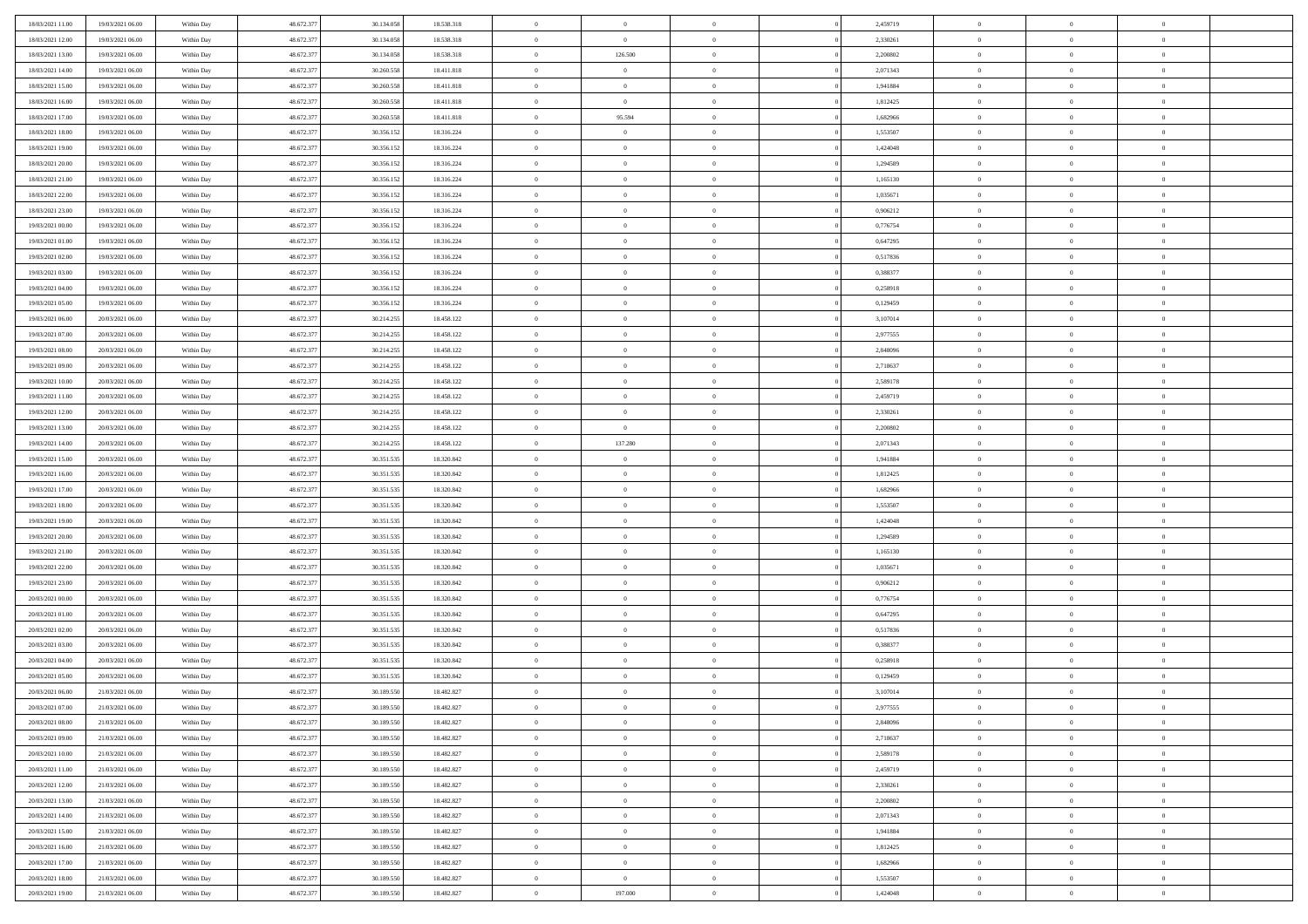| | | | | | | | | | | | | | | |
|---|---|---|---|---|---|---|---|---|---|---|---|---|---|---|
| 18/03/2021 11:00 | 19/03/2021 06:00 | Within Day | 48.672.377 | 30.134.058 | 18.538.318 | 0 | 0 | 0 | | 2,459719 | 0 | 0 | 0 | |
| 18/03/2021 12:00 | 19/03/2021 06:00 | Within Day | 48.672.377 | 30.134.058 | 18.538.318 | 0 | 0 | 0 | | 2,330261 | 0 | 0 | 0 | |
| 18/03/2021 13:00 | 19/03/2021 06:00 | Within Day | 48.672.377 | 30.134.058 | 18.538.318 | 0 | 126.500 | 0 | | 2,200802 | 0 | 0 | 0 | |
| 18/03/2021 14:00 | 19/03/2021 06:00 | Within Day | 48.672.377 | 30.260.558 | 18.411.818 | 0 | 0 | 0 | | 2,071343 | 0 | 0 | 0 | |
| 18/03/2021 15:00 | 19/03/2021 06:00 | Within Day | 48.672.377 | 30.260.558 | 18.411.818 | 0 | 0 | 0 | | 1,941884 | 0 | 0 | 0 | |
| 18/03/2021 16:00 | 19/03/2021 06:00 | Within Day | 48.672.377 | 30.260.558 | 18.411.818 | 0 | 0 | 0 | | 1,812425 | 0 | 0 | 0 | |
| 18/03/2021 17:00 | 19/03/2021 06:00 | Within Day | 48.672.377 | 30.260.558 | 18.411.818 | 0 | 95.594 | 0 | | 1,682966 | 0 | 0 | 0 | |
| 18/03/2021 18:00 | 19/03/2021 06:00 | Within Day | 48.672.377 | 30.356.152 | 18.316.224 | 0 | 0 | 0 | | 1,553507 | 0 | 0 | 0 | |
| 18/03/2021 19:00 | 19/03/2021 06:00 | Within Day | 48.672.377 | 30.356.152 | 18.316.224 | 0 | 0 | 0 | | 1,424048 | 0 | 0 | 0 | |
| 18/03/2021 20:00 | 19/03/2021 06:00 | Within Day | 48.672.377 | 30.356.152 | 18.316.224 | 0 | 0 | 0 | | 1,294589 | 0 | 0 | 0 | |
| 18/03/2021 21:00 | 19/03/2021 06:00 | Within Day | 48.672.377 | 30.356.152 | 18.316.224 | 0 | 0 | 0 | | 1,165130 | 0 | 0 | 0 | |
| 18/03/2021 22:00 | 19/03/2021 06:00 | Within Day | 48.672.377 | 30.356.152 | 18.316.224 | 0 | 0 | 0 | | 1,035671 | 0 | 0 | 0 | |
| 18/03/2021 23:00 | 19/03/2021 06:00 | Within Day | 48.672.377 | 30.356.152 | 18.316.224 | 0 | 0 | 0 | | 0,906212 | 0 | 0 | 0 | |
| 19/03/2021 00:00 | 19/03/2021 06:00 | Within Day | 48.672.377 | 30.356.152 | 18.316.224 | 0 | 0 | 0 | | 0,776754 | 0 | 0 | 0 | |
| 19/03/2021 01:00 | 19/03/2021 06:00 | Within Day | 48.672.377 | 30.356.152 | 18.316.224 | 0 | 0 | 0 | | 0,647295 | 0 | 0 | 0 | |
| 19/03/2021 02:00 | 19/03/2021 06:00 | Within Day | 48.672.377 | 30.356.152 | 18.316.224 | 0 | 0 | 0 | | 0,517836 | 0 | 0 | 0 | |
| 19/03/2021 03:00 | 19/03/2021 06:00 | Within Day | 48.672.377 | 30.356.152 | 18.316.224 | 0 | 0 | 0 | | 0,388377 | 0 | 0 | 0 | |
| 19/03/2021 04:00 | 19/03/2021 06:00 | Within Day | 48.672.377 | 30.356.152 | 18.316.224 | 0 | 0 | 0 | | 0,258918 | 0 | 0 | 0 | |
| 19/03/2021 05:00 | 19/03/2021 06:00 | Within Day | 48.672.377 | 30.356.152 | 18.316.224 | 0 | 0 | 0 | | 0,129459 | 0 | 0 | 0 | |
| 19/03/2021 06:00 | 20/03/2021 06:00 | Within Day | 48.672.377 | 30.214.255 | 18.458.122 | 0 | 0 | 0 | | 3,107014 | 0 | 0 | 0 | |
| 19/03/2021 07:00 | 20/03/2021 06:00 | Within Day | 48.672.377 | 30.214.255 | 18.458.122 | 0 | 0 | 0 | | 2,977555 | 0 | 0 | 0 | |
| 19/03/2021 08:00 | 20/03/2021 06:00 | Within Day | 48.672.377 | 30.214.255 | 18.458.122 | 0 | 0 | 0 | | 2,848096 | 0 | 0 | 0 | |
| 19/03/2021 09:00 | 20/03/2021 06:00 | Within Day | 48.672.377 | 30.214.255 | 18.458.122 | 0 | 0 | 0 | | 2,718637 | 0 | 0 | 0 | |
| 19/03/2021 10:00 | 20/03/2021 06:00 | Within Day | 48.672.377 | 30.214.255 | 18.458.122 | 0 | 0 | 0 | | 2,589178 | 0 | 0 | 0 | |
| 19/03/2021 11:00 | 20/03/2021 06:00 | Within Day | 48.672.377 | 30.214.255 | 18.458.122 | 0 | 0 | 0 | | 2,459719 | 0 | 0 | 0 | |
| 19/03/2021 12:00 | 20/03/2021 06:00 | Within Day | 48.672.377 | 30.214.255 | 18.458.122 | 0 | 0 | 0 | | 2,330261 | 0 | 0 | 0 | |
| 19/03/2021 13:00 | 20/03/2021 06:00 | Within Day | 48.672.377 | 30.214.255 | 18.458.122 | 0 | 0 | 0 | | 2,200802 | 0 | 0 | 0 | |
| 19/03/2021 14:00 | 20/03/2021 06:00 | Within Day | 48.672.377 | 30.214.255 | 18.458.122 | 0 | 137.280 | 0 | | 2,071343 | 0 | 0 | 0 | |
| 19/03/2021 15:00 | 20/03/2021 06:00 | Within Day | 48.672.377 | 30.351.535 | 18.320.842 | 0 | 0 | 0 | | 1,941884 | 0 | 0 | 0 | |
| 19/03/2021 16:00 | 20/03/2021 06:00 | Within Day | 48.672.377 | 30.351.535 | 18.320.842 | 0 | 0 | 0 | | 1,812425 | 0 | 0 | 0 | |
| 19/03/2021 17:00 | 20/03/2021 06:00 | Within Day | 48.672.377 | 30.351.535 | 18.320.842 | 0 | 0 | 0 | | 1,682966 | 0 | 0 | 0 | |
| 19/03/2021 18:00 | 20/03/2021 06:00 | Within Day | 48.672.377 | 30.351.535 | 18.320.842 | 0 | 0 | 0 | | 1,553507 | 0 | 0 | 0 | |
| 19/03/2021 19:00 | 20/03/2021 06:00 | Within Day | 48.672.377 | 30.351.535 | 18.320.842 | 0 | 0 | 0 | | 1,424048 | 0 | 0 | 0 | |
| 19/03/2021 20:00 | 20/03/2021 06:00 | Within Day | 48.672.377 | 30.351.535 | 18.320.842 | 0 | 0 | 0 | | 1,294589 | 0 | 0 | 0 | |
| 19/03/2021 21:00 | 20/03/2021 06:00 | Within Day | 48.672.377 | 30.351.535 | 18.320.842 | 0 | 0 | 0 | | 1,165130 | 0 | 0 | 0 | |
| 19/03/2021 22:00 | 20/03/2021 06:00 | Within Day | 48.672.377 | 30.351.535 | 18.320.842 | 0 | 0 | 0 | | 1,035671 | 0 | 0 | 0 | |
| 19/03/2021 23:00 | 20/03/2021 06:00 | Within Day | 48.672.377 | 30.351.535 | 18.320.842 | 0 | 0 | 0 | | 0,906212 | 0 | 0 | 0 | |
| 20/03/2021 00:00 | 20/03/2021 06:00 | Within Day | 48.672.377 | 30.351.535 | 18.320.842 | 0 | 0 | 0 | | 0,776754 | 0 | 0 | 0 | |
| 20/03/2021 01:00 | 20/03/2021 06:00 | Within Day | 48.672.377 | 30.351.535 | 18.320.842 | 0 | 0 | 0 | | 0,647295 | 0 | 0 | 0 | |
| 20/03/2021 02:00 | 20/03/2021 06:00 | Within Day | 48.672.377 | 30.351.535 | 18.320.842 | 0 | 0 | 0 | | 0,517836 | 0 | 0 | 0 | |
| 20/03/2021 03:00 | 20/03/2021 06:00 | Within Day | 48.672.377 | 30.351.535 | 18.320.842 | 0 | 0 | 0 | | 0,388377 | 0 | 0 | 0 | |
| 20/03/2021 04:00 | 20/03/2021 06:00 | Within Day | 48.672.377 | 30.351.535 | 18.320.842 | 0 | 0 | 0 | | 0,258918 | 0 | 0 | 0 | |
| 20/03/2021 05:00 | 20/03/2021 06:00 | Within Day | 48.672.377 | 30.351.535 | 18.320.842 | 0 | 0 | 0 | | 0,129459 | 0 | 0 | 0 | |
| 20/03/2021 06:00 | 21/03/2021 06:00 | Within Day | 48.672.377 | 30.189.550 | 18.482.827 | 0 | 0 | 0 | | 3,107014 | 0 | 0 | 0 | |
| 20/03/2021 07:00 | 21/03/2021 06:00 | Within Day | 48.672.377 | 30.189.550 | 18.482.827 | 0 | 0 | 0 | | 2,977555 | 0 | 0 | 0 | |
| 20/03/2021 08:00 | 21/03/2021 06:00 | Within Day | 48.672.377 | 30.189.550 | 18.482.827 | 0 | 0 | 0 | | 2,848096 | 0 | 0 | 0 | |
| 20/03/2021 09:00 | 21/03/2021 06:00 | Within Day | 48.672.377 | 30.189.550 | 18.482.827 | 0 | 0 | 0 | | 2,718637 | 0 | 0 | 0 | |
| 20/03/2021 10:00 | 21/03/2021 06:00 | Within Day | 48.672.377 | 30.189.550 | 18.482.827 | 0 | 0 | 0 | | 2,589178 | 0 | 0 | 0 | |
| 20/03/2021 11:00 | 21/03/2021 06:00 | Within Day | 48.672.377 | 30.189.550 | 18.482.827 | 0 | 0 | 0 | | 2,459719 | 0 | 0 | 0 | |
| 20/03/2021 12:00 | 21/03/2021 06:00 | Within Day | 48.672.377 | 30.189.550 | 18.482.827 | 0 | 0 | 0 | | 2,330261 | 0 | 0 | 0 | |
| 20/03/2021 13:00 | 21/03/2021 06:00 | Within Day | 48.672.377 | 30.189.550 | 18.482.827 | 0 | 0 | 0 | | 2,200802 | 0 | 0 | 0 | |
| 20/03/2021 14:00 | 21/03/2021 06:00 | Within Day | 48.672.377 | 30.189.550 | 18.482.827 | 0 | 0 | 0 | | 2,071343 | 0 | 0 | 0 | |
| 20/03/2021 15:00 | 21/03/2021 06:00 | Within Day | 48.672.377 | 30.189.550 | 18.482.827 | 0 | 0 | 0 | | 1,941884 | 0 | 0 | 0 | |
| 20/03/2021 16:00 | 21/03/2021 06:00 | Within Day | 48.672.377 | 30.189.550 | 18.482.827 | 0 | 0 | 0 | | 1,812425 | 0 | 0 | 0 | |
| 20/03/2021 17:00 | 21/03/2021 06:00 | Within Day | 48.672.377 | 30.189.550 | 18.482.827 | 0 | 0 | 0 | | 1,682966 | 0 | 0 | 0 | |
| 20/03/2021 18:00 | 21/03/2021 06:00 | Within Day | 48.672.377 | 30.189.550 | 18.482.827 | 0 | 0 | 0 | | 1,553507 | 0 | 0 | 0 | |
| 20/03/2021 19:00 | 21/03/2021 06:00 | Within Day | 48.672.377 | 30.189.550 | 18.482.827 | 0 | 197.000 | 0 | | 1,424048 | 0 | 0 | 0 | |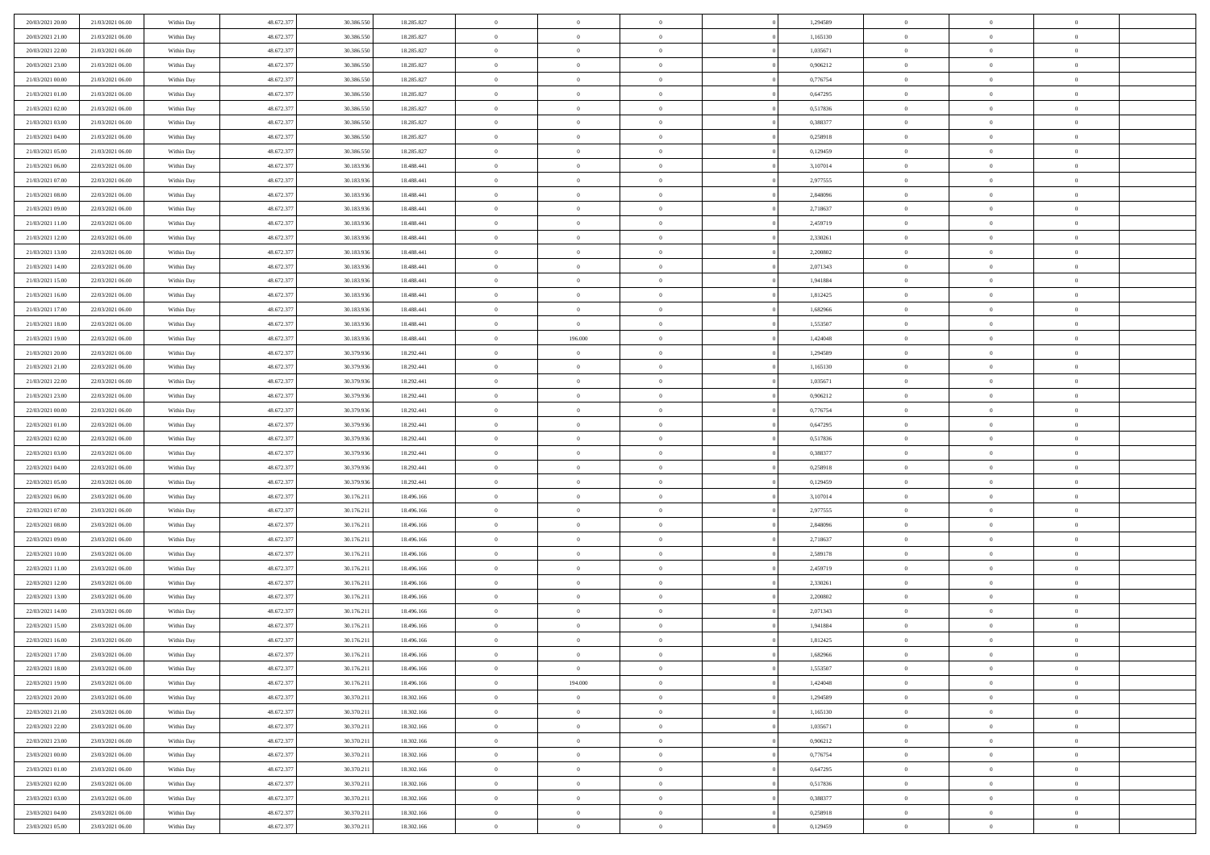| | | | | | | | | | | | | | | |
|---|---|---|---|---|---|---|---|---|---|---|---|---|---|---|
| 20/03/2021 20:00 | 21/03/2021 06:00 | Within Day | 48.672.377 | 30.386.550 | 18.285.827 | 0 | 0 | 0 | | 1,294589 | 0 | 0 | 0 | |
| 20/03/2021 21:00 | 21/03/2021 06:00 | Within Day | 48.672.377 | 30.386.550 | 18.285.827 | 0 | 0 | 0 | | 1,165130 | 0 | 0 | 0 | |
| 20/03/2021 22:00 | 21/03/2021 06:00 | Within Day | 48.672.377 | 30.386.550 | 18.285.827 | 0 | 0 | 0 | | 1,035671 | 0 | 0 | 0 | |
| 20/03/2021 23:00 | 21/03/2021 06:00 | Within Day | 48.672.377 | 30.386.550 | 18.285.827 | 0 | 0 | 0 | | 0,906212 | 0 | 0 | 0 | |
| 21/03/2021 00:00 | 21/03/2021 06:00 | Within Day | 48.672.377 | 30.386.550 | 18.285.827 | 0 | 0 | 0 | | 0,776754 | 0 | 0 | 0 | |
| 21/03/2021 01:00 | 21/03/2021 06:00 | Within Day | 48.672.377 | 30.386.550 | 18.285.827 | 0 | 0 | 0 | | 0,647295 | 0 | 0 | 0 | |
| 21/03/2021 02:00 | 21/03/2021 06:00 | Within Day | 48.672.377 | 30.386.550 | 18.285.827 | 0 | 0 | 0 | | 0,517836 | 0 | 0 | 0 | |
| 21/03/2021 03:00 | 21/03/2021 06:00 | Within Day | 48.672.377 | 30.386.550 | 18.285.827 | 0 | 0 | 0 | | 0,388377 | 0 | 0 | 0 | |
| 21/03/2021 04:00 | 21/03/2021 06:00 | Within Day | 48.672.377 | 30.386.550 | 18.285.827 | 0 | 0 | 0 | | 0,258918 | 0 | 0 | 0 | |
| 21/03/2021 05:00 | 21/03/2021 06:00 | Within Day | 48.672.377 | 30.386.550 | 18.285.827 | 0 | 0 | 0 | | 0,129459 | 0 | 0 | 0 | |
| 21/03/2021 06:00 | 22/03/2021 06:00 | Within Day | 48.672.377 | 30.183.936 | 18.488.441 | 0 | 0 | 0 | | 3,107014 | 0 | 0 | 0 | |
| 21/03/2021 07:00 | 22/03/2021 06:00 | Within Day | 48.672.377 | 30.183.936 | 18.488.441 | 0 | 0 | 0 | | 2,977555 | 0 | 0 | 0 | |
| 21/03/2021 08:00 | 22/03/2021 06:00 | Within Day | 48.672.377 | 30.183.936 | 18.488.441 | 0 | 0 | 0 | | 2,848096 | 0 | 0 | 0 | |
| 21/03/2021 09:00 | 22/03/2021 06:00 | Within Day | 48.672.377 | 30.183.936 | 18.488.441 | 0 | 0 | 0 | | 2,718637 | 0 | 0 | 0 | |
| 21/03/2021 11:00 | 22/03/2021 06:00 | Within Day | 48.672.377 | 30.183.936 | 18.488.441 | 0 | 0 | 0 | | 2,459719 | 0 | 0 | 0 | |
| 21/03/2021 12:00 | 22/03/2021 06:00 | Within Day | 48.672.377 | 30.183.936 | 18.488.441 | 0 | 0 | 0 | | 2,330261 | 0 | 0 | 0 | |
| 21/03/2021 13:00 | 22/03/2021 06:00 | Within Day | 48.672.377 | 30.183.936 | 18.488.441 | 0 | 0 | 0 | | 2,200802 | 0 | 0 | 0 | |
| 21/03/2021 14:00 | 22/03/2021 06:00 | Within Day | 48.672.377 | 30.183.936 | 18.488.441 | 0 | 0 | 0 | | 2,071343 | 0 | 0 | 0 | |
| 21/03/2021 15:00 | 22/03/2021 06:00 | Within Day | 48.672.377 | 30.183.936 | 18.488.441 | 0 | 0 | 0 | | 1,941884 | 0 | 0 | 0 | |
| 21/03/2021 16:00 | 22/03/2021 06:00 | Within Day | 48.672.377 | 30.183.936 | 18.488.441 | 0 | 0 | 0 | | 1,812425 | 0 | 0 | 0 | |
| 21/03/2021 17:00 | 22/03/2021 06:00 | Within Day | 48.672.377 | 30.183.936 | 18.488.441 | 0 | 0 | 0 | | 1,682966 | 0 | 0 | 0 | |
| 21/03/2021 18:00 | 22/03/2021 06:00 | Within Day | 48.672.377 | 30.183.936 | 18.488.441 | 0 | 0 | 0 | | 1,553507 | 0 | 0 | 0 | |
| 21/03/2021 19:00 | 22/03/2021 06:00 | Within Day | 48.672.377 | 30.183.936 | 18.488.441 | 0 | 196.000 | 0 | | 1,424048 | 0 | 0 | 0 | |
| 21/03/2021 20:00 | 22/03/2021 06:00 | Within Day | 48.672.377 | 30.379.936 | 18.292.441 | 0 | 0 | 0 | | 1,294589 | 0 | 0 | 0 | |
| 21/03/2021 21:00 | 22/03/2021 06:00 | Within Day | 48.672.377 | 30.379.936 | 18.292.441 | 0 | 0 | 0 | | 1,165130 | 0 | 0 | 0 | |
| 21/03/2021 22:00 | 22/03/2021 06:00 | Within Day | 48.672.377 | 30.379.936 | 18.292.441 | 0 | 0 | 0 | | 1,035671 | 0 | 0 | 0 | |
| 21/03/2021 23:00 | 22/03/2021 06:00 | Within Day | 48.672.377 | 30.379.936 | 18.292.441 | 0 | 0 | 0 | | 0,906212 | 0 | 0 | 0 | |
| 22/03/2021 00:00 | 22/03/2021 06:00 | Within Day | 48.672.377 | 30.379.936 | 18.292.441 | 0 | 0 | 0 | | 0,776754 | 0 | 0 | 0 | |
| 22/03/2021 01:00 | 22/03/2021 06:00 | Within Day | 48.672.377 | 30.379.936 | 18.292.441 | 0 | 0 | 0 | | 0,647295 | 0 | 0 | 0 | |
| 22/03/2021 02:00 | 22/03/2021 06:00 | Within Day | 48.672.377 | 30.379.936 | 18.292.441 | 0 | 0 | 0 | | 0,517836 | 0 | 0 | 0 | |
| 22/03/2021 03:00 | 22/03/2021 06:00 | Within Day | 48.672.377 | 30.379.936 | 18.292.441 | 0 | 0 | 0 | | 0,388377 | 0 | 0 | 0 | |
| 22/03/2021 04:00 | 22/03/2021 06:00 | Within Day | 48.672.377 | 30.379.936 | 18.292.441 | 0 | 0 | 0 | | 0,258918 | 0 | 0 | 0 | |
| 22/03/2021 05:00 | 22/03/2021 06:00 | Within Day | 48.672.377 | 30.379.936 | 18.292.441 | 0 | 0 | 0 | | 0,129459 | 0 | 0 | 0 | |
| 22/03/2021 06:00 | 23/03/2021 06:00 | Within Day | 48.672.377 | 30.176.211 | 18.496.166 | 0 | 0 | 0 | | 3,107014 | 0 | 0 | 0 | |
| 22/03/2021 07:00 | 23/03/2021 06:00 | Within Day | 48.672.377 | 30.176.211 | 18.496.166 | 0 | 0 | 0 | | 2,977555 | 0 | 0 | 0 | |
| 22/03/2021 08:00 | 23/03/2021 06:00 | Within Day | 48.672.377 | 30.176.211 | 18.496.166 | 0 | 0 | 0 | | 2,848096 | 0 | 0 | 0 | |
| 22/03/2021 09:00 | 23/03/2021 06:00 | Within Day | 48.672.377 | 30.176.211 | 18.496.166 | 0 | 0 | 0 | | 2,718637 | 0 | 0 | 0 | |
| 22/03/2021 10:00 | 23/03/2021 06:00 | Within Day | 48.672.377 | 30.176.211 | 18.496.166 | 0 | 0 | 0 | | 2,589178 | 0 | 0 | 0 | |
| 22/03/2021 11:00 | 23/03/2021 06:00 | Within Day | 48.672.377 | 30.176.211 | 18.496.166 | 0 | 0 | 0 | | 2,459719 | 0 | 0 | 0 | |
| 22/03/2021 12:00 | 23/03/2021 06:00 | Within Day | 48.672.377 | 30.176.211 | 18.496.166 | 0 | 0 | 0 | | 2,330261 | 0 | 0 | 0 | |
| 22/03/2021 13:00 | 23/03/2021 06:00 | Within Day | 48.672.377 | 30.176.211 | 18.496.166 | 0 | 0 | 0 | | 2,200802 | 0 | 0 | 0 | |
| 22/03/2021 14:00 | 23/03/2021 06:00 | Within Day | 48.672.377 | 30.176.211 | 18.496.166 | 0 | 0 | 0 | | 2,071343 | 0 | 0 | 0 | |
| 22/03/2021 15:00 | 23/03/2021 06:00 | Within Day | 48.672.377 | 30.176.211 | 18.496.166 | 0 | 0 | 0 | | 1,941884 | 0 | 0 | 0 | |
| 22/03/2021 16:00 | 23/03/2021 06:00 | Within Day | 48.672.377 | 30.176.211 | 18.496.166 | 0 | 0 | 0 | | 1,812425 | 0 | 0 | 0 | |
| 22/03/2021 17:00 | 23/03/2021 06:00 | Within Day | 48.672.377 | 30.176.211 | 18.496.166 | 0 | 0 | 0 | | 1,682966 | 0 | 0 | 0 | |
| 22/03/2021 18:00 | 23/03/2021 06:00 | Within Day | 48.672.377 | 30.176.211 | 18.496.166 | 0 | 0 | 0 | | 1,553507 | 0 | 0 | 0 | |
| 22/03/2021 19:00 | 23/03/2021 06:00 | Within Day | 48.672.377 | 30.176.211 | 18.496.166 | 0 | 194.000 | 0 | | 1,424048 | 0 | 0 | 0 | |
| 22/03/2021 20:00 | 23/03/2021 06:00 | Within Day | 48.672.377 | 30.370.211 | 18.302.166 | 0 | 0 | 0 | | 1,294589 | 0 | 0 | 0 | |
| 22/03/2021 21:00 | 23/03/2021 06:00 | Within Day | 48.672.377 | 30.370.211 | 18.302.166 | 0 | 0 | 0 | | 1,165130 | 0 | 0 | 0 | |
| 22/03/2021 22:00 | 23/03/2021 06:00 | Within Day | 48.672.377 | 30.370.211 | 18.302.166 | 0 | 0 | 0 | | 1,035671 | 0 | 0 | 0 | |
| 22/03/2021 23:00 | 23/03/2021 06:00 | Within Day | 48.672.377 | 30.370.211 | 18.302.166 | 0 | 0 | 0 | | 0,906212 | 0 | 0 | 0 | |
| 23/03/2021 00:00 | 23/03/2021 06:00 | Within Day | 48.672.377 | 30.370.211 | 18.302.166 | 0 | 0 | 0 | | 0,776754 | 0 | 0 | 0 | |
| 23/03/2021 01:00 | 23/03/2021 06:00 | Within Day | 48.672.377 | 30.370.211 | 18.302.166 | 0 | 0 | 0 | | 0,647295 | 0 | 0 | 0 | |
| 23/03/2021 02:00 | 23/03/2021 06:00 | Within Day | 48.672.377 | 30.370.211 | 18.302.166 | 0 | 0 | 0 | | 0,517836 | 0 | 0 | 0 | |
| 23/03/2021 03:00 | 23/03/2021 06:00 | Within Day | 48.672.377 | 30.370.211 | 18.302.166 | 0 | 0 | 0 | | 0,388377 | 0 | 0 | 0 | |
| 23/03/2021 04:00 | 23/03/2021 06:00 | Within Day | 48.672.377 | 30.370.211 | 18.302.166 | 0 | 0 | 0 | | 0,258918 | 0 | 0 | 0 | |
| 23/03/2021 05:00 | 23/03/2021 06:00 | Within Day | 48.672.377 | 30.370.211 | 18.302.166 | 0 | 0 | 0 | | 0,129459 | 0 | 0 | 0 | |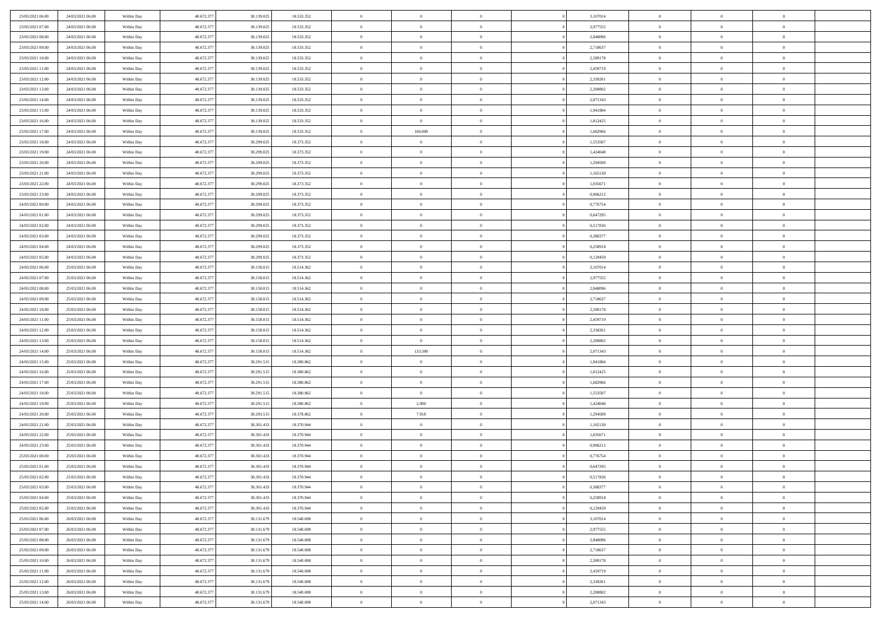| | | | | | | | | | | | | | | |
|---|---|---|---|---|---|---|---|---|---|---|---|---|---|---|
| 23/03/2021 06:00 | 24/03/2021 06:00 | Within Day | 48.672.377 | 30.139.025 | 18.533.352 | 0 | 0 | 0 | | 3,107014 | 0 | 0 | 0 | |
| 23/03/2021 07:00 | 24/03/2021 06:00 | Within Day | 48.672.377 | 30.139.025 | 18.533.352 | 0 | 0 | 0 | | 2,977555 | 0 | 0 | 0 | |
| 23/03/2021 08:00 | 24/03/2021 06:00 | Within Day | 48.672.377 | 30.139.025 | 18.533.352 | 0 | 0 | 0 | | 2,848096 | 0 | 0 | 0 | |
| 23/03/2021 09:00 | 24/03/2021 06:00 | Within Day | 48.672.377 | 30.139.025 | 18.533.352 | 0 | 0 | 0 | | 2,718637 | 0 | 0 | 0 | |
| 23/03/2021 10:00 | 24/03/2021 06:00 | Within Day | 48.672.377 | 30.139.025 | 18.533.352 | 0 | 0 | 0 | | 2,589178 | 0 | 0 | 0 | |
| 23/03/2021 11:00 | 24/03/2021 06:00 | Within Day | 48.672.377 | 30.139.025 | 18.533.352 | 0 | 0 | 0 | | 2,459719 | 0 | 0 | 0 | |
| 23/03/2021 12:00 | 24/03/2021 06:00 | Within Day | 48.672.377 | 30.139.025 | 18.533.352 | 0 | 0 | 0 | | 2,330261 | 0 | 0 | 0 | |
| 23/03/2021 13:00 | 24/03/2021 06:00 | Within Day | 48.672.377 | 30.139.025 | 18.533.352 | 0 | 0 | 0 | | 2,200802 | 0 | 0 | 0 | |
| 23/03/2021 14:00 | 24/03/2021 06:00 | Within Day | 48.672.377 | 30.139.025 | 18.533.352 | 0 | 0 | 0 | | 2,071343 | 0 | 0 | 0 | |
| 23/03/2021 15:00 | 24/03/2021 06:00 | Within Day | 48.672.377 | 30.139.025 | 18.533.352 | 0 | 0 | 0 | | 1,941884 | 0 | 0 | 0 | |
| 23/03/2021 16:00 | 24/03/2021 06:00 | Within Day | 48.672.377 | 30.139.025 | 18.533.352 | 0 | 0 | 0 | | 1,812425 | 0 | 0 | 0 | |
| 23/03/2021 17:00 | 24/03/2021 06:00 | Within Day | 48.672.377 | 30.139.025 | 18.533.352 | 0 | 160.000 | 0 | | 1,682966 | 0 | 0 | 0 | |
| 23/03/2021 18:00 | 24/03/2021 06:00 | Within Day | 48.672.377 | 30.299.025 | 18.373.352 | 0 | 0 | 0 | | 1,553507 | 0 | 0 | 0 | |
| 23/03/2021 19:00 | 24/03/2021 06:00 | Within Day | 48.672.377 | 30.299.025 | 18.373.352 | 0 | 0 | 0 | | 1,424048 | 0 | 0 | 0 | |
| 23/03/2021 20:00 | 24/03/2021 06:00 | Within Day | 48.672.377 | 30.299.025 | 18.373.352 | 0 | 0 | 0 | | 1,294589 | 0 | 0 | 0 | |
| 23/03/2021 21:00 | 24/03/2021 06:00 | Within Day | 48.672.377 | 30.299.025 | 18.373.352 | 0 | 0 | 0 | | 1,165130 | 0 | 0 | 0 | |
| 23/03/2021 22:00 | 24/03/2021 06:00 | Within Day | 48.672.377 | 30.299.025 | 18.373.352 | 0 | 0 | 0 | | 1,035671 | 0 | 0 | 0 | |
| 23/03/2021 23:00 | 24/03/2021 06:00 | Within Day | 48.672.377 | 30.299.025 | 18.373.352 | 0 | 0 | 0 | | 0,906212 | 0 | 0 | 0 | |
| 24/03/2021 00:00 | 24/03/2021 06:00 | Within Day | 48.672.377 | 30.299.025 | 18.373.352 | 0 | 0 | 0 | | 0,776754 | 0 | 0 | 0 | |
| 24/03/2021 01:00 | 24/03/2021 06:00 | Within Day | 48.672.377 | 30.299.025 | 18.373.352 | 0 | 0 | 0 | | 0,647295 | 0 | 0 | 0 | |
| 24/03/2021 02:00 | 24/03/2021 06:00 | Within Day | 48.672.377 | 30.299.025 | 18.373.352 | 0 | 0 | 0 | | 0,517836 | 0 | 0 | 0 | |
| 24/03/2021 03:00 | 24/03/2021 06:00 | Within Day | 48.672.377 | 30.299.025 | 18.373.352 | 0 | 0 | 0 | | 0,388377 | 0 | 0 | 0 | |
| 24/03/2021 04:00 | 24/03/2021 06:00 | Within Day | 48.672.377 | 30.299.025 | 18.373.352 | 0 | 0 | 0 | | 0,258918 | 0 | 0 | 0 | |
| 24/03/2021 05:00 | 24/03/2021 06:00 | Within Day | 48.672.377 | 30.299.025 | 18.373.352 | 0 | 0 | 0 | | 0,129459 | 0 | 0 | 0 | |
| 24/03/2021 06:00 | 25/03/2021 06:00 | Within Day | 48.672.377 | 30.158.015 | 18.514.362 | 0 | 0 | 0 | | 3,107014 | 0 | 0 | 0 | |
| 24/03/2021 07:00 | 25/03/2021 06:00 | Within Day | 48.672.377 | 30.158.015 | 18.514.362 | 0 | 0 | 0 | | 2,977555 | 0 | 0 | 0 | |
| 24/03/2021 08:00 | 25/03/2021 06:00 | Within Day | 48.672.377 | 30.158.015 | 18.514.362 | 0 | 0 | 0 | | 2,848096 | 0 | 0 | 0 | |
| 24/03/2021 09:00 | 25/03/2021 06:00 | Within Day | 48.672.377 | 30.158.015 | 18.514.362 | 0 | 0 | 0 | | 2,718637 | 0 | 0 | 0 | |
| 24/03/2021 10:00 | 25/03/2021 06:00 | Within Day | 48.672.377 | 30.158.015 | 18.514.362 | 0 | 0 | 0 | | 2,589178 | 0 | 0 | 0 | |
| 24/03/2021 11:00 | 25/03/2021 06:00 | Within Day | 48.672.377 | 30.158.015 | 18.514.362 | 0 | 0 | 0 | | 2,459719 | 0 | 0 | 0 | |
| 24/03/2021 12:00 | 25/03/2021 06:00 | Within Day | 48.672.377 | 30.158.015 | 18.514.362 | 0 | 0 | 0 | | 2,330261 | 0 | 0 | 0 | |
| 24/03/2021 13:00 | 25/03/2021 06:00 | Within Day | 48.672.377 | 30.158.015 | 18.514.362 | 0 | 0 | 0 | | 2,200802 | 0 | 0 | 0 | |
| 24/03/2021 14:00 | 25/03/2021 06:00 | Within Day | 48.672.377 | 30.158.015 | 18.514.362 | 0 | 133.500 | 0 | | 2,071343 | 0 | 0 | 0 | |
| 24/03/2021 15:00 | 25/03/2021 06:00 | Within Day | 48.672.377 | 30.291.515 | 18.380.862 | 0 | 0 | 0 | | 1,941884 | 0 | 0 | 0 | |
| 24/03/2021 16:00 | 25/03/2021 06:00 | Within Day | 48.672.377 | 30.291.515 | 18.380.862 | 0 | 0 | 0 | | 1,812425 | 0 | 0 | 0 | |
| 24/03/2021 17:00 | 25/03/2021 06:00 | Within Day | 48.672.377 | 30.291.515 | 18.380.862 | 0 | 0 | 0 | | 1,682966 | 0 | 0 | 0 | |
| 24/03/2021 18:00 | 25/03/2021 06:00 | Within Day | 48.672.377 | 30.291.515 | 18.380.862 | 0 | 0 | 0 | | 1,553507 | 0 | 0 | 0 | |
| 24/03/2021 19:00 | 25/03/2021 06:00 | Within Day | 48.672.377 | 30.291.515 | 18.380.862 | 0 | 2.000 | 0 | | 1,424048 | 0 | 0 | 0 | |
| 24/03/2021 20:00 | 25/03/2021 06:00 | Within Day | 48.672.377 | 30.293.515 | 18.378.862 | 0 | 7.918 | 0 | | 1,294589 | 0 | 0 | 0 | |
| 24/03/2021 21:00 | 25/03/2021 06:00 | Within Day | 48.672.377 | 30.301.433 | 18.370.944 | 0 | 0 | 0 | | 1,165130 | 0 | 0 | 0 | |
| 24/03/2021 22:00 | 25/03/2021 06:00 | Within Day | 48.672.377 | 30.301.433 | 18.370.944 | 0 | 0 | 0 | | 1,035671 | 0 | 0 | 0 | |
| 24/03/2021 23:00 | 25/03/2021 06:00 | Within Day | 48.672.377 | 30.301.433 | 18.370.944 | 0 | 0 | 0 | | 0,906212 | 0 | 0 | 0 | |
| 25/03/2021 00:00 | 25/03/2021 06:00 | Within Day | 48.672.377 | 30.301.433 | 18.370.944 | 0 | 0 | 0 | | 0,776754 | 0 | 0 | 0 | |
| 25/03/2021 01:00 | 25/03/2021 06:00 | Within Day | 48.672.377 | 30.301.433 | 18.370.944 | 0 | 0 | 0 | | 0,647295 | 0 | 0 | 0 | |
| 25/03/2021 02:00 | 25/03/2021 06:00 | Within Day | 48.672.377 | 30.301.433 | 18.370.944 | 0 | 0 | 0 | | 0,517836 | 0 | 0 | 0 | |
| 25/03/2021 03:00 | 25/03/2021 06:00 | Within Day | 48.672.377 | 30.301.433 | 18.370.944 | 0 | 0 | 0 | | 0,388377 | 0 | 0 | 0 | |
| 25/03/2021 04:00 | 25/03/2021 06:00 | Within Day | 48.672.377 | 30.301.433 | 18.370.944 | 0 | 0 | 0 | | 0,258918 | 0 | 0 | 0 | |
| 25/03/2021 05:00 | 25/03/2021 06:00 | Within Day | 48.672.377 | 30.301.433 | 18.370.944 | 0 | 0 | 0 | | 0,129459 | 0 | 0 | 0 | |
| 25/03/2021 06:00 | 26/03/2021 06:00 | Within Day | 48.672.377 | 30.131.679 | 18.540.698 | 0 | 0 | 0 | | 3,107014 | 0 | 0 | 0 | |
| 25/03/2021 07:00 | 26/03/2021 06:00 | Within Day | 48.672.377 | 30.131.679 | 18.540.698 | 0 | 0 | 0 | | 2,977555 | 0 | 0 | 0 | |
| 25/03/2021 08:00 | 26/03/2021 06:00 | Within Day | 48.672.377 | 30.131.679 | 18.540.698 | 0 | 0 | 0 | | 2,848096 | 0 | 0 | 0 | |
| 25/03/2021 09:00 | 26/03/2021 06:00 | Within Day | 48.672.377 | 30.131.679 | 18.540.698 | 0 | 0 | 0 | | 2,718637 | 0 | 0 | 0 | |
| 25/03/2021 10:00 | 26/03/2021 06:00 | Within Day | 48.672.377 | 30.131.679 | 18.540.698 | 0 | 0 | 0 | | 2,589178 | 0 | 0 | 0 | |
| 25/03/2021 11:00 | 26/03/2021 06:00 | Within Day | 48.672.377 | 30.131.679 | 18.540.698 | 0 | 0 | 0 | | 2,459719 | 0 | 0 | 0 | |
| 25/03/2021 12:00 | 26/03/2021 06:00 | Within Day | 48.672.377 | 30.131.679 | 18.540.698 | 0 | 0 | 0 | | 2,330261 | 0 | 0 | 0 | |
| 25/03/2021 13:00 | 26/03/2021 06:00 | Within Day | 48.672.377 | 30.131.679 | 18.540.698 | 0 | 0 | 0 | | 2,200802 | 0 | 0 | 0 | |
| 25/03/2021 14:00 | 26/03/2021 06:00 | Within Day | 48.672.377 | 30.131.679 | 18.540.698 | 0 | 0 | 0 | | 2,071343 | 0 | 0 | 0 | |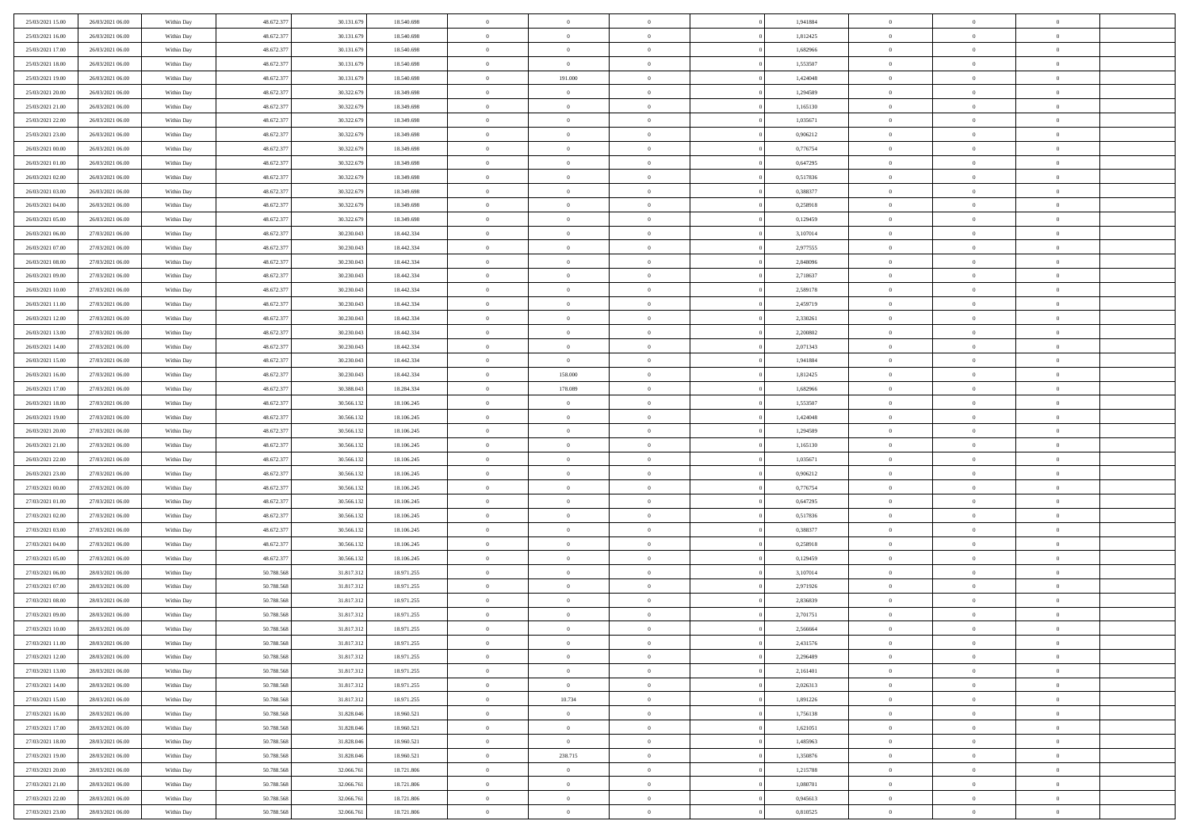| | | | | | | | | | | | | | | |
|---|---|---|---|---|---|---|---|---|---|---|---|---|---|---|
| 25/03/2021 15:00 | 26/03/2021 06:00 | Within Day | 48.672.377 | 30.131.679 | 18.540.698 | 0 | 0 | 0 | | 1,941884 | 0 | 0 | 0 | |
| 25/03/2021 16:00 | 26/03/2021 06:00 | Within Day | 48.672.377 | 30.131.679 | 18.540.698 | 0 | 0 | 0 | | 1,812425 | 0 | 0 | 0 | |
| 25/03/2021 17:00 | 26/03/2021 06:00 | Within Day | 48.672.377 | 30.131.679 | 18.540.698 | 0 | 0 | 0 | | 1,682966 | 0 | 0 | 0 | |
| 25/03/2021 18:00 | 26/03/2021 06:00 | Within Day | 48.672.377 | 30.131.679 | 18.540.698 | 0 | 0 | 0 | | 1,553507 | 0 | 0 | 0 | |
| 25/03/2021 19:00 | 26/03/2021 06:00 | Within Day | 48.672.377 | 30.131.679 | 18.540.698 | 0 | 191.000 | 0 | | 1,424048 | 0 | 0 | 0 | |
| 25/03/2021 20:00 | 26/03/2021 06:00 | Within Day | 48.672.377 | 30.322.679 | 18.349.698 | 0 | 0 | 0 | | 1,294589 | 0 | 0 | 0 | |
| 25/03/2021 21:00 | 26/03/2021 06:00 | Within Day | 48.672.377 | 30.322.679 | 18.349.698 | 0 | 0 | 0 | | 1,165130 | 0 | 0 | 0 | |
| 25/03/2021 22:00 | 26/03/2021 06:00 | Within Day | 48.672.377 | 30.322.679 | 18.349.698 | 0 | 0 | 0 | | 1,035671 | 0 | 0 | 0 | |
| 25/03/2021 23:00 | 26/03/2021 06:00 | Within Day | 48.672.377 | 30.322.679 | 18.349.698 | 0 | 0 | 0 | | 0,906212 | 0 | 0 | 0 | |
| 26/03/2021 00:00 | 26/03/2021 06:00 | Within Day | 48.672.377 | 30.322.679 | 18.349.698 | 0 | 0 | 0 | | 0,776754 | 0 | 0 | 0 | |
| 26/03/2021 01:00 | 26/03/2021 06:00 | Within Day | 48.672.377 | 30.322.679 | 18.349.698 | 0 | 0 | 0 | | 0,647295 | 0 | 0 | 0 | |
| 26/03/2021 02:00 | 26/03/2021 06:00 | Within Day | 48.672.377 | 30.322.679 | 18.349.698 | 0 | 0 | 0 | | 0,517836 | 0 | 0 | 0 | |
| 26/03/2021 03:00 | 26/03/2021 06:00 | Within Day | 48.672.377 | 30.322.679 | 18.349.698 | 0 | 0 | 0 | | 0,388377 | 0 | 0 | 0 | |
| 26/03/2021 04:00 | 26/03/2021 06:00 | Within Day | 48.672.377 | 30.322.679 | 18.349.698 | 0 | 0 | 0 | | 0,258918 | 0 | 0 | 0 | |
| 26/03/2021 05:00 | 26/03/2021 06:00 | Within Day | 48.672.377 | 30.322.679 | 18.349.698 | 0 | 0 | 0 | | 0,129459 | 0 | 0 | 0 | |
| 26/03/2021 06:00 | 27/03/2021 06:00 | Within Day | 48.672.377 | 30.230.043 | 18.442.334 | 0 | 0 | 0 | | 3,107014 | 0 | 0 | 0 | |
| 26/03/2021 07:00 | 27/03/2021 06:00 | Within Day | 48.672.377 | 30.230.043 | 18.442.334 | 0 | 0 | 0 | | 2,977555 | 0 | 0 | 0 | |
| 26/03/2021 08:00 | 27/03/2021 06:00 | Within Day | 48.672.377 | 30.230.043 | 18.442.334 | 0 | 0 | 0 | | 2,848096 | 0 | 0 | 0 | |
| 26/03/2021 09:00 | 27/03/2021 06:00 | Within Day | 48.672.377 | 30.230.043 | 18.442.334 | 0 | 0 | 0 | | 2,718637 | 0 | 0 | 0 | |
| 26/03/2021 10:00 | 27/03/2021 06:00 | Within Day | 48.672.377 | 30.230.043 | 18.442.334 | 0 | 0 | 0 | | 2,589178 | 0 | 0 | 0 | |
| 26/03/2021 11:00 | 27/03/2021 06:00 | Within Day | 48.672.377 | 30.230.043 | 18.442.334 | 0 | 0 | 0 | | 2,459719 | 0 | 0 | 0 | |
| 26/03/2021 12:00 | 27/03/2021 06:00 | Within Day | 48.672.377 | 30.230.043 | 18.442.334 | 0 | 0 | 0 | | 2,330261 | 0 | 0 | 0 | |
| 26/03/2021 13:00 | 27/03/2021 06:00 | Within Day | 48.672.377 | 30.230.043 | 18.442.334 | 0 | 0 | 0 | | 2,200802 | 0 | 0 | 0 | |
| 26/03/2021 14:00 | 27/03/2021 06:00 | Within Day | 48.672.377 | 30.230.043 | 18.442.334 | 0 | 0 | 0 | | 2,071343 | 0 | 0 | 0 | |
| 26/03/2021 15:00 | 27/03/2021 06:00 | Within Day | 48.672.377 | 30.230.043 | 18.442.334 | 0 | 0 | 0 | | 1,941884 | 0 | 0 | 0 | |
| 26/03/2021 16:00 | 27/03/2021 06:00 | Within Day | 48.672.377 | 30.230.043 | 18.442.334 | 0 | 158.000 | 0 | | 1,812425 | 0 | 0 | 0 | |
| 26/03/2021 17:00 | 27/03/2021 06:00 | Within Day | 48.672.377 | 30.388.043 | 18.284.334 | 0 | 178.089 | 0 | | 1,682966 | 0 | 0 | 0 | |
| 26/03/2021 18:00 | 27/03/2021 06:00 | Within Day | 48.672.377 | 30.566.132 | 18.106.245 | 0 | 0 | 0 | | 1,553507 | 0 | 0 | 0 | |
| 26/03/2021 19:00 | 27/03/2021 06:00 | Within Day | 48.672.377 | 30.566.132 | 18.106.245 | 0 | 0 | 0 | | 1,424048 | 0 | 0 | 0 | |
| 26/03/2021 20:00 | 27/03/2021 06:00 | Within Day | 48.672.377 | 30.566.132 | 18.106.245 | 0 | 0 | 0 | | 1,294589 | 0 | 0 | 0 | |
| 26/03/2021 21:00 | 27/03/2021 06:00 | Within Day | 48.672.377 | 30.566.132 | 18.106.245 | 0 | 0 | 0 | | 1,165130 | 0 | 0 | 0 | |
| 26/03/2021 22:00 | 27/03/2021 06:00 | Within Day | 48.672.377 | 30.566.132 | 18.106.245 | 0 | 0 | 0 | | 1,035671 | 0 | 0 | 0 | |
| 26/03/2021 23:00 | 27/03/2021 06:00 | Within Day | 48.672.377 | 30.566.132 | 18.106.245 | 0 | 0 | 0 | | 0,906212 | 0 | 0 | 0 | |
| 27/03/2021 00:00 | 27/03/2021 06:00 | Within Day | 48.672.377 | 30.566.132 | 18.106.245 | 0 | 0 | 0 | | 0,776754 | 0 | 0 | 0 | |
| 27/03/2021 01:00 | 27/03/2021 06:00 | Within Day | 48.672.377 | 30.566.132 | 18.106.245 | 0 | 0 | 0 | | 0,647295 | 0 | 0 | 0 | |
| 27/03/2021 02:00 | 27/03/2021 06:00 | Within Day | 48.672.377 | 30.566.132 | 18.106.245 | 0 | 0 | 0 | | 0,517836 | 0 | 0 | 0 | |
| 27/03/2021 03:00 | 27/03/2021 06:00 | Within Day | 48.672.377 | 30.566.132 | 18.106.245 | 0 | 0 | 0 | | 0,388377 | 0 | 0 | 0 | |
| 27/03/2021 04:00 | 27/03/2021 06:00 | Within Day | 48.672.377 | 30.566.132 | 18.106.245 | 0 | 0 | 0 | | 0,258918 | 0 | 0 | 0 | |
| 27/03/2021 05:00 | 27/03/2021 06:00 | Within Day | 48.672.377 | 30.566.132 | 18.106.245 | 0 | 0 | 0 | | 0,129459 | 0 | 0 | 0 | |
| 27/03/2021 06:00 | 28/03/2021 06:00 | Within Day | 50.788.568 | 31.817.312 | 18.971.255 | 0 | 0 | 0 | | 3,107014 | 0 | 0 | 0 | |
| 27/03/2021 07:00 | 28/03/2021 06:00 | Within Day | 50.788.568 | 31.817.312 | 18.971.255 | 0 | 0 | 0 | | 2,971926 | 0 | 0 | 0 | |
| 27/03/2021 08:00 | 28/03/2021 06:00 | Within Day | 50.788.568 | 31.817.312 | 18.971.255 | 0 | 0 | 0 | | 2,836839 | 0 | 0 | 0 | |
| 27/03/2021 09:00 | 28/03/2021 06:00 | Within Day | 50.788.568 | 31.817.312 | 18.971.255 | 0 | 0 | 0 | | 2,701751 | 0 | 0 | 0 | |
| 27/03/2021 10:00 | 28/03/2021 06:00 | Within Day | 50.788.568 | 31.817.312 | 18.971.255 | 0 | 0 | 0 | | 2,566664 | 0 | 0 | 0 | |
| 27/03/2021 11:00 | 28/03/2021 06:00 | Within Day | 50.788.568 | 31.817.312 | 18.971.255 | 0 | 0 | 0 | | 2,431576 | 0 | 0 | 0 | |
| 27/03/2021 12:00 | 28/03/2021 06:00 | Within Day | 50.788.568 | 31.817.312 | 18.971.255 | 0 | 0 | 0 | | 2,296489 | 0 | 0 | 0 | |
| 27/03/2021 13:00 | 28/03/2021 06:00 | Within Day | 50.788.568 | 31.817.312 | 18.971.255 | 0 | 0 | 0 | | 2,161401 | 0 | 0 | 0 | |
| 27/03/2021 14:00 | 28/03/2021 06:00 | Within Day | 50.788.568 | 31.817.312 | 18.971.255 | 0 | 0 | 0 | | 2,026313 | 0 | 0 | 0 | |
| 27/03/2021 15:00 | 28/03/2021 06:00 | Within Day | 50.788.568 | 31.817.312 | 18.971.255 | 0 | 10.734 | 0 | | 1,891226 | 0 | 0 | 0 | |
| 27/03/2021 16:00 | 28/03/2021 06:00 | Within Day | 50.788.568 | 31.828.046 | 18.960.521 | 0 | 0 | 0 | | 1,756138 | 0 | 0 | 0 | |
| 27/03/2021 17:00 | 28/03/2021 06:00 | Within Day | 50.788.568 | 31.828.046 | 18.960.521 | 0 | 0 | 0 | | 1,621051 | 0 | 0 | 0 | |
| 27/03/2021 18:00 | 28/03/2021 06:00 | Within Day | 50.788.568 | 31.828.046 | 18.960.521 | 0 | 0 | 0 | | 1,485963 | 0 | 0 | 0 | |
| 27/03/2021 19:00 | 28/03/2021 06:00 | Within Day | 50.788.568 | 31.828.046 | 18.960.521 | 0 | 238.715 | 0 | | 1,350876 | 0 | 0 | 0 | |
| 27/03/2021 20:00 | 28/03/2021 06:00 | Within Day | 50.788.568 | 32.066.761 | 18.721.806 | 0 | 0 | 0 | | 1,215788 | 0 | 0 | 0 | |
| 27/03/2021 21:00 | 28/03/2021 06:00 | Within Day | 50.788.568 | 32.066.761 | 18.721.806 | 0 | 0 | 0 | | 1,080701 | 0 | 0 | 0 | |
| 27/03/2021 22:00 | 28/03/2021 06:00 | Within Day | 50.788.568 | 32.066.761 | 18.721.806 | 0 | 0 | 0 | | 0,945613 | 0 | 0 | 0 | |
| 27/03/2021 23:00 | 28/03/2021 06:00 | Within Day | 50.788.568 | 32.066.761 | 18.721.806 | 0 | 0 | 0 | | 0,810525 | 0 | 0 | 0 | |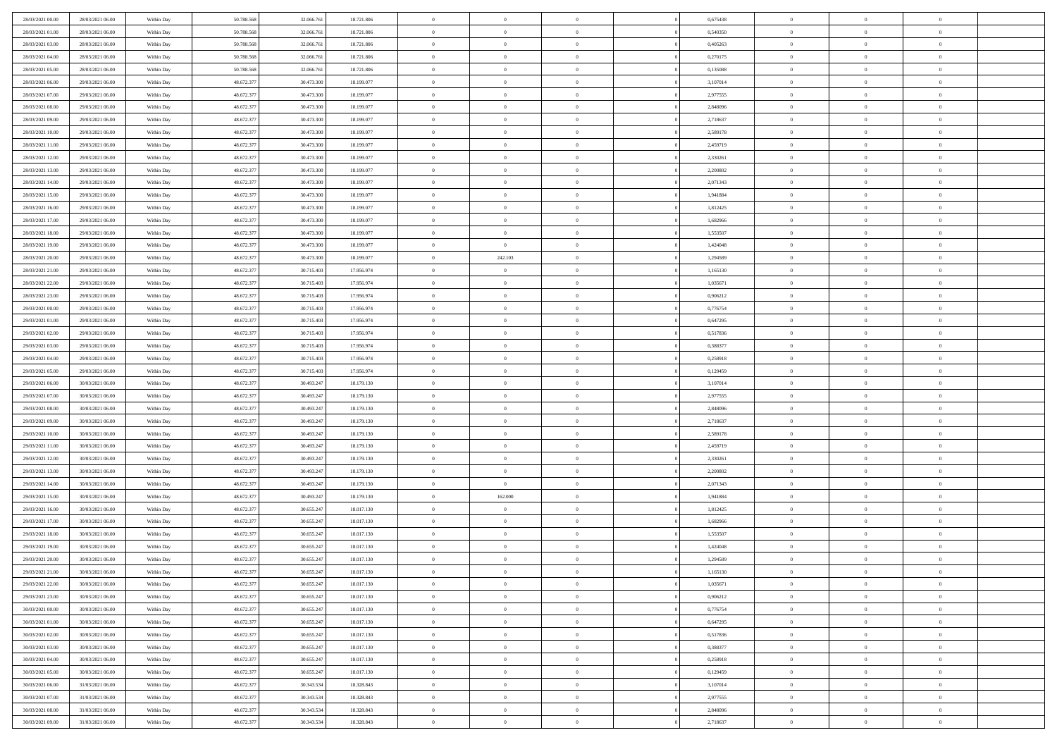| | | | | | | | | | | | | | | |
|---|---|---|---|---|---|---|---|---|---|---|---|---|---|---|
| 28/03/2021 00:00 | 28/03/2021 06:00 | Within Day | 50.788.568 | 32.066.761 | 18.721.806 | 0 | 0 | 0 | | 0,675438 | 0 | 0 | 0 | |
| 28/03/2021 01:00 | 28/03/2021 06:00 | Within Day | 50.788.568 | 32.066.761 | 18.721.806 | 0 | 0 | 0 | | 0,540350 | 0 | 0 | 0 | |
| 28/03/2021 03:00 | 28/03/2021 06:00 | Within Day | 50.788.568 | 32.066.761 | 18.721.806 | 0 | 0 | 0 | | 0,405263 | 0 | 0 | 0 | |
| 28/03/2021 04:00 | 28/03/2021 06:00 | Within Day | 50.788.568 | 32.066.761 | 18.721.806 | 0 | 0 | 0 | | 0,270175 | 0 | 0 | 0 | |
| 28/03/2021 05:00 | 28/03/2021 06:00 | Within Day | 50.788.568 | 32.066.761 | 18.721.806 | 0 | 0 | 0 | | 0,135088 | 0 | 0 | 0 | |
| 28/03/2021 06:00 | 29/03/2021 06:00 | Within Day | 48.672.377 | 30.473.300 | 18.199.077 | 0 | 0 | 0 | | 3,107014 | 0 | 0 | 0 | |
| 28/03/2021 07:00 | 29/03/2021 06:00 | Within Day | 48.672.377 | 30.473.300 | 18.199.077 | 0 | 0 | 0 | | 2,977555 | 0 | 0 | 0 | |
| 28/03/2021 08:00 | 29/03/2021 06:00 | Within Day | 48.672.377 | 30.473.300 | 18.199.077 | 0 | 0 | 0 | | 2,848096 | 0 | 0 | 0 | |
| 28/03/2021 09:00 | 29/03/2021 06:00 | Within Day | 48.672.377 | 30.473.300 | 18.199.077 | 0 | 0 | 0 | | 2,718637 | 0 | 0 | 0 | |
| 28/03/2021 10:00 | 29/03/2021 06:00 | Within Day | 48.672.377 | 30.473.300 | 18.199.077 | 0 | 0 | 0 | | 2,589178 | 0 | 0 | 0 | |
| 28/03/2021 11:00 | 29/03/2021 06:00 | Within Day | 48.672.377 | 30.473.300 | 18.199.077 | 0 | 0 | 0 | | 2,459719 | 0 | 0 | 0 | |
| 28/03/2021 12:00 | 29/03/2021 06:00 | Within Day | 48.672.377 | 30.473.300 | 18.199.077 | 0 | 0 | 0 | | 2,330261 | 0 | 0 | 0 | |
| 28/03/2021 13:00 | 29/03/2021 06:00 | Within Day | 48.672.377 | 30.473.300 | 18.199.077 | 0 | 0 | 0 | | 2,200802 | 0 | 0 | 0 | |
| 28/03/2021 14:00 | 29/03/2021 06:00 | Within Day | 48.672.377 | 30.473.300 | 18.199.077 | 0 | 0 | 0 | | 2,071343 | 0 | 0 | 0 | |
| 28/03/2021 15:00 | 29/03/2021 06:00 | Within Day | 48.672.377 | 30.473.300 | 18.199.077 | 0 | 0 | 0 | | 1,941884 | 0 | 0 | 0 | |
| 28/03/2021 16:00 | 29/03/2021 06:00 | Within Day | 48.672.377 | 30.473.300 | 18.199.077 | 0 | 0 | 0 | | 1,812425 | 0 | 0 | 0 | |
| 28/03/2021 17:00 | 29/03/2021 06:00 | Within Day | 48.672.377 | 30.473.300 | 18.199.077 | 0 | 0 | 0 | | 1,682966 | 0 | 0 | 0 | |
| 28/03/2021 18:00 | 29/03/2021 06:00 | Within Day | 48.672.377 | 30.473.300 | 18.199.077 | 0 | 0 | 0 | | 1,553507 | 0 | 0 | 0 | |
| 28/03/2021 19:00 | 29/03/2021 06:00 | Within Day | 48.672.377 | 30.473.300 | 18.199.077 | 0 | 0 | 0 | | 1,424048 | 0 | 0 | 0 | |
| 28/03/2021 20:00 | 29/03/2021 06:00 | Within Day | 48.672.377 | 30.473.300 | 18.199.077 | 0 | 242.103 | 0 | | 1,294589 | 0 | 0 | 0 | |
| 28/03/2021 21:00 | 29/03/2021 06:00 | Within Day | 48.672.377 | 30.715.403 | 17.956.974 | 0 | 0 | 0 | | 1,165130 | 0 | 0 | 0 | |
| 28/03/2021 22:00 | 29/03/2021 06:00 | Within Day | 48.672.377 | 30.715.403 | 17.956.974 | 0 | 0 | 0 | | 1,035671 | 0 | 0 | 0 | |
| 28/03/2021 23:00 | 29/03/2021 06:00 | Within Day | 48.672.377 | 30.715.403 | 17.956.974 | 0 | 0 | 0 | | 0,906212 | 0 | 0 | 0 | |
| 29/03/2021 00:00 | 29/03/2021 06:00 | Within Day | 48.672.377 | 30.715.403 | 17.956.974 | 0 | 0 | 0 | | 0,776754 | 0 | 0 | 0 | |
| 29/03/2021 01:00 | 29/03/2021 06:00 | Within Day | 48.672.377 | 30.715.403 | 17.956.974 | 0 | 0 | 0 | | 0,647295 | 0 | 0 | 0 | |
| 29/03/2021 02:00 | 29/03/2021 06:00 | Within Day | 48.672.377 | 30.715.403 | 17.956.974 | 0 | 0 | 0 | | 0,517836 | 0 | 0 | 0 | |
| 29/03/2021 03:00 | 29/03/2021 06:00 | Within Day | 48.672.377 | 30.715.403 | 17.956.974 | 0 | 0 | 0 | | 0,388377 | 0 | 0 | 0 | |
| 29/03/2021 04:00 | 29/03/2021 06:00 | Within Day | 48.672.377 | 30.715.403 | 17.956.974 | 0 | 0 | 0 | | 0,258918 | 0 | 0 | 0 | |
| 29/03/2021 05:00 | 29/03/2021 06:00 | Within Day | 48.672.377 | 30.715.403 | 17.956.974 | 0 | 0 | 0 | | 0,129459 | 0 | 0 | 0 | |
| 29/03/2021 06:00 | 30/03/2021 06:00 | Within Day | 48.672.377 | 30.493.247 | 18.179.130 | 0 | 0 | 0 | | 3,107014 | 0 | 0 | 0 | |
| 29/03/2021 07:00 | 30/03/2021 06:00 | Within Day | 48.672.377 | 30.493.247 | 18.179.130 | 0 | 0 | 0 | | 2,977555 | 0 | 0 | 0 | |
| 29/03/2021 08:00 | 30/03/2021 06:00 | Within Day | 48.672.377 | 30.493.247 | 18.179.130 | 0 | 0 | 0 | | 2,848096 | 0 | 0 | 0 | |
| 29/03/2021 09:00 | 30/03/2021 06:00 | Within Day | 48.672.377 | 30.493.247 | 18.179.130 | 0 | 0 | 0 | | 2,718637 | 0 | 0 | 0 | |
| 29/03/2021 10:00 | 30/03/2021 06:00 | Within Day | 48.672.377 | 30.493.247 | 18.179.130 | 0 | 0 | 0 | | 2,589178 | 0 | 0 | 0 | |
| 29/03/2021 11:00 | 30/03/2021 06:00 | Within Day | 48.672.377 | 30.493.247 | 18.179.130 | 0 | 0 | 0 | | 2,459719 | 0 | 0 | 0 | |
| 29/03/2021 12:00 | 30/03/2021 06:00 | Within Day | 48.672.377 | 30.493.247 | 18.179.130 | 0 | 0 | 0 | | 2,330261 | 0 | 0 | 0 | |
| 29/03/2021 13:00 | 30/03/2021 06:00 | Within Day | 48.672.377 | 30.493.247 | 18.179.130 | 0 | 0 | 0 | | 2,200802 | 0 | 0 | 0 | |
| 29/03/2021 14:00 | 30/03/2021 06:00 | Within Day | 48.672.377 | 30.493.247 | 18.179.130 | 0 | 0 | 0 | | 2,071343 | 0 | 0 | 0 | |
| 29/03/2021 15:00 | 30/03/2021 06:00 | Within Day | 48.672.377 | 30.493.247 | 18.179.130 | 0 | 162.000 | 0 | | 1,941884 | 0 | 0 | 0 | |
| 29/03/2021 16:00 | 30/03/2021 06:00 | Within Day | 48.672.377 | 30.655.247 | 18.017.130 | 0 | 0 | 0 | | 1,812425 | 0 | 0 | 0 | |
| 29/03/2021 17:00 | 30/03/2021 06:00 | Within Day | 48.672.377 | 30.655.247 | 18.017.130 | 0 | 0 | 0 | | 1,682966 | 0 | 0 | 0 | |
| 29/03/2021 18:00 | 30/03/2021 06:00 | Within Day | 48.672.377 | 30.655.247 | 18.017.130 | 0 | 0 | 0 | | 1,553507 | 0 | 0 | 0 | |
| 29/03/2021 19:00 | 30/03/2021 06:00 | Within Day | 48.672.377 | 30.655.247 | 18.017.130 | 0 | 0 | 0 | | 1,424048 | 0 | 0 | 0 | |
| 29/03/2021 20:00 | 30/03/2021 06:00 | Within Day | 48.672.377 | 30.655.247 | 18.017.130 | 0 | 0 | 0 | | 1,294589 | 0 | 0 | 0 | |
| 29/03/2021 21:00 | 30/03/2021 06:00 | Within Day | 48.672.377 | 30.655.247 | 18.017.130 | 0 | 0 | 0 | | 1,165130 | 0 | 0 | 0 | |
| 29/03/2021 22:00 | 30/03/2021 06:00 | Within Day | 48.672.377 | 30.655.247 | 18.017.130 | 0 | 0 | 0 | | 1,035671 | 0 | 0 | 0 | |
| 29/03/2021 23:00 | 30/03/2021 06:00 | Within Day | 48.672.377 | 30.655.247 | 18.017.130 | 0 | 0 | 0 | | 0,906212 | 0 | 0 | 0 | |
| 30/03/2021 00:00 | 30/03/2021 06:00 | Within Day | 48.672.377 | 30.655.247 | 18.017.130 | 0 | 0 | 0 | | 0,776754 | 0 | 0 | 0 | |
| 30/03/2021 01:00 | 30/03/2021 06:00 | Within Day | 48.672.377 | 30.655.247 | 18.017.130 | 0 | 0 | 0 | | 0,647295 | 0 | 0 | 0 | |
| 30/03/2021 02:00 | 30/03/2021 06:00 | Within Day | 48.672.377 | 30.655.247 | 18.017.130 | 0 | 0 | 0 | | 0,517836 | 0 | 0 | 0 | |
| 30/03/2021 03:00 | 30/03/2021 06:00 | Within Day | 48.672.377 | 30.655.247 | 18.017.130 | 0 | 0 | 0 | | 0,388377 | 0 | 0 | 0 | |
| 30/03/2021 04:00 | 30/03/2021 06:00 | Within Day | 48.672.377 | 30.655.247 | 18.017.130 | 0 | 0 | 0 | | 0,258918 | 0 | 0 | 0 | |
| 30/03/2021 05:00 | 30/03/2021 06:00 | Within Day | 48.672.377 | 30.655.247 | 18.017.130 | 0 | 0 | 0 | | 0,129459 | 0 | 0 | 0 | |
| 30/03/2021 06:00 | 31/03/2021 06:00 | Within Day | 48.672.377 | 30.343.534 | 18.328.843 | 0 | 0 | 0 | | 3,107014 | 0 | 0 | 0 | |
| 30/03/2021 07:00 | 31/03/2021 06:00 | Within Day | 48.672.377 | 30.343.534 | 18.328.843 | 0 | 0 | 0 | | 2,977555 | 0 | 0 | 0 | |
| 30/03/2021 08:00 | 31/03/2021 06:00 | Within Day | 48.672.377 | 30.343.534 | 18.328.843 | 0 | 0 | 0 | | 2,848096 | 0 | 0 | 0 | |
| 30/03/2021 09:00 | 31/03/2021 06:00 | Within Day | 48.672.377 | 30.343.534 | 18.328.843 | 0 | 0 | 0 | | 2,718637 | 0 | 0 | 0 | |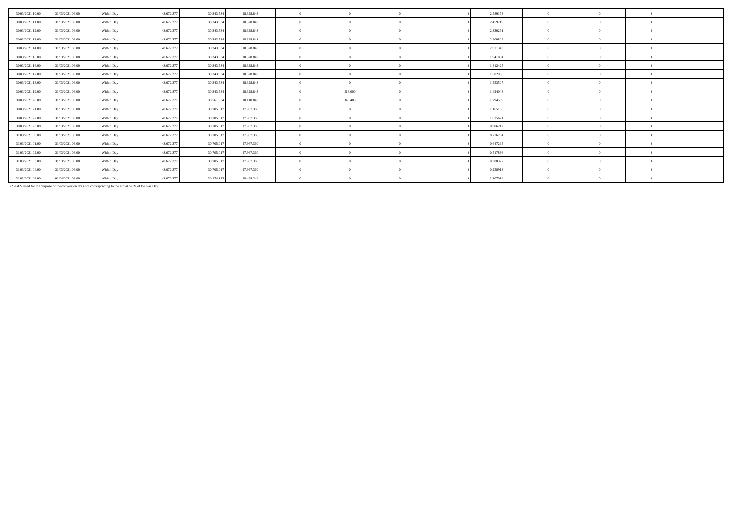|  |  |  |  |  |  |  |  |  |  |  |  |  |  |  |  |
|---|---|---|---|---|---|---|---|---|---|---|---|---|---|---|---|
| 30/03/2021 10.00 | 31/03/2021 06.00 | Within Day | 48.672.377 | 30.343.534 | 18.328.843 | 0 | 0 | 0 |  | 0 | 2,589178 | 0 | 0 | 0 |  |
| 30/03/2021 11.00 | 31/03/2021 06.00 | Within Day | 48.672.377 | 30.343.534 | 18.328.843 | 0 | 0 | 0 |  | 0 | 2,459719 | 0 | 0 | 0 |  |
| 30/03/2021 12.00 | 31/03/2021 06.00 | Within Day | 48.672.377 | 30.343.534 | 18.328.843 | 0 | 0 | 0 |  | 0 | 2,330261 | 0 | 0 | 0 |  |
| 30/03/2021 13.00 | 31/03/2021 06.00 | Within Day | 48.672.377 | 30.343.534 | 18.328.843 | 0 | 0 | 0 |  | 0 | 2,200802 | 0 | 0 | 0 |  |
| 30/03/2021 14.00 | 31/03/2021 06.00 | Within Day | 48.672.377 | 30.343.534 | 18.328.843 | 0 | 0 | 0 |  | 0 | 2,071343 | 0 | 0 | 0 |  |
| 30/03/2021 15.00 | 31/03/2021 06.00 | Within Day | 48.672.377 | 30.343.534 | 18.328.843 | 0 | 0 | 0 |  | 0 | 1,941884 | 0 | 0 | 0 |  |
| 30/03/2021 16.00 | 31/03/2021 06.00 | Within Day | 48.672.377 | 30.343.534 | 18.328.843 | 0 | 0 | 0 |  | 0 | 1,812425 | 0 | 0 | 0 |  |
| 30/03/2021 17.00 | 31/03/2021 06.00 | Within Day | 48.672.377 | 30.343.534 | 18.328.843 | 0 | 0 | 0 |  | 0 | 1,682966 | 0 | 0 | 0 |  |
| 30/03/2021 18.00 | 31/03/2021 06.00 | Within Day | 48.672.377 | 30.343.534 | 18.328.843 | 0 | 0 | 0 |  | 0 | 1,553507 | 0 | 0 | 0 |  |
| 30/03/2021 19.00 | 31/03/2021 06.00 | Within Day | 48.672.377 | 30.343.534 | 18.328.843 | 0 | 218.000 | 0 |  | 0 | 1,424048 | 0 | 0 | 0 |  |
| 30/03/2021 20.00 | 31/03/2021 06.00 | Within Day | 48.672.377 | 30.561.534 | 18.110.843 | 0 | 143.483 | 0 |  | 0 | 1,294589 | 0 | 0 | 0 |  |
| 30/03/2021 21.00 | 31/03/2021 06.00 | Within Day | 48.672.377 | 30.705.017 | 17.967.360 | 0 | 0 | 0 |  | 0 | 1,165130 | 0 | 0 | 0 |  |
| 30/03/2021 22.00 | 31/03/2021 06.00 | Within Day | 48.672.377 | 30.705.017 | 17.967.360 | 0 | 0 | 0 |  | 0 | 1,035671 | 0 | 0 | 0 |  |
| 30/03/2021 23.00 | 31/03/2021 06.00 | Within Day | 48.672.377 | 30.705.017 | 17.967.360 | 0 | 0 | 0 |  | 0 | 0,906212 | 0 | 0 | 0 |  |
| 31/03/2021 00.00 | 31/03/2021 06.00 | Within Day | 48.672.377 | 30.705.017 | 17.967.360 | 0 | 0 | 0 |  | 0 | 0,776754 | 0 | 0 | 0 |  |
| 31/03/2021 01.00 | 31/03/2021 06.00 | Within Day | 48.672.377 | 30.705.017 | 17.967.360 | 0 | 0 | 0 |  | 0 | 0,647295 | 0 | 0 | 0 |  |
| 31/03/2021 02.00 | 31/03/2021 06.00 | Within Day | 48.672.377 | 30.705.017 | 17.967.360 | 0 | 0 | 0 |  | 0 | 0,517836 | 0 | 0 | 0 |  |
| 31/03/2021 03.00 | 31/03/2021 06.00 | Within Day | 48.672.377 | 30.705.017 | 17.967.360 | 0 | 0 | 0 |  | 0 | 0,388377 | 0 | 0 | 0 |  |
| 31/03/2021 04.00 | 31/03/2021 06.00 | Within Day | 48.672.377 | 30.705.017 | 17.967.360 | 0 | 0 | 0 |  | 0 | 0,258918 | 0 | 0 | 0 |  |
| 31/03/2021 06.00 | 01/04/2021 06.00 | Within Day | 48.672.377 | 30.174.133 | 18.498.244 | 0 | 0 | 0 |  | 0 | 3,107014 | 0 | 0 | 0 |  |

(*) GCV used for the purpose of the conversion does not corresponding to the actual GCV of the Gas Day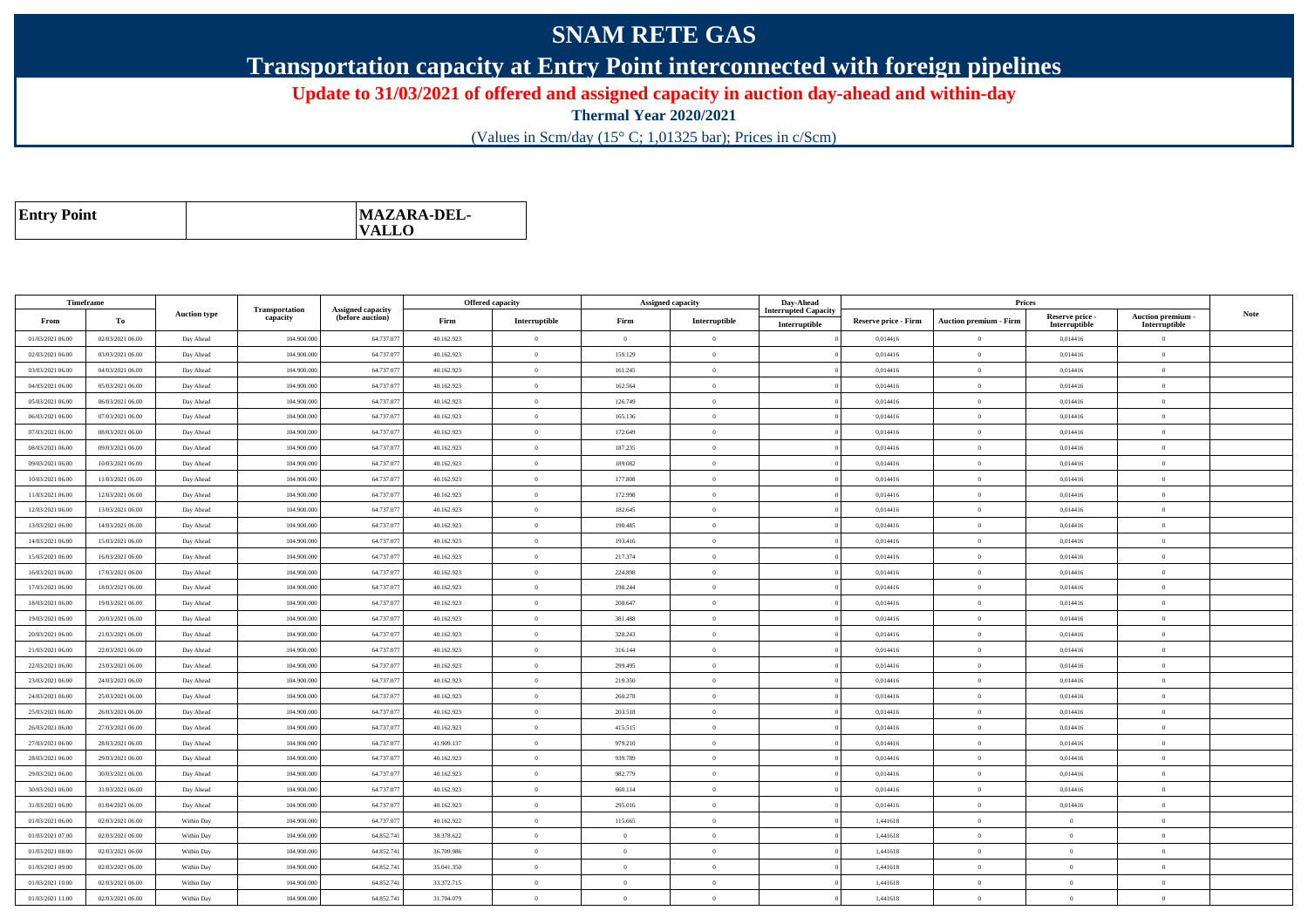# SNAM RETE GAS

## Transportation capacity at Entry Point interconnected with foreign pipelines

**Update to 31/03/2021 of offered and assigned capacity in auction day-ahead and within-day**

**Thermal Year 2020/2021**

(Values in Scm/day (15° C; 1,01325 bar); Prices in c/Scm)

| Entry Point | | MAZARA-DEL-VALLO |
|---|---|---|

| Timeframe | | Auction type | Transportation capacity | Assigned capacity (before auction) | Offered capacity | | Assigned capacity | | Day-Ahead Interrupted Capacity | Prices | | | | Note |
|---|---|---|---|---|---|---|---|---|---|---|---|---|---|---|
| From | To | | | | Firm | Interruptible | Firm | Interruptible | Interruptible | Reserve price - Firm | Auction premium - Firm | Reserve price - Interruptible | Auction premium - Interruptible | |
| 01/03/2021 06.00 | 02/03/2021 06.00 | Day Ahead | 104.900.000 | 64.737.077 | 40.162.923 | 0 | 0 | 0 | 0 | 0,014416 | 0 | 0,014416 | 0 | |
| 02/03/2021 06.00 | 03/03/2021 06.00 | Day Ahead | 104.900.000 | 64.737.077 | 40.162.923 | 0 | 159.129 | 0 | 0 | 0,014416 | 0 | 0,014416 | 0 | |
| 03/03/2021 06.00 | 04/03/2021 06.00 | Day Ahead | 104.900.000 | 64.737.077 | 40.162.923 | 0 | 161.245 | 0 | 0 | 0,014416 | 0 | 0,014416 | 0 | |
| 04/03/2021 06.00 | 05/03/2021 06.00 | Day Ahead | 104.900.000 | 64.737.077 | 40.162.923 | 0 | 162.564 | 0 | 0 | 0,014416 | 0 | 0,014416 | 0 | |
| 05/03/2021 06.00 | 06/03/2021 06.00 | Day Ahead | 104.900.000 | 64.737.077 | 40.162.923 | 0 | 126.749 | 0 | 0 | 0,014416 | 0 | 0,014416 | 0 | |
| 06/03/2021 06.00 | 07/03/2021 06.00 | Day Ahead | 104.900.000 | 64.737.077 | 40.162.923 | 0 | 165.136 | 0 | 0 | 0,014416 | 0 | 0,014416 | 0 | |
| 07/03/2021 06.00 | 08/03/2021 06.00 | Day Ahead | 104.900.000 | 64.737.077 | 40.162.923 | 0 | 172.649 | 0 | 0 | 0,014416 | 0 | 0,014416 | 0 | |
| 08/03/2021 06.00 | 09/03/2021 06.00 | Day Ahead | 104.900.000 | 64.737.077 | 40.162.923 | 0 | 187.235 | 0 | 0 | 0,014416 | 0 | 0,014416 | 0 | |
| 09/03/2021 06.00 | 10/03/2021 06.00 | Day Ahead | 104.900.000 | 64.737.077 | 40.162.923 | 0 | 189.082 | 0 | 0 | 0,014416 | 0 | 0,014416 | 0 | |
| 10/03/2021 06.00 | 11/03/2021 06.00 | Day Ahead | 104.900.000 | 64.737.077 | 40.162.923 | 0 | 177.808 | 0 | 0 | 0,014416 | 0 | 0,014416 | 0 | |
| 11/03/2021 06.00 | 12/03/2021 06.00 | Day Ahead | 104.900.000 | 64.737.077 | 40.162.923 | 0 | 172.998 | 0 | 0 | 0,014416 | 0 | 0,014416 | 0 | |
| 12/03/2021 06.00 | 13/03/2021 06.00 | Day Ahead | 104.900.000 | 64.737.077 | 40.162.923 | 0 | 182.645 | 0 | 0 | 0,014416 | 0 | 0,014416 | 0 | |
| 13/03/2021 06.00 | 14/03/2021 06.00 | Day Ahead | 104.900.000 | 64.737.077 | 40.162.923 | 0 | 190.485 | 0 | 0 | 0,014416 | 0 | 0,014416 | 0 | |
| 14/03/2021 06.00 | 15/03/2021 06.00 | Day Ahead | 104.900.000 | 64.737.077 | 40.162.923 | 0 | 193.416 | 0 | 0 | 0,014416 | 0 | 0,014416 | 0 | |
| 15/03/2021 06.00 | 16/03/2021 06.00 | Day Ahead | 104.900.000 | 64.737.077 | 40.162.923 | 0 | 217.374 | 0 | 0 | 0,014416 | 0 | 0,014416 | 0 | |
| 16/03/2021 06.00 | 17/03/2021 06.00 | Day Ahead | 104.900.000 | 64.737.077 | 40.162.923 | 0 | 224.898 | 0 | 0 | 0,014416 | 0 | 0,014416 | 0 | |
| 17/03/2021 06.00 | 18/03/2021 06.00 | Day Ahead | 104.900.000 | 64.737.077 | 40.162.923 | 0 | 198.244 | 0 | 0 | 0,014416 | 0 | 0,014416 | 0 | |
| 18/03/2021 06.00 | 19/03/2021 06.00 | Day Ahead | 104.900.000 | 64.737.077 | 40.162.923 | 0 | 208.647 | 0 | 0 | 0,014416 | 0 | 0,014416 | 0 | |
| 19/03/2021 06.00 | 20/03/2021 06.00 | Day Ahead | 104.900.000 | 64.737.077 | 40.162.923 | 0 | 381.488 | 0 | 0 | 0,014416 | 0 | 0,014416 | 0 | |
| 20/03/2021 06.00 | 21/03/2021 06.00 | Day Ahead | 104.900.000 | 64.737.077 | 40.162.923 | 0 | 328.243 | 0 | 0 | 0,014416 | 0 | 0,014416 | 0 | |
| 21/03/2021 06.00 | 22/03/2021 06.00 | Day Ahead | 104.900.000 | 64.737.077 | 40.162.923 | 0 | 316.144 | 0 | 0 | 0,014416 | 0 | 0,014416 | 0 | |
| 22/03/2021 06.00 | 23/03/2021 06.00 | Day Ahead | 104.900.000 | 64.737.077 | 40.162.923 | 0 | 299.495 | 0 | 0 | 0,014416 | 0 | 0,014416 | 0 | |
| 23/03/2021 06.00 | 24/03/2021 06.00 | Day Ahead | 104.900.000 | 64.737.077 | 40.162.923 | 0 | 219.350 | 0 | 0 | 0,014416 | 0 | 0,014416 | 0 | |
| 24/03/2021 06.00 | 25/03/2021 06.00 | Day Ahead | 104.900.000 | 64.737.077 | 40.162.923 | 0 | 260.278 | 0 | 0 | 0,014416 | 0 | 0,014416 | 0 | |
| 25/03/2021 06.00 | 26/03/2021 06.00 | Day Ahead | 104.900.000 | 64.737.077 | 40.162.923 | 0 | 203.518 | 0 | 0 | 0,014416 | 0 | 0,014416 | 0 | |
| 26/03/2021 06.00 | 27/03/2021 06.00 | Day Ahead | 104.900.000 | 64.737.077 | 40.162.923 | 0 | 415.515 | 0 | 0 | 0,014416 | 0 | 0,014416 | 0 | |
| 27/03/2021 06.00 | 28/03/2021 06.00 | Day Ahead | 104.900.000 | 64.737.077 | 41.909.137 | 0 | 979.210 | 0 | 0 | 0,014416 | 0 | 0,014416 | 0 | |
| 28/03/2021 06.00 | 29/03/2021 06.00 | Day Ahead | 104.900.000 | 64.737.077 | 40.162.923 | 0 | 939.789 | 0 | 0 | 0,014416 | 0 | 0,014416 | 0 | |
| 29/03/2021 06.00 | 30/03/2021 06.00 | Day Ahead | 104.900.000 | 64.737.077 | 40.162.923 | 0 | 982.779 | 0 | 0 | 0,014416 | 0 | 0,014416 | 0 | |
| 30/03/2021 06.00 | 31/03/2021 06.00 | Day Ahead | 104.900.000 | 64.737.077 | 40.162.923 | 0 | 660.114 | 0 | 0 | 0,014416 | 0 | 0,014416 | 0 | |
| 31/03/2021 06.00 | 01/04/2021 06.00 | Day Ahead | 104.900.000 | 64.737.077 | 40.162.923 | 0 | 295.016 | 0 | 0 | 0,014416 | 0 | 0,014416 | 0 | |
| 01/03/2021 06.00 | 02/03/2021 06.00 | Within Day | 104.900.000 | 64.737.077 | 40.162.922 | 0 | 115.665 | 0 | 0 | 1,441618 | 0 | 0 | 0 | |
| 01/03/2021 07.00 | 02/03/2021 06.00 | Within Day | 104.900.000 | 64.852.741 | 38.378.622 | 0 | 0 | 0 | 0 | 1,441618 | 0 | 0 | 0 | |
| 01/03/2021 08.00 | 02/03/2021 06.00 | Within Day | 104.900.000 | 64.852.741 | 36.709.986 | 0 | 0 | 0 | 0 | 1,441618 | 0 | 0 | 0 | |
| 01/03/2021 09.00 | 02/03/2021 06.00 | Within Day | 104.900.000 | 64.852.741 | 35.041.350 | 0 | 0 | 0 | 0 | 1,441618 | 0 | 0 | 0 | |
| 01/03/2021 10.00 | 02/03/2021 06.00 | Within Day | 104.900.000 | 64.852.741 | 33.372.715 | 0 | 0 | 0 | 0 | 1,441618 | 0 | 0 | 0 | |
| 01/03/2021 11.00 | 02/03/2021 06.00 | Within Day | 104.900.000 | 64.852.741 | 31.704.079 | 0 | 0 | 0 | 0 | 1,441618 | 0 | 0 | 0 | |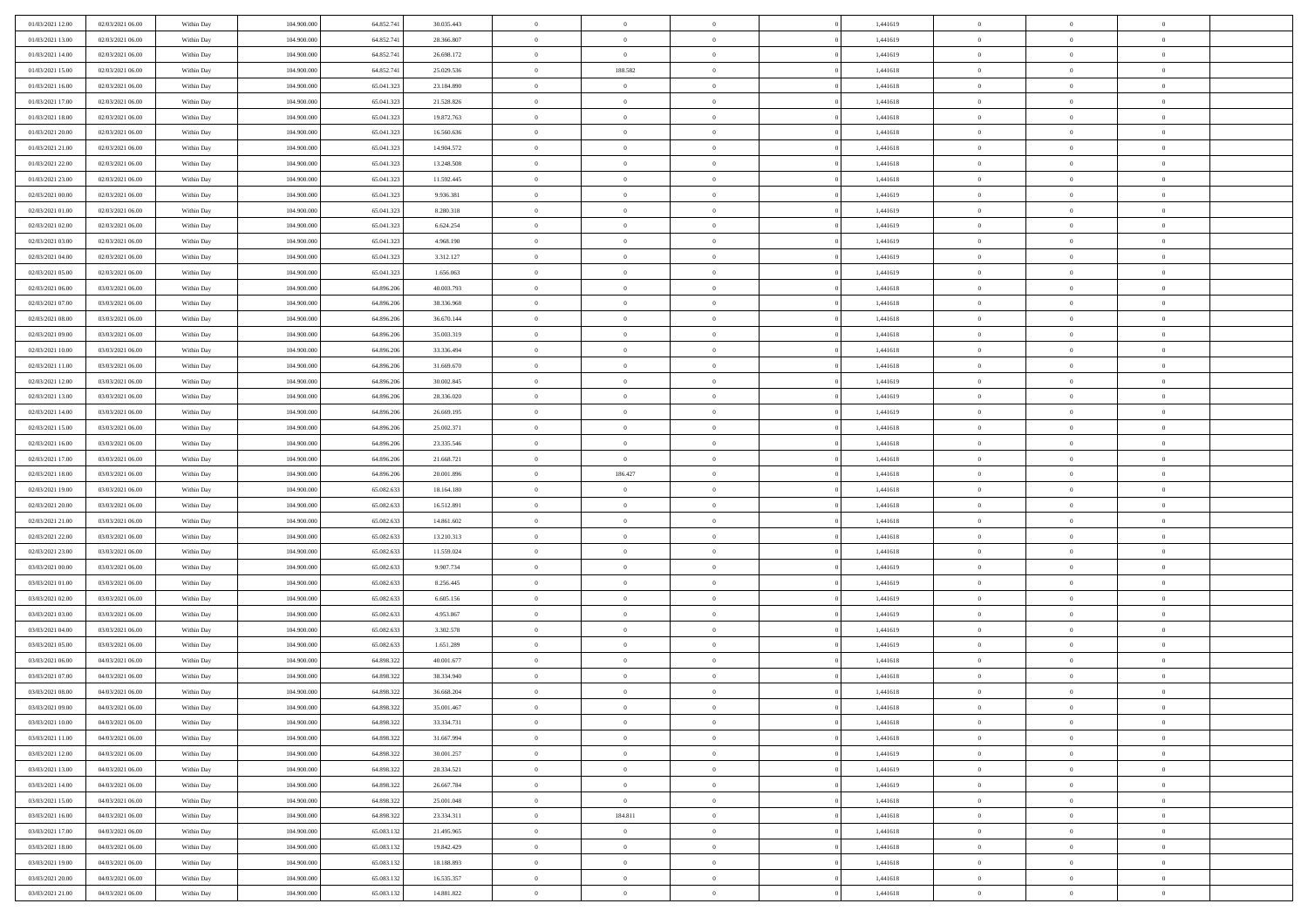| | | | | | | | | | | | | | | |
|---|---|---|---|---|---|---|---|---|---|---|---|---|---|---|
| 01/03/2021 12:00 | 02/03/2021 06:00 | Within Day | 104.900.000 | 64.852.741 | 30.035.443 | 0 | 0 | 0 | | 1,441619 | 0 | 0 | 0 | |
| 01/03/2021 13:00 | 02/03/2021 06:00 | Within Day | 104.900.000 | 64.852.741 | 28.366.807 | 0 | 0 | 0 | | 1,441619 | 0 | 0 | 0 | |
| 01/03/2021 14:00 | 02/03/2021 06:00 | Within Day | 104.900.000 | 64.852.741 | 26.698.172 | 0 | 0 | 0 | | 1,441619 | 0 | 0 | 0 | |
| 01/03/2021 15:00 | 02/03/2021 06:00 | Within Day | 104.900.000 | 64.852.741 | 25.029.536 | 0 | 188.582 | 0 | | 1,441618 | 0 | 0 | 0 | |
| 01/03/2021 16:00 | 02/03/2021 06:00 | Within Day | 104.900.000 | 65.041.323 | 23.184.890 | 0 | 0 | 0 | | 1,441618 | 0 | 0 | 0 | |
| 01/03/2021 17:00 | 02/03/2021 06:00 | Within Day | 104.900.000 | 65.041.323 | 21.528.826 | 0 | 0 | 0 | | 1,441618 | 0 | 0 | 0 | |
| 01/03/2021 18:00 | 02/03/2021 06:00 | Within Day | 104.900.000 | 65.041.323 | 19.872.763 | 0 | 0 | 0 | | 1,441618 | 0 | 0 | 0 | |
| 01/03/2021 20:00 | 02/03/2021 06:00 | Within Day | 104.900.000 | 65.041.323 | 16.560.636 | 0 | 0 | 0 | | 1,441618 | 0 | 0 | 0 | |
| 01/03/2021 21:00 | 02/03/2021 06:00 | Within Day | 104.900.000 | 65.041.323 | 14.904.572 | 0 | 0 | 0 | | 1,441618 | 0 | 0 | 0 | |
| 01/03/2021 22:00 | 02/03/2021 06:00 | Within Day | 104.900.000 | 65.041.323 | 13.248.508 | 0 | 0 | 0 | | 1,441618 | 0 | 0 | 0 | |
| 01/03/2021 23:00 | 02/03/2021 06:00 | Within Day | 104.900.000 | 65.041.323 | 11.592.445 | 0 | 0 | 0 | | 1,441618 | 0 | 0 | 0 | |
| 02/03/2021 00:00 | 02/03/2021 06:00 | Within Day | 104.900.000 | 65.041.323 | 9.936.381 | 0 | 0 | 0 | | 1,441619 | 0 | 0 | 0 | |
| 02/03/2021 01:00 | 02/03/2021 06:00 | Within Day | 104.900.000 | 65.041.323 | 8.280.318 | 0 | 0 | 0 | | 1,441619 | 0 | 0 | 0 | |
| 02/03/2021 02:00 | 02/03/2021 06:00 | Within Day | 104.900.000 | 65.041.323 | 6.624.254 | 0 | 0 | 0 | | 1,441619 | 0 | 0 | 0 | |
| 02/03/2021 03:00 | 02/03/2021 06:00 | Within Day | 104.900.000 | 65.041.323 | 4.968.190 | 0 | 0 | 0 | | 1,441619 | 0 | 0 | 0 | |
| 02/03/2021 04:00 | 02/03/2021 06:00 | Within Day | 104.900.000 | 65.041.323 | 3.312.127 | 0 | 0 | 0 | | 1,441619 | 0 | 0 | 0 | |
| 02/03/2021 05:00 | 02/03/2021 06:00 | Within Day | 104.900.000 | 65.041.323 | 1.656.063 | 0 | 0 | 0 | | 1,441619 | 0 | 0 | 0 | |
| 02/03/2021 06:00 | 03/03/2021 06:00 | Within Day | 104.900.000 | 64.896.206 | 40.003.793 | 0 | 0 | 0 | | 1,441618 | 0 | 0 | 0 | |
| 02/03/2021 07:00 | 03/03/2021 06:00 | Within Day | 104.900.000 | 64.896.206 | 38.336.968 | 0 | 0 | 0 | | 1,441618 | 0 | 0 | 0 | |
| 02/03/2021 08:00 | 03/03/2021 06:00 | Within Day | 104.900.000 | 64.896.206 | 36.670.144 | 0 | 0 | 0 | | 1,441618 | 0 | 0 | 0 | |
| 02/03/2021 09:00 | 03/03/2021 06:00 | Within Day | 104.900.000 | 64.896.206 | 35.003.319 | 0 | 0 | 0 | | 1,441618 | 0 | 0 | 0 | |
| 02/03/2021 10:00 | 03/03/2021 06:00 | Within Day | 104.900.000 | 64.896.206 | 33.336.494 | 0 | 0 | 0 | | 1,441618 | 0 | 0 | 0 | |
| 02/03/2021 11:00 | 03/03/2021 06:00 | Within Day | 104.900.000 | 64.896.206 | 31.669.670 | 0 | 0 | 0 | | 1,441618 | 0 | 0 | 0 | |
| 02/03/2021 12:00 | 03/03/2021 06:00 | Within Day | 104.900.000 | 64.896.206 | 30.002.845 | 0 | 0 | 0 | | 1,441619 | 0 | 0 | 0 | |
| 02/03/2021 13:00 | 03/03/2021 06:00 | Within Day | 104.900.000 | 64.896.206 | 28.336.020 | 0 | 0 | 0 | | 1,441619 | 0 | 0 | 0 | |
| 02/03/2021 14:00 | 03/03/2021 06:00 | Within Day | 104.900.000 | 64.896.206 | 26.669.195 | 0 | 0 | 0 | | 1,441619 | 0 | 0 | 0 | |
| 02/03/2021 15:00 | 03/03/2021 06:00 | Within Day | 104.900.000 | 64.896.206 | 25.002.371 | 0 | 0 | 0 | | 1,441618 | 0 | 0 | 0 | |
| 02/03/2021 16:00 | 03/03/2021 06:00 | Within Day | 104.900.000 | 64.896.206 | 23.335.546 | 0 | 0 | 0 | | 1,441618 | 0 | 0 | 0 | |
| 02/03/2021 17:00 | 03/03/2021 06:00 | Within Day | 104.900.000 | 64.896.206 | 21.668.721 | 0 | 0 | 0 | | 1,441618 | 0 | 0 | 0 | |
| 02/03/2021 18:00 | 03/03/2021 06:00 | Within Day | 104.900.000 | 64.896.206 | 20.001.896 | 0 | 186.427 | 0 | | 1,441618 | 0 | 0 | 0 | |
| 02/03/2021 19:00 | 03/03/2021 06:00 | Within Day | 104.900.000 | 65.082.633 | 18.164.180 | 0 | 0 | 0 | | 1,441618 | 0 | 0 | 0 | |
| 02/03/2021 20:00 | 03/03/2021 06:00 | Within Day | 104.900.000 | 65.082.633 | 16.512.891 | 0 | 0 | 0 | | 1,441618 | 0 | 0 | 0 | |
| 02/03/2021 21:00 | 03/03/2021 06:00 | Within Day | 104.900.000 | 65.082.633 | 14.861.602 | 0 | 0 | 0 | | 1,441618 | 0 | 0 | 0 | |
| 02/03/2021 22:00 | 03/03/2021 06:00 | Within Day | 104.900.000 | 65.082.633 | 13.210.313 | 0 | 0 | 0 | | 1,441618 | 0 | 0 | 0 | |
| 02/03/2021 23:00 | 03/03/2021 06:00 | Within Day | 104.900.000 | 65.082.633 | 11.559.024 | 0 | 0 | 0 | | 1,441618 | 0 | 0 | 0 | |
| 03/03/2021 00:00 | 03/03/2021 06:00 | Within Day | 104.900.000 | 65.082.633 | 9.907.734 | 0 | 0 | 0 | | 1,441619 | 0 | 0 | 0 | |
| 03/03/2021 01:00 | 03/03/2021 06:00 | Within Day | 104.900.000 | 65.082.633 | 8.256.445 | 0 | 0 | 0 | | 1,441619 | 0 | 0 | 0 | |
| 03/03/2021 02:00 | 03/03/2021 06:00 | Within Day | 104.900.000 | 65.082.633 | 6.605.156 | 0 | 0 | 0 | | 1,441619 | 0 | 0 | 0 | |
| 03/03/2021 03:00 | 03/03/2021 06:00 | Within Day | 104.900.000 | 65.082.633 | 4.953.867 | 0 | 0 | 0 | | 1,441619 | 0 | 0 | 0 | |
| 03/03/2021 04:00 | 03/03/2021 06:00 | Within Day | 104.900.000 | 65.082.633 | 3.302.578 | 0 | 0 | 0 | | 1,441619 | 0 | 0 | 0 | |
| 03/03/2021 05:00 | 03/03/2021 06:00 | Within Day | 104.900.000 | 65.082.633 | 1.651.289 | 0 | 0 | 0 | | 1,441619 | 0 | 0 | 0 | |
| 03/03/2021 06:00 | 04/03/2021 06:00 | Within Day | 104.900.000 | 64.898.322 | 40.001.677 | 0 | 0 | 0 | | 1,441618 | 0 | 0 | 0 | |
| 03/03/2021 07:00 | 04/03/2021 06:00 | Within Day | 104.900.000 | 64.898.322 | 38.334.940 | 0 | 0 | 0 | | 1,441618 | 0 | 0 | 0 | |
| 03/03/2021 08:00 | 04/03/2021 06:00 | Within Day | 104.900.000 | 64.898.322 | 36.668.204 | 0 | 0 | 0 | | 1,441618 | 0 | 0 | 0 | |
| 03/03/2021 09:00 | 04/03/2021 06:00 | Within Day | 104.900.000 | 64.898.322 | 35.001.467 | 0 | 0 | 0 | | 1,441618 | 0 | 0 | 0 | |
| 03/03/2021 10:00 | 04/03/2021 06:00 | Within Day | 104.900.000 | 64.898.322 | 33.334.731 | 0 | 0 | 0 | | 1,441618 | 0 | 0 | 0 | |
| 03/03/2021 11:00 | 04/03/2021 06:00 | Within Day | 104.900.000 | 64.898.322 | 31.667.994 | 0 | 0 | 0 | | 1,441618 | 0 | 0 | 0 | |
| 03/03/2021 12:00 | 04/03/2021 06:00 | Within Day | 104.900.000 | 64.898.322 | 30.001.257 | 0 | 0 | 0 | | 1,441619 | 0 | 0 | 0 | |
| 03/03/2021 13:00 | 04/03/2021 06:00 | Within Day | 104.900.000 | 64.898.322 | 28.334.521 | 0 | 0 | 0 | | 1,441619 | 0 | 0 | 0 | |
| 03/03/2021 14:00 | 04/03/2021 06:00 | Within Day | 104.900.000 | 64.898.322 | 26.667.784 | 0 | 0 | 0 | | 1,441619 | 0 | 0 | 0 | |
| 03/03/2021 15:00 | 04/03/2021 06:00 | Within Day | 104.900.000 | 64.898.322 | 25.001.048 | 0 | 0 | 0 | | 1,441618 | 0 | 0 | 0 | |
| 03/03/2021 16:00 | 04/03/2021 06:00 | Within Day | 104.900.000 | 64.898.322 | 23.334.311 | 0 | 184.811 | 0 | | 1,441618 | 0 | 0 | 0 | |
| 03/03/2021 17:00 | 04/03/2021 06:00 | Within Day | 104.900.000 | 65.083.132 | 21.495.965 | 0 | 0 | 0 | | 1,441618 | 0 | 0 | 0 | |
| 03/03/2021 18:00 | 04/03/2021 06:00 | Within Day | 104.900.000 | 65.083.132 | 19.842.429 | 0 | 0 | 0 | | 1,441618 | 0 | 0 | 0 | |
| 03/03/2021 19:00 | 04/03/2021 06:00 | Within Day | 104.900.000 | 65.083.132 | 18.188.893 | 0 | 0 | 0 | | 1,441618 | 0 | 0 | 0 | |
| 03/03/2021 20:00 | 04/03/2021 06:00 | Within Day | 104.900.000 | 65.083.132 | 16.535.357 | 0 | 0 | 0 | | 1,441618 | 0 | 0 | 0 | |
| 03/03/2021 21:00 | 04/03/2021 06:00 | Within Day | 104.900.000 | 65.083.132 | 14.881.822 | 0 | 0 | 0 | | 1,441618 | 0 | 0 | 0 | |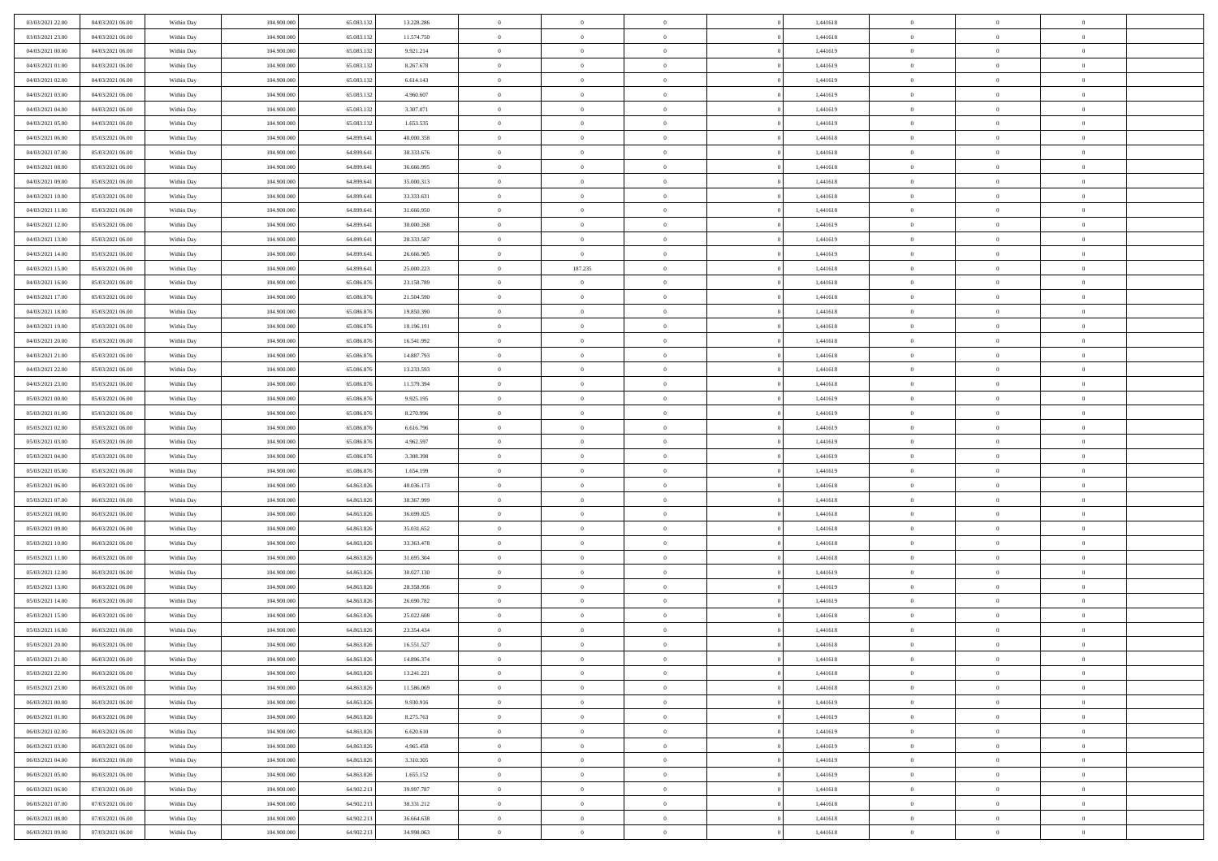| | | | | | | | | | | | | | | |
|---|---|---|---|---|---|---|---|---|---|---|---|---|---|---|
| 03/03/2021 22:00 | 04/03/2021 06:00 | Within Day | 104.900.000 | 65.083.132 | 13.228.286 | 0 | 0 | 0 | | 1,441618 | 0 | 0 | 0 | |
| 03/03/2021 23:00 | 04/03/2021 06:00 | Within Day | 104.900.000 | 65.083.132 | 11.574.750 | 0 | 0 | 0 | | 1,441618 | 0 | 0 | 0 | |
| 04/03/2021 00:00 | 04/03/2021 06:00 | Within Day | 104.900.000 | 65.083.132 | 9.921.214 | 0 | 0 | 0 | | 1,441619 | 0 | 0 | 0 | |
| 04/03/2021 01:00 | 04/03/2021 06:00 | Within Day | 104.900.000 | 65.083.132 | 8.267.678 | 0 | 0 | 0 | | 1,441619 | 0 | 0 | 0 | |
| 04/03/2021 02:00 | 04/03/2021 06:00 | Within Day | 104.900.000 | 65.083.132 | 6.614.143 | 0 | 0 | 0 | | 1,441619 | 0 | 0 | 0 | |
| 04/03/2021 03:00 | 04/03/2021 06:00 | Within Day | 104.900.000 | 65.083.132 | 4.960.607 | 0 | 0 | 0 | | 1,441619 | 0 | 0 | 0 | |
| 04/03/2021 04:00 | 04/03/2021 06:00 | Within Day | 104.900.000 | 65.083.132 | 3.307.071 | 0 | 0 | 0 | | 1,441619 | 0 | 0 | 0 | |
| 04/03/2021 05:00 | 04/03/2021 06:00 | Within Day | 104.900.000 | 65.083.132 | 1.653.535 | 0 | 0 | 0 | | 1,441619 | 0 | 0 | 0 | |
| 04/03/2021 06:00 | 05/03/2021 06:00 | Within Day | 104.900.000 | 64.899.641 | 40.000.358 | 0 | 0 | 0 | | 1,441618 | 0 | 0 | 0 | |
| 04/03/2021 07:00 | 05/03/2021 06:00 | Within Day | 104.900.000 | 64.899.641 | 38.333.676 | 0 | 0 | 0 | | 1,441618 | 0 | 0 | 0 | |
| 04/03/2021 08:00 | 05/03/2021 06:00 | Within Day | 104.900.000 | 64.899.641 | 36.666.995 | 0 | 0 | 0 | | 1,441618 | 0 | 0 | 0 | |
| 04/03/2021 09:00 | 05/03/2021 06:00 | Within Day | 104.900.000 | 64.899.641 | 35.000.313 | 0 | 0 | 0 | | 1,441618 | 0 | 0 | 0 | |
| 04/03/2021 10:00 | 05/03/2021 06:00 | Within Day | 104.900.000 | 64.899.641 | 33.333.631 | 0 | 0 | 0 | | 1,441618 | 0 | 0 | 0 | |
| 04/03/2021 11:00 | 05/03/2021 06:00 | Within Day | 104.900.000 | 64.899.641 | 31.666.950 | 0 | 0 | 0 | | 1,441618 | 0 | 0 | 0 | |
| 04/03/2021 12:00 | 05/03/2021 06:00 | Within Day | 104.900.000 | 64.899.641 | 30.000.268 | 0 | 0 | 0 | | 1,441619 | 0 | 0 | 0 | |
| 04/03/2021 13:00 | 05/03/2021 06:00 | Within Day | 104.900.000 | 64.899.641 | 28.333.587 | 0 | 0 | 0 | | 1,441619 | 0 | 0 | 0 | |
| 04/03/2021 14:00 | 05/03/2021 06:00 | Within Day | 104.900.000 | 64.899.641 | 26.666.905 | 0 | 0 | 0 | | 1,441619 | 0 | 0 | 0 | |
| 04/03/2021 15:00 | 05/03/2021 06:00 | Within Day | 104.900.000 | 64.899.641 | 25.000.223 | 0 | 187.235 | 0 | | 1,441618 | 0 | 0 | 0 | |
| 04/03/2021 16:00 | 05/03/2021 06:00 | Within Day | 104.900.000 | 65.086.876 | 23.158.789 | 0 | 0 | 0 | | 1,441618 | 0 | 0 | 0 | |
| 04/03/2021 17:00 | 05/03/2021 06:00 | Within Day | 104.900.000 | 65.086.876 | 21.504.590 | 0 | 0 | 0 | | 1,441618 | 0 | 0 | 0 | |
| 04/03/2021 18:00 | 05/03/2021 06:00 | Within Day | 104.900.000 | 65.086.876 | 19.850.390 | 0 | 0 | 0 | | 1,441618 | 0 | 0 | 0 | |
| 04/03/2021 19:00 | 05/03/2021 06:00 | Within Day | 104.900.000 | 65.086.876 | 18.196.191 | 0 | 0 | 0 | | 1,441618 | 0 | 0 | 0 | |
| 04/03/2021 20:00 | 05/03/2021 06:00 | Within Day | 104.900.000 | 65.086.876 | 16.541.992 | 0 | 0 | 0 | | 1,441618 | 0 | 0 | 0 | |
| 04/03/2021 21:00 | 05/03/2021 06:00 | Within Day | 104.900.000 | 65.086.876 | 14.887.793 | 0 | 0 | 0 | | 1,441618 | 0 | 0 | 0 | |
| 04/03/2021 22:00 | 05/03/2021 06:00 | Within Day | 104.900.000 | 65.086.876 | 13.233.593 | 0 | 0 | 0 | | 1,441618 | 0 | 0 | 0 | |
| 04/03/2021 23:00 | 05/03/2021 06:00 | Within Day | 104.900.000 | 65.086.876 | 11.579.394 | 0 | 0 | 0 | | 1,441618 | 0 | 0 | 0 | |
| 05/03/2021 00:00 | 05/03/2021 06:00 | Within Day | 104.900.000 | 65.086.876 | 9.925.195 | 0 | 0 | 0 | | 1,441619 | 0 | 0 | 0 | |
| 05/03/2021 01:00 | 05/03/2021 06:00 | Within Day | 104.900.000 | 65.086.876 | 8.270.996 | 0 | 0 | 0 | | 1,441619 | 0 | 0 | 0 | |
| 05/03/2021 02:00 | 05/03/2021 06:00 | Within Day | 104.900.000 | 65.086.876 | 6.616.796 | 0 | 0 | 0 | | 1,441619 | 0 | 0 | 0 | |
| 05/03/2021 03:00 | 05/03/2021 06:00 | Within Day | 104.900.000 | 65.086.876 | 4.962.597 | 0 | 0 | 0 | | 1,441619 | 0 | 0 | 0 | |
| 05/03/2021 04:00 | 05/03/2021 06:00 | Within Day | 104.900.000 | 65.086.876 | 3.308.398 | 0 | 0 | 0 | | 1,441619 | 0 | 0 | 0 | |
| 05/03/2021 05:00 | 05/03/2021 06:00 | Within Day | 104.900.000 | 65.086.876 | 1.654.199 | 0 | 0 | 0 | | 1,441619 | 0 | 0 | 0 | |
| 05/03/2021 06:00 | 06/03/2021 06:00 | Within Day | 104.900.000 | 64.863.826 | 40.036.173 | 0 | 0 | 0 | | 1,441618 | 0 | 0 | 0 | |
| 05/03/2021 07:00 | 06/03/2021 06:00 | Within Day | 104.900.000 | 64.863.826 | 38.367.999 | 0 | 0 | 0 | | 1,441618 | 0 | 0 | 0 | |
| 05/03/2021 08:00 | 06/03/2021 06:00 | Within Day | 104.900.000 | 64.863.826 | 36.699.825 | 0 | 0 | 0 | | 1,441618 | 0 | 0 | 0 | |
| 05/03/2021 09:00 | 06/03/2021 06:00 | Within Day | 104.900.000 | 64.863.826 | 35.031.652 | 0 | 0 | 0 | | 1,441618 | 0 | 0 | 0 | |
| 05/03/2021 10:00 | 06/03/2021 06:00 | Within Day | 104.900.000 | 64.863.826 | 33.363.478 | 0 | 0 | 0 | | 1,441618 | 0 | 0 | 0 | |
| 05/03/2021 11:00 | 06/03/2021 06:00 | Within Day | 104.900.000 | 64.863.826 | 31.695.304 | 0 | 0 | 0 | | 1,441618 | 0 | 0 | 0 | |
| 05/03/2021 12:00 | 06/03/2021 06:00 | Within Day | 104.900.000 | 64.863.826 | 30.027.130 | 0 | 0 | 0 | | 1,441619 | 0 | 0 | 0 | |
| 05/03/2021 13:00 | 06/03/2021 06:00 | Within Day | 104.900.000 | 64.863.826 | 28.358.956 | 0 | 0 | 0 | | 1,441619 | 0 | 0 | 0 | |
| 05/03/2021 14:00 | 06/03/2021 06:00 | Within Day | 104.900.000 | 64.863.826 | 26.690.782 | 0 | 0 | 0 | | 1,441619 | 0 | 0 | 0 | |
| 05/03/2021 15:00 | 06/03/2021 06:00 | Within Day | 104.900.000 | 64.863.826 | 25.022.608 | 0 | 0 | 0 | | 1,441618 | 0 | 0 | 0 | |
| 05/03/2021 16:00 | 06/03/2021 06:00 | Within Day | 104.900.000 | 64.863.826 | 23.354.434 | 0 | 0 | 0 | | 1,441618 | 0 | 0 | 0 | |
| 05/03/2021 20:00 | 06/03/2021 06:00 | Within Day | 104.900.000 | 64.863.826 | 16.551.527 | 0 | 0 | 0 | | 1,441618 | 0 | 0 | 0 | |
| 05/03/2021 21:00 | 06/03/2021 06:00 | Within Day | 104.900.000 | 64.863.826 | 14.896.374 | 0 | 0 | 0 | | 1,441618 | 0 | 0 | 0 | |
| 05/03/2021 22:00 | 06/03/2021 06:00 | Within Day | 104.900.000 | 64.863.826 | 13.241.221 | 0 | 0 | 0 | | 1,441618 | 0 | 0 | 0 | |
| 05/03/2021 23:00 | 06/03/2021 06:00 | Within Day | 104.900.000 | 64.863.826 | 11.586.069 | 0 | 0 | 0 | | 1,441618 | 0 | 0 | 0 | |
| 06/03/2021 00:00 | 06/03/2021 06:00 | Within Day | 104.900.000 | 64.863.826 | 9.930.916 | 0 | 0 | 0 | | 1,441619 | 0 | 0 | 0 | |
| 06/03/2021 01:00 | 06/03/2021 06:00 | Within Day | 104.900.000 | 64.863.826 | 8.275.763 | 0 | 0 | 0 | | 1,441619 | 0 | 0 | 0 | |
| 06/03/2021 02:00 | 06/03/2021 06:00 | Within Day | 104.900.000 | 64.863.826 | 6.620.610 | 0 | 0 | 0 | | 1,441619 | 0 | 0 | 0 | |
| 06/03/2021 03:00 | 06/03/2021 06:00 | Within Day | 104.900.000 | 64.863.826 | 4.965.458 | 0 | 0 | 0 | | 1,441619 | 0 | 0 | 0 | |
| 06/03/2021 04:00 | 06/03/2021 06:00 | Within Day | 104.900.000 | 64.863.826 | 3.310.305 | 0 | 0 | 0 | | 1,441619 | 0 | 0 | 0 | |
| 06/03/2021 05:00 | 06/03/2021 06:00 | Within Day | 104.900.000 | 64.863.826 | 1.655.152 | 0 | 0 | 0 | | 1,441619 | 0 | 0 | 0 | |
| 06/03/2021 06:00 | 07/03/2021 06:00 | Within Day | 104.900.000 | 64.902.213 | 39.997.787 | 0 | 0 | 0 | | 1,441618 | 0 | 0 | 0 | |
| 06/03/2021 07:00 | 07/03/2021 06:00 | Within Day | 104.900.000 | 64.902.213 | 38.331.212 | 0 | 0 | 0 | | 1,441618 | 0 | 0 | 0 | |
| 06/03/2021 08:00 | 07/03/2021 06:00 | Within Day | 104.900.000 | 64.902.213 | 36.664.638 | 0 | 0 | 0 | | 1,441618 | 0 | 0 | 0 | |
| 06/03/2021 09:00 | 07/03/2021 06:00 | Within Day | 104.900.000 | 64.902.213 | 34.998.063 | 0 | 0 | 0 | | 1,441618 | 0 | 0 | 0 | |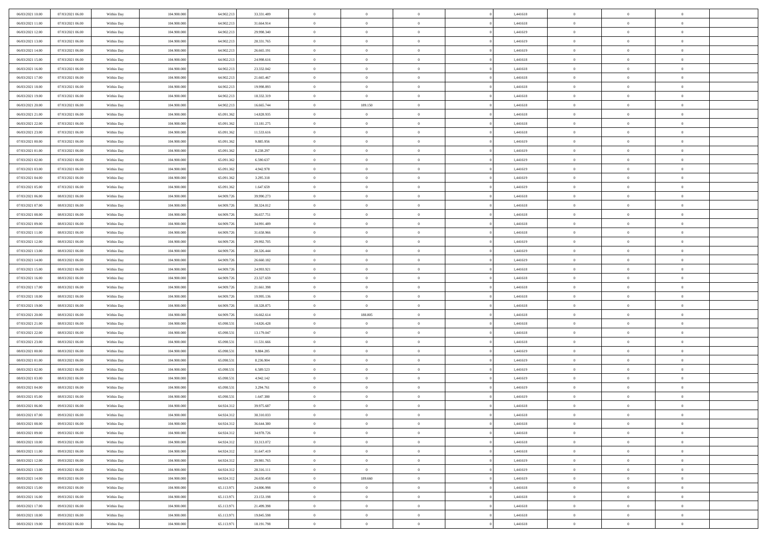| | | | | | | | | | | | | | | |
|---|---|---|---|---|---|---|---|---|---|---|---|---|---|---|
| 06/03/2021 10:00 | 07/03/2021 06:00 | Within Day | 104.900.000 | 64.902.213 | 33.331.489 | 0 | 0 | 0 | | 1,441618 | 0 | 0 | 0 | |
| 06/03/2021 11:00 | 07/03/2021 06:00 | Within Day | 104.900.000 | 64.902.213 | 31.664.914 | 0 | 0 | 0 | | 1,441618 | 0 | 0 | 0 | |
| 06/03/2021 12:00 | 07/03/2021 06:00 | Within Day | 104.900.000 | 64.902.213 | 29.998.340 | 0 | 0 | 0 | | 1,441619 | 0 | 0 | 0 | |
| 06/03/2021 13:00 | 07/03/2021 06:00 | Within Day | 104.900.000 | 64.902.213 | 28.331.765 | 0 | 0 | 0 | | 1,441619 | 0 | 0 | 0 | |
| 06/03/2021 14:00 | 07/03/2021 06:00 | Within Day | 104.900.000 | 64.902.213 | 26.665.191 | 0 | 0 | 0 | | 1,441619 | 0 | 0 | 0 | |
| 06/03/2021 15:00 | 07/03/2021 06:00 | Within Day | 104.900.000 | 64.902.213 | 24.998.616 | 0 | 0 | 0 | | 1,441618 | 0 | 0 | 0 | |
| 06/03/2021 16:00 | 07/03/2021 06:00 | Within Day | 104.900.000 | 64.902.213 | 23.332.042 | 0 | 0 | 0 | | 1,441618 | 0 | 0 | 0 | |
| 06/03/2021 17:00 | 07/03/2021 06:00 | Within Day | 104.900.000 | 64.902.213 | 21.665.467 | 0 | 0 | 0 | | 1,441618 | 0 | 0 | 0 | |
| 06/03/2021 18:00 | 07/03/2021 06:00 | Within Day | 104.900.000 | 64.902.213 | 19.998.893 | 0 | 0 | 0 | | 1,441618 | 0 | 0 | 0 | |
| 06/03/2021 19:00 | 07/03/2021 06:00 | Within Day | 104.900.000 | 64.902.213 | 18.332.319 | 0 | 0 | 0 | | 1,441618 | 0 | 0 | 0 | |
| 06/03/2021 20:00 | 07/03/2021 06:00 | Within Day | 104.900.000 | 64.902.213 | 16.665.744 | 0 | 189.150 | 0 | | 1,441618 | 0 | 0 | 0 | |
| 06/03/2021 21:00 | 07/03/2021 06:00 | Within Day | 104.900.000 | 65.091.362 | 14.828.935 | 0 | 0 | 0 | | 1,441618 | 0 | 0 | 0 | |
| 06/03/2021 22:00 | 07/03/2021 06:00 | Within Day | 104.900.000 | 65.091.362 | 13.181.275 | 0 | 0 | 0 | | 1,441618 | 0 | 0 | 0 | |
| 06/03/2021 23:00 | 07/03/2021 06:00 | Within Day | 104.900.000 | 65.091.362 | 11.533.616 | 0 | 0 | 0 | | 1,441618 | 0 | 0 | 0 | |
| 07/03/2021 00:00 | 07/03/2021 06:00 | Within Day | 104.900.000 | 65.091.362 | 9.885.956 | 0 | 0 | 0 | | 1,441619 | 0 | 0 | 0 | |
| 07/03/2021 01:00 | 07/03/2021 06:00 | Within Day | 104.900.000 | 65.091.362 | 8.238.297 | 0 | 0 | 0 | | 1,441619 | 0 | 0 | 0 | |
| 07/03/2021 02:00 | 07/03/2021 06:00 | Within Day | 104.900.000 | 65.091.362 | 6.590.637 | 0 | 0 | 0 | | 1,441619 | 0 | 0 | 0 | |
| 07/03/2021 03:00 | 07/03/2021 06:00 | Within Day | 104.900.000 | 65.091.362 | 4.942.978 | 0 | 0 | 0 | | 1,441619 | 0 | 0 | 0 | |
| 07/03/2021 04:00 | 07/03/2021 06:00 | Within Day | 104.900.000 | 65.091.362 | 3.295.318 | 0 | 0 | 0 | | 1,441619 | 0 | 0 | 0 | |
| 07/03/2021 05:00 | 07/03/2021 06:00 | Within Day | 104.900.000 | 65.091.362 | 1.647.659 | 0 | 0 | 0 | | 1,441619 | 0 | 0 | 0 | |
| 07/03/2021 06:00 | 08/03/2021 06:00 | Within Day | 104.900.000 | 64.909.726 | 39.990.273 | 0 | 0 | 0 | | 1,441618 | 0 | 0 | 0 | |
| 07/03/2021 07:00 | 08/03/2021 06:00 | Within Day | 104.900.000 | 64.909.726 | 38.324.012 | 0 | 0 | 0 | | 1,441618 | 0 | 0 | 0 | |
| 07/03/2021 08:00 | 08/03/2021 06:00 | Within Day | 104.900.000 | 64.909.726 | 36.657.751 | 0 | 0 | 0 | | 1,441618 | 0 | 0 | 0 | |
| 07/03/2021 09:00 | 08/03/2021 06:00 | Within Day | 104.900.000 | 64.909.726 | 34.991.489 | 0 | 0 | 0 | | 1,441618 | 0 | 0 | 0 | |
| 07/03/2021 11:00 | 08/03/2021 06:00 | Within Day | 104.900.000 | 64.909.726 | 31.658.966 | 0 | 0 | 0 | | 1,441618 | 0 | 0 | 0 | |
| 07/03/2021 12:00 | 08/03/2021 06:00 | Within Day | 104.900.000 | 64.909.726 | 29.992.705 | 0 | 0 | 0 | | 1,441619 | 0 | 0 | 0 | |
| 07/03/2021 13:00 | 08/03/2021 06:00 | Within Day | 104.900.000 | 64.909.726 | 28.326.444 | 0 | 0 | 0 | | 1,441619 | 0 | 0 | 0 | |
| 07/03/2021 14:00 | 08/03/2021 06:00 | Within Day | 104.900.000 | 64.909.726 | 26.660.182 | 0 | 0 | 0 | | 1,441619 | 0 | 0 | 0 | |
| 07/03/2021 15:00 | 08/03/2021 06:00 | Within Day | 104.900.000 | 64.909.726 | 24.993.921 | 0 | 0 | 0 | | 1,441618 | 0 | 0 | 0 | |
| 07/03/2021 16:00 | 08/03/2021 06:00 | Within Day | 104.900.000 | 64.909.726 | 23.327.659 | 0 | 0 | 0 | | 1,441618 | 0 | 0 | 0 | |
| 07/03/2021 17:00 | 08/03/2021 06:00 | Within Day | 104.900.000 | 64.909.726 | 21.661.398 | 0 | 0 | 0 | | 1,441618 | 0 | 0 | 0 | |
| 07/03/2021 18:00 | 08/03/2021 06:00 | Within Day | 104.900.000 | 64.909.726 | 19.995.136 | 0 | 0 | 0 | | 1,441618 | 0 | 0 | 0 | |
| 07/03/2021 19:00 | 08/03/2021 06:00 | Within Day | 104.900.000 | 64.909.726 | 18.328.875 | 0 | 0 | 0 | | 1,441618 | 0 | 0 | 0 | |
| 07/03/2021 20:00 | 08/03/2021 06:00 | Within Day | 104.900.000 | 64.909.726 | 16.662.614 | 0 | 188.805 | 0 | | 1,441618 | 0 | 0 | 0 | |
| 07/03/2021 21:00 | 08/03/2021 06:00 | Within Day | 104.900.000 | 65.098.531 | 14.826.428 | 0 | 0 | 0 | | 1,441618 | 0 | 0 | 0 | |
| 07/03/2021 22:00 | 08/03/2021 06:00 | Within Day | 104.900.000 | 65.098.531 | 13.179.047 | 0 | 0 | 0 | | 1,441618 | 0 | 0 | 0 | |
| 07/03/2021 23:00 | 08/03/2021 06:00 | Within Day | 104.900.000 | 65.098.531 | 11.531.666 | 0 | 0 | 0 | | 1,441618 | 0 | 0 | 0 | |
| 08/03/2021 00:00 | 08/03/2021 06:00 | Within Day | 104.900.000 | 65.098.531 | 9.884.285 | 0 | 0 | 0 | | 1,441619 | 0 | 0 | 0 | |
| 08/03/2021 01:00 | 08/03/2021 06:00 | Within Day | 104.900.000 | 65.098.531 | 8.236.904 | 0 | 0 | 0 | | 1,441619 | 0 | 0 | 0 | |
| 08/03/2021 02:00 | 08/03/2021 06:00 | Within Day | 104.900.000 | 65.098.531 | 6.589.523 | 0 | 0 | 0 | | 1,441619 | 0 | 0 | 0 | |
| 08/03/2021 03:00 | 08/03/2021 06:00 | Within Day | 104.900.000 | 65.098.531 | 4.942.142 | 0 | 0 | 0 | | 1,441619 | 0 | 0 | 0 | |
| 08/03/2021 04:00 | 08/03/2021 06:00 | Within Day | 104.900.000 | 65.098.531 | 3.294.761 | 0 | 0 | 0 | | 1,441619 | 0 | 0 | 0 | |
| 08/03/2021 05:00 | 08/03/2021 06:00 | Within Day | 104.900.000 | 65.098.531 | 1.647.380 | 0 | 0 | 0 | | 1,441619 | 0 | 0 | 0 | |
| 08/03/2021 06:00 | 09/03/2021 06:00 | Within Day | 104.900.000 | 64.924.312 | 39.975.687 | 0 | 0 | 0 | | 1,441618 | 0 | 0 | 0 | |
| 08/03/2021 07:00 | 09/03/2021 06:00 | Within Day | 104.900.000 | 64.924.312 | 38.310.033 | 0 | 0 | 0 | | 1,441618 | 0 | 0 | 0 | |
| 08/03/2021 08:00 | 09/03/2021 06:00 | Within Day | 104.900.000 | 64.924.312 | 36.644.380 | 0 | 0 | 0 | | 1,441618 | 0 | 0 | 0 | |
| 08/03/2021 09:00 | 09/03/2021 06:00 | Within Day | 104.900.000 | 64.924.312 | 34.978.726 | 0 | 0 | 0 | | 1,441618 | 0 | 0 | 0 | |
| 08/03/2021 10:00 | 09/03/2021 06:00 | Within Day | 104.900.000 | 64.924.312 | 33.313.072 | 0 | 0 | 0 | | 1,441618 | 0 | 0 | 0 | |
| 08/03/2021 11:00 | 09/03/2021 06:00 | Within Day | 104.900.000 | 64.924.312 | 31.647.419 | 0 | 0 | 0 | | 1,441618 | 0 | 0 | 0 | |
| 08/03/2021 12:00 | 09/03/2021 06:00 | Within Day | 104.900.000 | 64.924.312 | 29.981.765 | 0 | 0 | 0 | | 1,441619 | 0 | 0 | 0 | |
| 08/03/2021 13:00 | 09/03/2021 06:00 | Within Day | 104.900.000 | 64.924.312 | 28.316.111 | 0 | 0 | 0 | | 1,441619 | 0 | 0 | 0 | |
| 08/03/2021 14:00 | 09/03/2021 06:00 | Within Day | 104.900.000 | 64.924.312 | 26.650.458 | 0 | 189.660 | 0 | | 1,441619 | 0 | 0 | 0 | |
| 08/03/2021 15:00 | 09/03/2021 06:00 | Within Day | 104.900.000 | 65.113.971 | 24.806.998 | 0 | 0 | 0 | | 1,441618 | 0 | 0 | 0 | |
| 08/03/2021 16:00 | 09/03/2021 06:00 | Within Day | 104.900.000 | 65.113.971 | 23.153.198 | 0 | 0 | 0 | | 1,441618 | 0 | 0 | 0 | |
| 08/03/2021 17:00 | 09/03/2021 06:00 | Within Day | 104.900.000 | 65.113.971 | 21.499.398 | 0 | 0 | 0 | | 1,441618 | 0 | 0 | 0 | |
| 08/03/2021 18:00 | 09/03/2021 06:00 | Within Day | 104.900.000 | 65.113.971 | 19.845.598 | 0 | 0 | 0 | | 1,441618 | 0 | 0 | 0 | |
| 08/03/2021 19:00 | 09/03/2021 06:00 | Within Day | 104.900.000 | 65.113.971 | 18.191.798 | 0 | 0 | 0 | | 1,441618 | 0 | 0 | 0 | |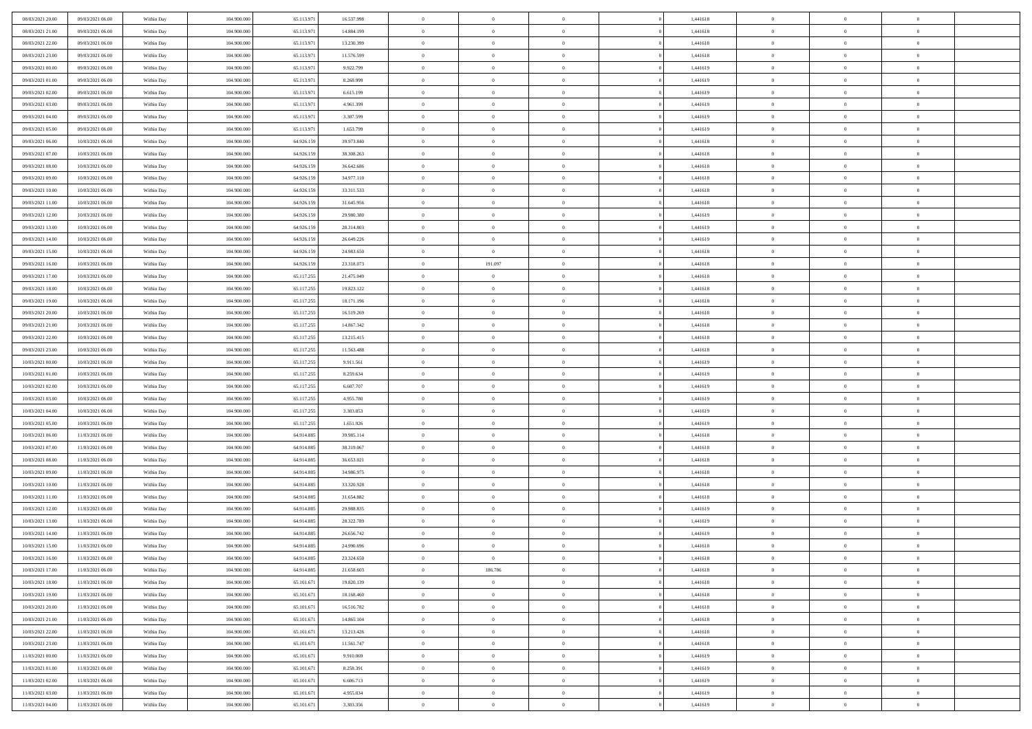| | | | | | | | | | | | | | | |
|---|---|---|---|---|---|---|---|---|---|---|---|---|---|---|
| 08/03/2021 20:00 | 09/03/2021 06:00 | Within Day | 104.900.000 | 65.113.971 | 16.537.998 | 0 | 0 | 0 | | 1,441618 | 0 | 0 | 0 | |
| 08/03/2021 21:00 | 09/03/2021 06:00 | Within Day | 104.900.000 | 65.113.971 | 14.884.199 | 0 | 0 | 0 | | 1,441618 | 0 | 0 | 0 | |
| 08/03/2021 22:00 | 09/03/2021 06:00 | Within Day | 104.900.000 | 65.113.971 | 13.230.399 | 0 | 0 | 0 | | 1,441618 | 0 | 0 | 0 | |
| 08/03/2021 23:00 | 09/03/2021 06:00 | Within Day | 104.900.000 | 65.113.971 | 11.576.599 | 0 | 0 | 0 | | 1,441618 | 0 | 0 | 0 | |
| 09/03/2021 00:00 | 09/03/2021 06:00 | Within Day | 104.900.000 | 65.113.971 | 9.922.799 | 0 | 0 | 0 | | 1,441619 | 0 | 0 | 0 | |
| 09/03/2021 01:00 | 09/03/2021 06:00 | Within Day | 104.900.000 | 65.113.971 | 8.268.999 | 0 | 0 | 0 | | 1,441619 | 0 | 0 | 0 | |
| 09/03/2021 02:00 | 09/03/2021 06:00 | Within Day | 104.900.000 | 65.113.971 | 6.615.199 | 0 | 0 | 0 | | 1,441619 | 0 | 0 | 0 | |
| 09/03/2021 03:00 | 09/03/2021 06:00 | Within Day | 104.900.000 | 65.113.971 | 4.961.399 | 0 | 0 | 0 | | 1,441619 | 0 | 0 | 0 | |
| 09/03/2021 04:00 | 09/03/2021 06:00 | Within Day | 104.900.000 | 65.113.971 | 3.307.599 | 0 | 0 | 0 | | 1,441619 | 0 | 0 | 0 | |
| 09/03/2021 05:00 | 09/03/2021 06:00 | Within Day | 104.900.000 | 65.113.971 | 1.653.799 | 0 | 0 | 0 | | 1,441619 | 0 | 0 | 0 | |
| 09/03/2021 06:00 | 10/03/2021 06:00 | Within Day | 104.900.000 | 64.926.159 | 39.973.840 | 0 | 0 | 0 | | 1,441618 | 0 | 0 | 0 | |
| 09/03/2021 07:00 | 10/03/2021 06:00 | Within Day | 104.900.000 | 64.926.159 | 38.308.263 | 0 | 0 | 0 | | 1,441618 | 0 | 0 | 0 | |
| 09/03/2021 08:00 | 10/03/2021 06:00 | Within Day | 104.900.000 | 64.926.159 | 36.642.686 | 0 | 0 | 0 | | 1,441618 | 0 | 0 | 0 | |
| 09/03/2021 09:00 | 10/03/2021 06:00 | Within Day | 104.900.000 | 64.926.159 | 34.977.110 | 0 | 0 | 0 | | 1,441618 | 0 | 0 | 0 | |
| 09/03/2021 10:00 | 10/03/2021 06:00 | Within Day | 104.900.000 | 64.926.159 | 33.311.533 | 0 | 0 | 0 | | 1,441618 | 0 | 0 | 0 | |
| 09/03/2021 11:00 | 10/03/2021 06:00 | Within Day | 104.900.000 | 64.926.159 | 31.645.956 | 0 | 0 | 0 | | 1,441618 | 0 | 0 | 0 | |
| 09/03/2021 12:00 | 10/03/2021 06:00 | Within Day | 104.900.000 | 64.926.159 | 29.980.380 | 0 | 0 | 0 | | 1,441619 | 0 | 0 | 0 | |
| 09/03/2021 13:00 | 10/03/2021 06:00 | Within Day | 104.900.000 | 64.926.159 | 28.314.803 | 0 | 0 | 0 | | 1,441619 | 0 | 0 | 0 | |
| 09/03/2021 14:00 | 10/03/2021 06:00 | Within Day | 104.900.000 | 64.926.159 | 26.649.226 | 0 | 0 | 0 | | 1,441619 | 0 | 0 | 0 | |
| 09/03/2021 15:00 | 10/03/2021 06:00 | Within Day | 104.900.000 | 64.926.159 | 24.983.650 | 0 | 0 | 0 | | 1,441618 | 0 | 0 | 0 | |
| 09/03/2021 16:00 | 10/03/2021 06:00 | Within Day | 104.900.000 | 64.926.159 | 23.318.073 | 0 | 191.097 | 0 | | 1,441618 | 0 | 0 | 0 | |
| 09/03/2021 17:00 | 10/03/2021 06:00 | Within Day | 104.900.000 | 65.117.255 | 21.475.049 | 0 | 0 | 0 | | 1,441618 | 0 | 0 | 0 | |
| 09/03/2021 18:00 | 10/03/2021 06:00 | Within Day | 104.900.000 | 65.117.255 | 19.823.122 | 0 | 0 | 0 | | 1,441618 | 0 | 0 | 0 | |
| 09/03/2021 19:00 | 10/03/2021 06:00 | Within Day | 104.900.000 | 65.117.255 | 18.171.196 | 0 | 0 | 0 | | 1,441618 | 0 | 0 | 0 | |
| 09/03/2021 20:00 | 10/03/2021 06:00 | Within Day | 104.900.000 | 65.117.255 | 16.519.269 | 0 | 0 | 0 | | 1,441618 | 0 | 0 | 0 | |
| 09/03/2021 21:00 | 10/03/2021 06:00 | Within Day | 104.900.000 | 65.117.255 | 14.867.342 | 0 | 0 | 0 | | 1,441618 | 0 | 0 | 0 | |
| 09/03/2021 22:00 | 10/03/2021 06:00 | Within Day | 104.900.000 | 65.117.255 | 13.215.415 | 0 | 0 | 0 | | 1,441618 | 0 | 0 | 0 | |
| 09/03/2021 23:00 | 10/03/2021 06:00 | Within Day | 104.900.000 | 65.117.255 | 11.563.488 | 0 | 0 | 0 | | 1,441618 | 0 | 0 | 0 | |
| 10/03/2021 00:00 | 10/03/2021 06:00 | Within Day | 104.900.000 | 65.117.255 | 9.911.561 | 0 | 0 | 0 | | 1,441619 | 0 | 0 | 0 | |
| 10/03/2021 01:00 | 10/03/2021 06:00 | Within Day | 104.900.000 | 65.117.255 | 8.259.634 | 0 | 0 | 0 | | 1,441619 | 0 | 0 | 0 | |
| 10/03/2021 02:00 | 10/03/2021 06:00 | Within Day | 104.900.000 | 65.117.255 | 6.607.707 | 0 | 0 | 0 | | 1,441619 | 0 | 0 | 0 | |
| 10/03/2021 03:00 | 10/03/2021 06:00 | Within Day | 104.900.000 | 65.117.255 | 4.955.780 | 0 | 0 | 0 | | 1,441619 | 0 | 0 | 0 | |
| 10/03/2021 04:00 | 10/03/2021 06:00 | Within Day | 104.900.000 | 65.117.255 | 3.303.853 | 0 | 0 | 0 | | 1,441619 | 0 | 0 | 0 | |
| 10/03/2021 05:00 | 10/03/2021 06:00 | Within Day | 104.900.000 | 65.117.255 | 1.651.926 | 0 | 0 | 0 | | 1,441619 | 0 | 0 | 0 | |
| 10/03/2021 06:00 | 11/03/2021 06:00 | Within Day | 104.900.000 | 64.914.885 | 39.985.114 | 0 | 0 | 0 | | 1,441618 | 0 | 0 | 0 | |
| 10/03/2021 07:00 | 11/03/2021 06:00 | Within Day | 104.900.000 | 64.914.885 | 38.319.067 | 0 | 0 | 0 | | 1,441618 | 0 | 0 | 0 | |
| 10/03/2021 08:00 | 11/03/2021 06:00 | Within Day | 104.900.000 | 64.914.885 | 36.653.021 | 0 | 0 | 0 | | 1,441618 | 0 | 0 | 0 | |
| 10/03/2021 09:00 | 11/03/2021 06:00 | Within Day | 104.900.000 | 64.914.885 | 34.986.975 | 0 | 0 | 0 | | 1,441618 | 0 | 0 | 0 | |
| 10/03/2021 10:00 | 11/03/2021 06:00 | Within Day | 104.900.000 | 64.914.885 | 33.320.928 | 0 | 0 | 0 | | 1,441618 | 0 | 0 | 0 | |
| 10/03/2021 11:00 | 11/03/2021 06:00 | Within Day | 104.900.000 | 64.914.885 | 31.654.882 | 0 | 0 | 0 | | 1,441618 | 0 | 0 | 0 | |
| 10/03/2021 12:00 | 11/03/2021 06:00 | Within Day | 104.900.000 | 64.914.885 | 29.988.835 | 0 | 0 | 0 | | 1,441619 | 0 | 0 | 0 | |
| 10/03/2021 13:00 | 11/03/2021 06:00 | Within Day | 104.900.000 | 64.914.885 | 28.322.789 | 0 | 0 | 0 | | 1,441619 | 0 | 0 | 0 | |
| 10/03/2021 14:00 | 11/03/2021 06:00 | Within Day | 104.900.000 | 64.914.885 | 26.656.742 | 0 | 0 | 0 | | 1,441619 | 0 | 0 | 0 | |
| 10/03/2021 15:00 | 11/03/2021 06:00 | Within Day | 104.900.000 | 64.914.885 | 24.990.696 | 0 | 0 | 0 | | 1,441618 | 0 | 0 | 0 | |
| 10/03/2021 16:00 | 11/03/2021 06:00 | Within Day | 104.900.000 | 64.914.885 | 23.324.650 | 0 | 0 | 0 | | 1,441618 | 0 | 0 | 0 | |
| 10/03/2021 17:00 | 11/03/2021 06:00 | Within Day | 104.900.000 | 64.914.885 | 21.658.603 | 0 | 186.786 | 0 | | 1,441618 | 0 | 0 | 0 | |
| 10/03/2021 18:00 | 11/03/2021 06:00 | Within Day | 104.900.000 | 65.101.671 | 19.820.139 | 0 | 0 | 0 | | 1,441618 | 0 | 0 | 0 | |
| 10/03/2021 19:00 | 11/03/2021 06:00 | Within Day | 104.900.000 | 65.101.671 | 18.168.460 | 0 | 0 | 0 | | 1,441618 | 0 | 0 | 0 | |
| 10/03/2021 20:00 | 11/03/2021 06:00 | Within Day | 104.900.000 | 65.101.671 | 16.516.782 | 0 | 0 | 0 | | 1,441618 | 0 | 0 | 0 | |
| 10/03/2021 21:00 | 11/03/2021 06:00 | Within Day | 104.900.000 | 65.101.671 | 14.865.104 | 0 | 0 | 0 | | 1,441618 | 0 | 0 | 0 | |
| 10/03/2021 22:00 | 11/03/2021 06:00 | Within Day | 104.900.000 | 65.101.671 | 13.213.426 | 0 | 0 | 0 | | 1,441618 | 0 | 0 | 0 | |
| 10/03/2021 23:00 | 11/03/2021 06:00 | Within Day | 104.900.000 | 65.101.671 | 11.561.747 | 0 | 0 | 0 | | 1,441618 | 0 | 0 | 0 | |
| 11/03/2021 00:00 | 11/03/2021 06:00 | Within Day | 104.900.000 | 65.101.671 | 9.910.069 | 0 | 0 | 0 | | 1,441619 | 0 | 0 | 0 | |
| 11/03/2021 01:00 | 11/03/2021 06:00 | Within Day | 104.900.000 | 65.101.671 | 8.258.391 | 0 | 0 | 0 | | 1,441619 | 0 | 0 | 0 | |
| 11/03/2021 02:00 | 11/03/2021 06:00 | Within Day | 104.900.000 | 65.101.671 | 6.606.713 | 0 | 0 | 0 | | 1,441619 | 0 | 0 | 0 | |
| 11/03/2021 03:00 | 11/03/2021 06:00 | Within Day | 104.900.000 | 65.101.671 | 4.955.034 | 0 | 0 | 0 | | 1,441619 | 0 | 0 | 0 | |
| 11/03/2021 04:00 | 11/03/2021 06:00 | Within Day | 104.900.000 | 65.101.671 | 3.303.356 | 0 | 0 | 0 | | 1,441619 | 0 | 0 | 0 | |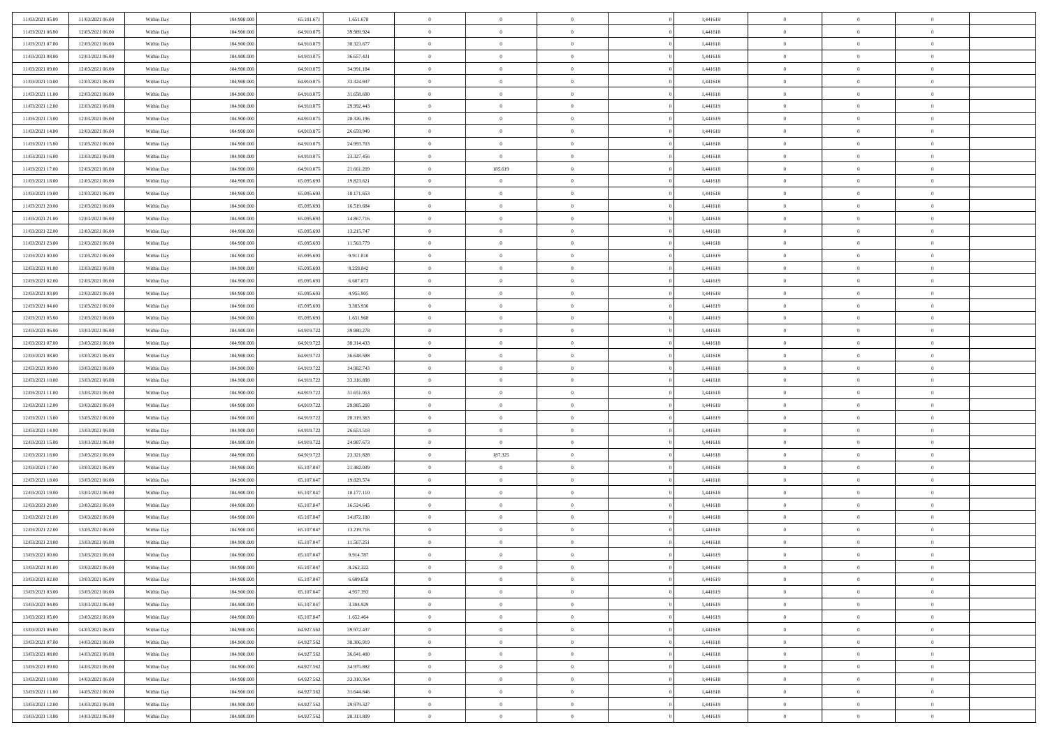| | | | | | | | | | | | | | | | |
|---|---|---|---|---|---|---|---|---|---|---|---|---|---|---|---|
| 11/03/2021 05:00 | 11/03/2021 06:00 | Within Day | 104.900.000 | 65.101.671 | 1.651.678 | 0 | 0 | 0 | | 0 | 1,441619 | 0 | 0 | 0 | |
| 11/03/2021 06:00 | 12/03/2021 06:00 | Within Day | 104.900.000 | 64.910.075 | 39.989.924 | 0 | 0 | 0 | | 0 | 1,441618 | 0 | 0 | 0 | |
| 11/03/2021 07:00 | 12/03/2021 06:00 | Within Day | 104.900.000 | 64.910.075 | 38.323.677 | 0 | 0 | 0 | | 0 | 1,441618 | 0 | 0 | 0 | |
| 11/03/2021 08:00 | 12/03/2021 06:00 | Within Day | 104.900.000 | 64.910.075 | 36.657.431 | 0 | 0 | 0 | | 0 | 1,441618 | 0 | 0 | 0 | |
| 11/03/2021 09:00 | 12/03/2021 06:00 | Within Day | 104.900.000 | 64.910.075 | 34.991.184 | 0 | 0 | 0 | | 0 | 1,441618 | 0 | 0 | 0 | |
| 11/03/2021 10:00 | 12/03/2021 06:00 | Within Day | 104.900.000 | 64.910.075 | 33.324.937 | 0 | 0 | 0 | | 0 | 1,441618 | 0 | 0 | 0 | |
| 11/03/2021 11:00 | 12/03/2021 06:00 | Within Day | 104.900.000 | 64.910.075 | 31.658.690 | 0 | 0 | 0 | | 0 | 1,441618 | 0 | 0 | 0 | |
| 11/03/2021 12:00 | 12/03/2021 06:00 | Within Day | 104.900.000 | 64.910.075 | 29.992.443 | 0 | 0 | 0 | | 0 | 1,441619 | 0 | 0 | 0 | |
| 11/03/2021 13:00 | 12/03/2021 06:00 | Within Day | 104.900.000 | 64.910.075 | 28.326.196 | 0 | 0 | 0 | | 0 | 1,441619 | 0 | 0 | 0 | |
| 11/03/2021 14:00 | 12/03/2021 06:00 | Within Day | 104.900.000 | 64.910.075 | 26.659.949 | 0 | 0 | 0 | | 0 | 1,441619 | 0 | 0 | 0 | |
| 11/03/2021 15:00 | 12/03/2021 06:00 | Within Day | 104.900.000 | 64.910.075 | 24.993.703 | 0 | 0 | 0 | | 0 | 1,441618 | 0 | 0 | 0 | |
| 11/03/2021 16:00 | 12/03/2021 06:00 | Within Day | 104.900.000 | 64.910.075 | 23.327.456 | 0 | 0 | 0 | | 0 | 1,441618 | 0 | 0 | 0 | |
| 11/03/2021 17:00 | 12/03/2021 06:00 | Within Day | 104.900.000 | 64.910.075 | 21.661.209 | 0 | 185.619 | 0 | | 0 | 1,441618 | 0 | 0 | 0 | |
| 11/03/2021 18:00 | 12/03/2021 06:00 | Within Day | 104.900.000 | 65.095.693 | 19.823.621 | 0 | 0 | 0 | | 0 | 1,441618 | 0 | 0 | 0 | |
| 11/03/2021 19:00 | 12/03/2021 06:00 | Within Day | 104.900.000 | 65.095.693 | 18.171.653 | 0 | 0 | 0 | | 0 | 1,441618 | 0 | 0 | 0 | |
| 11/03/2021 20:00 | 12/03/2021 06:00 | Within Day | 104.900.000 | 65.095.693 | 16.519.684 | 0 | 0 | 0 | | 0 | 1,441618 | 0 | 0 | 0 | |
| 11/03/2021 21:00 | 12/03/2021 06:00 | Within Day | 104.900.000 | 65.095.693 | 14.867.716 | 0 | 0 | 0 | | 0 | 1,441618 | 0 | 0 | 0 | |
| 11/03/2021 22:00 | 12/03/2021 06:00 | Within Day | 104.900.000 | 65.095.693 | 13.215.747 | 0 | 0 | 0 | | 0 | 1,441618 | 0 | 0 | 0 | |
| 11/03/2021 23:00 | 12/03/2021 06:00 | Within Day | 104.900.000 | 65.095.693 | 11.563.779 | 0 | 0 | 0 | | 0 | 1,441618 | 0 | 0 | 0 | |
| 12/03/2021 00:00 | 12/03/2021 06:00 | Within Day | 104.900.000 | 65.095.693 | 9.911.810 | 0 | 0 | 0 | | 0 | 1,441619 | 0 | 0 | 0 | |
| 12/03/2021 01:00 | 12/03/2021 06:00 | Within Day | 104.900.000 | 65.095.693 | 8.259.842 | 0 | 0 | 0 | | 0 | 1,441619 | 0 | 0 | 0 | |
| 12/03/2021 02:00 | 12/03/2021 06:00 | Within Day | 104.900.000 | 65.095.693 | 6.607.873 | 0 | 0 | 0 | | 0 | 1,441619 | 0 | 0 | 0 | |
| 12/03/2021 03:00 | 12/03/2021 06:00 | Within Day | 104.900.000 | 65.095.693 | 4.955.905 | 0 | 0 | 0 | | 0 | 1,441619 | 0 | 0 | 0 | |
| 12/03/2021 04:00 | 12/03/2021 06:00 | Within Day | 104.900.000 | 65.095.693 | 3.303.936 | 0 | 0 | 0 | | 0 | 1,441619 | 0 | 0 | 0 | |
| 12/03/2021 05:00 | 12/03/2021 06:00 | Within Day | 104.900.000 | 65.095.693 | 1.651.968 | 0 | 0 | 0 | | 0 | 1,441619 | 0 | 0 | 0 | |
| 12/03/2021 06:00 | 13/03/2021 06:00 | Within Day | 104.900.000 | 64.919.722 | 39.980.278 | 0 | 0 | 0 | | 0 | 1,441618 | 0 | 0 | 0 | |
| 12/03/2021 07:00 | 13/03/2021 06:00 | Within Day | 104.900.000 | 64.919.722 | 38.314.433 | 0 | 0 | 0 | | 0 | 1,441618 | 0 | 0 | 0 | |
| 12/03/2021 08:00 | 13/03/2021 06:00 | Within Day | 104.900.000 | 64.919.722 | 36.648.588 | 0 | 0 | 0 | | 0 | 1,441618 | 0 | 0 | 0 | |
| 12/03/2021 09:00 | 13/03/2021 06:00 | Within Day | 104.900.000 | 64.919.722 | 34.982.743 | 0 | 0 | 0 | | 0 | 1,441618 | 0 | 0 | 0 | |
| 12/03/2021 10:00 | 13/03/2021 06:00 | Within Day | 104.900.000 | 64.919.722 | 33.316.898 | 0 | 0 | 0 | | 0 | 1,441618 | 0 | 0 | 0 | |
| 12/03/2021 11:00 | 13/03/2021 06:00 | Within Day | 104.900.000 | 64.919.722 | 31.651.053 | 0 | 0 | 0 | | 0 | 1,441618 | 0 | 0 | 0 | |
| 12/03/2021 12:00 | 13/03/2021 06:00 | Within Day | 104.900.000 | 64.919.722 | 29.985.208 | 0 | 0 | 0 | | 0 | 1,441619 | 0 | 0 | 0 | |
| 12/03/2021 13:00 | 13/03/2021 06:00 | Within Day | 104.900.000 | 64.919.722 | 28.319.363 | 0 | 0 | 0 | | 0 | 1,441619 | 0 | 0 | 0 | |
| 12/03/2021 14:00 | 13/03/2021 06:00 | Within Day | 104.900.000 | 64.919.722 | 26.653.518 | 0 | 0 | 0 | | 0 | 1,441619 | 0 | 0 | 0 | |
| 12/03/2021 15:00 | 13/03/2021 06:00 | Within Day | 104.900.000 | 64.919.722 | 24.987.673 | 0 | 0 | 0 | | 0 | 1,441618 | 0 | 0 | 0 | |
| 12/03/2021 16:00 | 13/03/2021 06:00 | Within Day | 104.900.000 | 64.919.722 | 23.321.828 | 0 | 187.325 | 0 | | 0 | 1,441618 | 0 | 0 | 0 | |
| 12/03/2021 17:00 | 13/03/2021 06:00 | Within Day | 104.900.000 | 65.107.047 | 21.482.039 | 0 | 0 | 0 | | 0 | 1,441618 | 0 | 0 | 0 | |
| 12/03/2021 18:00 | 13/03/2021 06:00 | Within Day | 104.900.000 | 65.107.047 | 19.829.574 | 0 | 0 | 0 | | 0 | 1,441618 | 0 | 0 | 0 | |
| 12/03/2021 19:00 | 13/03/2021 06:00 | Within Day | 104.900.000 | 65.107.047 | 18.177.110 | 0 | 0 | 0 | | 0 | 1,441618 | 0 | 0 | 0 | |
| 12/03/2021 20:00 | 13/03/2021 06:00 | Within Day | 104.900.000 | 65.107.047 | 16.524.645 | 0 | 0 | 0 | | 0 | 1,441618 | 0 | 0 | 0 | |
| 12/03/2021 21:00 | 13/03/2021 06:00 | Within Day | 104.900.000 | 65.107.047 | 14.872.180 | 0 | 0 | 0 | | 0 | 1,441618 | 0 | 0 | 0 | |
| 12/03/2021 22:00 | 13/03/2021 06:00 | Within Day | 104.900.000 | 65.107.047 | 13.219.716 | 0 | 0 | 0 | | 0 | 1,441618 | 0 | 0 | 0 | |
| 12/03/2021 23:00 | 13/03/2021 06:00 | Within Day | 104.900.000 | 65.107.047 | 11.567.251 | 0 | 0 | 0 | | 0 | 1,441618 | 0 | 0 | 0 | |
| 13/03/2021 00:00 | 13/03/2021 06:00 | Within Day | 104.900.000 | 65.107.047 | 9.914.787 | 0 | 0 | 0 | | 0 | 1,441619 | 0 | 0 | 0 | |
| 13/03/2021 01:00 | 13/03/2021 06:00 | Within Day | 104.900.000 | 65.107.047 | 8.262.322 | 0 | 0 | 0 | | 0 | 1,441619 | 0 | 0 | 0 | |
| 13/03/2021 02:00 | 13/03/2021 06:00 | Within Day | 104.900.000 | 65.107.047 | 6.609.858 | 0 | 0 | 0 | | 0 | 1,441619 | 0 | 0 | 0 | |
| 13/03/2021 03:00 | 13/03/2021 06:00 | Within Day | 104.900.000 | 65.107.047 | 4.957.393 | 0 | 0 | 0 | | 0 | 1,441619 | 0 | 0 | 0 | |
| 13/03/2021 04:00 | 13/03/2021 06:00 | Within Day | 104.900.000 | 65.107.047 | 3.304.929 | 0 | 0 | 0 | | 0 | 1,441619 | 0 | 0 | 0 | |
| 13/03/2021 05:00 | 13/03/2021 06:00 | Within Day | 104.900.000 | 65.107.047 | 1.652.464 | 0 | 0 | 0 | | 0 | 1,441619 | 0 | 0 | 0 | |
| 13/03/2021 06:00 | 14/03/2021 06:00 | Within Day | 104.900.000 | 64.927.562 | 39.972.437 | 0 | 0 | 0 | | 0 | 1,441618 | 0 | 0 | 0 | |
| 13/03/2021 07:00 | 14/03/2021 06:00 | Within Day | 104.900.000 | 64.927.562 | 38.306.919 | 0 | 0 | 0 | | 0 | 1,441618 | 0 | 0 | 0 | |
| 13/03/2021 08:00 | 14/03/2021 06:00 | Within Day | 104.900.000 | 64.927.562 | 36.641.400 | 0 | 0 | 0 | | 0 | 1,441618 | 0 | 0 | 0 | |
| 13/03/2021 09:00 | 14/03/2021 06:00 | Within Day | 104.900.000 | 64.927.562 | 34.975.882 | 0 | 0 | 0 | | 0 | 1,441618 | 0 | 0 | 0 | |
| 13/03/2021 10:00 | 14/03/2021 06:00 | Within Day | 104.900.000 | 64.927.562 | 33.310.364 | 0 | 0 | 0 | | 0 | 1,441618 | 0 | 0 | 0 | |
| 13/03/2021 11:00 | 14/03/2021 06:00 | Within Day | 104.900.000 | 64.927.562 | 31.644.846 | 0 | 0 | 0 | | 0 | 1,441618 | 0 | 0 | 0 | |
| 13/03/2021 12:00 | 14/03/2021 06:00 | Within Day | 104.900.000 | 64.927.562 | 29.979.327 | 0 | 0 | 0 | | 0 | 1,441619 | 0 | 0 | 0 | |
| 13/03/2021 13:00 | 14/03/2021 06:00 | Within Day | 104.900.000 | 64.927.562 | 28.313.809 | 0 | 0 | 0 | | 0 | 1,441619 | 0 | 0 | 0 | |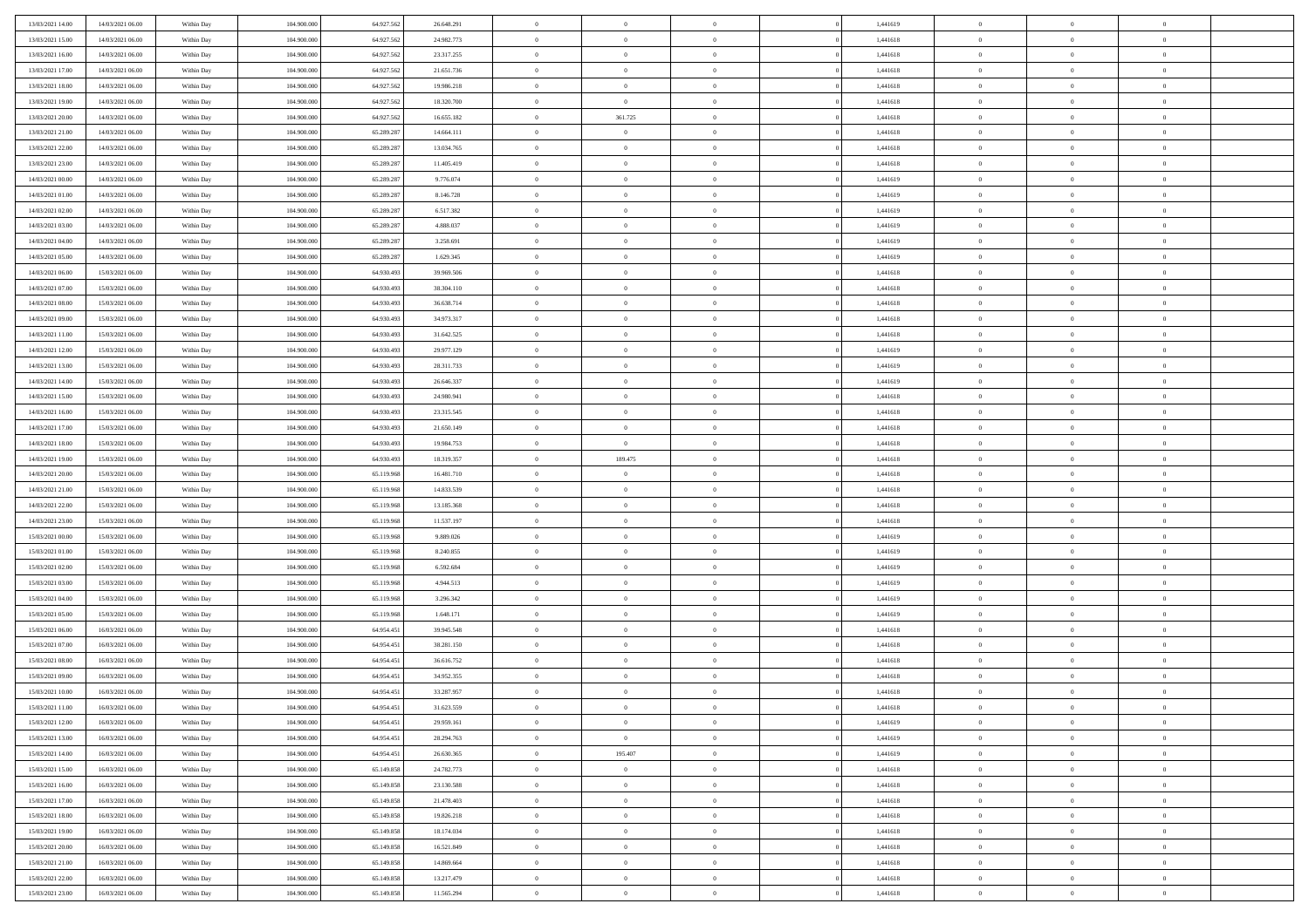| | | | | | | | | | | | | | | |
|---|---|---|---|---|---|---|---|---|---|---|---|---|---|---|
| 13/03/2021 14:00 | 14/03/2021 06:00 | Within Day | 104.900.000 | 64.927.562 | 26.648.291 | 0 | 0 | 0 | | 1,441619 | 0 | 0 | 0 | |
| 13/03/2021 15:00 | 14/03/2021 06:00 | Within Day | 104.900.000 | 64.927.562 | 24.982.773 | 0 | 0 | 0 | | 1,441618 | 0 | 0 | 0 | |
| 13/03/2021 16:00 | 14/03/2021 06:00 | Within Day | 104.900.000 | 64.927.562 | 23.317.255 | 0 | 0 | 0 | | 1,441618 | 0 | 0 | 0 | |
| 13/03/2021 17:00 | 14/03/2021 06:00 | Within Day | 104.900.000 | 64.927.562 | 21.651.736 | 0 | 0 | 0 | | 1,441618 | 0 | 0 | 0 | |
| 13/03/2021 18:00 | 14/03/2021 06:00 | Within Day | 104.900.000 | 64.927.562 | 19.986.218 | 0 | 0 | 0 | | 1,441618 | 0 | 0 | 0 | |
| 13/03/2021 19:00 | 14/03/2021 06:00 | Within Day | 104.900.000 | 64.927.562 | 18.320.700 | 0 | 0 | 0 | | 1,441618 | 0 | 0 | 0 | |
| 13/03/2021 20:00 | 14/03/2021 06:00 | Within Day | 104.900.000 | 64.927.562 | 16.655.182 | 0 | 361.725 | 0 | | 1,441618 | 0 | 0 | 0 | |
| 13/03/2021 21:00 | 14/03/2021 06:00 | Within Day | 104.900.000 | 65.289.287 | 14.664.111 | 0 | 0 | 0 | | 1,441618 | 0 | 0 | 0 | |
| 13/03/2021 22:00 | 14/03/2021 06:00 | Within Day | 104.900.000 | 65.289.287 | 13.034.765 | 0 | 0 | 0 | | 1,441618 | 0 | 0 | 0 | |
| 13/03/2021 23:00 | 14/03/2021 06:00 | Within Day | 104.900.000 | 65.289.287 | 11.405.419 | 0 | 0 | 0 | | 1,441618 | 0 | 0 | 0 | |
| 14/03/2021 00:00 | 14/03/2021 06:00 | Within Day | 104.900.000 | 65.289.287 | 9.776.074 | 0 | 0 | 0 | | 1,441619 | 0 | 0 | 0 | |
| 14/03/2021 01:00 | 14/03/2021 06:00 | Within Day | 104.900.000 | 65.289.287 | 8.146.728 | 0 | 0 | 0 | | 1,441619 | 0 | 0 | 0 | |
| 14/03/2021 02:00 | 14/03/2021 06:00 | Within Day | 104.900.000 | 65.289.287 | 6.517.382 | 0 | 0 | 0 | | 1,441619 | 0 | 0 | 0 | |
| 14/03/2021 03:00 | 14/03/2021 06:00 | Within Day | 104.900.000 | 65.289.287 | 4.888.037 | 0 | 0 | 0 | | 1,441619 | 0 | 0 | 0 | |
| 14/03/2021 04:00 | 14/03/2021 06:00 | Within Day | 104.900.000 | 65.289.287 | 3.258.691 | 0 | 0 | 0 | | 1,441619 | 0 | 0 | 0 | |
| 14/03/2021 05:00 | 14/03/2021 06:00 | Within Day | 104.900.000 | 65.289.287 | 1.629.345 | 0 | 0 | 0 | | 1,441619 | 0 | 0 | 0 | |
| 14/03/2021 06:00 | 15/03/2021 06:00 | Within Day | 104.900.000 | 64.930.493 | 39.969.506 | 0 | 0 | 0 | | 1,441618 | 0 | 0 | 0 | |
| 14/03/2021 07:00 | 15/03/2021 06:00 | Within Day | 104.900.000 | 64.930.493 | 38.304.110 | 0 | 0 | 0 | | 1,441618 | 0 | 0 | 0 | |
| 14/03/2021 08:00 | 15/03/2021 06:00 | Within Day | 104.900.000 | 64.930.493 | 36.638.714 | 0 | 0 | 0 | | 1,441618 | 0 | 0 | 0 | |
| 14/03/2021 09:00 | 15/03/2021 06:00 | Within Day | 104.900.000 | 64.930.493 | 34.973.317 | 0 | 0 | 0 | | 1,441618 | 0 | 0 | 0 | |
| 14/03/2021 11:00 | 15/03/2021 06:00 | Within Day | 104.900.000 | 64.930.493 | 31.642.525 | 0 | 0 | 0 | | 1,441618 | 0 | 0 | 0 | |
| 14/03/2021 12:00 | 15/03/2021 06:00 | Within Day | 104.900.000 | 64.930.493 | 29.977.129 | 0 | 0 | 0 | | 1,441619 | 0 | 0 | 0 | |
| 14/03/2021 13:00 | 15/03/2021 06:00 | Within Day | 104.900.000 | 64.930.493 | 28.311.733 | 0 | 0 | 0 | | 1,441619 | 0 | 0 | 0 | |
| 14/03/2021 14:00 | 15/03/2021 06:00 | Within Day | 104.900.000 | 64.930.493 | 26.646.337 | 0 | 0 | 0 | | 1,441619 | 0 | 0 | 0 | |
| 14/03/2021 15:00 | 15/03/2021 06:00 | Within Day | 104.900.000 | 64.930.493 | 24.980.941 | 0 | 0 | 0 | | 1,441618 | 0 | 0 | 0 | |
| 14/03/2021 16:00 | 15/03/2021 06:00 | Within Day | 104.900.000 | 64.930.493 | 23.315.545 | 0 | 0 | 0 | | 1,441618 | 0 | 0 | 0 | |
| 14/03/2021 17:00 | 15/03/2021 06:00 | Within Day | 104.900.000 | 64.930.493 | 21.650.149 | 0 | 0 | 0 | | 1,441618 | 0 | 0 | 0 | |
| 14/03/2021 18:00 | 15/03/2021 06:00 | Within Day | 104.900.000 | 64.930.493 | 19.984.753 | 0 | 0 | 0 | | 1,441618 | 0 | 0 | 0 | |
| 14/03/2021 19:00 | 15/03/2021 06:00 | Within Day | 104.900.000 | 64.930.493 | 18.319.357 | 0 | 189.475 | 0 | | 1,441618 | 0 | 0 | 0 | |
| 14/03/2021 20:00 | 15/03/2021 06:00 | Within Day | 104.900.000 | 65.119.968 | 16.481.710 | 0 | 0 | 0 | | 1,441618 | 0 | 0 | 0 | |
| 14/03/2021 21:00 | 15/03/2021 06:00 | Within Day | 104.900.000 | 65.119.968 | 14.833.539 | 0 | 0 | 0 | | 1,441618 | 0 | 0 | 0 | |
| 14/03/2021 22:00 | 15/03/2021 06:00 | Within Day | 104.900.000 | 65.119.968 | 13.185.368 | 0 | 0 | 0 | | 1,441618 | 0 | 0 | 0 | |
| 14/03/2021 23:00 | 15/03/2021 06:00 | Within Day | 104.900.000 | 65.119.968 | 11.537.197 | 0 | 0 | 0 | | 1,441618 | 0 | 0 | 0 | |
| 15/03/2021 00:00 | 15/03/2021 06:00 | Within Day | 104.900.000 | 65.119.968 | 9.889.026 | 0 | 0 | 0 | | 1,441619 | 0 | 0 | 0 | |
| 15/03/2021 01:00 | 15/03/2021 06:00 | Within Day | 104.900.000 | 65.119.968 | 8.240.855 | 0 | 0 | 0 | | 1,441619 | 0 | 0 | 0 | |
| 15/03/2021 02:00 | 15/03/2021 06:00 | Within Day | 104.900.000 | 65.119.968 | 6.592.684 | 0 | 0 | 0 | | 1,441619 | 0 | 0 | 0 | |
| 15/03/2021 03:00 | 15/03/2021 06:00 | Within Day | 104.900.000 | 65.119.968 | 4.944.513 | 0 | 0 | 0 | | 1,441619 | 0 | 0 | 0 | |
| 15/03/2021 04:00 | 15/03/2021 06:00 | Within Day | 104.900.000 | 65.119.968 | 3.296.342 | 0 | 0 | 0 | | 1,441619 | 0 | 0 | 0 | |
| 15/03/2021 05:00 | 15/03/2021 06:00 | Within Day | 104.900.000 | 65.119.968 | 1.648.171 | 0 | 0 | 0 | | 1,441619 | 0 | 0 | 0 | |
| 15/03/2021 06:00 | 16/03/2021 06:00 | Within Day | 104.900.000 | 64.954.451 | 39.945.548 | 0 | 0 | 0 | | 1,441618 | 0 | 0 | 0 | |
| 15/03/2021 07:00 | 16/03/2021 06:00 | Within Day | 104.900.000 | 64.954.451 | 38.281.150 | 0 | 0 | 0 | | 1,441618 | 0 | 0 | 0 | |
| 15/03/2021 08:00 | 16/03/2021 06:00 | Within Day | 104.900.000 | 64.954.451 | 36.616.752 | 0 | 0 | 0 | | 1,441618 | 0 | 0 | 0 | |
| 15/03/2021 09:00 | 16/03/2021 06:00 | Within Day | 104.900.000 | 64.954.451 | 34.952.355 | 0 | 0 | 0 | | 1,441618 | 0 | 0 | 0 | |
| 15/03/2021 10:00 | 16/03/2021 06:00 | Within Day | 104.900.000 | 64.954.451 | 33.287.957 | 0 | 0 | 0 | | 1,441618 | 0 | 0 | 0 | |
| 15/03/2021 11:00 | 16/03/2021 06:00 | Within Day | 104.900.000 | 64.954.451 | 31.623.559 | 0 | 0 | 0 | | 1,441618 | 0 | 0 | 0 | |
| 15/03/2021 12:00 | 16/03/2021 06:00 | Within Day | 104.900.000 | 64.954.451 | 29.959.161 | 0 | 0 | 0 | | 1,441619 | 0 | 0 | 0 | |
| 15/03/2021 13:00 | 16/03/2021 06:00 | Within Day | 104.900.000 | 64.954.451 | 28.294.763 | 0 | 0 | 0 | | 1,441619 | 0 | 0 | 0 | |
| 15/03/2021 14:00 | 16/03/2021 06:00 | Within Day | 104.900.000 | 64.954.451 | 26.630.365 | 0 | 195.407 | 0 | | 1,441619 | 0 | 0 | 0 | |
| 15/03/2021 15:00 | 16/03/2021 06:00 | Within Day | 104.900.000 | 65.149.858 | 24.782.773 | 0 | 0 | 0 | | 1,441618 | 0 | 0 | 0 | |
| 15/03/2021 16:00 | 16/03/2021 06:00 | Within Day | 104.900.000 | 65.149.858 | 23.130.588 | 0 | 0 | 0 | | 1,441618 | 0 | 0 | 0 | |
| 15/03/2021 17:00 | 16/03/2021 06:00 | Within Day | 104.900.000 | 65.149.858 | 21.478.403 | 0 | 0 | 0 | | 1,441618 | 0 | 0 | 0 | |
| 15/03/2021 18:00 | 16/03/2021 06:00 | Within Day | 104.900.000 | 65.149.858 | 19.826.218 | 0 | 0 | 0 | | 1,441618 | 0 | 0 | 0 | |
| 15/03/2021 19:00 | 16/03/2021 06:00 | Within Day | 104.900.000 | 65.149.858 | 18.174.034 | 0 | 0 | 0 | | 1,441618 | 0 | 0 | 0 | |
| 15/03/2021 20:00 | 16/03/2021 06:00 | Within Day | 104.900.000 | 65.149.858 | 16.521.849 | 0 | 0 | 0 | | 1,441618 | 0 | 0 | 0 | |
| 15/03/2021 21:00 | 16/03/2021 06:00 | Within Day | 104.900.000 | 65.149.858 | 14.869.664 | 0 | 0 | 0 | | 1,441618 | 0 | 0 | 0 | |
| 15/03/2021 22:00 | 16/03/2021 06:00 | Within Day | 104.900.000 | 65.149.858 | 13.217.479 | 0 | 0 | 0 | | 1,441618 | 0 | 0 | 0 | |
| 15/03/2021 23:00 | 16/03/2021 06:00 | Within Day | 104.900.000 | 65.149.858 | 11.565.294 | 0 | 0 | 0 | | 1,441618 | 0 | 0 | 0 | |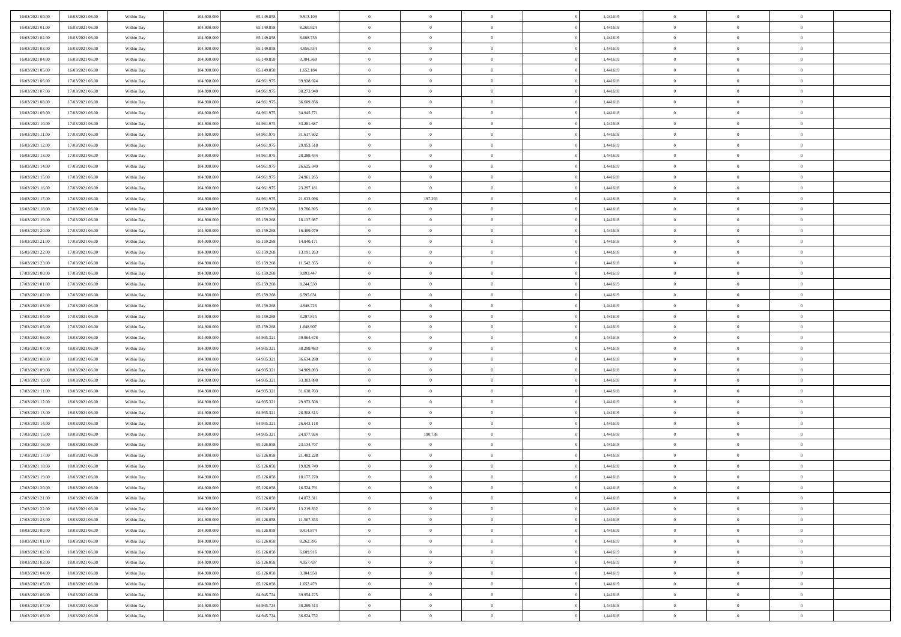| | | | | | | | | | | | | | | |
|---|---|---|---|---|---|---|---|---|---|---|---|---|---|---|
| 16/03/2021 00:00 | 16/03/2021 06:00 | Within Day | 104.900.000 | 65.149.858 | 9.913.109 | 0 | 0 | 0 | | 1,441619 | 0 | 0 | 0 | |
| 16/03/2021 01:00 | 16/03/2021 06:00 | Within Day | 104.900.000 | 65.149.858 | 8.260.924 | 0 | 0 | 0 | | 1,441619 | 0 | 0 | 0 | |
| 16/03/2021 02:00 | 16/03/2021 06:00 | Within Day | 104.900.000 | 65.149.858 | 6.608.739 | 0 | 0 | 0 | | 1,441619 | 0 | 0 | 0 | |
| 16/03/2021 03:00 | 16/03/2021 06:00 | Within Day | 104.900.000 | 65.149.858 | 4.956.554 | 0 | 0 | 0 | | 1,441619 | 0 | 0 | 0 | |
| 16/03/2021 04:00 | 16/03/2021 06:00 | Within Day | 104.900.000 | 65.149.858 | 3.304.369 | 0 | 0 | 0 | | 1,441619 | 0 | 0 | 0 | |
| 16/03/2021 05:00 | 16/03/2021 06:00 | Within Day | 104.900.000 | 65.149.858 | 1.652.184 | 0 | 0 | 0 | | 1,441619 | 0 | 0 | 0 | |
| 16/03/2021 06:00 | 17/03/2021 06:00 | Within Day | 104.900.000 | 64.961.975 | 39.938.024 | 0 | 0 | 0 | | 1,441618 | 0 | 0 | 0 | |
| 16/03/2021 07:00 | 17/03/2021 06:00 | Within Day | 104.900.000 | 64.961.975 | 38.273.940 | 0 | 0 | 0 | | 1,441618 | 0 | 0 | 0 | |
| 16/03/2021 08:00 | 17/03/2021 06:00 | Within Day | 104.900.000 | 64.961.975 | 36.609.856 | 0 | 0 | 0 | | 1,441618 | 0 | 0 | 0 | |
| 16/03/2021 09:00 | 17/03/2021 06:00 | Within Day | 104.900.000 | 64.961.975 | 34.945.771 | 0 | 0 | 0 | | 1,441618 | 0 | 0 | 0 | |
| 16/03/2021 10:00 | 17/03/2021 06:00 | Within Day | 104.900.000 | 64.961.975 | 33.281.687 | 0 | 0 | 0 | | 1,441618 | 0 | 0 | 0 | |
| 16/03/2021 11:00 | 17/03/2021 06:00 | Within Day | 104.900.000 | 64.961.975 | 31.617.602 | 0 | 0 | 0 | | 1,441618 | 0 | 0 | 0 | |
| 16/03/2021 12:00 | 17/03/2021 06:00 | Within Day | 104.900.000 | 64.961.975 | 29.953.518 | 0 | 0 | 0 | | 1,441619 | 0 | 0 | 0 | |
| 16/03/2021 13:00 | 17/03/2021 06:00 | Within Day | 104.900.000 | 64.961.975 | 28.289.434 | 0 | 0 | 0 | | 1,441619 | 0 | 0 | 0 | |
| 16/03/2021 14:00 | 17/03/2021 06:00 | Within Day | 104.900.000 | 64.961.975 | 26.625.349 | 0 | 0 | 0 | | 1,441619 | 0 | 0 | 0 | |
| 16/03/2021 15:00 | 17/03/2021 06:00 | Within Day | 104.900.000 | 64.961.975 | 24.961.265 | 0 | 0 | 0 | | 1,441618 | 0 | 0 | 0 | |
| 16/03/2021 16:00 | 17/03/2021 06:00 | Within Day | 104.900.000 | 64.961.975 | 23.297.181 | 0 | 0 | 0 | | 1,441618 | 0 | 0 | 0 | |
| 16/03/2021 17:00 | 17/03/2021 06:00 | Within Day | 104.900.000 | 64.961.975 | 21.633.096 | 0 | 197.293 | 0 | | 1,441618 | 0 | 0 | 0 | |
| 16/03/2021 18:00 | 17/03/2021 06:00 | Within Day | 104.900.000 | 65.159.268 | 19.786.895 | 0 | 0 | 0 | | 1,441618 | 0 | 0 | 0 | |
| 16/03/2021 19:00 | 17/03/2021 06:00 | Within Day | 104.900.000 | 65.159.268 | 18.137.987 | 0 | 0 | 0 | | 1,441618 | 0 | 0 | 0 | |
| 16/03/2021 20:00 | 17/03/2021 06:00 | Within Day | 104.900.000 | 65.159.268 | 16.489.079 | 0 | 0 | 0 | | 1,441618 | 0 | 0 | 0 | |
| 16/03/2021 21:00 | 17/03/2021 06:00 | Within Day | 104.900.000 | 65.159.268 | 14.840.171 | 0 | 0 | 0 | | 1,441618 | 0 | 0 | 0 | |
| 16/03/2021 22:00 | 17/03/2021 06:00 | Within Day | 104.900.000 | 65.159.268 | 13.191.263 | 0 | 0 | 0 | | 1,441618 | 0 | 0 | 0 | |
| 16/03/2021 23:00 | 17/03/2021 06:00 | Within Day | 104.900.000 | 65.159.268 | 11.542.355 | 0 | 0 | 0 | | 1,441618 | 0 | 0 | 0 | |
| 17/03/2021 00:00 | 17/03/2021 06:00 | Within Day | 104.900.000 | 65.159.268 | 9.893.447 | 0 | 0 | 0 | | 1,441619 | 0 | 0 | 0 | |
| 17/03/2021 01:00 | 17/03/2021 06:00 | Within Day | 104.900.000 | 65.159.268 | 8.244.539 | 0 | 0 | 0 | | 1,441619 | 0 | 0 | 0 | |
| 17/03/2021 02:00 | 17/03/2021 06:00 | Within Day | 104.900.000 | 65.159.268 | 6.595.631 | 0 | 0 | 0 | | 1,441619 | 0 | 0 | 0 | |
| 17/03/2021 03:00 | 17/03/2021 06:00 | Within Day | 104.900.000 | 65.159.268 | 4.946.723 | 0 | 0 | 0 | | 1,441619 | 0 | 0 | 0 | |
| 17/03/2021 04:00 | 17/03/2021 06:00 | Within Day | 104.900.000 | 65.159.268 | 3.297.815 | 0 | 0 | 0 | | 1,441619 | 0 | 0 | 0 | |
| 17/03/2021 05:00 | 17/03/2021 06:00 | Within Day | 104.900.000 | 65.159.268 | 1.648.907 | 0 | 0 | 0 | | 1,441619 | 0 | 0 | 0 | |
| 17/03/2021 06:00 | 18/03/2021 06:00 | Within Day | 104.900.000 | 64.935.321 | 39.964.678 | 0 | 0 | 0 | | 1,441618 | 0 | 0 | 0 | |
| 17/03/2021 07:00 | 18/03/2021 06:00 | Within Day | 104.900.000 | 64.935.321 | 38.299.483 | 0 | 0 | 0 | | 1,441618 | 0 | 0 | 0 | |
| 17/03/2021 08:00 | 18/03/2021 06:00 | Within Day | 104.900.000 | 64.935.321 | 36.634.288 | 0 | 0 | 0 | | 1,441618 | 0 | 0 | 0 | |
| 17/03/2021 09:00 | 18/03/2021 06:00 | Within Day | 104.900.000 | 64.935.321 | 34.969.093 | 0 | 0 | 0 | | 1,441618 | 0 | 0 | 0 | |
| 17/03/2021 10:00 | 18/03/2021 06:00 | Within Day | 104.900.000 | 64.935.321 | 33.303.898 | 0 | 0 | 0 | | 1,441618 | 0 | 0 | 0 | |
| 17/03/2021 11:00 | 18/03/2021 06:00 | Within Day | 104.900.000 | 64.935.321 | 31.638.703 | 0 | 0 | 0 | | 1,441618 | 0 | 0 | 0 | |
| 17/03/2021 12:00 | 18/03/2021 06:00 | Within Day | 104.900.000 | 64.935.321 | 29.973.508 | 0 | 0 | 0 | | 1,441619 | 0 | 0 | 0 | |
| 17/03/2021 13:00 | 18/03/2021 06:00 | Within Day | 104.900.000 | 64.935.321 | 28.308.313 | 0 | 0 | 0 | | 1,441619 | 0 | 0 | 0 | |
| 17/03/2021 14:00 | 18/03/2021 06:00 | Within Day | 104.900.000 | 64.935.321 | 26.643.118 | 0 | 0 | 0 | | 1,441619 | 0 | 0 | 0 | |
| 17/03/2021 15:00 | 18/03/2021 06:00 | Within Day | 104.900.000 | 64.935.321 | 24.977.924 | 0 | 190.738 | 0 | | 1,441618 | 0 | 0 | 0 | |
| 17/03/2021 16:00 | 18/03/2021 06:00 | Within Day | 104.900.000 | 65.126.058 | 23.134.707 | 0 | 0 | 0 | | 1,441618 | 0 | 0 | 0 | |
| 17/03/2021 17:00 | 18/03/2021 06:00 | Within Day | 104.900.000 | 65.126.058 | 21.482.228 | 0 | 0 | 0 | | 1,441618 | 0 | 0 | 0 | |
| 17/03/2021 18:00 | 18/03/2021 06:00 | Within Day | 104.900.000 | 65.126.058 | 19.829.749 | 0 | 0 | 0 | | 1,441618 | 0 | 0 | 0 | |
| 17/03/2021 19:00 | 18/03/2021 06:00 | Within Day | 104.900.000 | 65.126.058 | 18.177.270 | 0 | 0 | 0 | | 1,441618 | 0 | 0 | 0 | |
| 17/03/2021 20:00 | 18/03/2021 06:00 | Within Day | 104.900.000 | 65.126.058 | 16.524.791 | 0 | 0 | 0 | | 1,441618 | 0 | 0 | 0 | |
| 17/03/2021 21:00 | 18/03/2021 06:00 | Within Day | 104.900.000 | 65.126.058 | 14.872.311 | 0 | 0 | 0 | | 1,441618 | 0 | 0 | 0 | |
| 17/03/2021 22:00 | 18/03/2021 06:00 | Within Day | 104.900.000 | 65.126.058 | 13.219.832 | 0 | 0 | 0 | | 1,441618 | 0 | 0 | 0 | |
| 17/03/2021 23:00 | 18/03/2021 06:00 | Within Day | 104.900.000 | 65.126.058 | 11.567.353 | 0 | 0 | 0 | | 1,441618 | 0 | 0 | 0 | |
| 18/03/2021 00:00 | 18/03/2021 06:00 | Within Day | 104.900.000 | 65.126.058 | 9.914.874 | 0 | 0 | 0 | | 1,441619 | 0 | 0 | 0 | |
| 18/03/2021 01:00 | 18/03/2021 06:00 | Within Day | 104.900.000 | 65.126.058 | 8.262.395 | 0 | 0 | 0 | | 1,441619 | 0 | 0 | 0 | |
| 18/03/2021 02:00 | 18/03/2021 06:00 | Within Day | 104.900.000 | 65.126.058 | 6.609.916 | 0 | 0 | 0 | | 1,441619 | 0 | 0 | 0 | |
| 18/03/2021 03:00 | 18/03/2021 06:00 | Within Day | 104.900.000 | 65.126.058 | 4.957.437 | 0 | 0 | 0 | | 1,441619 | 0 | 0 | 0 | |
| 18/03/2021 04:00 | 18/03/2021 06:00 | Within Day | 104.900.000 | 65.126.058 | 3.304.958 | 0 | 0 | 0 | | 1,441619 | 0 | 0 | 0 | |
| 18/03/2021 05:00 | 18/03/2021 06:00 | Within Day | 104.900.000 | 65.126.058 | 1.652.479 | 0 | 0 | 0 | | 1,441619 | 0 | 0 | 0 | |
| 18/03/2021 06:00 | 19/03/2021 06:00 | Within Day | 104.900.000 | 64.945.724 | 39.954.275 | 0 | 0 | 0 | | 1,441618 | 0 | 0 | 0 | |
| 18/03/2021 07:00 | 19/03/2021 06:00 | Within Day | 104.900.000 | 64.945.724 | 38.289.513 | 0 | 0 | 0 | | 1,441618 | 0 | 0 | 0 | |
| 18/03/2021 08:00 | 19/03/2021 06:00 | Within Day | 104.900.000 | 64.945.724 | 36.624.752 | 0 | 0 | 0 | | 1,441618 | 0 | 0 | 0 | |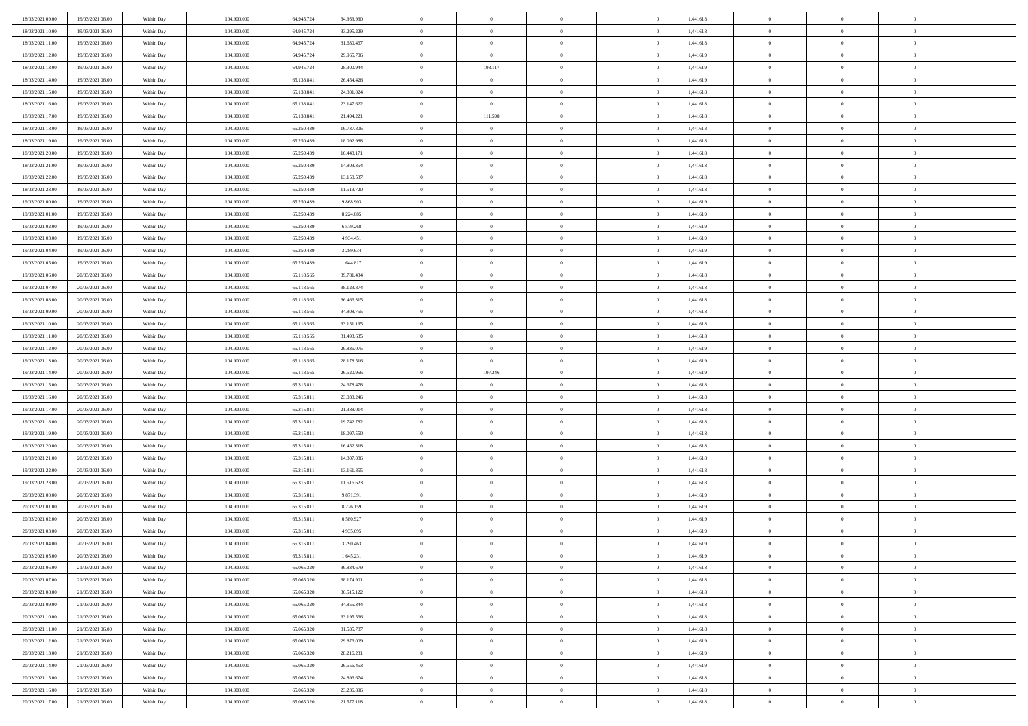| | | | | | | | | | | | | | | |
|---|---|---|---|---|---|---|---|---|---|---|---|---|---|---|
| 18/03/2021 09:00 | 19/03/2021 06:00 | Within Day | 104.900.000 | 64.945.724 | 34.959.990 | 0 | 0 | 0 | | 1,441618 | 0 | 0 | 0 | |
| 18/03/2021 10:00 | 19/03/2021 06:00 | Within Day | 104.900.000 | 64.945.724 | 33.295.229 | 0 | 0 | 0 | | 1,441618 | 0 | 0 | 0 | |
| 18/03/2021 11:00 | 19/03/2021 06:00 | Within Day | 104.900.000 | 64.945.724 | 31.630.467 | 0 | 0 | 0 | | 1,441618 | 0 | 0 | 0 | |
| 18/03/2021 12:00 | 19/03/2021 06:00 | Within Day | 104.900.000 | 64.945.724 | 29.965.706 | 0 | 0 | 0 | | 1,441619 | 0 | 0 | 0 | |
| 18/03/2021 13:00 | 19/03/2021 06:00 | Within Day | 104.900.000 | 64.945.724 | 28.300.944 | 0 | 193.117 | 0 | | 1,441619 | 0 | 0 | 0 | |
| 18/03/2021 14:00 | 19/03/2021 06:00 | Within Day | 104.900.000 | 65.138.841 | 26.454.426 | 0 | 0 | 0 | | 1,441619 | 0 | 0 | 0 | |
| 18/03/2021 15:00 | 19/03/2021 06:00 | Within Day | 104.900.000 | 65.138.841 | 24.801.024 | 0 | 0 | 0 | | 1,441618 | 0 | 0 | 0 | |
| 18/03/2021 16:00 | 19/03/2021 06:00 | Within Day | 104.900.000 | 65.138.841 | 23.147.622 | 0 | 0 | 0 | | 1,441618 | 0 | 0 | 0 | |
| 18/03/2021 17:00 | 19/03/2021 06:00 | Within Day | 104.900.000 | 65.138.841 | 21.494.221 | 0 | 111.598 | 0 | | 1,441618 | 0 | 0 | 0 | |
| 18/03/2021 18:00 | 19/03/2021 06:00 | Within Day | 104.900.000 | 65.250.439 | 19.737.806 | 0 | 0 | 0 | | 1,441618 | 0 | 0 | 0 | |
| 18/03/2021 19:00 | 19/03/2021 06:00 | Within Day | 104.900.000 | 65.250.439 | 18.092.988 | 0 | 0 | 0 | | 1,441618 | 0 | 0 | 0 | |
| 18/03/2021 20:00 | 19/03/2021 06:00 | Within Day | 104.900.000 | 65.250.439 | 16.448.171 | 0 | 0 | 0 | | 1,441618 | 0 | 0 | 0 | |
| 18/03/2021 21:00 | 19/03/2021 06:00 | Within Day | 104.900.000 | 65.250.439 | 14.803.354 | 0 | 0 | 0 | | 1,441618 | 0 | 0 | 0 | |
| 18/03/2021 22:00 | 19/03/2021 06:00 | Within Day | 104.900.000 | 65.250.439 | 13.158.537 | 0 | 0 | 0 | | 1,441618 | 0 | 0 | 0 | |
| 18/03/2021 23:00 | 19/03/2021 06:00 | Within Day | 104.900.000 | 65.250.439 | 11.513.720 | 0 | 0 | 0 | | 1,441618 | 0 | 0 | 0 | |
| 19/03/2021 00:00 | 19/03/2021 06:00 | Within Day | 104.900.000 | 65.250.439 | 9.868.903 | 0 | 0 | 0 | | 1,441619 | 0 | 0 | 0 | |
| 19/03/2021 01:00 | 19/03/2021 06:00 | Within Day | 104.900.000 | 65.250.439 | 8.224.085 | 0 | 0 | 0 | | 1,441619 | 0 | 0 | 0 | |
| 19/03/2021 02:00 | 19/03/2021 06:00 | Within Day | 104.900.000 | 65.250.439 | 6.579.268 | 0 | 0 | 0 | | 1,441619 | 0 | 0 | 0 | |
| 19/03/2021 03:00 | 19/03/2021 06:00 | Within Day | 104.900.000 | 65.250.439 | 4.934.451 | 0 | 0 | 0 | | 1,441619 | 0 | 0 | 0 | |
| 19/03/2021 04:00 | 19/03/2021 06:00 | Within Day | 104.900.000 | 65.250.439 | 3.289.634 | 0 | 0 | 0 | | 1,441619 | 0 | 0 | 0 | |
| 19/03/2021 05:00 | 19/03/2021 06:00 | Within Day | 104.900.000 | 65.250.439 | 1.644.817 | 0 | 0 | 0 | | 1,441619 | 0 | 0 | 0 | |
| 19/03/2021 06:00 | 20/03/2021 06:00 | Within Day | 104.900.000 | 65.118.565 | 39.781.434 | 0 | 0 | 0 | | 1,441618 | 0 | 0 | 0 | |
| 19/03/2021 07:00 | 20/03/2021 06:00 | Within Day | 104.900.000 | 65.118.565 | 38.123.874 | 0 | 0 | 0 | | 1,441618 | 0 | 0 | 0 | |
| 19/03/2021 08:00 | 20/03/2021 06:00 | Within Day | 104.900.000 | 65.118.565 | 36.466.315 | 0 | 0 | 0 | | 1,441618 | 0 | 0 | 0 | |
| 19/03/2021 09:00 | 20/03/2021 06:00 | Within Day | 104.900.000 | 65.118.565 | 34.808.755 | 0 | 0 | 0 | | 1,441618 | 0 | 0 | 0 | |
| 19/03/2021 10:00 | 20/03/2021 06:00 | Within Day | 104.900.000 | 65.118.565 | 33.151.195 | 0 | 0 | 0 | | 1,441618 | 0 | 0 | 0 | |
| 19/03/2021 11:00 | 20/03/2021 06:00 | Within Day | 104.900.000 | 65.118.565 | 31.493.635 | 0 | 0 | 0 | | 1,441618 | 0 | 0 | 0 | |
| 19/03/2021 12:00 | 20/03/2021 06:00 | Within Day | 104.900.000 | 65.118.565 | 29.836.075 | 0 | 0 | 0 | | 1,441619 | 0 | 0 | 0 | |
| 19/03/2021 13:00 | 20/03/2021 06:00 | Within Day | 104.900.000 | 65.118.565 | 28.178.516 | 0 | 0 | 0 | | 1,441619 | 0 | 0 | 0 | |
| 19/03/2021 14:00 | 20/03/2021 06:00 | Within Day | 104.900.000 | 65.118.565 | 26.520.956 | 0 | 197.246 | 0 | | 1,441619 | 0 | 0 | 0 | |
| 19/03/2021 15:00 | 20/03/2021 06:00 | Within Day | 104.900.000 | 65.315.811 | 24.678.478 | 0 | 0 | 0 | | 1,441618 | 0 | 0 | 0 | |
| 19/03/2021 16:00 | 20/03/2021 06:00 | Within Day | 104.900.000 | 65.315.811 | 23.033.246 | 0 | 0 | 0 | | 1,441618 | 0 | 0 | 0 | |
| 19/03/2021 17:00 | 20/03/2021 06:00 | Within Day | 104.900.000 | 65.315.811 | 21.388.014 | 0 | 0 | 0 | | 1,441618 | 0 | 0 | 0 | |
| 19/03/2021 18:00 | 20/03/2021 06:00 | Within Day | 104.900.000 | 65.315.811 | 19.742.782 | 0 | 0 | 0 | | 1,441618 | 0 | 0 | 0 | |
| 19/03/2021 19:00 | 20/03/2021 06:00 | Within Day | 104.900.000 | 65.315.811 | 18.097.550 | 0 | 0 | 0 | | 1,441618 | 0 | 0 | 0 | |
| 19/03/2021 20:00 | 20/03/2021 06:00 | Within Day | 104.900.000 | 65.315.811 | 16.452.318 | 0 | 0 | 0 | | 1,441618 | 0 | 0 | 0 | |
| 19/03/2021 21:00 | 20/03/2021 06:00 | Within Day | 104.900.000 | 65.315.811 | 14.807.086 | 0 | 0 | 0 | | 1,441618 | 0 | 0 | 0 | |
| 19/03/2021 22:00 | 20/03/2021 06:00 | Within Day | 104.900.000 | 65.315.811 | 13.161.855 | 0 | 0 | 0 | | 1,441618 | 0 | 0 | 0 | |
| 19/03/2021 23:00 | 20/03/2021 06:00 | Within Day | 104.900.000 | 65.315.811 | 11.516.623 | 0 | 0 | 0 | | 1,441618 | 0 | 0 | 0 | |
| 20/03/2021 00:00 | 20/03/2021 06:00 | Within Day | 104.900.000 | 65.315.811 | 9.871.391 | 0 | 0 | 0 | | 1,441619 | 0 | 0 | 0 | |
| 20/03/2021 01:00 | 20/03/2021 06:00 | Within Day | 104.900.000 | 65.315.811 | 8.226.159 | 0 | 0 | 0 | | 1,441619 | 0 | 0 | 0 | |
| 20/03/2021 02:00 | 20/03/2021 06:00 | Within Day | 104.900.000 | 65.315.811 | 6.580.927 | 0 | 0 | 0 | | 1,441619 | 0 | 0 | 0 | |
| 20/03/2021 03:00 | 20/03/2021 06:00 | Within Day | 104.900.000 | 65.315.811 | 4.935.695 | 0 | 0 | 0 | | 1,441619 | 0 | 0 | 0 | |
| 20/03/2021 04:00 | 20/03/2021 06:00 | Within Day | 104.900.000 | 65.315.811 | 3.290.463 | 0 | 0 | 0 | | 1,441619 | 0 | 0 | 0 | |
| 20/03/2021 05:00 | 20/03/2021 06:00 | Within Day | 104.900.000 | 65.315.811 | 1.645.231 | 0 | 0 | 0 | | 1,441619 | 0 | 0 | 0 | |
| 20/03/2021 06:00 | 21/03/2021 06:00 | Within Day | 104.900.000 | 65.065.320 | 39.834.679 | 0 | 0 | 0 | | 1,441618 | 0 | 0 | 0 | |
| 20/03/2021 07:00 | 21/03/2021 06:00 | Within Day | 104.900.000 | 65.065.320 | 38.174.901 | 0 | 0 | 0 | | 1,441618 | 0 | 0 | 0 | |
| 20/03/2021 08:00 | 21/03/2021 06:00 | Within Day | 104.900.000 | 65.065.320 | 36.515.122 | 0 | 0 | 0 | | 1,441618 | 0 | 0 | 0 | |
| 20/03/2021 09:00 | 21/03/2021 06:00 | Within Day | 104.900.000 | 65.065.320 | 34.855.344 | 0 | 0 | 0 | | 1,441618 | 0 | 0 | 0 | |
| 20/03/2021 10:00 | 21/03/2021 06:00 | Within Day | 104.900.000 | 65.065.320 | 33.195.566 | 0 | 0 | 0 | | 1,441618 | 0 | 0 | 0 | |
| 20/03/2021 11:00 | 21/03/2021 06:00 | Within Day | 104.900.000 | 65.065.320 | 31.535.787 | 0 | 0 | 0 | | 1,441618 | 0 | 0 | 0 | |
| 20/03/2021 12:00 | 21/03/2021 06:00 | Within Day | 104.900.000 | 65.065.320 | 29.876.009 | 0 | 0 | 0 | | 1,441619 | 0 | 0 | 0 | |
| 20/03/2021 13:00 | 21/03/2021 06:00 | Within Day | 104.900.000 | 65.065.320 | 28.216.231 | 0 | 0 | 0 | | 1,441619 | 0 | 0 | 0 | |
| 20/03/2021 14:00 | 21/03/2021 06:00 | Within Day | 104.900.000 | 65.065.320 | 26.556.453 | 0 | 0 | 0 | | 1,441619 | 0 | 0 | 0 | |
| 20/03/2021 15:00 | 21/03/2021 06:00 | Within Day | 104.900.000 | 65.065.320 | 24.896.674 | 0 | 0 | 0 | | 1,441618 | 0 | 0 | 0 | |
| 20/03/2021 16:00 | 21/03/2021 06:00 | Within Day | 104.900.000 | 65.065.320 | 23.236.896 | 0 | 0 | 0 | | 1,441618 | 0 | 0 | 0 | |
| 20/03/2021 17:00 | 21/03/2021 06:00 | Within Day | 104.900.000 | 65.065.320 | 21.577.118 | 0 | 0 | 0 | | 1,441618 | 0 | 0 | 0 | |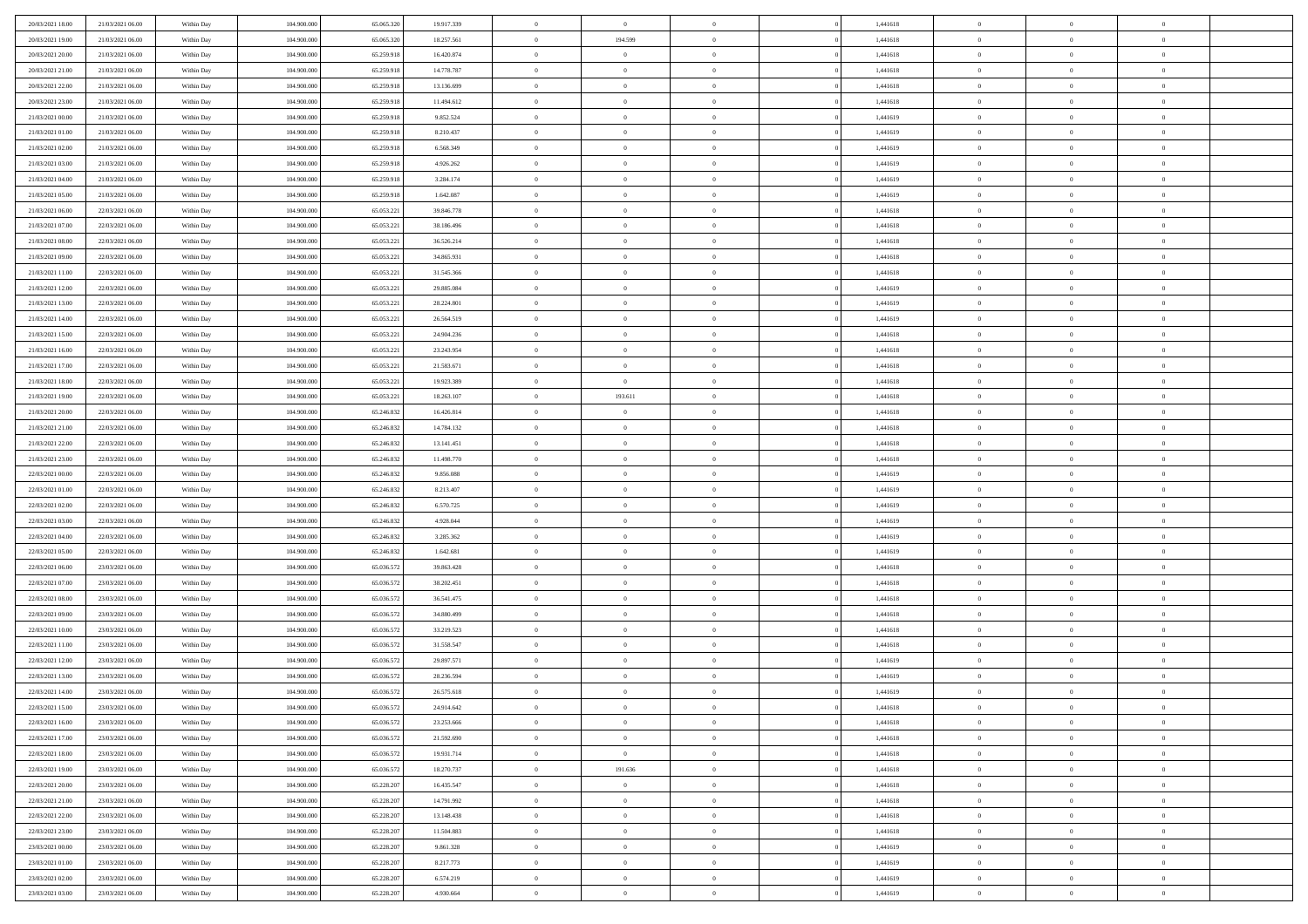| | | | | | | | | | | | | | | |
|---|---|---|---|---|---|---|---|---|---|---|---|---|---|---|
| 20/03/2021 18:00 | 21/03/2021 06:00 | Within Day | 104.900.000 | 65.065.320 | 19.917.339 | 0 | 0 | 0 | | 0 | 1,441618 | 0 | 0 | 0 |
| 20/03/2021 19:00 | 21/03/2021 06:00 | Within Day | 104.900.000 | 65.065.320 | 18.257.561 | 0 | 194.599 | 0 | | 0 | 1,441618 | 0 | 0 | 0 |
| 20/03/2021 20:00 | 21/03/2021 06:00 | Within Day | 104.900.000 | 65.259.918 | 16.420.874 | 0 | 0 | 0 | | 0 | 1,441618 | 0 | 0 | 0 |
| 20/03/2021 21:00 | 21/03/2021 06:00 | Within Day | 104.900.000 | 65.259.918 | 14.778.787 | 0 | 0 | 0 | | 0 | 1,441618 | 0 | 0 | 0 |
| 20/03/2021 22:00 | 21/03/2021 06:00 | Within Day | 104.900.000 | 65.259.918 | 13.136.699 | 0 | 0 | 0 | | 0 | 1,441618 | 0 | 0 | 0 |
| 20/03/2021 23:00 | 21/03/2021 06:00 | Within Day | 104.900.000 | 65.259.918 | 11.494.612 | 0 | 0 | 0 | | 0 | 1,441618 | 0 | 0 | 0 |
| 21/03/2021 00:00 | 21/03/2021 06:00 | Within Day | 104.900.000 | 65.259.918 | 9.852.524 | 0 | 0 | 0 | | 0 | 1,441619 | 0 | 0 | 0 |
| 21/03/2021 01:00 | 21/03/2021 06:00 | Within Day | 104.900.000 | 65.259.918 | 8.210.437 | 0 | 0 | 0 | | 0 | 1,441619 | 0 | 0 | 0 |
| 21/03/2021 02:00 | 21/03/2021 06:00 | Within Day | 104.900.000 | 65.259.918 | 6.568.349 | 0 | 0 | 0 | | 0 | 1,441619 | 0 | 0 | 0 |
| 21/03/2021 03:00 | 21/03/2021 06:00 | Within Day | 104.900.000 | 65.259.918 | 4.926.262 | 0 | 0 | 0 | | 0 | 1,441619 | 0 | 0 | 0 |
| 21/03/2021 04:00 | 21/03/2021 06:00 | Within Day | 104.900.000 | 65.259.918 | 3.284.174 | 0 | 0 | 0 | | 0 | 1,441619 | 0 | 0 | 0 |
| 21/03/2021 05:00 | 21/03/2021 06:00 | Within Day | 104.900.000 | 65.259.918 | 1.642.087 | 0 | 0 | 0 | | 0 | 1,441619 | 0 | 0 | 0 |
| 21/03/2021 06:00 | 22/03/2021 06:00 | Within Day | 104.900.000 | 65.053.221 | 39.846.778 | 0 | 0 | 0 | | 0 | 1,441618 | 0 | 0 | 0 |
| 21/03/2021 07:00 | 22/03/2021 06:00 | Within Day | 104.900.000 | 65.053.221 | 38.186.496 | 0 | 0 | 0 | | 0 | 1,441618 | 0 | 0 | 0 |
| 21/03/2021 08:00 | 22/03/2021 06:00 | Within Day | 104.900.000 | 65.053.221 | 36.526.214 | 0 | 0 | 0 | | 0 | 1,441618 | 0 | 0 | 0 |
| 21/03/2021 09:00 | 22/03/2021 06:00 | Within Day | 104.900.000 | 65.053.221 | 34.865.931 | 0 | 0 | 0 | | 0 | 1,441618 | 0 | 0 | 0 |
| 21/03/2021 11:00 | 22/03/2021 06:00 | Within Day | 104.900.000 | 65.053.221 | 31.545.366 | 0 | 0 | 0 | | 0 | 1,441618 | 0 | 0 | 0 |
| 21/03/2021 12:00 | 22/03/2021 06:00 | Within Day | 104.900.000 | 65.053.221 | 29.885.084 | 0 | 0 | 0 | | 0 | 1,441619 | 0 | 0 | 0 |
| 21/03/2021 13:00 | 22/03/2021 06:00 | Within Day | 104.900.000 | 65.053.221 | 28.224.801 | 0 | 0 | 0 | | 0 | 1,441619 | 0 | 0 | 0 |
| 21/03/2021 14:00 | 22/03/2021 06:00 | Within Day | 104.900.000 | 65.053.221 | 26.564.519 | 0 | 0 | 0 | | 0 | 1,441619 | 0 | 0 | 0 |
| 21/03/2021 15:00 | 22/03/2021 06:00 | Within Day | 104.900.000 | 65.053.221 | 24.904.236 | 0 | 0 | 0 | | 0 | 1,441618 | 0 | 0 | 0 |
| 21/03/2021 16:00 | 22/03/2021 06:00 | Within Day | 104.900.000 | 65.053.221 | 23.243.954 | 0 | 0 | 0 | | 0 | 1,441618 | 0 | 0 | 0 |
| 21/03/2021 17:00 | 22/03/2021 06:00 | Within Day | 104.900.000 | 65.053.221 | 21.583.671 | 0 | 0 | 0 | | 0 | 1,441618 | 0 | 0 | 0 |
| 21/03/2021 18:00 | 22/03/2021 06:00 | Within Day | 104.900.000 | 65.053.221 | 19.923.389 | 0 | 0 | 0 | | 0 | 1,441618 | 0 | 0 | 0 |
| 21/03/2021 19:00 | 22/03/2021 06:00 | Within Day | 104.900.000 | 65.053.221 | 18.263.107 | 0 | 193.611 | 0 | | 0 | 1,441618 | 0 | 0 | 0 |
| 21/03/2021 20:00 | 22/03/2021 06:00 | Within Day | 104.900.000 | 65.246.832 | 16.426.814 | 0 | 0 | 0 | | 0 | 1,441618 | 0 | 0 | 0 |
| 21/03/2021 21:00 | 22/03/2021 06:00 | Within Day | 104.900.000 | 65.246.832 | 14.784.132 | 0 | 0 | 0 | | 0 | 1,441618 | 0 | 0 | 0 |
| 21/03/2021 22:00 | 22/03/2021 06:00 | Within Day | 104.900.000 | 65.246.832 | 13.141.451 | 0 | 0 | 0 | | 0 | 1,441618 | 0 | 0 | 0 |
| 21/03/2021 23:00 | 22/03/2021 06:00 | Within Day | 104.900.000 | 65.246.832 | 11.498.770 | 0 | 0 | 0 | | 0 | 1,441618 | 0 | 0 | 0 |
| 22/03/2021 00:00 | 22/03/2021 06:00 | Within Day | 104.900.000 | 65.246.832 | 9.856.088 | 0 | 0 | 0 | | 0 | 1,441619 | 0 | 0 | 0 |
| 22/03/2021 01:00 | 22/03/2021 06:00 | Within Day | 104.900.000 | 65.246.832 | 8.213.407 | 0 | 0 | 0 | | 0 | 1,441619 | 0 | 0 | 0 |
| 22/03/2021 02:00 | 22/03/2021 06:00 | Within Day | 104.900.000 | 65.246.832 | 6.570.725 | 0 | 0 | 0 | | 0 | 1,441619 | 0 | 0 | 0 |
| 22/03/2021 03:00 | 22/03/2021 06:00 | Within Day | 104.900.000 | 65.246.832 | 4.928.044 | 0 | 0 | 0 | | 0 | 1,441619 | 0 | 0 | 0 |
| 22/03/2021 04:00 | 22/03/2021 06:00 | Within Day | 104.900.000 | 65.246.832 | 3.285.362 | 0 | 0 | 0 | | 0 | 1,441619 | 0 | 0 | 0 |
| 22/03/2021 05:00 | 22/03/2021 06:00 | Within Day | 104.900.000 | 65.246.832 | 1.642.681 | 0 | 0 | 0 | | 0 | 1,441619 | 0 | 0 | 0 |
| 22/03/2021 06:00 | 23/03/2021 06:00 | Within Day | 104.900.000 | 65.036.572 | 39.863.428 | 0 | 0 | 0 | | 0 | 1,441618 | 0 | 0 | 0 |
| 22/03/2021 07:00 | 23/03/2021 06:00 | Within Day | 104.900.000 | 65.036.572 | 38.202.451 | 0 | 0 | 0 | | 0 | 1,441618 | 0 | 0 | 0 |
| 22/03/2021 08:00 | 23/03/2021 06:00 | Within Day | 104.900.000 | 65.036.572 | 36.541.475 | 0 | 0 | 0 | | 0 | 1,441618 | 0 | 0 | 0 |
| 22/03/2021 09:00 | 23/03/2021 06:00 | Within Day | 104.900.000 | 65.036.572 | 34.880.499 | 0 | 0 | 0 | | 0 | 1,441618 | 0 | 0 | 0 |
| 22/03/2021 10:00 | 23/03/2021 06:00 | Within Day | 104.900.000 | 65.036.572 | 33.219.523 | 0 | 0 | 0 | | 0 | 1,441618 | 0 | 0 | 0 |
| 22/03/2021 11:00 | 23/03/2021 06:00 | Within Day | 104.900.000 | 65.036.572 | 31.558.547 | 0 | 0 | 0 | | 0 | 1,441618 | 0 | 0 | 0 |
| 22/03/2021 12:00 | 23/03/2021 06:00 | Within Day | 104.900.000 | 65.036.572 | 29.897.571 | 0 | 0 | 0 | | 0 | 1,441619 | 0 | 0 | 0 |
| 22/03/2021 13:00 | 23/03/2021 06:00 | Within Day | 104.900.000 | 65.036.572 | 28.236.594 | 0 | 0 | 0 | | 0 | 1,441619 | 0 | 0 | 0 |
| 22/03/2021 14:00 | 23/03/2021 06:00 | Within Day | 104.900.000 | 65.036.572 | 26.575.618 | 0 | 0 | 0 | | 0 | 1,441619 | 0 | 0 | 0 |
| 22/03/2021 15:00 | 23/03/2021 06:00 | Within Day | 104.900.000 | 65.036.572 | 24.914.642 | 0 | 0 | 0 | | 0 | 1,441618 | 0 | 0 | 0 |
| 22/03/2021 16:00 | 23/03/2021 06:00 | Within Day | 104.900.000 | 65.036.572 | 23.253.666 | 0 | 0 | 0 | | 0 | 1,441618 | 0 | 0 | 0 |
| 22/03/2021 17:00 | 23/03/2021 06:00 | Within Day | 104.900.000 | 65.036.572 | 21.592.690 | 0 | 0 | 0 | | 0 | 1,441618 | 0 | 0 | 0 |
| 22/03/2021 18:00 | 23/03/2021 06:00 | Within Day | 104.900.000 | 65.036.572 | 19.931.714 | 0 | 0 | 0 | | 0 | 1,441618 | 0 | 0 | 0 |
| 22/03/2021 19:00 | 23/03/2021 06:00 | Within Day | 104.900.000 | 65.036.572 | 18.270.737 | 0 | 191.636 | 0 | | 0 | 1,441618 | 0 | 0 | 0 |
| 22/03/2021 20:00 | 23/03/2021 06:00 | Within Day | 104.900.000 | 65.228.207 | 16.435.547 | 0 | 0 | 0 | | 0 | 1,441618 | 0 | 0 | 0 |
| 22/03/2021 21:00 | 23/03/2021 06:00 | Within Day | 104.900.000 | 65.228.207 | 14.791.992 | 0 | 0 | 0 | | 0 | 1,441618 | 0 | 0 | 0 |
| 22/03/2021 22:00 | 23/03/2021 06:00 | Within Day | 104.900.000 | 65.228.207 | 13.148.438 | 0 | 0 | 0 | | 0 | 1,441618 | 0 | 0 | 0 |
| 22/03/2021 23:00 | 23/03/2021 06:00 | Within Day | 104.900.000 | 65.228.207 | 11.504.883 | 0 | 0 | 0 | | 0 | 1,441618 | 0 | 0 | 0 |
| 23/03/2021 00:00 | 23/03/2021 06:00 | Within Day | 104.900.000 | 65.228.207 | 9.861.328 | 0 | 0 | 0 | | 0 | 1,441619 | 0 | 0 | 0 |
| 23/03/2021 01:00 | 23/03/2021 06:00 | Within Day | 104.900.000 | 65.228.207 | 8.217.773 | 0 | 0 | 0 | | 0 | 1,441619 | 0 | 0 | 0 |
| 23/03/2021 02:00 | 23/03/2021 06:00 | Within Day | 104.900.000 | 65.228.207 | 6.574.219 | 0 | 0 | 0 | | 0 | 1,441619 | 0 | 0 | 0 |
| 23/03/2021 03:00 | 23/03/2021 06:00 | Within Day | 104.900.000 | 65.228.207 | 4.930.664 | 0 | 0 | 0 | | 0 | 1,441619 | 0 | 0 | 0 |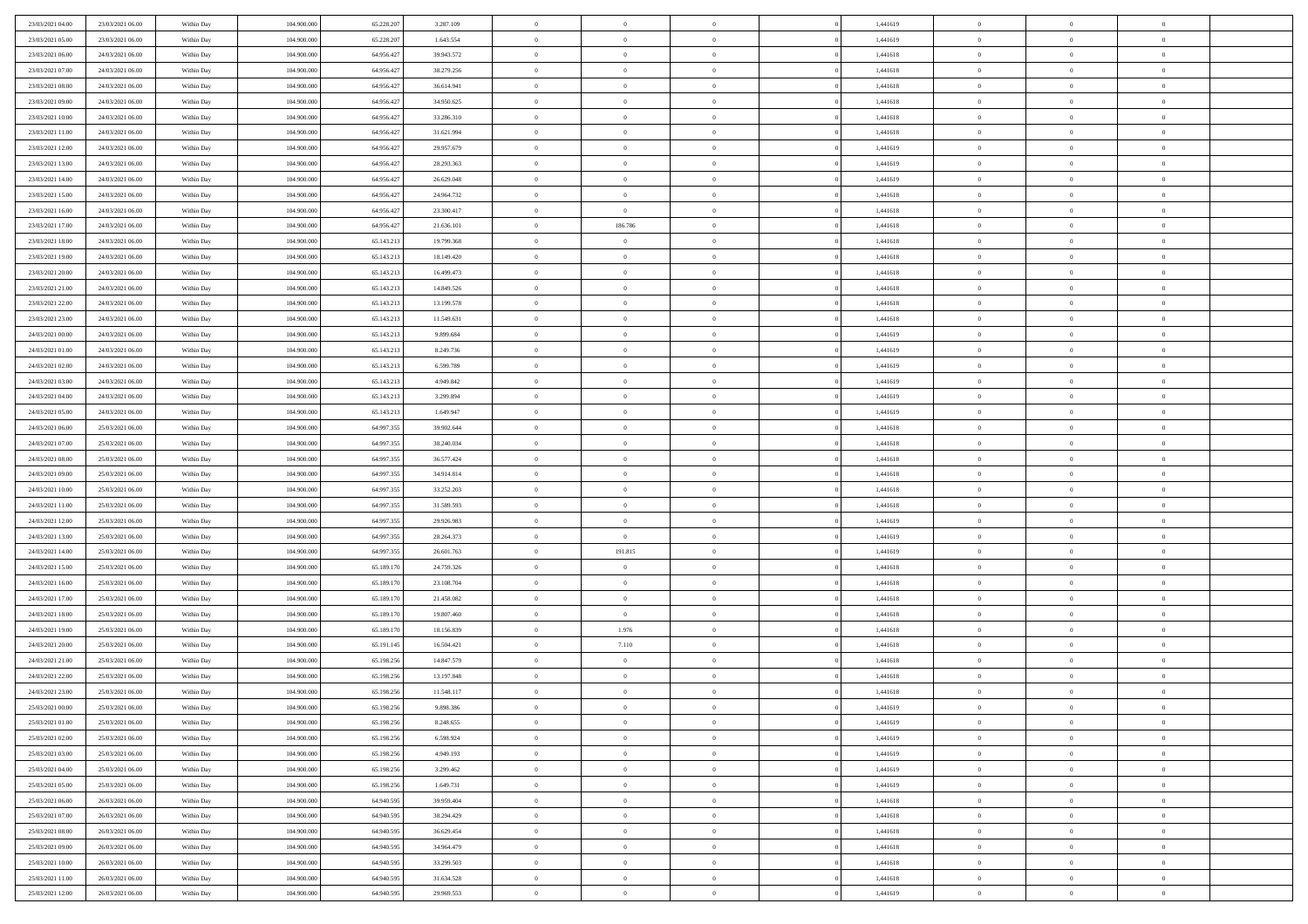| | | | | | | | | | | | | | | |
|---|---|---|---|---|---|---|---|---|---|---|---|---|---|---|
| 23/03/2021 04:00 | 23/03/2021 06:00 | Within Day | 104.900.000 | 65.228.207 | 3.287.109 | 0 | 0 | 0 | | 1,441619 | 0 | 0 | 0 | |
| 23/03/2021 05:00 | 23/03/2021 06:00 | Within Day | 104.900.000 | 65.228.207 | 1.643.554 | 0 | 0 | 0 | | 1,441619 | 0 | 0 | 0 | |
| 23/03/2021 06:00 | 24/03/2021 06:00 | Within Day | 104.900.000 | 64.956.427 | 39.943.572 | 0 | 0 | 0 | | 1,441618 | 0 | 0 | 0 | |
| 23/03/2021 07:00 | 24/03/2021 06:00 | Within Day | 104.900.000 | 64.956.427 | 38.279.256 | 0 | 0 | 0 | | 1,441618 | 0 | 0 | 0 | |
| 23/03/2021 08:00 | 24/03/2021 06:00 | Within Day | 104.900.000 | 64.956.427 | 36.614.941 | 0 | 0 | 0 | | 1,441618 | 0 | 0 | 0 | |
| 23/03/2021 09:00 | 24/03/2021 06:00 | Within Day | 104.900.000 | 64.956.427 | 34.950.625 | 0 | 0 | 0 | | 1,441618 | 0 | 0 | 0 | |
| 23/03/2021 10:00 | 24/03/2021 06:00 | Within Day | 104.900.000 | 64.956.427 | 33.286.310 | 0 | 0 | 0 | | 1,441618 | 0 | 0 | 0 | |
| 23/03/2021 11:00 | 24/03/2021 06:00 | Within Day | 104.900.000 | 64.956.427 | 31.621.994 | 0 | 0 | 0 | | 1,441618 | 0 | 0 | 0 | |
| 23/03/2021 12:00 | 24/03/2021 06:00 | Within Day | 104.900.000 | 64.956.427 | 29.957.679 | 0 | 0 | 0 | | 1,441619 | 0 | 0 | 0 | |
| 23/03/2021 13:00 | 24/03/2021 06:00 | Within Day | 104.900.000 | 64.956.427 | 28.293.363 | 0 | 0 | 0 | | 1,441619 | 0 | 0 | 0 | |
| 23/03/2021 14:00 | 24/03/2021 06:00 | Within Day | 104.900.000 | 64.956.427 | 26.629.048 | 0 | 0 | 0 | | 1,441619 | 0 | 0 | 0 | |
| 23/03/2021 15:00 | 24/03/2021 06:00 | Within Day | 104.900.000 | 64.956.427 | 24.964.732 | 0 | 0 | 0 | | 1,441618 | 0 | 0 | 0 | |
| 23/03/2021 16:00 | 24/03/2021 06:00 | Within Day | 104.900.000 | 64.956.427 | 23.300.417 | 0 | 0 | 0 | | 1,441618 | 0 | 0 | 0 | |
| 23/03/2021 17:00 | 24/03/2021 06:00 | Within Day | 104.900.000 | 64.956.427 | 21.636.101 | 0 | 186.786 | 0 | | 1,441618 | 0 | 0 | 0 | |
| 23/03/2021 18:00 | 24/03/2021 06:00 | Within Day | 104.900.000 | 65.143.213 | 19.799.368 | 0 | 0 | 0 | | 1,441618 | 0 | 0 | 0 | |
| 23/03/2021 19:00 | 24/03/2021 06:00 | Within Day | 104.900.000 | 65.143.213 | 18.149.420 | 0 | 0 | 0 | | 1,441618 | 0 | 0 | 0 | |
| 23/03/2021 20:00 | 24/03/2021 06:00 | Within Day | 104.900.000 | 65.143.213 | 16.499.473 | 0 | 0 | 0 | | 1,441618 | 0 | 0 | 0 | |
| 23/03/2021 21:00 | 24/03/2021 06:00 | Within Day | 104.900.000 | 65.143.213 | 14.849.526 | 0 | 0 | 0 | | 1,441618 | 0 | 0 | 0 | |
| 23/03/2021 22:00 | 24/03/2021 06:00 | Within Day | 104.900.000 | 65.143.213 | 13.199.578 | 0 | 0 | 0 | | 1,441618 | 0 | 0 | 0 | |
| 23/03/2021 23:00 | 24/03/2021 06:00 | Within Day | 104.900.000 | 65.143.213 | 11.549.631 | 0 | 0 | 0 | | 1,441618 | 0 | 0 | 0 | |
| 24/03/2021 00:00 | 24/03/2021 06:00 | Within Day | 104.900.000 | 65.143.213 | 9.899.684 | 0 | 0 | 0 | | 1,441619 | 0 | 0 | 0 | |
| 24/03/2021 01:00 | 24/03/2021 06:00 | Within Day | 104.900.000 | 65.143.213 | 8.249.736 | 0 | 0 | 0 | | 1,441619 | 0 | 0 | 0 | |
| 24/03/2021 02:00 | 24/03/2021 06:00 | Within Day | 104.900.000 | 65.143.213 | 6.599.789 | 0 | 0 | 0 | | 1,441619 | 0 | 0 | 0 | |
| 24/03/2021 03:00 | 24/03/2021 06:00 | Within Day | 104.900.000 | 65.143.213 | 4.949.842 | 0 | 0 | 0 | | 1,441619 | 0 | 0 | 0 | |
| 24/03/2021 04:00 | 24/03/2021 06:00 | Within Day | 104.900.000 | 65.143.213 | 3.299.894 | 0 | 0 | 0 | | 1,441619 | 0 | 0 | 0 | |
| 24/03/2021 05:00 | 24/03/2021 06:00 | Within Day | 104.900.000 | 65.143.213 | 1.649.947 | 0 | 0 | 0 | | 1,441619 | 0 | 0 | 0 | |
| 24/03/2021 06:00 | 25/03/2021 06:00 | Within Day | 104.900.000 | 64.997.355 | 39.902.644 | 0 | 0 | 0 | | 1,441618 | 0 | 0 | 0 | |
| 24/03/2021 07:00 | 25/03/2021 06:00 | Within Day | 104.900.000 | 64.997.355 | 38.240.034 | 0 | 0 | 0 | | 1,441618 | 0 | 0 | 0 | |
| 24/03/2021 08:00 | 25/03/2021 06:00 | Within Day | 104.900.000 | 64.997.355 | 36.577.424 | 0 | 0 | 0 | | 1,441618 | 0 | 0 | 0 | |
| 24/03/2021 09:00 | 25/03/2021 06:00 | Within Day | 104.900.000 | 64.997.355 | 34.914.814 | 0 | 0 | 0 | | 1,441618 | 0 | 0 | 0 | |
| 24/03/2021 10:00 | 25/03/2021 06:00 | Within Day | 104.900.000 | 64.997.355 | 33.252.203 | 0 | 0 | 0 | | 1,441618 | 0 | 0 | 0 | |
| 24/03/2021 11:00 | 25/03/2021 06:00 | Within Day | 104.900.000 | 64.997.355 | 31.589.593 | 0 | 0 | 0 | | 1,441618 | 0 | 0 | 0 | |
| 24/03/2021 12:00 | 25/03/2021 06:00 | Within Day | 104.900.000 | 64.997.355 | 29.926.983 | 0 | 0 | 0 | | 1,441619 | 0 | 0 | 0 | |
| 24/03/2021 13:00 | 25/03/2021 06:00 | Within Day | 104.900.000 | 64.997.355 | 28.264.373 | 0 | 0 | 0 | | 1,441619 | 0 | 0 | 0 | |
| 24/03/2021 14:00 | 25/03/2021 06:00 | Within Day | 104.900.000 | 64.997.355 | 26.601.763 | 0 | 191.815 | 0 | | 1,441619 | 0 | 0 | 0 | |
| 24/03/2021 15:00 | 25/03/2021 06:00 | Within Day | 104.900.000 | 65.189.170 | 24.759.326 | 0 | 0 | 0 | | 1,441618 | 0 | 0 | 0 | |
| 24/03/2021 16:00 | 25/03/2021 06:00 | Within Day | 104.900.000 | 65.189.170 | 23.108.704 | 0 | 0 | 0 | | 1,441618 | 0 | 0 | 0 | |
| 24/03/2021 17:00 | 25/03/2021 06:00 | Within Day | 104.900.000 | 65.189.170 | 21.458.082 | 0 | 0 | 0 | | 1,441618 | 0 | 0 | 0 | |
| 24/03/2021 18:00 | 25/03/2021 06:00 | Within Day | 104.900.000 | 65.189.170 | 19.807.460 | 0 | 0 | 0 | | 1,441618 | 0 | 0 | 0 | |
| 24/03/2021 19:00 | 25/03/2021 06:00 | Within Day | 104.900.000 | 65.189.170 | 18.156.839 | 0 | 1.976 | 0 | | 1,441618 | 0 | 0 | 0 | |
| 24/03/2021 20:00 | 25/03/2021 06:00 | Within Day | 104.900.000 | 65.191.145 | 16.504.421 | 0 | 7.110 | 0 | | 1,441618 | 0 | 0 | 0 | |
| 24/03/2021 21:00 | 25/03/2021 06:00 | Within Day | 104.900.000 | 65.198.256 | 14.847.579 | 0 | 0 | 0 | | 1,441618 | 0 | 0 | 0 | |
| 24/03/2021 22:00 | 25/03/2021 06:00 | Within Day | 104.900.000 | 65.198.256 | 13.197.848 | 0 | 0 | 0 | | 1,441618 | 0 | 0 | 0 | |
| 24/03/2021 23:00 | 25/03/2021 06:00 | Within Day | 104.900.000 | 65.198.256 | 11.548.117 | 0 | 0 | 0 | | 1,441618 | 0 | 0 | 0 | |
| 25/03/2021 00:00 | 25/03/2021 06:00 | Within Day | 104.900.000 | 65.198.256 | 9.898.386 | 0 | 0 | 0 | | 1,441619 | 0 | 0 | 0 | |
| 25/03/2021 01:00 | 25/03/2021 06:00 | Within Day | 104.900.000 | 65.198.256 | 8.248.655 | 0 | 0 | 0 | | 1,441619 | 0 | 0 | 0 | |
| 25/03/2021 02:00 | 25/03/2021 06:00 | Within Day | 104.900.000 | 65.198.256 | 6.598.924 | 0 | 0 | 0 | | 1,441619 | 0 | 0 | 0 | |
| 25/03/2021 03:00 | 25/03/2021 06:00 | Within Day | 104.900.000 | 65.198.256 | 4.949.193 | 0 | 0 | 0 | | 1,441619 | 0 | 0 | 0 | |
| 25/03/2021 04:00 | 25/03/2021 06:00 | Within Day | 104.900.000 | 65.198.256 | 3.299.462 | 0 | 0 | 0 | | 1,441619 | 0 | 0 | 0 | |
| 25/03/2021 05:00 | 25/03/2021 06:00 | Within Day | 104.900.000 | 65.198.256 | 1.649.731 | 0 | 0 | 0 | | 1,441619 | 0 | 0 | 0 | |
| 25/03/2021 06:00 | 26/03/2021 06:00 | Within Day | 104.900.000 | 64.940.595 | 39.959.404 | 0 | 0 | 0 | | 1,441618 | 0 | 0 | 0 | |
| 25/03/2021 07:00 | 26/03/2021 06:00 | Within Day | 104.900.000 | 64.940.595 | 38.294.429 | 0 | 0 | 0 | | 1,441618 | 0 | 0 | 0 | |
| 25/03/2021 08:00 | 26/03/2021 06:00 | Within Day | 104.900.000 | 64.940.595 | 36.629.454 | 0 | 0 | 0 | | 1,441618 | 0 | 0 | 0 | |
| 25/03/2021 09:00 | 26/03/2021 06:00 | Within Day | 104.900.000 | 64.940.595 | 34.964.479 | 0 | 0 | 0 | | 1,441618 | 0 | 0 | 0 | |
| 25/03/2021 10:00 | 26/03/2021 06:00 | Within Day | 104.900.000 | 64.940.595 | 33.299.503 | 0 | 0 | 0 | | 1,441618 | 0 | 0 | 0 | |
| 25/03/2021 11:00 | 26/03/2021 06:00 | Within Day | 104.900.000 | 64.940.595 | 31.634.528 | 0 | 0 | 0 | | 1,441618 | 0 | 0 | 0 | |
| 25/03/2021 12:00 | 26/03/2021 06:00 | Within Day | 104.900.000 | 64.940.595 | 29.969.553 | 0 | 0 | 0 | | 1,441619 | 0 | 0 | 0 | |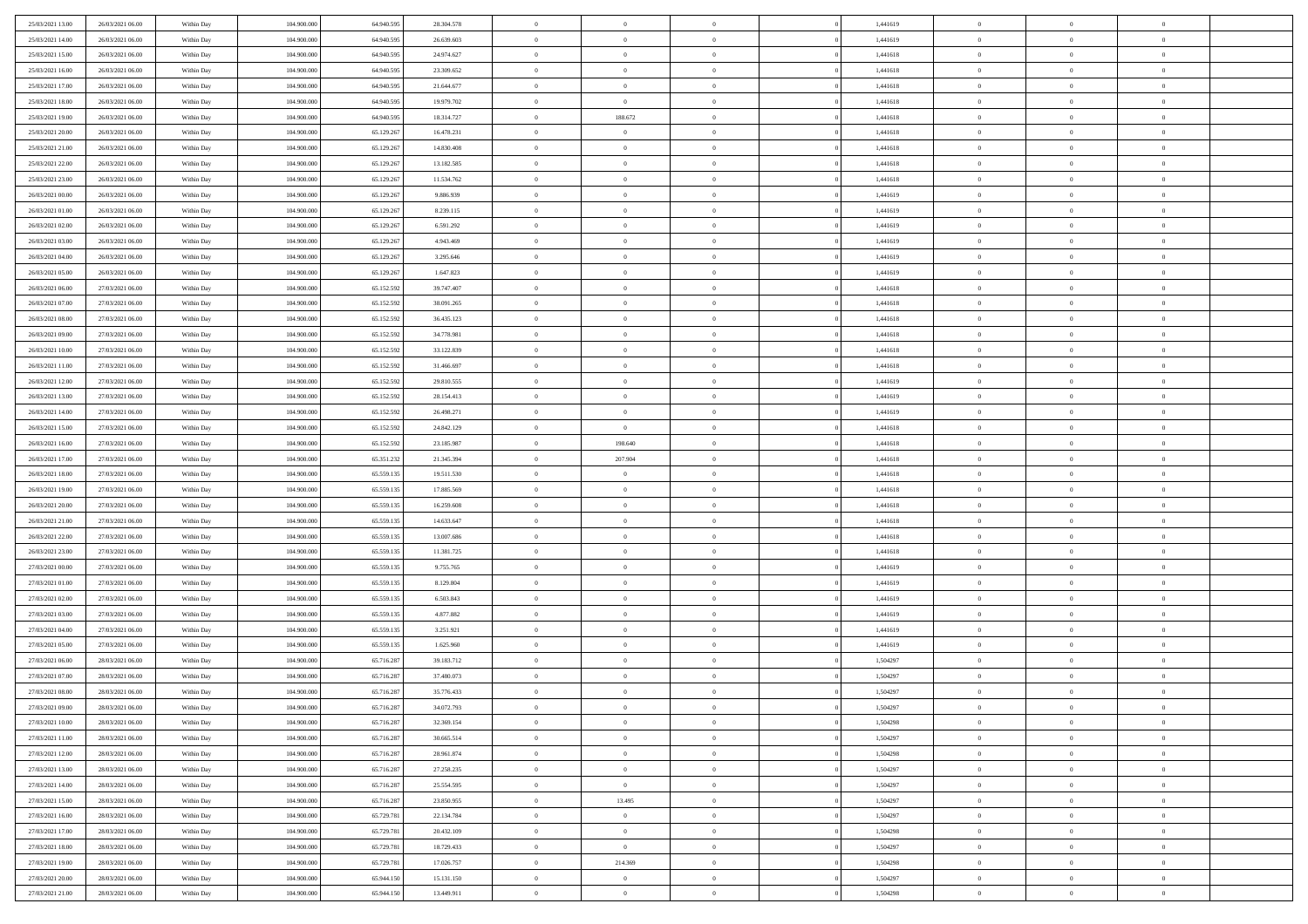| | | | | | | | | | | | | | | |
|---|---|---|---|---|---|---|---|---|---|---|---|---|---|---|
| 25/03/2021 13:00 | 26/03/2021 06:00 | Within Day | 104.900.000 | 64.940.595 | 28.304.578 | 0 | 0 | 0 | | 1,441619 | 0 | 0 | 0 | |
| 25/03/2021 14:00 | 26/03/2021 06:00 | Within Day | 104.900.000 | 64.940.595 | 26.639.603 | 0 | 0 | 0 | | 1,441619 | 0 | 0 | 0 | |
| 25/03/2021 15:00 | 26/03/2021 06:00 | Within Day | 104.900.000 | 64.940.595 | 24.974.627 | 0 | 0 | 0 | | 1,441618 | 0 | 0 | 0 | |
| 25/03/2021 16:00 | 26/03/2021 06:00 | Within Day | 104.900.000 | 64.940.595 | 23.309.652 | 0 | 0 | 0 | | 1,441618 | 0 | 0 | 0 | |
| 25/03/2021 17:00 | 26/03/2021 06:00 | Within Day | 104.900.000 | 64.940.595 | 21.644.677 | 0 | 0 | 0 | | 1,441618 | 0 | 0 | 0 | |
| 25/03/2021 18:00 | 26/03/2021 06:00 | Within Day | 104.900.000 | 64.940.595 | 19.979.702 | 0 | 0 | 0 | | 1,441618 | 0 | 0 | 0 | |
| 25/03/2021 19:00 | 26/03/2021 06:00 | Within Day | 104.900.000 | 64.940.595 | 18.314.727 | 0 | 188.672 | 0 | | 1,441618 | 0 | 0 | 0 | |
| 25/03/2021 20:00 | 26/03/2021 06:00 | Within Day | 104.900.000 | 65.129.267 | 16.478.231 | 0 | 0 | 0 | | 1,441618 | 0 | 0 | 0 | |
| 25/03/2021 21:00 | 26/03/2021 06:00 | Within Day | 104.900.000 | 65.129.267 | 14.830.408 | 0 | 0 | 0 | | 1,441618 | 0 | 0 | 0 | |
| 25/03/2021 22:00 | 26/03/2021 06:00 | Within Day | 104.900.000 | 65.129.267 | 13.182.585 | 0 | 0 | 0 | | 1,441618 | 0 | 0 | 0 | |
| 25/03/2021 23:00 | 26/03/2021 06:00 | Within Day | 104.900.000 | 65.129.267 | 11.534.762 | 0 | 0 | 0 | | 1,441618 | 0 | 0 | 0 | |
| 26/03/2021 00:00 | 26/03/2021 06:00 | Within Day | 104.900.000 | 65.129.267 | 9.886.939 | 0 | 0 | 0 | | 1,441619 | 0 | 0 | 0 | |
| 26/03/2021 01:00 | 26/03/2021 06:00 | Within Day | 104.900.000 | 65.129.267 | 8.239.115 | 0 | 0 | 0 | | 1,441619 | 0 | 0 | 0 | |
| 26/03/2021 02:00 | 26/03/2021 06:00 | Within Day | 104.900.000 | 65.129.267 | 6.591.292 | 0 | 0 | 0 | | 1,441619 | 0 | 0 | 0 | |
| 26/03/2021 03:00 | 26/03/2021 06:00 | Within Day | 104.900.000 | 65.129.267 | 4.943.469 | 0 | 0 | 0 | | 1,441619 | 0 | 0 | 0 | |
| 26/03/2021 04:00 | 26/03/2021 06:00 | Within Day | 104.900.000 | 65.129.267 | 3.295.646 | 0 | 0 | 0 | | 1,441619 | 0 | 0 | 0 | |
| 26/03/2021 05:00 | 26/03/2021 06:00 | Within Day | 104.900.000 | 65.129.267 | 1.647.823 | 0 | 0 | 0 | | 1,441619 | 0 | 0 | 0 | |
| 26/03/2021 06:00 | 27/03/2021 06:00 | Within Day | 104.900.000 | 65.152.592 | 39.747.407 | 0 | 0 | 0 | | 1,441618 | 0 | 0 | 0 | |
| 26/03/2021 07:00 | 27/03/2021 06:00 | Within Day | 104.900.000 | 65.152.592 | 38.091.265 | 0 | 0 | 0 | | 1,441618 | 0 | 0 | 0 | |
| 26/03/2021 08:00 | 27/03/2021 06:00 | Within Day | 104.900.000 | 65.152.592 | 36.435.123 | 0 | 0 | 0 | | 1,441618 | 0 | 0 | 0 | |
| 26/03/2021 09:00 | 27/03/2021 06:00 | Within Day | 104.900.000 | 65.152.592 | 34.778.981 | 0 | 0 | 0 | | 1,441618 | 0 | 0 | 0 | |
| 26/03/2021 10:00 | 27/03/2021 06:00 | Within Day | 104.900.000 | 65.152.592 | 33.122.839 | 0 | 0 | 0 | | 1,441618 | 0 | 0 | 0 | |
| 26/03/2021 11:00 | 27/03/2021 06:00 | Within Day | 104.900.000 | 65.152.592 | 31.466.697 | 0 | 0 | 0 | | 1,441618 | 0 | 0 | 0 | |
| 26/03/2021 12:00 | 27/03/2021 06:00 | Within Day | 104.900.000 | 65.152.592 | 29.810.555 | 0 | 0 | 0 | | 1,441619 | 0 | 0 | 0 | |
| 26/03/2021 13:00 | 27/03/2021 06:00 | Within Day | 104.900.000 | 65.152.592 | 28.154.413 | 0 | 0 | 0 | | 1,441619 | 0 | 0 | 0 | |
| 26/03/2021 14:00 | 27/03/2021 06:00 | Within Day | 104.900.000 | 65.152.592 | 26.498.271 | 0 | 0 | 0 | | 1,441619 | 0 | 0 | 0 | |
| 26/03/2021 15:00 | 27/03/2021 06:00 | Within Day | 104.900.000 | 65.152.592 | 24.842.129 | 0 | 0 | 0 | | 1,441618 | 0 | 0 | 0 | |
| 26/03/2021 16:00 | 27/03/2021 06:00 | Within Day | 104.900.000 | 65.152.592 | 23.185.987 | 0 | 198.640 | 0 | | 1,441618 | 0 | 0 | 0 | |
| 26/03/2021 17:00 | 27/03/2021 06:00 | Within Day | 104.900.000 | 65.351.232 | 21.345.394 | 0 | 207.904 | 0 | | 1,441618 | 0 | 0 | 0 | |
| 26/03/2021 18:00 | 27/03/2021 06:00 | Within Day | 104.900.000 | 65.559.135 | 19.511.530 | 0 | 0 | 0 | | 1,441618 | 0 | 0 | 0 | |
| 26/03/2021 19:00 | 27/03/2021 06:00 | Within Day | 104.900.000 | 65.559.135 | 17.885.569 | 0 | 0 | 0 | | 1,441618 | 0 | 0 | 0 | |
| 26/03/2021 20:00 | 27/03/2021 06:00 | Within Day | 104.900.000 | 65.559.135 | 16.259.608 | 0 | 0 | 0 | | 1,441618 | 0 | 0 | 0 | |
| 26/03/2021 21:00 | 27/03/2021 06:00 | Within Day | 104.900.000 | 65.559.135 | 14.633.647 | 0 | 0 | 0 | | 1,441618 | 0 | 0 | 0 | |
| 26/03/2021 22:00 | 27/03/2021 06:00 | Within Day | 104.900.000 | 65.559.135 | 13.007.686 | 0 | 0 | 0 | | 1,441618 | 0 | 0 | 0 | |
| 26/03/2021 23:00 | 27/03/2021 06:00 | Within Day | 104.900.000 | 65.559.135 | 11.381.725 | 0 | 0 | 0 | | 1,441618 | 0 | 0 | 0 | |
| 27/03/2021 00:00 | 27/03/2021 06:00 | Within Day | 104.900.000 | 65.559.135 | 9.755.765 | 0 | 0 | 0 | | 1,441619 | 0 | 0 | 0 | |
| 27/03/2021 01:00 | 27/03/2021 06:00 | Within Day | 104.900.000 | 65.559.135 | 8.129.804 | 0 | 0 | 0 | | 1,441619 | 0 | 0 | 0 | |
| 27/03/2021 02:00 | 27/03/2021 06:00 | Within Day | 104.900.000 | 65.559.135 | 6.503.843 | 0 | 0 | 0 | | 1,441619 | 0 | 0 | 0 | |
| 27/03/2021 03:00 | 27/03/2021 06:00 | Within Day | 104.900.000 | 65.559.135 | 4.877.882 | 0 | 0 | 0 | | 1,441619 | 0 | 0 | 0 | |
| 27/03/2021 04:00 | 27/03/2021 06:00 | Within Day | 104.900.000 | 65.559.135 | 3.251.921 | 0 | 0 | 0 | | 1,441619 | 0 | 0 | 0 | |
| 27/03/2021 05:00 | 27/03/2021 06:00 | Within Day | 104.900.000 | 65.559.135 | 1.625.960 | 0 | 0 | 0 | | 1,441619 | 0 | 0 | 0 | |
| 27/03/2021 06:00 | 28/03/2021 06:00 | Within Day | 104.900.000 | 65.716.287 | 39.183.712 | 0 | 0 | 0 | | 1,504297 | 0 | 0 | 0 | |
| 27/03/2021 07:00 | 28/03/2021 06:00 | Within Day | 104.900.000 | 65.716.287 | 37.480.073 | 0 | 0 | 0 | | 1,504297 | 0 | 0 | 0 | |
| 27/03/2021 08:00 | 28/03/2021 06:00 | Within Day | 104.900.000 | 65.716.287 | 35.776.433 | 0 | 0 | 0 | | 1,504297 | 0 | 0 | 0 | |
| 27/03/2021 09:00 | 28/03/2021 06:00 | Within Day | 104.900.000 | 65.716.287 | 34.072.793 | 0 | 0 | 0 | | 1,504297 | 0 | 0 | 0 | |
| 27/03/2021 10:00 | 28/03/2021 06:00 | Within Day | 104.900.000 | 65.716.287 | 32.369.154 | 0 | 0 | 0 | | 1,504298 | 0 | 0 | 0 | |
| 27/03/2021 11:00 | 28/03/2021 06:00 | Within Day | 104.900.000 | 65.716.287 | 30.665.514 | 0 | 0 | 0 | | 1,504297 | 0 | 0 | 0 | |
| 27/03/2021 12:00 | 28/03/2021 06:00 | Within Day | 104.900.000 | 65.716.287 | 28.961.874 | 0 | 0 | 0 | | 1,504298 | 0 | 0 | 0 | |
| 27/03/2021 13:00 | 28/03/2021 06:00 | Within Day | 104.900.000 | 65.716.287 | 27.258.235 | 0 | 0 | 0 | | 1,504297 | 0 | 0 | 0 | |
| 27/03/2021 14:00 | 28/03/2021 06:00 | Within Day | 104.900.000 | 65.716.287 | 25.554.595 | 0 | 0 | 0 | | 1,504297 | 0 | 0 | 0 | |
| 27/03/2021 15:00 | 28/03/2021 06:00 | Within Day | 104.900.000 | 65.716.287 | 23.850.955 | 0 | 13.495 | 0 | | 1,504297 | 0 | 0 | 0 | |
| 27/03/2021 16:00 | 28/03/2021 06:00 | Within Day | 104.900.000 | 65.729.781 | 22.134.784 | 0 | 0 | 0 | | 1,504297 | 0 | 0 | 0 | |
| 27/03/2021 17:00 | 28/03/2021 06:00 | Within Day | 104.900.000 | 65.729.781 | 20.432.109 | 0 | 0 | 0 | | 1,504298 | 0 | 0 | 0 | |
| 27/03/2021 18:00 | 28/03/2021 06:00 | Within Day | 104.900.000 | 65.729.781 | 18.729.433 | 0 | 0 | 0 | | 1,504297 | 0 | 0 | 0 | |
| 27/03/2021 19:00 | 28/03/2021 06:00 | Within Day | 104.900.000 | 65.729.781 | 17.026.757 | 0 | 214.369 | 0 | | 1,504298 | 0 | 0 | 0 | |
| 27/03/2021 20:00 | 28/03/2021 06:00 | Within Day | 104.900.000 | 65.944.150 | 15.131.150 | 0 | 0 | 0 | | 1,504297 | 0 | 0 | 0 | |
| 27/03/2021 21:00 | 28/03/2021 06:00 | Within Day | 104.900.000 | 65.944.150 | 13.449.911 | 0 | 0 | 0 | | 1,504298 | 0 | 0 | 0 | |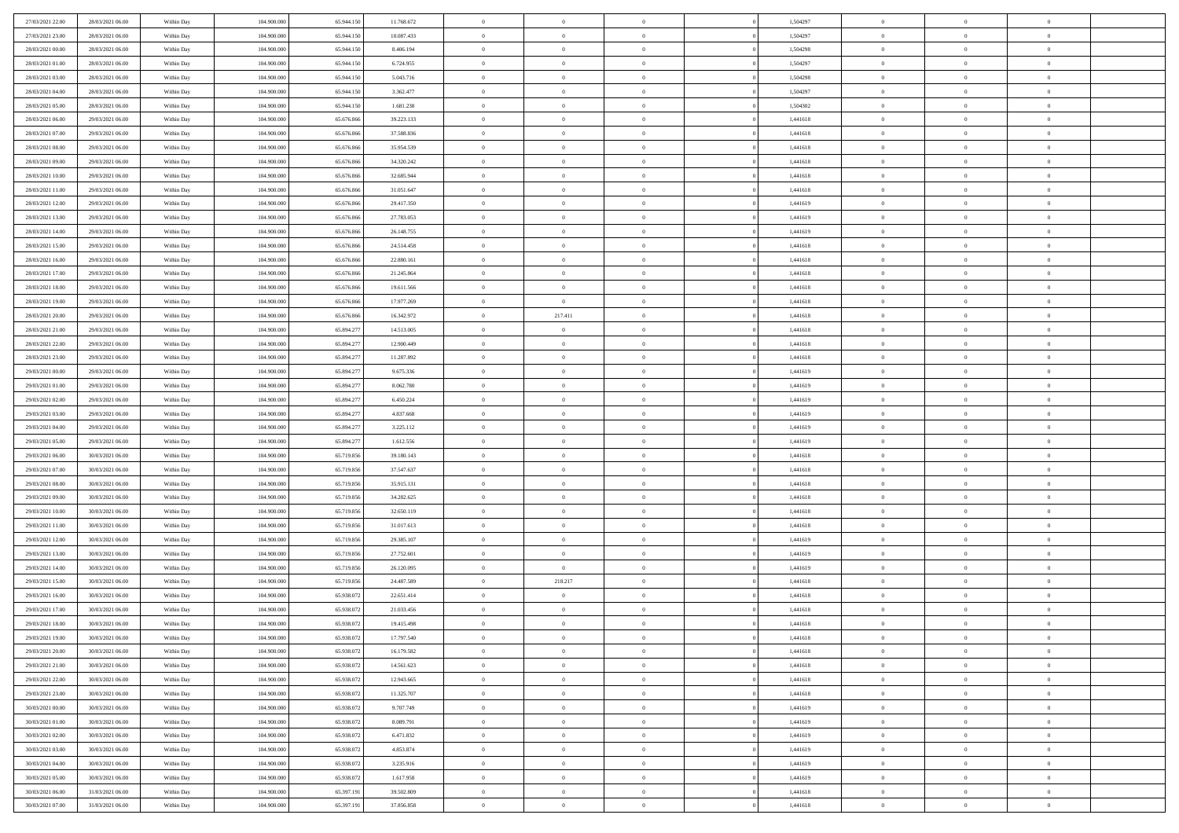| | | | | | | | | | | | | | | |
|---|---|---|---|---|---|---|---|---|---|---|---|---|---|---|
| 27/03/2021 22:00 | 28/03/2021 06:00 | Within Day | 104.900.000 | 65.944.150 | 11.768.672 | 0 | 0 | 0 | | 1,504297 | 0 | 0 | 0 | |
| 27/03/2021 23:00 | 28/03/2021 06:00 | Within Day | 104.900.000 | 65.944.150 | 10.087.433 | 0 | 0 | 0 | | 1,504297 | 0 | 0 | 0 | |
| 28/03/2021 00:00 | 28/03/2021 06:00 | Within Day | 104.900.000 | 65.944.150 | 8.406.194 | 0 | 0 | 0 | | 1,504298 | 0 | 0 | 0 | |
| 28/03/2021 01:00 | 28/03/2021 06:00 | Within Day | 104.900.000 | 65.944.150 | 6.724.955 | 0 | 0 | 0 | | 1,504297 | 0 | 0 | 0 | |
| 28/03/2021 03:00 | 28/03/2021 06:00 | Within Day | 104.900.000 | 65.944.150 | 5.043.716 | 0 | 0 | 0 | | 1,504298 | 0 | 0 | 0 | |
| 28/03/2021 04:00 | 28/03/2021 06:00 | Within Day | 104.900.000 | 65.944.150 | 3.362.477 | 0 | 0 | 0 | | 1,504297 | 0 | 0 | 0 | |
| 28/03/2021 05:00 | 28/03/2021 06:00 | Within Day | 104.900.000 | 65.944.150 | 1.681.238 | 0 | 0 | 0 | | 1,504302 | 0 | 0 | 0 | |
| 28/03/2021 06:00 | 29/03/2021 06:00 | Within Day | 104.900.000 | 65.676.866 | 39.223.133 | 0 | 0 | 0 | | 1,441618 | 0 | 0 | 0 | |
| 28/03/2021 07:00 | 29/03/2021 06:00 | Within Day | 104.900.000 | 65.676.866 | 37.588.836 | 0 | 0 | 0 | | 1,441618 | 0 | 0 | 0 | |
| 28/03/2021 08:00 | 29/03/2021 06:00 | Within Day | 104.900.000 | 65.676.866 | 35.954.539 | 0 | 0 | 0 | | 1,441618 | 0 | 0 | 0 | |
| 28/03/2021 09:00 | 29/03/2021 06:00 | Within Day | 104.900.000 | 65.676.866 | 34.320.242 | 0 | 0 | 0 | | 1,441618 | 0 | 0 | 0 | |
| 28/03/2021 10:00 | 29/03/2021 06:00 | Within Day | 104.900.000 | 65.676.866 | 32.685.944 | 0 | 0 | 0 | | 1,441618 | 0 | 0 | 0 | |
| 28/03/2021 11:00 | 29/03/2021 06:00 | Within Day | 104.900.000 | 65.676.866 | 31.051.647 | 0 | 0 | 0 | | 1,441618 | 0 | 0 | 0 | |
| 28/03/2021 12:00 | 29/03/2021 06:00 | Within Day | 104.900.000 | 65.676.866 | 29.417.350 | 0 | 0 | 0 | | 1,441619 | 0 | 0 | 0 | |
| 28/03/2021 13:00 | 29/03/2021 06:00 | Within Day | 104.900.000 | 65.676.866 | 27.783.053 | 0 | 0 | 0 | | 1,441619 | 0 | 0 | 0 | |
| 28/03/2021 14:00 | 29/03/2021 06:00 | Within Day | 104.900.000 | 65.676.866 | 26.148.755 | 0 | 0 | 0 | | 1,441619 | 0 | 0 | 0 | |
| 28/03/2021 15:00 | 29/03/2021 06:00 | Within Day | 104.900.000 | 65.676.866 | 24.514.458 | 0 | 0 | 0 | | 1,441618 | 0 | 0 | 0 | |
| 28/03/2021 16:00 | 29/03/2021 06:00 | Within Day | 104.900.000 | 65.676.866 | 22.880.161 | 0 | 0 | 0 | | 1,441618 | 0 | 0 | 0 | |
| 28/03/2021 17:00 | 29/03/2021 06:00 | Within Day | 104.900.000 | 65.676.866 | 21.245.864 | 0 | 0 | 0 | | 1,441618 | 0 | 0 | 0 | |
| 28/03/2021 18:00 | 29/03/2021 06:00 | Within Day | 104.900.000 | 65.676.866 | 19.611.566 | 0 | 0 | 0 | | 1,441618 | 0 | 0 | 0 | |
| 28/03/2021 19:00 | 29/03/2021 06:00 | Within Day | 104.900.000 | 65.676.866 | 17.977.269 | 0 | 0 | 0 | | 1,441618 | 0 | 0 | 0 | |
| 28/03/2021 20:00 | 29/03/2021 06:00 | Within Day | 104.900.000 | 65.676.866 | 16.342.972 | 0 | 217.411 | 0 | | 1,441618 | 0 | 0 | 0 | |
| 28/03/2021 21:00 | 29/03/2021 06:00 | Within Day | 104.900.000 | 65.894.277 | 14.513.005 | 0 | 0 | 0 | | 1,441618 | 0 | 0 | 0 | |
| 28/03/2021 22:00 | 29/03/2021 06:00 | Within Day | 104.900.000 | 65.894.277 | 12.900.449 | 0 | 0 | 0 | | 1,441618 | 0 | 0 | 0 | |
| 28/03/2021 23:00 | 29/03/2021 06:00 | Within Day | 104.900.000 | 65.894.277 | 11.287.892 | 0 | 0 | 0 | | 1,441618 | 0 | 0 | 0 | |
| 29/03/2021 00:00 | 29/03/2021 06:00 | Within Day | 104.900.000 | 65.894.277 | 9.675.336 | 0 | 0 | 0 | | 1,441619 | 0 | 0 | 0 | |
| 29/03/2021 01:00 | 29/03/2021 06:00 | Within Day | 104.900.000 | 65.894.277 | 8.062.780 | 0 | 0 | 0 | | 1,441619 | 0 | 0 | 0 | |
| 29/03/2021 02:00 | 29/03/2021 06:00 | Within Day | 104.900.000 | 65.894.277 | 6.450.224 | 0 | 0 | 0 | | 1,441619 | 0 | 0 | 0 | |
| 29/03/2021 03:00 | 29/03/2021 06:00 | Within Day | 104.900.000 | 65.894.277 | 4.837.668 | 0 | 0 | 0 | | 1,441619 | 0 | 0 | 0 | |
| 29/03/2021 04:00 | 29/03/2021 06:00 | Within Day | 104.900.000 | 65.894.277 | 3.225.112 | 0 | 0 | 0 | | 1,441619 | 0 | 0 | 0 | |
| 29/03/2021 05:00 | 29/03/2021 06:00 | Within Day | 104.900.000 | 65.894.277 | 1.612.556 | 0 | 0 | 0 | | 1,441619 | 0 | 0 | 0 | |
| 29/03/2021 06:00 | 30/03/2021 06:00 | Within Day | 104.900.000 | 65.719.856 | 39.180.143 | 0 | 0 | 0 | | 1,441618 | 0 | 0 | 0 | |
| 29/03/2021 07:00 | 30/03/2021 06:00 | Within Day | 104.900.000 | 65.719.856 | 37.547.637 | 0 | 0 | 0 | | 1,441618 | 0 | 0 | 0 | |
| 29/03/2021 08:00 | 30/03/2021 06:00 | Within Day | 104.900.000 | 65.719.856 | 35.915.131 | 0 | 0 | 0 | | 1,441618 | 0 | 0 | 0 | |
| 29/03/2021 09:00 | 30/03/2021 06:00 | Within Day | 104.900.000 | 65.719.856 | 34.282.625 | 0 | 0 | 0 | | 1,441618 | 0 | 0 | 0 | |
| 29/03/2021 10:00 | 30/03/2021 06:00 | Within Day | 104.900.000 | 65.719.856 | 32.650.119 | 0 | 0 | 0 | | 1,441618 | 0 | 0 | 0 | |
| 29/03/2021 11:00 | 30/03/2021 06:00 | Within Day | 104.900.000 | 65.719.856 | 31.017.613 | 0 | 0 | 0 | | 1,441618 | 0 | 0 | 0 | |
| 29/03/2021 12:00 | 30/03/2021 06:00 | Within Day | 104.900.000 | 65.719.856 | 29.385.107 | 0 | 0 | 0 | | 1,441619 | 0 | 0 | 0 | |
| 29/03/2021 13:00 | 30/03/2021 06:00 | Within Day | 104.900.000 | 65.719.856 | 27.752.601 | 0 | 0 | 0 | | 1,441619 | 0 | 0 | 0 | |
| 29/03/2021 14:00 | 30/03/2021 06:00 | Within Day | 104.900.000 | 65.719.856 | 26.120.095 | 0 | 0 | 0 | | 1,441619 | 0 | 0 | 0 | |
| 29/03/2021 15:00 | 30/03/2021 06:00 | Within Day | 104.900.000 | 65.719.856 | 24.487.589 | 0 | 218.217 | 0 | | 1,441618 | 0 | 0 | 0 | |
| 29/03/2021 16:00 | 30/03/2021 06:00 | Within Day | 104.900.000 | 65.938.072 | 22.651.414 | 0 | 0 | 0 | | 1,441618 | 0 | 0 | 0 | |
| 29/03/2021 17:00 | 30/03/2021 06:00 | Within Day | 104.900.000 | 65.938.072 | 21.033.456 | 0 | 0 | 0 | | 1,441618 | 0 | 0 | 0 | |
| 29/03/2021 18:00 | 30/03/2021 06:00 | Within Day | 104.900.000 | 65.938.072 | 19.415.498 | 0 | 0 | 0 | | 1,441618 | 0 | 0 | 0 | |
| 29/03/2021 19:00 | 30/03/2021 06:00 | Within Day | 104.900.000 | 65.938.072 | 17.797.540 | 0 | 0 | 0 | | 1,441618 | 0 | 0 | 0 | |
| 29/03/2021 20:00 | 30/03/2021 06:00 | Within Day | 104.900.000 | 65.938.072 | 16.179.582 | 0 | 0 | 0 | | 1,441618 | 0 | 0 | 0 | |
| 29/03/2021 21:00 | 30/03/2021 06:00 | Within Day | 104.900.000 | 65.938.072 | 14.561.623 | 0 | 0 | 0 | | 1,441618 | 0 | 0 | 0 | |
| 29/03/2021 22:00 | 30/03/2021 06:00 | Within Day | 104.900.000 | 65.938.072 | 12.943.665 | 0 | 0 | 0 | | 1,441618 | 0 | 0 | 0 | |
| 29/03/2021 23:00 | 30/03/2021 06:00 | Within Day | 104.900.000 | 65.938.072 | 11.325.707 | 0 | 0 | 0 | | 1,441618 | 0 | 0 | 0 | |
| 30/03/2021 00:00 | 30/03/2021 06:00 | Within Day | 104.900.000 | 65.938.072 | 9.707.749 | 0 | 0 | 0 | | 1,441619 | 0 | 0 | 0 | |
| 30/03/2021 01:00 | 30/03/2021 06:00 | Within Day | 104.900.000 | 65.938.072 | 8.089.791 | 0 | 0 | 0 | | 1,441619 | 0 | 0 | 0 | |
| 30/03/2021 02:00 | 30/03/2021 06:00 | Within Day | 104.900.000 | 65.938.072 | 6.471.832 | 0 | 0 | 0 | | 1,441619 | 0 | 0 | 0 | |
| 30/03/2021 03:00 | 30/03/2021 06:00 | Within Day | 104.900.000 | 65.938.072 | 4.853.874 | 0 | 0 | 0 | | 1,441619 | 0 | 0 | 0 | |
| 30/03/2021 04:00 | 30/03/2021 06:00 | Within Day | 104.900.000 | 65.938.072 | 3.235.916 | 0 | 0 | 0 | | 1,441619 | 0 | 0 | 0 | |
| 30/03/2021 05:00 | 30/03/2021 06:00 | Within Day | 104.900.000 | 65.938.072 | 1.617.958 | 0 | 0 | 0 | | 1,441619 | 0 | 0 | 0 | |
| 30/03/2021 06:00 | 31/03/2021 06:00 | Within Day | 104.900.000 | 65.397.191 | 39.502.809 | 0 | 0 | 0 | | 1,441618 | 0 | 0 | 0 | |
| 30/03/2021 07:00 | 31/03/2021 06:00 | Within Day | 104.900.000 | 65.397.191 | 37.856.858 | 0 | 0 | 0 | | 1,441618 | 0 | 0 | 0 | |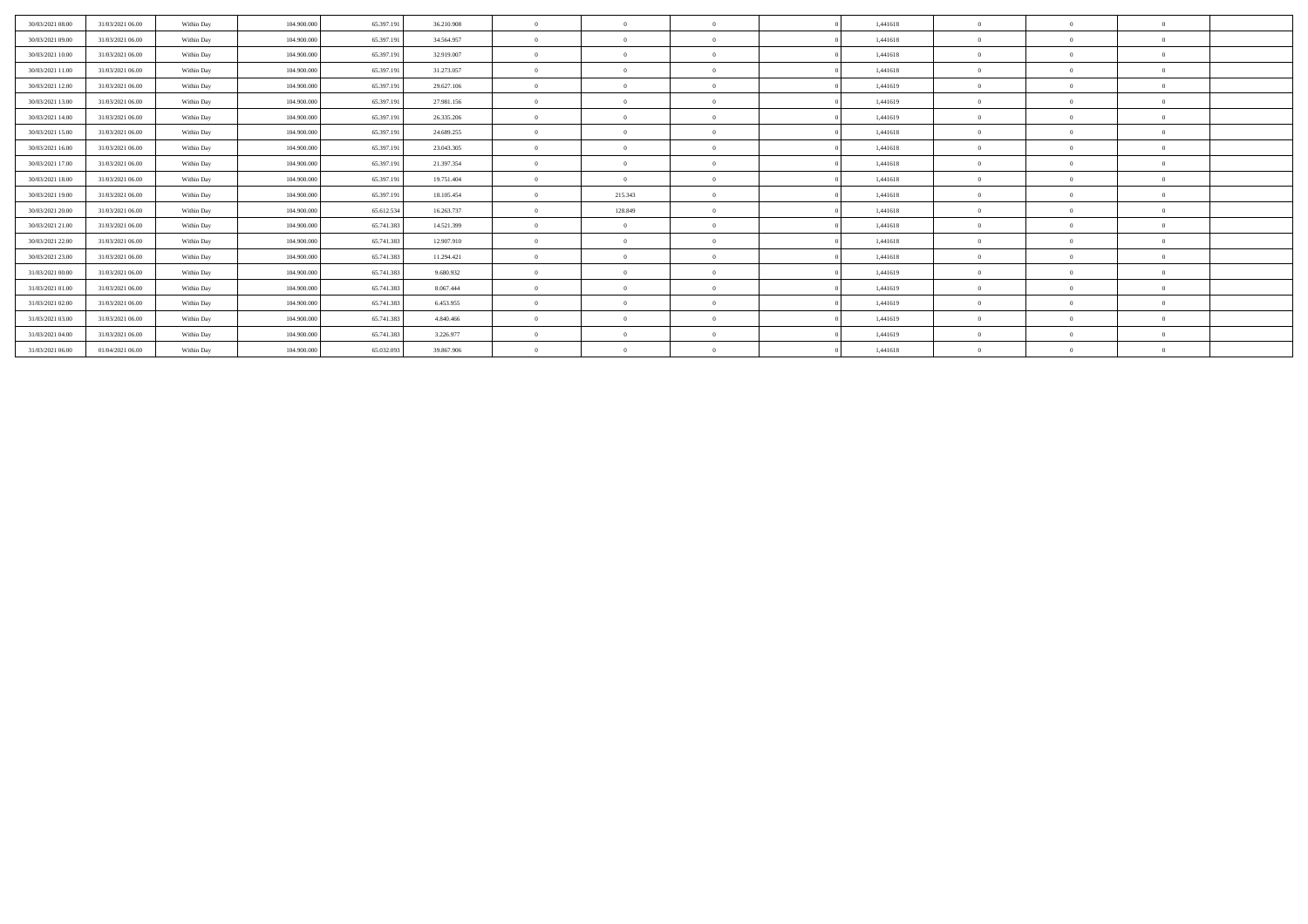| | | | | | | | | | | | | | | |
|---|---|---|---|---|---|---|---|---|---|---|---|---|---|---|
| 30/03/2021 08:00 | 31/03/2021 06:00 | Within Day | 104.900.000 | 65.397.191 | 36.210.908 | 0 | 0 | 0 | 0 | 1,441618 | 0 | 0 | 0 | |
| 30/03/2021 09:00 | 31/03/2021 06:00 | Within Day | 104.900.000 | 65.397.191 | 34.564.957 | 0 | 0 | 0 | 0 | 1,441618 | 0 | 0 | 0 | |
| 30/03/2021 10:00 | 31/03/2021 06:00 | Within Day | 104.900.000 | 65.397.191 | 32.919.007 | 0 | 0 | 0 | 0 | 1,441618 | 0 | 0 | 0 | |
| 30/03/2021 11:00 | 31/03/2021 06:00 | Within Day | 104.900.000 | 65.397.191 | 31.273.057 | 0 | 0 | 0 | 0 | 1,441618 | 0 | 0 | 0 | |
| 30/03/2021 12:00 | 31/03/2021 06:00 | Within Day | 104.900.000 | 65.397.191 | 29.627.106 | 0 | 0 | 0 | 0 | 1,441619 | 0 | 0 | 0 | |
| 30/03/2021 13:00 | 31/03/2021 06:00 | Within Day | 104.900.000 | 65.397.191 | 27.981.156 | 0 | 0 | 0 | 0 | 1,441619 | 0 | 0 | 0 | |
| 30/03/2021 14:00 | 31/03/2021 06:00 | Within Day | 104.900.000 | 65.397.191 | 26.335.206 | 0 | 0 | 0 | 0 | 1,441619 | 0 | 0 | 0 | |
| 30/03/2021 15:00 | 31/03/2021 06:00 | Within Day | 104.900.000 | 65.397.191 | 24.689.255 | 0 | 0 | 0 | 0 | 1,441618 | 0 | 0 | 0 | |
| 30/03/2021 16:00 | 31/03/2021 06:00 | Within Day | 104.900.000 | 65.397.191 | 23.043.305 | 0 | 0 | 0 | 0 | 1,441618 | 0 | 0 | 0 | |
| 30/03/2021 17:00 | 31/03/2021 06:00 | Within Day | 104.900.000 | 65.397.191 | 21.397.354 | 0 | 0 | 0 | 0 | 1,441618 | 0 | 0 | 0 | |
| 30/03/2021 18:00 | 31/03/2021 06:00 | Within Day | 104.900.000 | 65.397.191 | 19.751.404 | 0 | 0 | 0 | 0 | 1,441618 | 0 | 0 | 0 | |
| 30/03/2021 19:00 | 31/03/2021 06:00 | Within Day | 104.900.000 | 65.397.191 | 18.105.454 | 0 | 215.343 | 0 | 0 | 1,441618 | 0 | 0 | 0 | |
| 30/03/2021 20:00 | 31/03/2021 06:00 | Within Day | 104.900.000 | 65.612.534 | 16.263.737 | 0 | 128.849 | 0 | 0 | 1,441618 | 0 | 0 | 0 | |
| 30/03/2021 21:00 | 31/03/2021 06:00 | Within Day | 104.900.000 | 65.741.383 | 14.521.399 | 0 | 0 | 0 | 0 | 1,441618 | 0 | 0 | 0 | |
| 30/03/2021 22:00 | 31/03/2021 06:00 | Within Day | 104.900.000 | 65.741.383 | 12.907.910 | 0 | 0 | 0 | 0 | 1,441618 | 0 | 0 | 0 | |
| 30/03/2021 23:00 | 31/03/2021 06:00 | Within Day | 104.900.000 | 65.741.383 | 11.294.421 | 0 | 0 | 0 | 0 | 1,441618 | 0 | 0 | 0 | |
| 31/03/2021 00:00 | 31/03/2021 06:00 | Within Day | 104.900.000 | 65.741.383 | 9.680.932 | 0 | 0 | 0 | 0 | 1,441619 | 0 | 0 | 0 | |
| 31/03/2021 01:00 | 31/03/2021 06:00 | Within Day | 104.900.000 | 65.741.383 | 8.067.444 | 0 | 0 | 0 | 0 | 1,441619 | 0 | 0 | 0 | |
| 31/03/2021 02:00 | 31/03/2021 06:00 | Within Day | 104.900.000 | 65.741.383 | 6.453.955 | 0 | 0 | 0 | 0 | 1,441619 | 0 | 0 | 0 | |
| 31/03/2021 03:00 | 31/03/2021 06:00 | Within Day | 104.900.000 | 65.741.383 | 4.840.466 | 0 | 0 | 0 | 0 | 1,441619 | 0 | 0 | 0 | |
| 31/03/2021 04:00 | 31/03/2021 06:00 | Within Day | 104.900.000 | 65.741.383 | 3.226.977 | 0 | 0 | 0 | 0 | 1,441619 | 0 | 0 | 0 | |
| 31/03/2021 06:00 | 01/04/2021 06:00 | Within Day | 104.900.000 | 65.032.093 | 39.867.906 | 0 | 0 | 0 | 0 | 1,441618 | 0 | 0 | 0 | |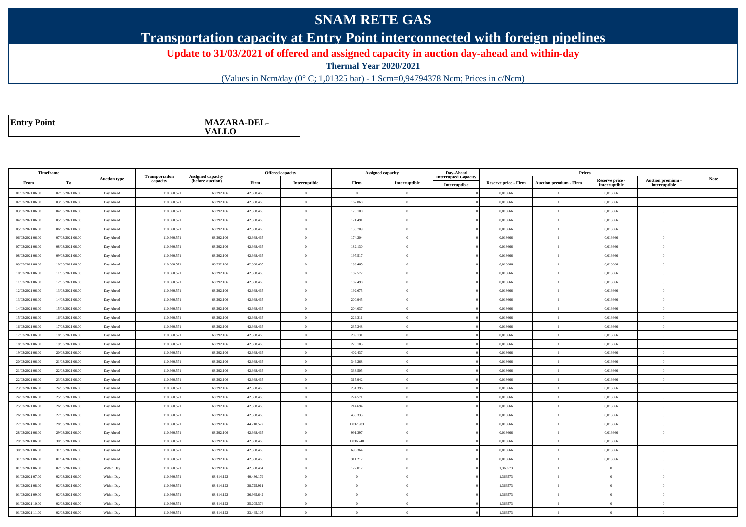# SNAM RETE GAS

## Transportation capacity at Entry Point interconnected with foreign pipelines

**Update to 31/03/2021 of offered and assigned capacity in auction day-ahead and within-day**

**Thermal Year 2020/2021**

(Values in Ncm/day (0° C; 1,01325 bar) - 1 Scm=0,94794378 Ncm; Prices in c/Ncm)

| Entry Point | | MAZARA-DEL-VALLO |
|---|---|---|

| Timeframe | | Auction type | Transportation capacity | Assigned capacity (before auction) | Offered capacity | | Assigned capacity | | Day-Ahead Interrupted Capacity | Prices | | | | Note |
|---|---|---|---|---|---|---|---|---|---|---|---|---|---|---|
| From | To | | | | Firm | Interruptible | Firm | Interruptible | Interruptible | Reserve price - Firm | Auction premium - Firm | Reserve price - Interruptible | Auction premium - Interruptible | |
| 01/03/2021 06.00 | 02/03/2021 06.00 | Day Ahead | 110.660.571 | 68.292.106 | 42.368.465 | 0 | 0 | 0 | 0 | 0,013666 | 0 | 0,013666 | 0 | |
| 02/03/2021 06.00 | 03/03/2021 06.00 | Day Ahead | 110.660.571 | 68.292.106 | 42.368.465 | 0 | 167.868 | 0 | 0 | 0,013666 | 0 | 0,013666 | 0 | |
| 03/03/2021 06.00 | 04/03/2021 06.00 | Day Ahead | 110.660.571 | 68.292.106 | 42.368.465 | 0 | 170.100 | 0 | 0 | 0,013666 | 0 | 0,013666 | 0 | |
| 04/03/2021 06.00 | 05/03/2021 06.00 | Day Ahead | 110.660.571 | 68.292.106 | 42.368.465 | 0 | 171.491 | 0 | 0 | 0,013666 | 0 | 0,013666 | 0 | |
| 05/03/2021 06.00 | 06/03/2021 06.00 | Day Ahead | 110.660.571 | 68.292.106 | 42.368.465 | 0 | 133.709 | 0 | 0 | 0,013666 | 0 | 0,013666 | 0 | |
| 06/03/2021 06.00 | 07/03/2021 06.00 | Day Ahead | 110.660.571 | 68.292.106 | 42.368.465 | 0 | 174.204 | 0 | 0 | 0,013666 | 0 | 0,013666 | 0 | |
| 07/03/2021 06.00 | 08/03/2021 06.00 | Day Ahead | 110.660.571 | 68.292.106 | 42.368.465 | 0 | 182.130 | 0 | 0 | 0,013666 | 0 | 0,013666 | 0 | |
| 08/03/2021 06.00 | 09/03/2021 06.00 | Day Ahead | 110.660.571 | 68.292.106 | 42.368.465 | 0 | 197.517 | 0 | 0 | 0,013666 | 0 | 0,013666 | 0 | |
| 09/03/2021 06.00 | 10/03/2021 06.00 | Day Ahead | 110.660.571 | 68.292.106 | 42.368.465 | 0 | 199.465 | 0 | 0 | 0,013666 | 0 | 0,013666 | 0 | |
| 10/03/2021 06.00 | 11/03/2021 06.00 | Day Ahead | 110.660.571 | 68.292.106 | 42.368.465 | 0 | 187.572 | 0 | 0 | 0,013666 | 0 | 0,013666 | 0 | |
| 11/03/2021 06.00 | 12/03/2021 06.00 | Day Ahead | 110.660.571 | 68.292.106 | 42.368.465 | 0 | 182.498 | 0 | 0 | 0,013666 | 0 | 0,013666 | 0 | |
| 12/03/2021 06.00 | 13/03/2021 06.00 | Day Ahead | 110.660.571 | 68.292.106 | 42.368.465 | 0 | 192.675 | 0 | 0 | 0,013666 | 0 | 0,013666 | 0 | |
| 13/03/2021 06.00 | 14/03/2021 06.00 | Day Ahead | 110.660.571 | 68.292.106 | 42.368.465 | 0 | 200.945 | 0 | 0 | 0,013666 | 0 | 0,013666 | 0 | |
| 14/03/2021 06.00 | 15/03/2021 06.00 | Day Ahead | 110.660.571 | 68.292.106 | 42.368.465 | 0 | 204.037 | 0 | 0 | 0,013666 | 0 | 0,013666 | 0 | |
| 15/03/2021 06.00 | 16/03/2021 06.00 | Day Ahead | 110.660.571 | 68.292.106 | 42.368.465 | 0 | 229.311 | 0 | 0 | 0,013666 | 0 | 0,013666 | 0 | |
| 16/03/2021 06.00 | 17/03/2021 06.00 | Day Ahead | 110.660.571 | 68.292.106 | 42.368.465 | 0 | 237.248 | 0 | 0 | 0,013666 | 0 | 0,013666 | 0 | |
| 17/03/2021 06.00 | 18/03/2021 06.00 | Day Ahead | 110.660.571 | 68.292.106 | 42.368.465 | 0 | 209.131 | 0 | 0 | 0,013666 | 0 | 0,013666 | 0 | |
| 18/03/2021 06.00 | 19/03/2021 06.00 | Day Ahead | 110.660.571 | 68.292.106 | 42.368.465 | 0 | 220.105 | 0 | 0 | 0,013666 | 0 | 0,013666 | 0 | |
| 19/03/2021 06.00 | 20/03/2021 06.00 | Day Ahead | 110.660.571 | 68.292.106 | 42.368.465 | 0 | 402.437 | 0 | 0 | 0,013666 | 0 | 0,013666 | 0 | |
| 20/03/2021 06.00 | 21/03/2021 06.00 | Day Ahead | 110.660.571 | 68.292.106 | 42.368.465 | 0 | 346.268 | 0 | 0 | 0,013666 | 0 | 0,013666 | 0 | |
| 21/03/2021 06.00 | 22/03/2021 06.00 | Day Ahead | 110.660.571 | 68.292.106 | 42.368.465 | 0 | 333.505 | 0 | 0 | 0,013666 | 0 | 0,013666 | 0 | |
| 22/03/2021 06.00 | 23/03/2021 06.00 | Day Ahead | 110.660.571 | 68.292.106 | 42.368.465 | 0 | 315.942 | 0 | 0 | 0,013666 | 0 | 0,013666 | 0 | |
| 23/03/2021 06.00 | 24/03/2021 06.00 | Day Ahead | 110.660.571 | 68.292.106 | 42.368.465 | 0 | 231.396 | 0 | 0 | 0,013666 | 0 | 0,013666 | 0 | |
| 24/03/2021 06.00 | 25/03/2021 06.00 | Day Ahead | 110.660.571 | 68.292.106 | 42.368.465 | 0 | 274.571 | 0 | 0 | 0,013666 | 0 | 0,013666 | 0 | |
| 25/03/2021 06.00 | 26/03/2021 06.00 | Day Ahead | 110.660.571 | 68.292.106 | 42.368.465 | 0 | 214.694 | 0 | 0 | 0,013666 | 0 | 0,013666 | 0 | |
| 26/03/2021 06.00 | 27/03/2021 06.00 | Day Ahead | 110.660.571 | 68.292.106 | 42.368.465 | 0 | 438.333 | 0 | 0 | 0,013666 | 0 | 0,013666 | 0 | |
| 27/03/2021 06.00 | 28/03/2021 06.00 | Day Ahead | 110.660.571 | 68.292.106 | 44.210.572 | 0 | 1.032.983 | 0 | 0 | 0,013666 | 0 | 0,013666 | 0 | |
| 28/03/2021 06.00 | 29/03/2021 06.00 | Day Ahead | 110.660.571 | 68.292.106 | 42.368.465 | 0 | 991.397 | 0 | 0 | 0,013666 | 0 | 0,013666 | 0 | |
| 29/03/2021 06.00 | 30/03/2021 06.00 | Day Ahead | 110.660.571 | 68.292.106 | 42.368.465 | 0 | 1.036.748 | 0 | 0 | 0,013666 | 0 | 0,013666 | 0 | |
| 30/03/2021 06.00 | 31/03/2021 06.00 | Day Ahead | 110.660.571 | 68.292.106 | 42.368.465 | 0 | 696.364 | 0 | 0 | 0,013666 | 0 | 0,013666 | 0 | |
| 31/03/2021 06.00 | 01/04/2021 06.00 | Day Ahead | 110.660.571 | 68.292.106 | 42.368.465 | 0 | 311.217 | 0 | 0 | 0,013666 | 0 | 0,013666 | 0 | |
| 01/03/2021 06.00 | 02/03/2021 06.00 | Within Day | 110.660.571 | 68.292.106 | 42.368.464 | 0 | 122.017 | 0 | 0 | 1,366573 | 0 | 0 | 0 | |
| 01/03/2021 07.00 | 02/03/2021 06.00 | Within Day | 110.660.571 | 68.414.122 | 40.486.179 | 0 | 0 | 0 | 0 | 1,366573 | 0 | 0 | 0 | |
| 01/03/2021 08.00 | 02/03/2021 06.00 | Within Day | 110.660.571 | 68.414.122 | 38.725.911 | 0 | 0 | 0 | 0 | 1,366573 | 0 | 0 | 0 | |
| 01/03/2021 09.00 | 02/03/2021 06.00 | Within Day | 110.660.571 | 68.414.122 | 36.965.642 | 0 | 0 | 0 | 0 | 1,366573 | 0 | 0 | 0 | |
| 01/03/2021 10.00 | 02/03/2021 06.00 | Within Day | 110.660.571 | 68.414.122 | 35.205.374 | 0 | 0 | 0 | 0 | 1,366573 | 0 | 0 | 0 | |
| 01/03/2021 11.00 | 02/03/2021 06.00 | Within Day | 110.660.571 | 68.414.122 | 33.445.105 | 0 | 0 | 0 | 0 | 1,366573 | 0 | 0 | 0 | |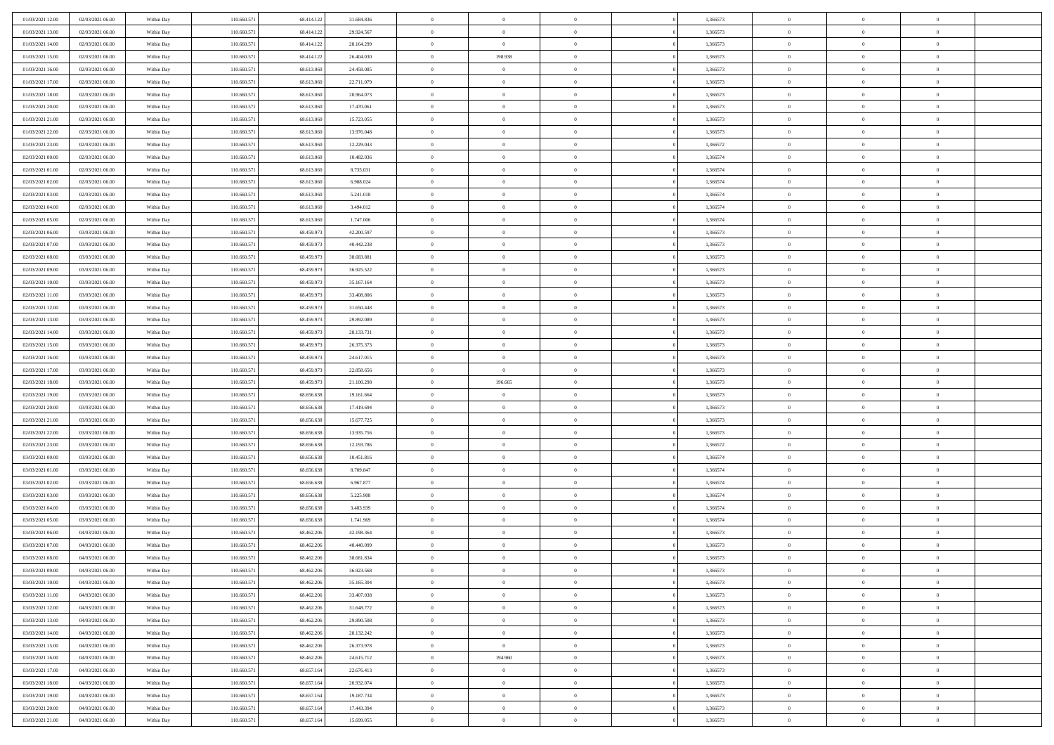| | | | | | | | | | | | | | | |
|---|---|---|---|---|---|---|---|---|---|---|---|---|---|---|
| 01/03/2021 12:00 | 02/03/2021 06:00 | Within Day | 110.660.571 | 68.414.122 | 31.684.836 | 0 | 0 | 0 | | 1,366573 | 0 | 0 | 0 | |
| 01/03/2021 13:00 | 02/03/2021 06:00 | Within Day | 110.660.571 | 68.414.122 | 29.924.567 | 0 | 0 | 0 | | 1,366573 | 0 | 0 | 0 | |
| 01/03/2021 14:00 | 02/03/2021 06:00 | Within Day | 110.660.571 | 68.414.122 | 28.164.299 | 0 | 0 | 0 | | 1,366573 | 0 | 0 | 0 | |
| 01/03/2021 15:00 | 02/03/2021 06:00 | Within Day | 110.660.571 | 68.414.122 | 26.404.030 | 0 | 198.938 | 0 | | 1,366573 | 0 | 0 | 0 | |
| 01/03/2021 16:00 | 02/03/2021 06:00 | Within Day | 110.660.571 | 68.613.060 | 24.458.085 | 0 | 0 | 0 | | 1,366573 | 0 | 0 | 0 | |
| 01/03/2021 17:00 | 02/03/2021 06:00 | Within Day | 110.660.571 | 68.613.060 | 22.711.079 | 0 | 0 | 0 | | 1,366573 | 0 | 0 | 0 | |
| 01/03/2021 18:00 | 02/03/2021 06:00 | Within Day | 110.660.571 | 68.613.060 | 20.964.073 | 0 | 0 | 0 | | 1,366573 | 0 | 0 | 0 | |
| 01/03/2021 20:00 | 02/03/2021 06:00 | Within Day | 110.660.571 | 68.613.060 | 17.470.061 | 0 | 0 | 0 | | 1,366573 | 0 | 0 | 0 | |
| 01/03/2021 21:00 | 02/03/2021 06:00 | Within Day | 110.660.571 | 68.613.060 | 15.723.055 | 0 | 0 | 0 | | 1,366573 | 0 | 0 | 0 | |
| 01/03/2021 22:00 | 02/03/2021 06:00 | Within Day | 110.660.571 | 68.613.060 | 13.976.048 | 0 | 0 | 0 | | 1,366573 | 0 | 0 | 0 | |
| 01/03/2021 23:00 | 02/03/2021 06:00 | Within Day | 110.660.571 | 68.613.060 | 12.229.043 | 0 | 0 | 0 | | 1,366572 | 0 | 0 | 0 | |
| 02/03/2021 00:00 | 02/03/2021 06:00 | Within Day | 110.660.571 | 68.613.060 | 10.482.036 | 0 | 0 | 0 | | 1,366574 | 0 | 0 | 0 | |
| 02/03/2021 01:00 | 02/03/2021 06:00 | Within Day | 110.660.571 | 68.613.060 | 8.735.031 | 0 | 0 | 0 | | 1,366574 | 0 | 0 | 0 | |
| 02/03/2021 02:00 | 02/03/2021 06:00 | Within Day | 110.660.571 | 68.613.060 | 6.988.024 | 0 | 0 | 0 | | 1,366574 | 0 | 0 | 0 | |
| 02/03/2021 03:00 | 02/03/2021 06:00 | Within Day | 110.660.571 | 68.613.060 | 5.241.018 | 0 | 0 | 0 | | 1,366574 | 0 | 0 | 0 | |
| 02/03/2021 04:00 | 02/03/2021 06:00 | Within Day | 110.660.571 | 68.613.060 | 3.494.012 | 0 | 0 | 0 | | 1,366574 | 0 | 0 | 0 | |
| 02/03/2021 05:00 | 02/03/2021 06:00 | Within Day | 110.660.571 | 68.613.060 | 1.747.006 | 0 | 0 | 0 | | 1,366574 | 0 | 0 | 0 | |
| 02/03/2021 06:00 | 03/03/2021 06:00 | Within Day | 110.660.571 | 68.459.973 | 42.200.597 | 0 | 0 | 0 | | 1,366573 | 0 | 0 | 0 | |
| 02/03/2021 07:00 | 03/03/2021 06:00 | Within Day | 110.660.571 | 68.459.973 | 40.442.238 | 0 | 0 | 0 | | 1,366573 | 0 | 0 | 0 | |
| 02/03/2021 08:00 | 03/03/2021 06:00 | Within Day | 110.660.571 | 68.459.973 | 38.683.881 | 0 | 0 | 0 | | 1,366573 | 0 | 0 | 0 | |
| 02/03/2021 09:00 | 03/03/2021 06:00 | Within Day | 110.660.571 | 68.459.973 | 36.925.522 | 0 | 0 | 0 | | 1,366573 | 0 | 0 | 0 | |
| 02/03/2021 10:00 | 03/03/2021 06:00 | Within Day | 110.660.571 | 68.459.973 | 35.167.164 | 0 | 0 | 0 | | 1,366573 | 0 | 0 | 0 | |
| 02/03/2021 11:00 | 03/03/2021 06:00 | Within Day | 110.660.571 | 68.459.973 | 33.408.806 | 0 | 0 | 0 | | 1,366573 | 0 | 0 | 0 | |
| 02/03/2021 12:00 | 03/03/2021 06:00 | Within Day | 110.660.571 | 68.459.973 | 31.650.448 | 0 | 0 | 0 | | 1,366573 | 0 | 0 | 0 | |
| 02/03/2021 13:00 | 03/03/2021 06:00 | Within Day | 110.660.571 | 68.459.973 | 29.892.089 | 0 | 0 | 0 | | 1,366573 | 0 | 0 | 0 | |
| 02/03/2021 14:00 | 03/03/2021 06:00 | Within Day | 110.660.571 | 68.459.973 | 28.133.731 | 0 | 0 | 0 | | 1,366573 | 0 | 0 | 0 | |
| 02/03/2021 15:00 | 03/03/2021 06:00 | Within Day | 110.660.571 | 68.459.973 | 26.375.373 | 0 | 0 | 0 | | 1,366573 | 0 | 0 | 0 | |
| 02/03/2021 16:00 | 03/03/2021 06:00 | Within Day | 110.660.571 | 68.459.973 | 24.617.015 | 0 | 0 | 0 | | 1,366573 | 0 | 0 | 0 | |
| 02/03/2021 17:00 | 03/03/2021 06:00 | Within Day | 110.660.571 | 68.459.973 | 22.858.656 | 0 | 0 | 0 | | 1,366573 | 0 | 0 | 0 | |
| 02/03/2021 18:00 | 03/03/2021 06:00 | Within Day | 110.660.571 | 68.459.973 | 21.100.298 | 0 | 196.665 | 0 | | 1,366573 | 0 | 0 | 0 | |
| 02/03/2021 19:00 | 03/03/2021 06:00 | Within Day | 110.660.571 | 68.656.638 | 19.161.664 | 0 | 0 | 0 | | 1,366573 | 0 | 0 | 0 | |
| 02/03/2021 20:00 | 03/03/2021 06:00 | Within Day | 110.660.571 | 68.656.638 | 17.419.694 | 0 | 0 | 0 | | 1,366573 | 0 | 0 | 0 | |
| 02/03/2021 21:00 | 03/03/2021 06:00 | Within Day | 110.660.571 | 68.656.638 | 15.677.725 | 0 | 0 | 0 | | 1,366573 | 0 | 0 | 0 | |
| 02/03/2021 22:00 | 03/03/2021 06:00 | Within Day | 110.660.571 | 68.656.638 | 13.935.756 | 0 | 0 | 0 | | 1,366573 | 0 | 0 | 0 | |
| 02/03/2021 23:00 | 03/03/2021 06:00 | Within Day | 110.660.571 | 68.656.638 | 12.193.786 | 0 | 0 | 0 | | 1,366572 | 0 | 0 | 0 | |
| 03/03/2021 00:00 | 03/03/2021 06:00 | Within Day | 110.660.571 | 68.656.638 | 10.451.816 | 0 | 0 | 0 | | 1,366574 | 0 | 0 | 0 | |
| 03/03/2021 01:00 | 03/03/2021 06:00 | Within Day | 110.660.571 | 68.656.638 | 8.709.847 | 0 | 0 | 0 | | 1,366574 | 0 | 0 | 0 | |
| 03/03/2021 02:00 | 03/03/2021 06:00 | Within Day | 110.660.571 | 68.656.638 | 6.967.877 | 0 | 0 | 0 | | 1,366574 | 0 | 0 | 0 | |
| 03/03/2021 03:00 | 03/03/2021 06:00 | Within Day | 110.660.571 | 68.656.638 | 5.225.908 | 0 | 0 | 0 | | 1,366574 | 0 | 0 | 0 | |
| 03/03/2021 04:00 | 03/03/2021 06:00 | Within Day | 110.660.571 | 68.656.638 | 3.483.939 | 0 | 0 | 0 | | 1,366574 | 0 | 0 | 0 | |
| 03/03/2021 05:00 | 03/03/2021 06:00 | Within Day | 110.660.571 | 68.656.638 | 1.741.969 | 0 | 0 | 0 | | 1,366574 | 0 | 0 | 0 | |
| 03/03/2021 06:00 | 04/03/2021 06:00 | Within Day | 110.660.571 | 68.462.206 | 42.198.364 | 0 | 0 | 0 | | 1,366573 | 0 | 0 | 0 | |
| 03/03/2021 07:00 | 04/03/2021 06:00 | Within Day | 110.660.571 | 68.462.206 | 40.440.099 | 0 | 0 | 0 | | 1,366573 | 0 | 0 | 0 | |
| 03/03/2021 08:00 | 04/03/2021 06:00 | Within Day | 110.660.571 | 68.462.206 | 38.681.834 | 0 | 0 | 0 | | 1,366573 | 0 | 0 | 0 | |
| 03/03/2021 09:00 | 04/03/2021 06:00 | Within Day | 110.660.571 | 68.462.206 | 36.923.568 | 0 | 0 | 0 | | 1,366573 | 0 | 0 | 0 | |
| 03/03/2021 10:00 | 04/03/2021 06:00 | Within Day | 110.660.571 | 68.462.206 | 35.165.304 | 0 | 0 | 0 | | 1,366573 | 0 | 0 | 0 | |
| 03/03/2021 11:00 | 04/03/2021 06:00 | Within Day | 110.660.571 | 68.462.206 | 33.407.038 | 0 | 0 | 0 | | 1,366573 | 0 | 0 | 0 | |
| 03/03/2021 12:00 | 04/03/2021 06:00 | Within Day | 110.660.571 | 68.462.206 | 31.648.772 | 0 | 0 | 0 | | 1,366573 | 0 | 0 | 0 | |
| 03/03/2021 13:00 | 04/03/2021 06:00 | Within Day | 110.660.571 | 68.462.206 | 29.890.508 | 0 | 0 | 0 | | 1,366573 | 0 | 0 | 0 | |
| 03/03/2021 14:00 | 04/03/2021 06:00 | Within Day | 110.660.571 | 68.462.206 | 28.132.242 | 0 | 0 | 0 | | 1,366573 | 0 | 0 | 0 | |
| 03/03/2021 15:00 | 04/03/2021 06:00 | Within Day | 110.660.571 | 68.462.206 | 26.373.978 | 0 | 0 | 0 | | 1,366573 | 0 | 0 | 0 | |
| 03/03/2021 16:00 | 04/03/2021 06:00 | Within Day | 110.660.571 | 68.462.206 | 24.615.712 | 0 | 194.960 | 0 | | 1,366573 | 0 | 0 | 0 | |
| 03/03/2021 17:00 | 04/03/2021 06:00 | Within Day | 110.660.571 | 68.657.164 | 22.676.413 | 0 | 0 | 0 | | 1,366573 | 0 | 0 | 0 | |
| 03/03/2021 18:00 | 04/03/2021 06:00 | Within Day | 110.660.571 | 68.657.164 | 20.932.074 | 0 | 0 | 0 | | 1,366573 | 0 | 0 | 0 | |
| 03/03/2021 19:00 | 04/03/2021 06:00 | Within Day | 110.660.571 | 68.657.164 | 19.187.734 | 0 | 0 | 0 | | 1,366573 | 0 | 0 | 0 | |
| 03/03/2021 20:00 | 04/03/2021 06:00 | Within Day | 110.660.571 | 68.657.164 | 17.443.394 | 0 | 0 | 0 | | 1,366573 | 0 | 0 | 0 | |
| 03/03/2021 21:00 | 04/03/2021 06:00 | Within Day | 110.660.571 | 68.657.164 | 15.699.055 | 0 | 0 | 0 | | 1,366573 | 0 | 0 | 0 | |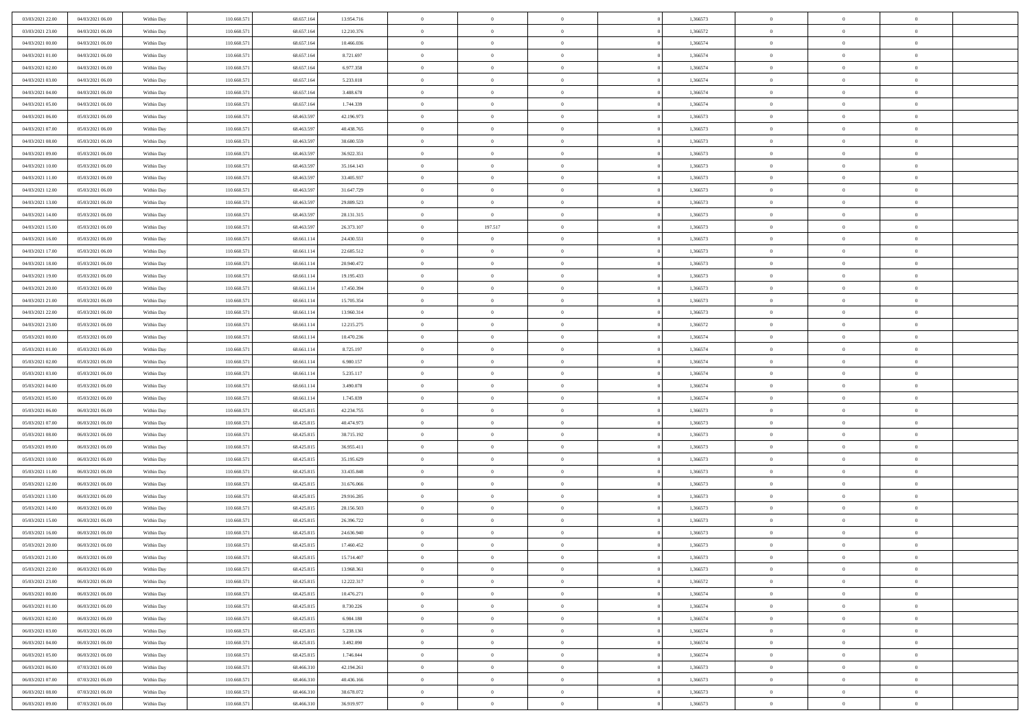| | | | | | | | | | | | | | | |
|---|---|---|---|---|---|---|---|---|---|---|---|---|---|---|
| 03/03/2021 22:00 | 04/03/2021 06:00 | Within Day | 110.660.571 | 68.657.164 | 13.954.716 | 0 | 0 | 0 | | 1,366573 | 0 | 0 | 0 | |
| 03/03/2021 23:00 | 04/03/2021 06:00 | Within Day | 110.660.571 | 68.657.164 | 12.210.376 | 0 | 0 | 0 | | 1,366572 | 0 | 0 | 0 | |
| 04/03/2021 00:00 | 04/03/2021 06:00 | Within Day | 110.660.571 | 68.657.164 | 10.466.036 | 0 | 0 | 0 | | 1,366574 | 0 | 0 | 0 | |
| 04/03/2021 01:00 | 04/03/2021 06:00 | Within Day | 110.660.571 | 68.657.164 | 8.721.697 | 0 | 0 | 0 | | 1,366574 | 0 | 0 | 0 | |
| 04/03/2021 02:00 | 04/03/2021 06:00 | Within Day | 110.660.571 | 68.657.164 | 6.977.358 | 0 | 0 | 0 | | 1,366574 | 0 | 0 | 0 | |
| 04/03/2021 03:00 | 04/03/2021 06:00 | Within Day | 110.660.571 | 68.657.164 | 5.233.018 | 0 | 0 | 0 | | 1,366574 | 0 | 0 | 0 | |
| 04/03/2021 04:00 | 04/03/2021 06:00 | Within Day | 110.660.571 | 68.657.164 | 3.488.678 | 0 | 0 | 0 | | 1,366574 | 0 | 0 | 0 | |
| 04/03/2021 05:00 | 04/03/2021 06:00 | Within Day | 110.660.571 | 68.657.164 | 1.744.339 | 0 | 0 | 0 | | 1,366574 | 0 | 0 | 0 | |
| 04/03/2021 06:00 | 05/03/2021 06:00 | Within Day | 110.660.571 | 68.463.597 | 42.196.973 | 0 | 0 | 0 | | 1,366573 | 0 | 0 | 0 | |
| 04/03/2021 07:00 | 05/03/2021 06:00 | Within Day | 110.660.571 | 68.463.597 | 40.438.765 | 0 | 0 | 0 | | 1,366573 | 0 | 0 | 0 | |
| 04/03/2021 08:00 | 05/03/2021 06:00 | Within Day | 110.660.571 | 68.463.597 | 38.680.559 | 0 | 0 | 0 | | 1,366573 | 0 | 0 | 0 | |
| 04/03/2021 09:00 | 05/03/2021 06:00 | Within Day | 110.660.571 | 68.463.597 | 36.922.351 | 0 | 0 | 0 | | 1,366573 | 0 | 0 | 0 | |
| 04/03/2021 10:00 | 05/03/2021 06:00 | Within Day | 110.660.571 | 68.463.597 | 35.164.143 | 0 | 0 | 0 | | 1,366573 | 0 | 0 | 0 | |
| 04/03/2021 11:00 | 05/03/2021 06:00 | Within Day | 110.660.571 | 68.463.597 | 33.405.937 | 0 | 0 | 0 | | 1,366573 | 0 | 0 | 0 | |
| 04/03/2021 12:00 | 05/03/2021 06:00 | Within Day | 110.660.571 | 68.463.597 | 31.647.729 | 0 | 0 | 0 | | 1,366573 | 0 | 0 | 0 | |
| 04/03/2021 13:00 | 05/03/2021 06:00 | Within Day | 110.660.571 | 68.463.597 | 29.889.523 | 0 | 0 | 0 | | 1,366573 | 0 | 0 | 0 | |
| 04/03/2021 14:00 | 05/03/2021 06:00 | Within Day | 110.660.571 | 68.463.597 | 28.131.315 | 0 | 0 | 0 | | 1,366573 | 0 | 0 | 0 | |
| 04/03/2021 15:00 | 05/03/2021 06:00 | Within Day | 110.660.571 | 68.463.597 | 26.373.107 | 0 | 197.517 | 0 | | 1,366573 | 0 | 0 | 0 | |
| 04/03/2021 16:00 | 05/03/2021 06:00 | Within Day | 110.660.571 | 68.661.114 | 24.430.551 | 0 | 0 | 0 | | 1,366573 | 0 | 0 | 0 | |
| 04/03/2021 17:00 | 05/03/2021 06:00 | Within Day | 110.660.571 | 68.661.114 | 22.685.512 | 0 | 0 | 0 | | 1,366573 | 0 | 0 | 0 | |
| 04/03/2021 18:00 | 05/03/2021 06:00 | Within Day | 110.660.571 | 68.661.114 | 20.940.472 | 0 | 0 | 0 | | 1,366573 | 0 | 0 | 0 | |
| 04/03/2021 19:00 | 05/03/2021 06:00 | Within Day | 110.660.571 | 68.661.114 | 19.195.433 | 0 | 0 | 0 | | 1,366573 | 0 | 0 | 0 | |
| 04/03/2021 20:00 | 05/03/2021 06:00 | Within Day | 110.660.571 | 68.661.114 | 17.450.394 | 0 | 0 | 0 | | 1,366573 | 0 | 0 | 0 | |
| 04/03/2021 21:00 | 05/03/2021 06:00 | Within Day | 110.660.571 | 68.661.114 | 15.705.354 | 0 | 0 | 0 | | 1,366573 | 0 | 0 | 0 | |
| 04/03/2021 22:00 | 05/03/2021 06:00 | Within Day | 110.660.571 | 68.661.114 | 13.960.314 | 0 | 0 | 0 | | 1,366573 | 0 | 0 | 0 | |
| 04/03/2021 23:00 | 05/03/2021 06:00 | Within Day | 110.660.571 | 68.661.114 | 12.215.275 | 0 | 0 | 0 | | 1,366572 | 0 | 0 | 0 | |
| 05/03/2021 00:00 | 05/03/2021 06:00 | Within Day | 110.660.571 | 68.661.114 | 10.470.236 | 0 | 0 | 0 | | 1,366574 | 0 | 0 | 0 | |
| 05/03/2021 01:00 | 05/03/2021 06:00 | Within Day | 110.660.571 | 68.661.114 | 8.725.197 | 0 | 0 | 0 | | 1,366574 | 0 | 0 | 0 | |
| 05/03/2021 02:00 | 05/03/2021 06:00 | Within Day | 110.660.571 | 68.661.114 | 6.980.157 | 0 | 0 | 0 | | 1,366574 | 0 | 0 | 0 | |
| 05/03/2021 03:00 | 05/03/2021 06:00 | Within Day | 110.660.571 | 68.661.114 | 5.235.117 | 0 | 0 | 0 | | 1,366574 | 0 | 0 | 0 | |
| 05/03/2021 04:00 | 05/03/2021 06:00 | Within Day | 110.660.571 | 68.661.114 | 3.490.078 | 0 | 0 | 0 | | 1,366574 | 0 | 0 | 0 | |
| 05/03/2021 05:00 | 05/03/2021 06:00 | Within Day | 110.660.571 | 68.661.114 | 1.745.039 | 0 | 0 | 0 | | 1,366574 | 0 | 0 | 0 | |
| 05/03/2021 06:00 | 06/03/2021 06:00 | Within Day | 110.660.571 | 68.425.815 | 42.234.755 | 0 | 0 | 0 | | 1,366573 | 0 | 0 | 0 | |
| 05/03/2021 07:00 | 06/03/2021 06:00 | Within Day | 110.660.571 | 68.425.815 | 40.474.973 | 0 | 0 | 0 | | 1,366573 | 0 | 0 | 0 | |
| 05/03/2021 08:00 | 06/03/2021 06:00 | Within Day | 110.660.571 | 68.425.815 | 38.715.192 | 0 | 0 | 0 | | 1,366573 | 0 | 0 | 0 | |
| 05/03/2021 09:00 | 06/03/2021 06:00 | Within Day | 110.660.571 | 68.425.815 | 36.955.411 | 0 | 0 | 0 | | 1,366573 | 0 | 0 | 0 | |
| 05/03/2021 10:00 | 06/03/2021 06:00 | Within Day | 110.660.571 | 68.425.815 | 35.195.629 | 0 | 0 | 0 | | 1,366573 | 0 | 0 | 0 | |
| 05/03/2021 11:00 | 06/03/2021 06:00 | Within Day | 110.660.571 | 68.425.815 | 33.435.848 | 0 | 0 | 0 | | 1,366573 | 0 | 0 | 0 | |
| 05/03/2021 12:00 | 06/03/2021 06:00 | Within Day | 110.660.571 | 68.425.815 | 31.676.066 | 0 | 0 | 0 | | 1,366573 | 0 | 0 | 0 | |
| 05/03/2021 13:00 | 06/03/2021 06:00 | Within Day | 110.660.571 | 68.425.815 | 29.916.285 | 0 | 0 | 0 | | 1,366573 | 0 | 0 | 0 | |
| 05/03/2021 14:00 | 06/03/2021 06:00 | Within Day | 110.660.571 | 68.425.815 | 28.156.503 | 0 | 0 | 0 | | 1,366573 | 0 | 0 | 0 | |
| 05/03/2021 15:00 | 06/03/2021 06:00 | Within Day | 110.660.571 | 68.425.815 | 26.396.722 | 0 | 0 | 0 | | 1,366573 | 0 | 0 | 0 | |
| 05/03/2021 16:00 | 06/03/2021 06:00 | Within Day | 110.660.571 | 68.425.815 | 24.636.940 | 0 | 0 | 0 | | 1,366573 | 0 | 0 | 0 | |
| 05/03/2021 20:00 | 06/03/2021 06:00 | Within Day | 110.660.571 | 68.425.815 | 17.460.452 | 0 | 0 | 0 | | 1,366573 | 0 | 0 | 0 | |
| 05/03/2021 21:00 | 06/03/2021 06:00 | Within Day | 110.660.571 | 68.425.815 | 15.714.407 | 0 | 0 | 0 | | 1,366573 | 0 | 0 | 0 | |
| 05/03/2021 22:00 | 06/03/2021 06:00 | Within Day | 110.660.571 | 68.425.815 | 13.968.361 | 0 | 0 | 0 | | 1,366573 | 0 | 0 | 0 | |
| 05/03/2021 23:00 | 06/03/2021 06:00 | Within Day | 110.660.571 | 68.425.815 | 12.222.317 | 0 | 0 | 0 | | 1,366572 | 0 | 0 | 0 | |
| 06/03/2021 00:00 | 06/03/2021 06:00 | Within Day | 110.660.571 | 68.425.815 | 10.476.271 | 0 | 0 | 0 | | 1,366574 | 0 | 0 | 0 | |
| 06/03/2021 01:00 | 06/03/2021 06:00 | Within Day | 110.660.571 | 68.425.815 | 8.730.226 | 0 | 0 | 0 | | 1,366574 | 0 | 0 | 0 | |
| 06/03/2021 02:00 | 06/03/2021 06:00 | Within Day | 110.660.571 | 68.425.815 | 6.984.180 | 0 | 0 | 0 | | 1,366574 | 0 | 0 | 0 | |
| 06/03/2021 03:00 | 06/03/2021 06:00 | Within Day | 110.660.571 | 68.425.815 | 5.238.136 | 0 | 0 | 0 | | 1,366574 | 0 | 0 | 0 | |
| 06/03/2021 04:00 | 06/03/2021 06:00 | Within Day | 110.660.571 | 68.425.815 | 3.492.090 | 0 | 0 | 0 | | 1,366574 | 0 | 0 | 0 | |
| 06/03/2021 05:00 | 06/03/2021 06:00 | Within Day | 110.660.571 | 68.425.815 | 1.746.044 | 0 | 0 | 0 | | 1,366574 | 0 | 0 | 0 | |
| 06/03/2021 06:00 | 07/03/2021 06:00 | Within Day | 110.660.571 | 68.466.310 | 42.194.261 | 0 | 0 | 0 | | 1,366573 | 0 | 0 | 0 | |
| 06/03/2021 07:00 | 07/03/2021 06:00 | Within Day | 110.660.571 | 68.466.310 | 40.436.166 | 0 | 0 | 0 | | 1,366573 | 0 | 0 | 0 | |
| 06/03/2021 08:00 | 07/03/2021 06:00 | Within Day | 110.660.571 | 68.466.310 | 38.678.072 | 0 | 0 | 0 | | 1,366573 | 0 | 0 | 0 | |
| 06/03/2021 09:00 | 07/03/2021 06:00 | Within Day | 110.660.571 | 68.466.310 | 36.919.977 | 0 | 0 | 0 | | 1,366573 | 0 | 0 | 0 | |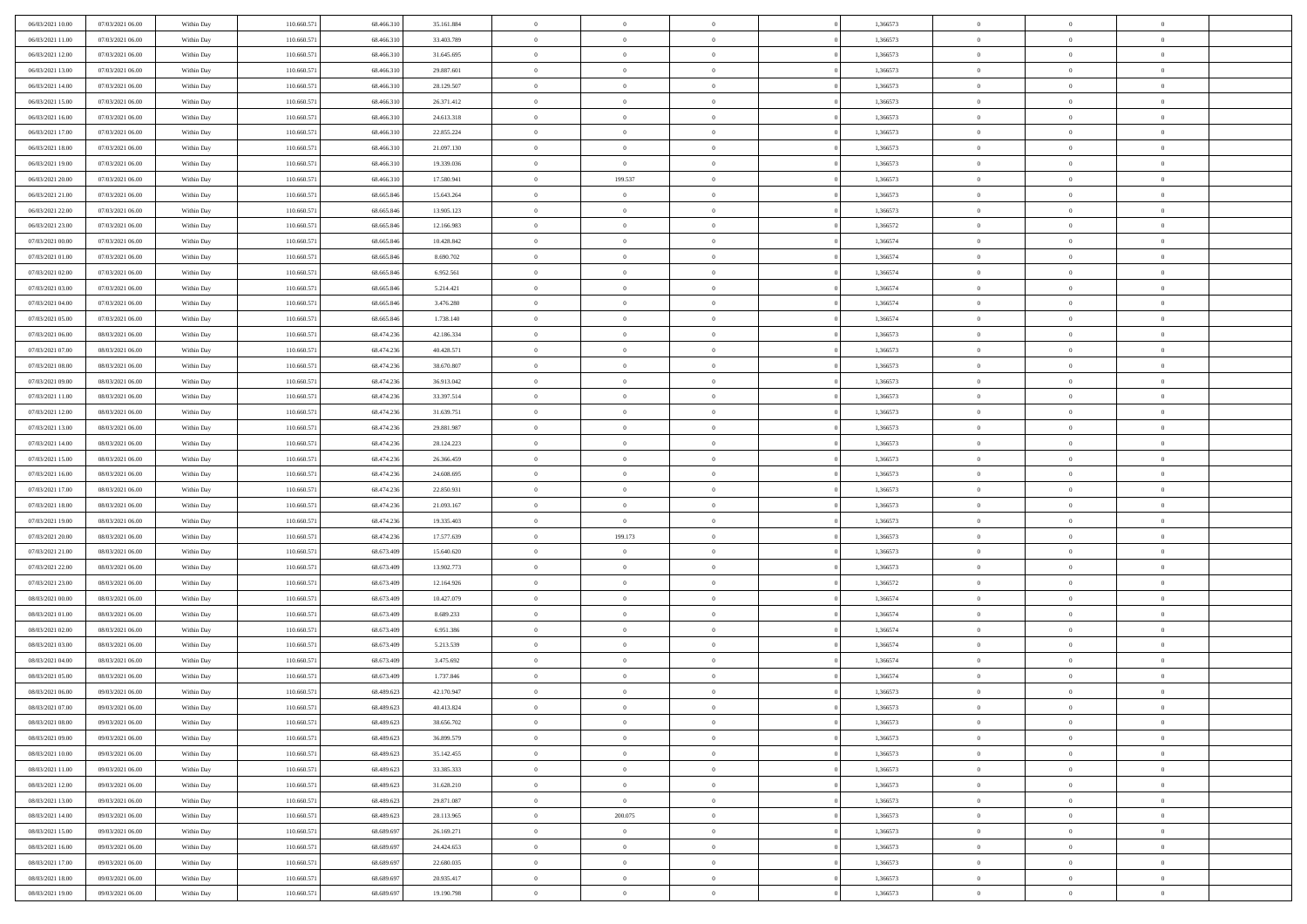| | | | | | | | | | | | | | | |
|---|---|---|---|---|---|---|---|---|---|---|---|---|---|---|
| 06/03/2021 10:00 | 07/03/2021 06:00 | Within Day | 110.660.571 | 68.466.310 | 35.161.884 | 0 | 0 | 0 | | 1,366573 | 0 | 0 | 0 | |
| 06/03/2021 11:00 | 07/03/2021 06:00 | Within Day | 110.660.571 | 68.466.310 | 33.403.789 | 0 | 0 | 0 | | 1,366573 | 0 | 0 | 0 | |
| 06/03/2021 12:00 | 07/03/2021 06:00 | Within Day | 110.660.571 | 68.466.310 | 31.645.695 | 0 | 0 | 0 | | 1,366573 | 0 | 0 | 0 | |
| 06/03/2021 13:00 | 07/03/2021 06:00 | Within Day | 110.660.571 | 68.466.310 | 29.887.601 | 0 | 0 | 0 | | 1,366573 | 0 | 0 | 0 | |
| 06/03/2021 14:00 | 07/03/2021 06:00 | Within Day | 110.660.571 | 68.466.310 | 28.129.507 | 0 | 0 | 0 | | 1,366573 | 0 | 0 | 0 | |
| 06/03/2021 15:00 | 07/03/2021 06:00 | Within Day | 110.660.571 | 68.466.310 | 26.371.412 | 0 | 0 | 0 | | 1,366573 | 0 | 0 | 0 | |
| 06/03/2021 16:00 | 07/03/2021 06:00 | Within Day | 110.660.571 | 68.466.310 | 24.613.318 | 0 | 0 | 0 | | 1,366573 | 0 | 0 | 0 | |
| 06/03/2021 17:00 | 07/03/2021 06:00 | Within Day | 110.660.571 | 68.466.310 | 22.855.224 | 0 | 0 | 0 | | 1,366573 | 0 | 0 | 0 | |
| 06/03/2021 18:00 | 07/03/2021 06:00 | Within Day | 110.660.571 | 68.466.310 | 21.097.130 | 0 | 0 | 0 | | 1,366573 | 0 | 0 | 0 | |
| 06/03/2021 19:00 | 07/03/2021 06:00 | Within Day | 110.660.571 | 68.466.310 | 19.339.036 | 0 | 0 | 0 | | 1,366573 | 0 | 0 | 0 | |
| 06/03/2021 20:00 | 07/03/2021 06:00 | Within Day | 110.660.571 | 68.466.310 | 17.580.941 | 0 | 199.537 | 0 | | 1,366573 | 0 | 0 | 0 | |
| 06/03/2021 21:00 | 07/03/2021 06:00 | Within Day | 110.660.571 | 68.665.846 | 15.643.264 | 0 | 0 | 0 | | 1,366573 | 0 | 0 | 0 | |
| 06/03/2021 22:00 | 07/03/2021 06:00 | Within Day | 110.660.571 | 68.665.846 | 13.905.123 | 0 | 0 | 0 | | 1,366573 | 0 | 0 | 0 | |
| 06/03/2021 23:00 | 07/03/2021 06:00 | Within Day | 110.660.571 | 68.665.846 | 12.166.983 | 0 | 0 | 0 | | 1,366572 | 0 | 0 | 0 | |
| 07/03/2021 00:00 | 07/03/2021 06:00 | Within Day | 110.660.571 | 68.665.846 | 10.428.842 | 0 | 0 | 0 | | 1,366574 | 0 | 0 | 0 | |
| 07/03/2021 01:00 | 07/03/2021 06:00 | Within Day | 110.660.571 | 68.665.846 | 8.690.702 | 0 | 0 | 0 | | 1,366574 | 0 | 0 | 0 | |
| 07/03/2021 02:00 | 07/03/2021 06:00 | Within Day | 110.660.571 | 68.665.846 | 6.952.561 | 0 | 0 | 0 | | 1,366574 | 0 | 0 | 0 | |
| 07/03/2021 03:00 | 07/03/2021 06:00 | Within Day | 110.660.571 | 68.665.846 | 5.214.421 | 0 | 0 | 0 | | 1,366574 | 0 | 0 | 0 | |
| 07/03/2021 04:00 | 07/03/2021 06:00 | Within Day | 110.660.571 | 68.665.846 | 3.476.280 | 0 | 0 | 0 | | 1,366574 | 0 | 0 | 0 | |
| 07/03/2021 05:00 | 07/03/2021 06:00 | Within Day | 110.660.571 | 68.665.846 | 1.738.140 | 0 | 0 | 0 | | 1,366574 | 0 | 0 | 0 | |
| 07/03/2021 06:00 | 08/03/2021 06:00 | Within Day | 110.660.571 | 68.474.236 | 42.186.334 | 0 | 0 | 0 | | 1,366573 | 0 | 0 | 0 | |
| 07/03/2021 07:00 | 08/03/2021 06:00 | Within Day | 110.660.571 | 68.474.236 | 40.428.571 | 0 | 0 | 0 | | 1,366573 | 0 | 0 | 0 | |
| 07/03/2021 08:00 | 08/03/2021 06:00 | Within Day | 110.660.571 | 68.474.236 | 38.670.807 | 0 | 0 | 0 | | 1,366573 | 0 | 0 | 0 | |
| 07/03/2021 09:00 | 08/03/2021 06:00 | Within Day | 110.660.571 | 68.474.236 | 36.913.042 | 0 | 0 | 0 | | 1,366573 | 0 | 0 | 0 | |
| 07/03/2021 11:00 | 08/03/2021 06:00 | Within Day | 110.660.571 | 68.474.236 | 33.397.514 | 0 | 0 | 0 | | 1,366573 | 0 | 0 | 0 | |
| 07/03/2021 12:00 | 08/03/2021 06:00 | Within Day | 110.660.571 | 68.474.236 | 31.639.751 | 0 | 0 | 0 | | 1,366573 | 0 | 0 | 0 | |
| 07/03/2021 13:00 | 08/03/2021 06:00 | Within Day | 110.660.571 | 68.474.236 | 29.881.987 | 0 | 0 | 0 | | 1,366573 | 0 | 0 | 0 | |
| 07/03/2021 14:00 | 08/03/2021 06:00 | Within Day | 110.660.571 | 68.474.236 | 28.124.223 | 0 | 0 | 0 | | 1,366573 | 0 | 0 | 0 | |
| 07/03/2021 15:00 | 08/03/2021 06:00 | Within Day | 110.660.571 | 68.474.236 | 26.366.459 | 0 | 0 | 0 | | 1,366573 | 0 | 0 | 0 | |
| 07/03/2021 16:00 | 08/03/2021 06:00 | Within Day | 110.660.571 | 68.474.236 | 24.608.695 | 0 | 0 | 0 | | 1,366573 | 0 | 0 | 0 | |
| 07/03/2021 17:00 | 08/03/2021 06:00 | Within Day | 110.660.571 | 68.474.236 | 22.850.931 | 0 | 0 | 0 | | 1,366573 | 0 | 0 | 0 | |
| 07/03/2021 18:00 | 08/03/2021 06:00 | Within Day | 110.660.571 | 68.474.236 | 21.093.167 | 0 | 0 | 0 | | 1,366573 | 0 | 0 | 0 | |
| 07/03/2021 19:00 | 08/03/2021 06:00 | Within Day | 110.660.571 | 68.474.236 | 19.335.403 | 0 | 0 | 0 | | 1,366573 | 0 | 0 | 0 | |
| 07/03/2021 20:00 | 08/03/2021 06:00 | Within Day | 110.660.571 | 68.474.236 | 17.577.639 | 0 | 199.173 | 0 | | 1,366573 | 0 | 0 | 0 | |
| 07/03/2021 21:00 | 08/03/2021 06:00 | Within Day | 110.660.571 | 68.673.409 | 15.640.620 | 0 | 0 | 0 | | 1,366573 | 0 | 0 | 0 | |
| 07/03/2021 22:00 | 08/03/2021 06:00 | Within Day | 110.660.571 | 68.673.409 | 13.902.773 | 0 | 0 | 0 | | 1,366573 | 0 | 0 | 0 | |
| 07/03/2021 23:00 | 08/03/2021 06:00 | Within Day | 110.660.571 | 68.673.409 | 12.164.926 | 0 | 0 | 0 | | 1,366572 | 0 | 0 | 0 | |
| 08/03/2021 00:00 | 08/03/2021 06:00 | Within Day | 110.660.571 | 68.673.409 | 10.427.079 | 0 | 0 | 0 | | 1,366574 | 0 | 0 | 0 | |
| 08/03/2021 01:00 | 08/03/2021 06:00 | Within Day | 110.660.571 | 68.673.409 | 8.689.233 | 0 | 0 | 0 | | 1,366574 | 0 | 0 | 0 | |
| 08/03/2021 02:00 | 08/03/2021 06:00 | Within Day | 110.660.571 | 68.673.409 | 6.951.386 | 0 | 0 | 0 | | 1,366574 | 0 | 0 | 0 | |
| 08/03/2021 03:00 | 08/03/2021 06:00 | Within Day | 110.660.571 | 68.673.409 | 5.213.539 | 0 | 0 | 0 | | 1,366574 | 0 | 0 | 0 | |
| 08/03/2021 04:00 | 08/03/2021 06:00 | Within Day | 110.660.571 | 68.673.409 | 3.475.692 | 0 | 0 | 0 | | 1,366574 | 0 | 0 | 0 | |
| 08/03/2021 05:00 | 08/03/2021 06:00 | Within Day | 110.660.571 | 68.673.409 | 1.737.846 | 0 | 0 | 0 | | 1,366574 | 0 | 0 | 0 | |
| 08/03/2021 06:00 | 09/03/2021 06:00 | Within Day | 110.660.571 | 68.489.623 | 42.170.947 | 0 | 0 | 0 | | 1,366573 | 0 | 0 | 0 | |
| 08/03/2021 07:00 | 09/03/2021 06:00 | Within Day | 110.660.571 | 68.489.623 | 40.413.824 | 0 | 0 | 0 | | 1,366573 | 0 | 0 | 0 | |
| 08/03/2021 08:00 | 09/03/2021 06:00 | Within Day | 110.660.571 | 68.489.623 | 38.656.702 | 0 | 0 | 0 | | 1,366573 | 0 | 0 | 0 | |
| 08/03/2021 09:00 | 09/03/2021 06:00 | Within Day | 110.660.571 | 68.489.623 | 36.899.579 | 0 | 0 | 0 | | 1,366573 | 0 | 0 | 0 | |
| 08/03/2021 10:00 | 09/03/2021 06:00 | Within Day | 110.660.571 | 68.489.623 | 35.142.455 | 0 | 0 | 0 | | 1,366573 | 0 | 0 | 0 | |
| 08/03/2021 11:00 | 09/03/2021 06:00 | Within Day | 110.660.571 | 68.489.623 | 33.385.333 | 0 | 0 | 0 | | 1,366573 | 0 | 0 | 0 | |
| 08/03/2021 12:00 | 09/03/2021 06:00 | Within Day | 110.660.571 | 68.489.623 | 31.628.210 | 0 | 0 | 0 | | 1,366573 | 0 | 0 | 0 | |
| 08/03/2021 13:00 | 09/03/2021 06:00 | Within Day | 110.660.571 | 68.489.623 | 29.871.087 | 0 | 0 | 0 | | 1,366573 | 0 | 0 | 0 | |
| 08/03/2021 14:00 | 09/03/2021 06:00 | Within Day | 110.660.571 | 68.489.623 | 28.113.965 | 0 | 200.075 | 0 | | 1,366573 | 0 | 0 | 0 | |
| 08/03/2021 15:00 | 09/03/2021 06:00 | Within Day | 110.660.571 | 68.689.697 | 26.169.271 | 0 | 0 | 0 | | 1,366573 | 0 | 0 | 0 | |
| 08/03/2021 16:00 | 09/03/2021 06:00 | Within Day | 110.660.571 | 68.689.697 | 24.424.653 | 0 | 0 | 0 | | 1,366573 | 0 | 0 | 0 | |
| 08/03/2021 17:00 | 09/03/2021 06:00 | Within Day | 110.660.571 | 68.689.697 | 22.680.035 | 0 | 0 | 0 | | 1,366573 | 0 | 0 | 0 | |
| 08/03/2021 18:00 | 09/03/2021 06:00 | Within Day | 110.660.571 | 68.689.697 | 20.935.417 | 0 | 0 | 0 | | 1,366573 | 0 | 0 | 0 | |
| 08/03/2021 19:00 | 09/03/2021 06:00 | Within Day | 110.660.571 | 68.689.697 | 19.190.798 | 0 | 0 | 0 | | 1,366573 | 0 | 0 | 0 | |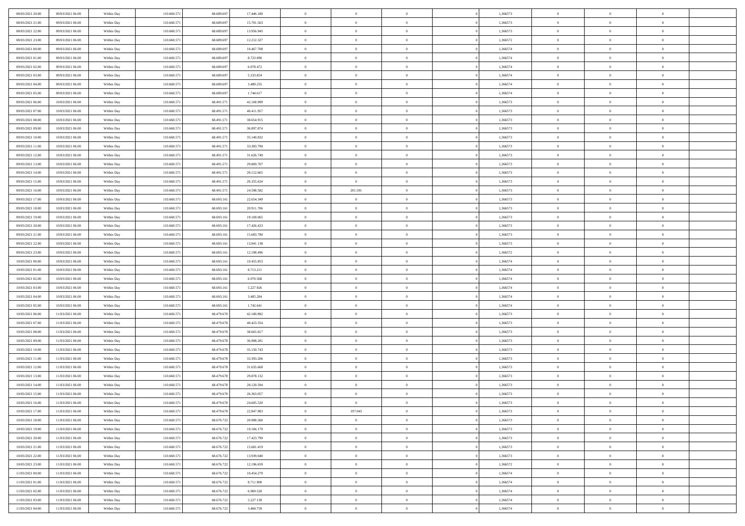| | | | | | | | | | | | | | | |
|---|---|---|---|---|---|---|---|---|---|---|---|---|---|---|
| 08/03/2021 20:00 | 09/03/2021 06:00 | Within Day | 110.660.571 | 68.689.697 | 17.446.180 | 0 | 0 | 0 | | 1,366573 | 0 | 0 | 0 | |
| 08/03/2021 21:00 | 09/03/2021 06:00 | Within Day | 110.660.571 | 68.689.697 | 15.701.563 | 0 | 0 | 0 | | 1,366573 | 0 | 0 | 0 | |
| 08/03/2021 22:00 | 09/03/2021 06:00 | Within Day | 110.660.571 | 68.689.697 | 13.956.945 | 0 | 0 | 0 | | 1,366573 | 0 | 0 | 0 | |
| 08/03/2021 23:00 | 09/03/2021 06:00 | Within Day | 110.660.571 | 68.689.697 | 12.212.327 | 0 | 0 | 0 | | 1,366572 | 0 | 0 | 0 | |
| 09/03/2021 00:00 | 09/03/2021 06:00 | Within Day | 110.660.571 | 68.689.697 | 10.467.708 | 0 | 0 | 0 | | 1,366574 | 0 | 0 | 0 | |
| 09/03/2021 01:00 | 09/03/2021 06:00 | Within Day | 110.660.571 | 68.689.697 | 8.723.090 | 0 | 0 | 0 | | 1,366574 | 0 | 0 | 0 | |
| 09/03/2021 02:00 | 09/03/2021 06:00 | Within Day | 110.660.571 | 68.689.697 | 6.978.472 | 0 | 0 | 0 | | 1,366574 | 0 | 0 | 0 | |
| 09/03/2021 03:00 | 09/03/2021 06:00 | Within Day | 110.660.571 | 68.689.697 | 5.233.854 | 0 | 0 | 0 | | 1,366574 | 0 | 0 | 0 | |
| 09/03/2021 04:00 | 09/03/2021 06:00 | Within Day | 110.660.571 | 68.689.697 | 3.489.235 | 0 | 0 | 0 | | 1,366574 | 0 | 0 | 0 | |
| 09/03/2021 05:00 | 09/03/2021 06:00 | Within Day | 110.660.571 | 68.689.697 | 1.744.617 | 0 | 0 | 0 | | 1,366574 | 0 | 0 | 0 | |
| 09/03/2021 06:00 | 10/03/2021 06:00 | Within Day | 110.660.571 | 68.491.571 | 42.168.999 | 0 | 0 | 0 | | 1,366573 | 0 | 0 | 0 | |
| 09/03/2021 07:00 | 10/03/2021 06:00 | Within Day | 110.660.571 | 68.491.571 | 40.411.957 | 0 | 0 | 0 | | 1,366573 | 0 | 0 | 0 | |
| 09/03/2021 08:00 | 10/03/2021 06:00 | Within Day | 110.660.571 | 68.491.571 | 38.654.915 | 0 | 0 | 0 | | 1,366573 | 0 | 0 | 0 | |
| 09/03/2021 09:00 | 10/03/2021 06:00 | Within Day | 110.660.571 | 68.491.571 | 36.897.874 | 0 | 0 | 0 | | 1,366573 | 0 | 0 | 0 | |
| 09/03/2021 10:00 | 10/03/2021 06:00 | Within Day | 110.660.571 | 68.491.571 | 35.140.832 | 0 | 0 | 0 | | 1,366573 | 0 | 0 | 0 | |
| 09/03/2021 11:00 | 10/03/2021 06:00 | Within Day | 110.660.571 | 68.491.571 | 33.383.790 | 0 | 0 | 0 | | 1,366573 | 0 | 0 | 0 | |
| 09/03/2021 12:00 | 10/03/2021 06:00 | Within Day | 110.660.571 | 68.491.571 | 31.626.749 | 0 | 0 | 0 | | 1,366573 | 0 | 0 | 0 | |
| 09/03/2021 13:00 | 10/03/2021 06:00 | Within Day | 110.660.571 | 68.491.571 | 29.869.707 | 0 | 0 | 0 | | 1,366573 | 0 | 0 | 0 | |
| 09/03/2021 14:00 | 10/03/2021 06:00 | Within Day | 110.660.571 | 68.491.571 | 28.112.665 | 0 | 0 | 0 | | 1,366573 | 0 | 0 | 0 | |
| 09/03/2021 15:00 | 10/03/2021 06:00 | Within Day | 110.660.571 | 68.491.571 | 26.355.624 | 0 | 0 | 0 | | 1,366573 | 0 | 0 | 0 | |
| 09/03/2021 16:00 | 10/03/2021 06:00 | Within Day | 110.660.571 | 68.491.571 | 24.598.582 | 0 | 201.591 | 0 | | 1,366573 | 0 | 0 | 0 | |
| 09/03/2021 17:00 | 10/03/2021 06:00 | Within Day | 110.660.571 | 68.693.161 | 22.654.349 | 0 | 0 | 0 | | 1,366573 | 0 | 0 | 0 | |
| 09/03/2021 18:00 | 10/03/2021 06:00 | Within Day | 110.660.571 | 68.693.161 | 20.911.706 | 0 | 0 | 0 | | 1,366573 | 0 | 0 | 0 | |
| 09/03/2021 19:00 | 10/03/2021 06:00 | Within Day | 110.660.571 | 68.693.161 | 19.169.065 | 0 | 0 | 0 | | 1,366573 | 0 | 0 | 0 | |
| 09/03/2021 20:00 | 10/03/2021 06:00 | Within Day | 110.660.571 | 68.693.161 | 17.426.423 | 0 | 0 | 0 | | 1,366573 | 0 | 0 | 0 | |
| 09/03/2021 21:00 | 10/03/2021 06:00 | Within Day | 110.660.571 | 68.693.161 | 15.683.780 | 0 | 0 | 0 | | 1,366573 | 0 | 0 | 0 | |
| 09/03/2021 22:00 | 10/03/2021 06:00 | Within Day | 110.660.571 | 68.693.161 | 13.941.138 | 0 | 0 | 0 | | 1,366573 | 0 | 0 | 0 | |
| 09/03/2021 23:00 | 10/03/2021 06:00 | Within Day | 110.660.571 | 68.693.161 | 12.198.496 | 0 | 0 | 0 | | 1,366572 | 0 | 0 | 0 | |
| 10/03/2021 00:00 | 10/03/2021 06:00 | Within Day | 110.660.571 | 68.693.161 | 10.455.853 | 0 | 0 | 0 | | 1,366574 | 0 | 0 | 0 | |
| 10/03/2021 01:00 | 10/03/2021 06:00 | Within Day | 110.660.571 | 68.693.161 | 8.713.211 | 0 | 0 | 0 | | 1,366574 | 0 | 0 | 0 | |
| 10/03/2021 02:00 | 10/03/2021 06:00 | Within Day | 110.660.571 | 68.693.161 | 6.970.568 | 0 | 0 | 0 | | 1,366574 | 0 | 0 | 0 | |
| 10/03/2021 03:00 | 10/03/2021 06:00 | Within Day | 110.660.571 | 68.693.161 | 5.227.926 | 0 | 0 | 0 | | 1,366574 | 0 | 0 | 0 | |
| 10/03/2021 04:00 | 10/03/2021 06:00 | Within Day | 110.660.571 | 68.693.161 | 3.485.284 | 0 | 0 | 0 | | 1,366574 | 0 | 0 | 0 | |
| 10/03/2021 05:00 | 10/03/2021 06:00 | Within Day | 110.660.571 | 68.693.161 | 1.742.641 | 0 | 0 | 0 | | 1,366574 | 0 | 0 | 0 | |
| 10/03/2021 06:00 | 11/03/2021 06:00 | Within Day | 110.660.571 | 68.479.678 | 42.180.892 | 0 | 0 | 0 | | 1,366573 | 0 | 0 | 0 | |
| 10/03/2021 07:00 | 11/03/2021 06:00 | Within Day | 110.660.571 | 68.479.678 | 40.423.354 | 0 | 0 | 0 | | 1,366573 | 0 | 0 | 0 | |
| 10/03/2021 08:00 | 11/03/2021 06:00 | Within Day | 110.660.571 | 68.479.678 | 38.665.817 | 0 | 0 | 0 | | 1,366573 | 0 | 0 | 0 | |
| 10/03/2021 09:00 | 11/03/2021 06:00 | Within Day | 110.660.571 | 68.479.678 | 36.908.281 | 0 | 0 | 0 | | 1,366573 | 0 | 0 | 0 | |
| 10/03/2021 10:00 | 11/03/2021 06:00 | Within Day | 110.660.571 | 68.479.678 | 35.150.743 | 0 | 0 | 0 | | 1,366573 | 0 | 0 | 0 | |
| 10/03/2021 11:00 | 11/03/2021 06:00 | Within Day | 110.660.571 | 68.479.678 | 33.393.206 | 0 | 0 | 0 | | 1,366573 | 0 | 0 | 0 | |
| 10/03/2021 12:00 | 11/03/2021 06:00 | Within Day | 110.660.571 | 68.479.678 | 31.635.668 | 0 | 0 | 0 | | 1,366573 | 0 | 0 | 0 | |
| 10/03/2021 13:00 | 11/03/2021 06:00 | Within Day | 110.660.571 | 68.479.678 | 29.878.132 | 0 | 0 | 0 | | 1,366573 | 0 | 0 | 0 | |
| 10/03/2021 14:00 | 11/03/2021 06:00 | Within Day | 110.660.571 | 68.479.678 | 28.120.594 | 0 | 0 | 0 | | 1,366573 | 0 | 0 | 0 | |
| 10/03/2021 15:00 | 11/03/2021 06:00 | Within Day | 110.660.571 | 68.479.678 | 26.363.057 | 0 | 0 | 0 | | 1,366573 | 0 | 0 | 0 | |
| 10/03/2021 16:00 | 11/03/2021 06:00 | Within Day | 110.660.571 | 68.479.678 | 24.605.520 | 0 | 0 | 0 | | 1,366573 | 0 | 0 | 0 | |
| 10/03/2021 17:00 | 11/03/2021 06:00 | Within Day | 110.660.571 | 68.479.678 | 22.847.983 | 0 | 197.043 | 0 | | 1,366573 | 0 | 0 | 0 | |
| 10/03/2021 18:00 | 11/03/2021 06:00 | Within Day | 110.660.571 | 68.676.722 | 20.908.560 | 0 | 0 | 0 | | 1,366573 | 0 | 0 | 0 | |
| 10/03/2021 19:00 | 11/03/2021 06:00 | Within Day | 110.660.571 | 68.676.722 | 19.166.179 | 0 | 0 | 0 | | 1,366573 | 0 | 0 | 0 | |
| 10/03/2021 20:00 | 11/03/2021 06:00 | Within Day | 110.660.571 | 68.676.722 | 17.423.799 | 0 | 0 | 0 | | 1,366573 | 0 | 0 | 0 | |
| 10/03/2021 21:00 | 11/03/2021 06:00 | Within Day | 110.660.571 | 68.676.722 | 15.681.419 | 0 | 0 | 0 | | 1,366573 | 0 | 0 | 0 | |
| 10/03/2021 22:00 | 11/03/2021 06:00 | Within Day | 110.660.571 | 68.676.722 | 13.939.040 | 0 | 0 | 0 | | 1,366573 | 0 | 0 | 0 | |
| 10/03/2021 23:00 | 11/03/2021 06:00 | Within Day | 110.660.571 | 68.676.722 | 12.196.659 | 0 | 0 | 0 | | 1,366572 | 0 | 0 | 0 | |
| 11/03/2021 00:00 | 11/03/2021 06:00 | Within Day | 110.660.571 | 68.676.722 | 10.454.279 | 0 | 0 | 0 | | 1,366574 | 0 | 0 | 0 | |
| 11/03/2021 01:00 | 11/03/2021 06:00 | Within Day | 110.660.571 | 68.676.722 | 8.711.900 | 0 | 0 | 0 | | 1,366574 | 0 | 0 | 0 | |
| 11/03/2021 02:00 | 11/03/2021 06:00 | Within Day | 110.660.571 | 68.676.722 | 6.969.520 | 0 | 0 | 0 | | 1,366574 | 0 | 0 | 0 | |
| 11/03/2021 03:00 | 11/03/2021 06:00 | Within Day | 110.660.571 | 68.676.722 | 5.227.139 | 0 | 0 | 0 | | 1,366574 | 0 | 0 | 0 | |
| 11/03/2021 04:00 | 11/03/2021 06:00 | Within Day | 110.660.571 | 68.676.722 | 3.484.759 | 0 | 0 | 0 | | 1,366574 | 0 | 0 | 0 | |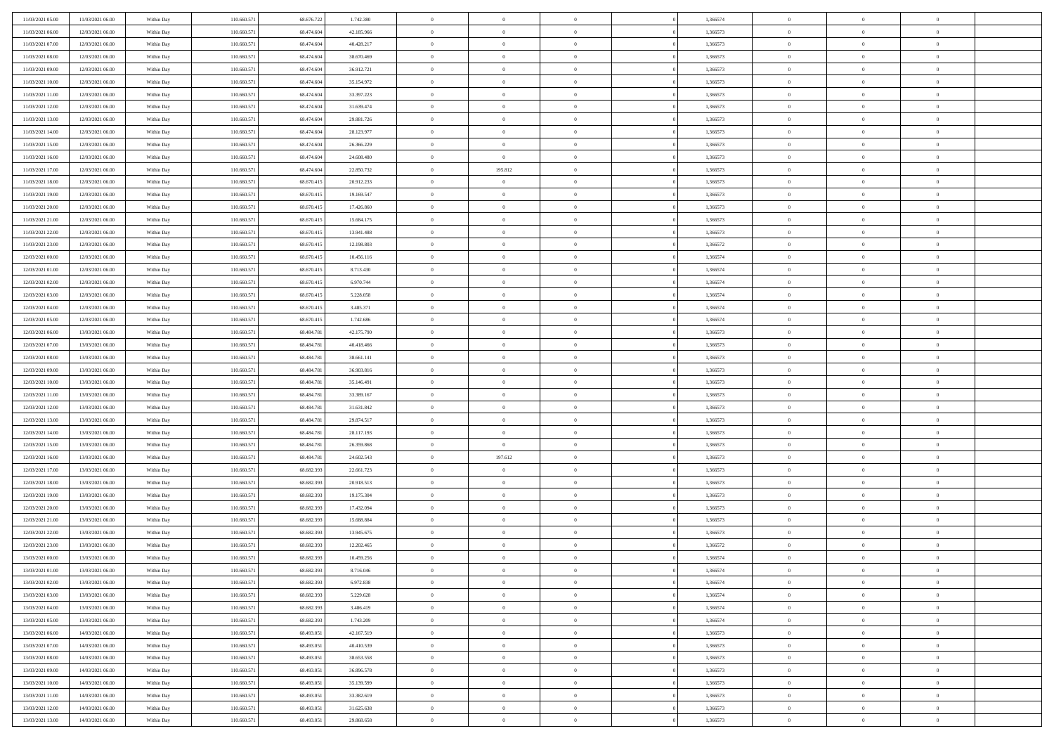| | | | | | | | | | | | | | | |
|---|---|---|---|---|---|---|---|---|---|---|---|---|---|---|
| 11/03/2021 05:00 | 11/03/2021 06:00 | Within Day | 110.660.571 | 68.676.722 | 1.742.380 | 0 | 0 | 0 | | 1,366574 | 0 | 0 | 0 | |
| 11/03/2021 06:00 | 12/03/2021 06:00 | Within Day | 110.660.571 | 68.474.604 | 42.185.966 | 0 | 0 | 0 | | 1,366573 | 0 | 0 | 0 | |
| 11/03/2021 07:00 | 12/03/2021 06:00 | Within Day | 110.660.571 | 68.474.604 | 40.428.217 | 0 | 0 | 0 | | 1,366573 | 0 | 0 | 0 | |
| 11/03/2021 08:00 | 12/03/2021 06:00 | Within Day | 110.660.571 | 68.474.604 | 38.670.469 | 0 | 0 | 0 | | 1,366573 | 0 | 0 | 0 | |
| 11/03/2021 09:00 | 12/03/2021 06:00 | Within Day | 110.660.571 | 68.474.604 | 36.912.721 | 0 | 0 | 0 | | 1,366573 | 0 | 0 | 0 | |
| 11/03/2021 10:00 | 12/03/2021 06:00 | Within Day | 110.660.571 | 68.474.604 | 35.154.972 | 0 | 0 | 0 | | 1,366573 | 0 | 0 | 0 | |
| 11/03/2021 11:00 | 12/03/2021 06:00 | Within Day | 110.660.571 | 68.474.604 | 33.397.223 | 0 | 0 | 0 | | 1,366573 | 0 | 0 | 0 | |
| 11/03/2021 12:00 | 12/03/2021 06:00 | Within Day | 110.660.571 | 68.474.604 | 31.639.474 | 0 | 0 | 0 | | 1,366573 | 0 | 0 | 0 | |
| 11/03/2021 13:00 | 12/03/2021 06:00 | Within Day | 110.660.571 | 68.474.604 | 29.881.726 | 0 | 0 | 0 | | 1,366573 | 0 | 0 | 0 | |
| 11/03/2021 14:00 | 12/03/2021 06:00 | Within Day | 110.660.571 | 68.474.604 | 28.123.977 | 0 | 0 | 0 | | 1,366573 | 0 | 0 | 0 | |
| 11/03/2021 15:00 | 12/03/2021 06:00 | Within Day | 110.660.571 | 68.474.604 | 26.366.229 | 0 | 0 | 0 | | 1,366573 | 0 | 0 | 0 | |
| 11/03/2021 16:00 | 12/03/2021 06:00 | Within Day | 110.660.571 | 68.474.604 | 24.608.480 | 0 | 0 | 0 | | 1,366573 | 0 | 0 | 0 | |
| 11/03/2021 17:00 | 12/03/2021 06:00 | Within Day | 110.660.571 | 68.474.604 | 22.850.732 | 0 | 195.812 | 0 | | 1,366573 | 0 | 0 | 0 | |
| 11/03/2021 18:00 | 12/03/2021 06:00 | Within Day | 110.660.571 | 68.670.415 | 20.912.233 | 0 | 0 | 0 | | 1,366573 | 0 | 0 | 0 | |
| 11/03/2021 19:00 | 12/03/2021 06:00 | Within Day | 110.660.571 | 68.670.415 | 19.169.547 | 0 | 0 | 0 | | 1,366573 | 0 | 0 | 0 | |
| 11/03/2021 20:00 | 12/03/2021 06:00 | Within Day | 110.660.571 | 68.670.415 | 17.426.860 | 0 | 0 | 0 | | 1,366573 | 0 | 0 | 0 | |
| 11/03/2021 21:00 | 12/03/2021 06:00 | Within Day | 110.660.571 | 68.670.415 | 15.684.175 | 0 | 0 | 0 | | 1,366573 | 0 | 0 | 0 | |
| 11/03/2021 22:00 | 12/03/2021 06:00 | Within Day | 110.660.571 | 68.670.415 | 13.941.488 | 0 | 0 | 0 | | 1,366573 | 0 | 0 | 0 | |
| 11/03/2021 23:00 | 12/03/2021 06:00 | Within Day | 110.660.571 | 68.670.415 | 12.198.803 | 0 | 0 | 0 | | 1,366572 | 0 | 0 | 0 | |
| 12/03/2021 00:00 | 12/03/2021 06:00 | Within Day | 110.660.571 | 68.670.415 | 10.456.116 | 0 | 0 | 0 | | 1,366574 | 0 | 0 | 0 | |
| 12/03/2021 01:00 | 12/03/2021 06:00 | Within Day | 110.660.571 | 68.670.415 | 8.713.430 | 0 | 0 | 0 | | 1,366574 | 0 | 0 | 0 | |
| 12/03/2021 02:00 | 12/03/2021 06:00 | Within Day | 110.660.571 | 68.670.415 | 6.970.744 | 0 | 0 | 0 | | 1,366574 | 0 | 0 | 0 | |
| 12/03/2021 03:00 | 12/03/2021 06:00 | Within Day | 110.660.571 | 68.670.415 | 5.228.058 | 0 | 0 | 0 | | 1,366574 | 0 | 0 | 0 | |
| 12/03/2021 04:00 | 12/03/2021 06:00 | Within Day | 110.660.571 | 68.670.415 | 3.485.371 | 0 | 0 | 0 | | 1,366574 | 0 | 0 | 0 | |
| 12/03/2021 05:00 | 12/03/2021 06:00 | Within Day | 110.660.571 | 68.670.415 | 1.742.686 | 0 | 0 | 0 | | 1,366574 | 0 | 0 | 0 | |
| 12/03/2021 06:00 | 13/03/2021 06:00 | Within Day | 110.660.571 | 68.484.781 | 42.175.790 | 0 | 0 | 0 | | 1,366573 | 0 | 0 | 0 | |
| 12/03/2021 07:00 | 13/03/2021 06:00 | Within Day | 110.660.571 | 68.484.781 | 40.418.466 | 0 | 0 | 0 | | 1,366573 | 0 | 0 | 0 | |
| 12/03/2021 08:00 | 13/03/2021 06:00 | Within Day | 110.660.571 | 68.484.781 | 38.661.141 | 0 | 0 | 0 | | 1,366573 | 0 | 0 | 0 | |
| 12/03/2021 09:00 | 13/03/2021 06:00 | Within Day | 110.660.571 | 68.484.781 | 36.903.816 | 0 | 0 | 0 | | 1,366573 | 0 | 0 | 0 | |
| 12/03/2021 10:00 | 13/03/2021 06:00 | Within Day | 110.660.571 | 68.484.781 | 35.146.491 | 0 | 0 | 0 | | 1,366573 | 0 | 0 | 0 | |
| 12/03/2021 11:00 | 13/03/2021 06:00 | Within Day | 110.660.571 | 68.484.781 | 33.389.167 | 0 | 0 | 0 | | 1,366573 | 0 | 0 | 0 | |
| 12/03/2021 12:00 | 13/03/2021 06:00 | Within Day | 110.660.571 | 68.484.781 | 31.631.842 | 0 | 0 | 0 | | 1,366573 | 0 | 0 | 0 | |
| 12/03/2021 13:00 | 13/03/2021 06:00 | Within Day | 110.660.571 | 68.484.781 | 29.874.517 | 0 | 0 | 0 | | 1,366573 | 0 | 0 | 0 | |
| 12/03/2021 14:00 | 13/03/2021 06:00 | Within Day | 110.660.571 | 68.484.781 | 28.117.193 | 0 | 0 | 0 | | 1,366573 | 0 | 0 | 0 | |
| 12/03/2021 15:00 | 13/03/2021 06:00 | Within Day | 110.660.571 | 68.484.781 | 26.359.868 | 0 | 0 | 0 | | 1,366573 | 0 | 0 | 0 | |
| 12/03/2021 16:00 | 13/03/2021 06:00 | Within Day | 110.660.571 | 68.484.781 | 24.602.543 | 0 | 197.612 | 0 | | 1,366573 | 0 | 0 | 0 | |
| 12/03/2021 17:00 | 13/03/2021 06:00 | Within Day | 110.660.571 | 68.682.393 | 22.661.723 | 0 | 0 | 0 | | 1,366573 | 0 | 0 | 0 | |
| 12/03/2021 18:00 | 13/03/2021 06:00 | Within Day | 110.660.571 | 68.682.393 | 20.918.513 | 0 | 0 | 0 | | 1,366573 | 0 | 0 | 0 | |
| 12/03/2021 19:00 | 13/03/2021 06:00 | Within Day | 110.660.571 | 68.682.393 | 19.175.304 | 0 | 0 | 0 | | 1,366573 | 0 | 0 | 0 | |
| 12/03/2021 20:00 | 13/03/2021 06:00 | Within Day | 110.660.571 | 68.682.393 | 17.432.094 | 0 | 0 | 0 | | 1,366573 | 0 | 0 | 0 | |
| 12/03/2021 21:00 | 13/03/2021 06:00 | Within Day | 110.660.571 | 68.682.393 | 15.688.884 | 0 | 0 | 0 | | 1,366573 | 0 | 0 | 0 | |
| 12/03/2021 22:00 | 13/03/2021 06:00 | Within Day | 110.660.571 | 68.682.393 | 13.945.675 | 0 | 0 | 0 | | 1,366573 | 0 | 0 | 0 | |
| 12/03/2021 23:00 | 13/03/2021 06:00 | Within Day | 110.660.571 | 68.682.393 | 12.202.465 | 0 | 0 | 0 | | 1,366572 | 0 | 0 | 0 | |
| 13/03/2021 00:00 | 13/03/2021 06:00 | Within Day | 110.660.571 | 68.682.393 | 10.459.256 | 0 | 0 | 0 | | 1,366574 | 0 | 0 | 0 | |
| 13/03/2021 01:00 | 13/03/2021 06:00 | Within Day | 110.660.571 | 68.682.393 | 8.716.046 | 0 | 0 | 0 | | 1,366574 | 0 | 0 | 0 | |
| 13/03/2021 02:00 | 13/03/2021 06:00 | Within Day | 110.660.571 | 68.682.393 | 6.972.838 | 0 | 0 | 0 | | 1,366574 | 0 | 0 | 0 | |
| 13/03/2021 03:00 | 13/03/2021 06:00 | Within Day | 110.660.571 | 68.682.393 | 5.229.628 | 0 | 0 | 0 | | 1,366574 | 0 | 0 | 0 | |
| 13/03/2021 04:00 | 13/03/2021 06:00 | Within Day | 110.660.571 | 68.682.393 | 3.486.419 | 0 | 0 | 0 | | 1,366574 | 0 | 0 | 0 | |
| 13/03/2021 05:00 | 13/03/2021 06:00 | Within Day | 110.660.571 | 68.682.393 | 1.743.209 | 0 | 0 | 0 | | 1,366574 | 0 | 0 | 0 | |
| 13/03/2021 06:00 | 14/03/2021 06:00 | Within Day | 110.660.571 | 68.493.051 | 42.167.519 | 0 | 0 | 0 | | 1,366573 | 0 | 0 | 0 | |
| 13/03/2021 07:00 | 14/03/2021 06:00 | Within Day | 110.660.571 | 68.493.051 | 40.410.539 | 0 | 0 | 0 | | 1,366573 | 0 | 0 | 0 | |
| 13/03/2021 08:00 | 14/03/2021 06:00 | Within Day | 110.660.571 | 68.493.051 | 38.653.558 | 0 | 0 | 0 | | 1,366573 | 0 | 0 | 0 | |
| 13/03/2021 09:00 | 14/03/2021 06:00 | Within Day | 110.660.571 | 68.493.051 | 36.896.578 | 0 | 0 | 0 | | 1,366573 | 0 | 0 | 0 | |
| 13/03/2021 10:00 | 14/03/2021 06:00 | Within Day | 110.660.571 | 68.493.051 | 35.139.599 | 0 | 0 | 0 | | 1,366573 | 0 | 0 | 0 | |
| 13/03/2021 11:00 | 14/03/2021 06:00 | Within Day | 110.660.571 | 68.493.051 | 33.382.619 | 0 | 0 | 0 | | 1,366573 | 0 | 0 | 0 | |
| 13/03/2021 12:00 | 14/03/2021 06:00 | Within Day | 110.660.571 | 68.493.051 | 31.625.638 | 0 | 0 | 0 | | 1,366573 | 0 | 0 | 0 | |
| 13/03/2021 13:00 | 14/03/2021 06:00 | Within Day | 110.660.571 | 68.493.051 | 29.868.658 | 0 | 0 | 0 | | 1,366573 | 0 | 0 | 0 | |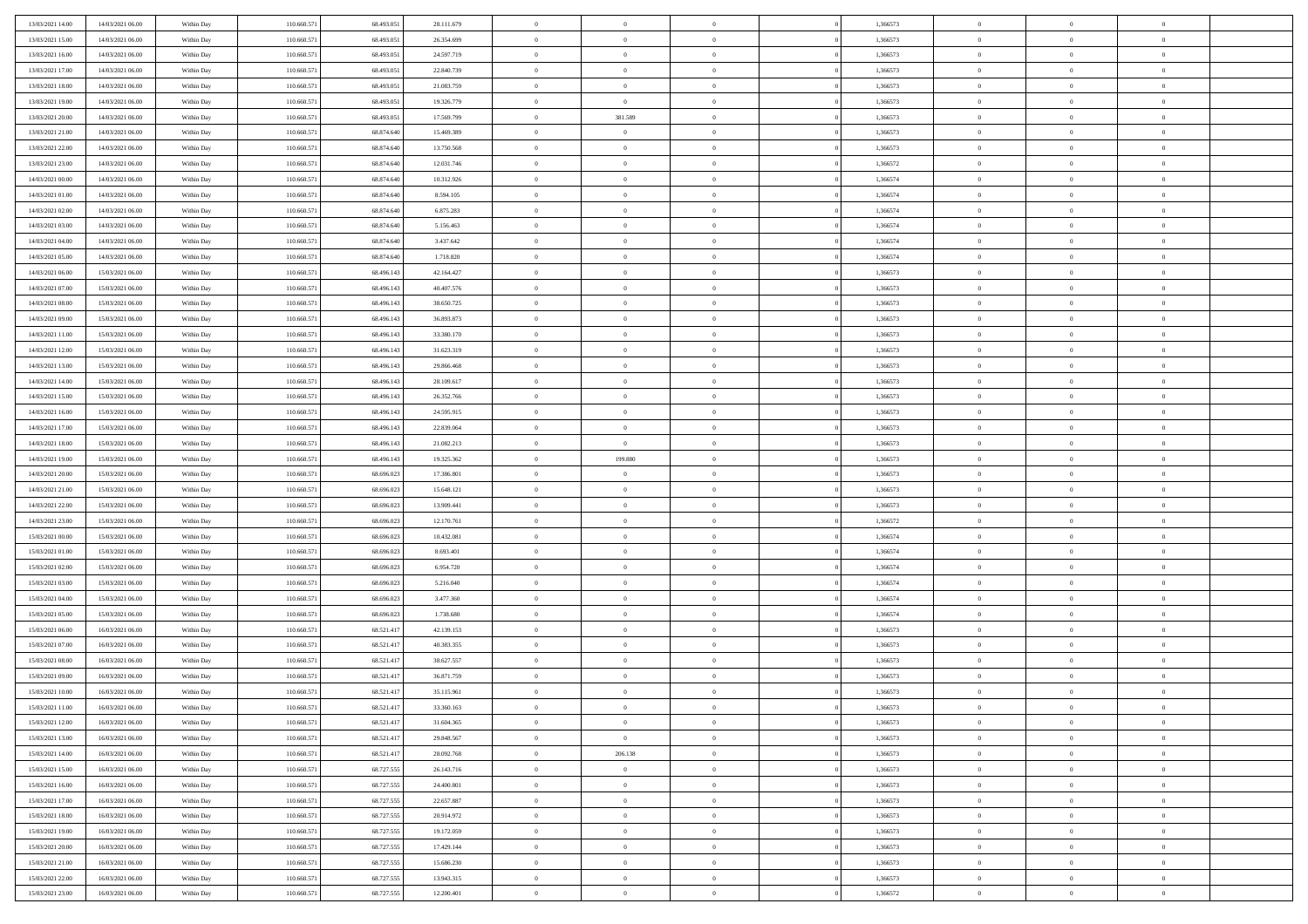| | | | | | | | | | | | | | | |
|---|---|---|---|---|---|---|---|---|---|---|---|---|---|---|
| 13/03/2021 14:00 | 14/03/2021 06:00 | Within Day | 110.660.571 | 68.493.051 | 28.111.679 | 0 | 0 | 0 | | 1,366573 | 0 | 0 | 0 | |
| 13/03/2021 15:00 | 14/03/2021 06:00 | Within Day | 110.660.571 | 68.493.051 | 26.354.699 | 0 | 0 | 0 | | 1,366573 | 0 | 0 | 0 | |
| 13/03/2021 16:00 | 14/03/2021 06:00 | Within Day | 110.660.571 | 68.493.051 | 24.597.719 | 0 | 0 | 0 | | 1,366573 | 0 | 0 | 0 | |
| 13/03/2021 17:00 | 14/03/2021 06:00 | Within Day | 110.660.571 | 68.493.051 | 22.840.739 | 0 | 0 | 0 | | 1,366573 | 0 | 0 | 0 | |
| 13/03/2021 18:00 | 14/03/2021 06:00 | Within Day | 110.660.571 | 68.493.051 | 21.083.759 | 0 | 0 | 0 | | 1,366573 | 0 | 0 | 0 | |
| 13/03/2021 19:00 | 14/03/2021 06:00 | Within Day | 110.660.571 | 68.493.051 | 19.326.779 | 0 | 0 | 0 | | 1,366573 | 0 | 0 | 0 | |
| 13/03/2021 20:00 | 14/03/2021 06:00 | Within Day | 110.660.571 | 68.493.051 | 17.569.799 | 0 | 381.589 | 0 | | 1,366573 | 0 | 0 | 0 | |
| 13/03/2021 21:00 | 14/03/2021 06:00 | Within Day | 110.660.571 | 68.874.640 | 15.469.389 | 0 | 0 | 0 | | 1,366573 | 0 | 0 | 0 | |
| 13/03/2021 22:00 | 14/03/2021 06:00 | Within Day | 110.660.571 | 68.874.640 | 13.750.568 | 0 | 0 | 0 | | 1,366573 | 0 | 0 | 0 | |
| 13/03/2021 23:00 | 14/03/2021 06:00 | Within Day | 110.660.571 | 68.874.640 | 12.031.746 | 0 | 0 | 0 | | 1,366572 | 0 | 0 | 0 | |
| 14/03/2021 00:00 | 14/03/2021 06:00 | Within Day | 110.660.571 | 68.874.640 | 10.312.926 | 0 | 0 | 0 | | 1,366574 | 0 | 0 | 0 | |
| 14/03/2021 01:00 | 14/03/2021 06:00 | Within Day | 110.660.571 | 68.874.640 | 8.594.105 | 0 | 0 | 0 | | 1,366574 | 0 | 0 | 0 | |
| 14/03/2021 02:00 | 14/03/2021 06:00 | Within Day | 110.660.571 | 68.874.640 | 6.875.283 | 0 | 0 | 0 | | 1,366574 | 0 | 0 | 0 | |
| 14/03/2021 03:00 | 14/03/2021 06:00 | Within Day | 110.660.571 | 68.874.640 | 5.156.463 | 0 | 0 | 0 | | 1,366574 | 0 | 0 | 0 | |
| 14/03/2021 04:00 | 14/03/2021 06:00 | Within Day | 110.660.571 | 68.874.640 | 3.437.642 | 0 | 0 | 0 | | 1,366574 | 0 | 0 | 0 | |
| 14/03/2021 05:00 | 14/03/2021 06:00 | Within Day | 110.660.571 | 68.874.640 | 1.718.820 | 0 | 0 | 0 | | 1,366574 | 0 | 0 | 0 | |
| 14/03/2021 06:00 | 15/03/2021 06:00 | Within Day | 110.660.571 | 68.496.143 | 42.164.427 | 0 | 0 | 0 | | 1,366573 | 0 | 0 | 0 | |
| 14/03/2021 07:00 | 15/03/2021 06:00 | Within Day | 110.660.571 | 68.496.143 | 40.407.576 | 0 | 0 | 0 | | 1,366573 | 0 | 0 | 0 | |
| 14/03/2021 08:00 | 15/03/2021 06:00 | Within Day | 110.660.571 | 68.496.143 | 38.650.725 | 0 | 0 | 0 | | 1,366573 | 0 | 0 | 0 | |
| 14/03/2021 09:00 | 15/03/2021 06:00 | Within Day | 110.660.571 | 68.496.143 | 36.893.873 | 0 | 0 | 0 | | 1,366573 | 0 | 0 | 0 | |
| 14/03/2021 11:00 | 15/03/2021 06:00 | Within Day | 110.660.571 | 68.496.143 | 33.380.170 | 0 | 0 | 0 | | 1,366573 | 0 | 0 | 0 | |
| 14/03/2021 12:00 | 15/03/2021 06:00 | Within Day | 110.660.571 | 68.496.143 | 31.623.319 | 0 | 0 | 0 | | 1,366573 | 0 | 0 | 0 | |
| 14/03/2021 13:00 | 15/03/2021 06:00 | Within Day | 110.660.571 | 68.496.143 | 29.866.468 | 0 | 0 | 0 | | 1,366573 | 0 | 0 | 0 | |
| 14/03/2021 14:00 | 15/03/2021 06:00 | Within Day | 110.660.571 | 68.496.143 | 28.109.617 | 0 | 0 | 0 | | 1,366573 | 0 | 0 | 0 | |
| 14/03/2021 15:00 | 15/03/2021 06:00 | Within Day | 110.660.571 | 68.496.143 | 26.352.766 | 0 | 0 | 0 | | 1,366573 | 0 | 0 | 0 | |
| 14/03/2021 16:00 | 15/03/2021 06:00 | Within Day | 110.660.571 | 68.496.143 | 24.595.915 | 0 | 0 | 0 | | 1,366573 | 0 | 0 | 0 | |
| 14/03/2021 17:00 | 15/03/2021 06:00 | Within Day | 110.660.571 | 68.496.143 | 22.839.064 | 0 | 0 | 0 | | 1,366573 | 0 | 0 | 0 | |
| 14/03/2021 18:00 | 15/03/2021 06:00 | Within Day | 110.660.571 | 68.496.143 | 21.082.213 | 0 | 0 | 0 | | 1,366573 | 0 | 0 | 0 | |
| 14/03/2021 19:00 | 15/03/2021 06:00 | Within Day | 110.660.571 | 68.496.143 | 19.325.362 | 0 | 199.880 | 0 | | 1,366573 | 0 | 0 | 0 | |
| 14/03/2021 20:00 | 15/03/2021 06:00 | Within Day | 110.660.571 | 68.696.023 | 17.386.801 | 0 | 0 | 0 | | 1,366573 | 0 | 0 | 0 | |
| 14/03/2021 21:00 | 15/03/2021 06:00 | Within Day | 110.660.571 | 68.696.023 | 15.648.121 | 0 | 0 | 0 | | 1,366573 | 0 | 0 | 0 | |
| 14/03/2021 22:00 | 15/03/2021 06:00 | Within Day | 110.660.571 | 68.696.023 | 13.909.441 | 0 | 0 | 0 | | 1,366573 | 0 | 0 | 0 | |
| 14/03/2021 23:00 | 15/03/2021 06:00 | Within Day | 110.660.571 | 68.696.023 | 12.170.761 | 0 | 0 | 0 | | 1,366572 | 0 | 0 | 0 | |
| 15/03/2021 00:00 | 15/03/2021 06:00 | Within Day | 110.660.571 | 68.696.023 | 10.432.081 | 0 | 0 | 0 | | 1,366574 | 0 | 0 | 0 | |
| 15/03/2021 01:00 | 15/03/2021 06:00 | Within Day | 110.660.571 | 68.696.023 | 8.693.401 | 0 | 0 | 0 | | 1,366574 | 0 | 0 | 0 | |
| 15/03/2021 02:00 | 15/03/2021 06:00 | Within Day | 110.660.571 | 68.696.023 | 6.954.720 | 0 | 0 | 0 | | 1,366574 | 0 | 0 | 0 | |
| 15/03/2021 03:00 | 15/03/2021 06:00 | Within Day | 110.660.571 | 68.696.023 | 5.216.040 | 0 | 0 | 0 | | 1,366574 | 0 | 0 | 0 | |
| 15/03/2021 04:00 | 15/03/2021 06:00 | Within Day | 110.660.571 | 68.696.023 | 3.477.360 | 0 | 0 | 0 | | 1,366574 | 0 | 0 | 0 | |
| 15/03/2021 05:00 | 15/03/2021 06:00 | Within Day | 110.660.571 | 68.696.023 | 1.738.680 | 0 | 0 | 0 | | 1,366574 | 0 | 0 | 0 | |
| 15/03/2021 06:00 | 16/03/2021 06:00 | Within Day | 110.660.571 | 68.521.417 | 42.139.153 | 0 | 0 | 0 | | 1,366573 | 0 | 0 | 0 | |
| 15/03/2021 07:00 | 16/03/2021 06:00 | Within Day | 110.660.571 | 68.521.417 | 40.383.355 | 0 | 0 | 0 | | 1,366573 | 0 | 0 | 0 | |
| 15/03/2021 08:00 | 16/03/2021 06:00 | Within Day | 110.660.571 | 68.521.417 | 38.627.557 | 0 | 0 | 0 | | 1,366573 | 0 | 0 | 0 | |
| 15/03/2021 09:00 | 16/03/2021 06:00 | Within Day | 110.660.571 | 68.521.417 | 36.871.759 | 0 | 0 | 0 | | 1,366573 | 0 | 0 | 0 | |
| 15/03/2021 10:00 | 16/03/2021 06:00 | Within Day | 110.660.571 | 68.521.417 | 35.115.961 | 0 | 0 | 0 | | 1,366573 | 0 | 0 | 0 | |
| 15/03/2021 11:00 | 16/03/2021 06:00 | Within Day | 110.660.571 | 68.521.417 | 33.360.163 | 0 | 0 | 0 | | 1,366573 | 0 | 0 | 0 | |
| 15/03/2021 12:00 | 16/03/2021 06:00 | Within Day | 110.660.571 | 68.521.417 | 31.604.365 | 0 | 0 | 0 | | 1,366573 | 0 | 0 | 0 | |
| 15/03/2021 13:00 | 16/03/2021 06:00 | Within Day | 110.660.571 | 68.521.417 | 29.848.567 | 0 | 0 | 0 | | 1,366573 | 0 | 0 | 0 | |
| 15/03/2021 14:00 | 16/03/2021 06:00 | Within Day | 110.660.571 | 68.521.417 | 28.092.768 | 0 | 206.138 | 0 | | 1,366573 | 0 | 0 | 0 | |
| 15/03/2021 15:00 | 16/03/2021 06:00 | Within Day | 110.660.571 | 68.727.555 | 26.143.716 | 0 | 0 | 0 | | 1,366573 | 0 | 0 | 0 | |
| 15/03/2021 16:00 | 16/03/2021 06:00 | Within Day | 110.660.571 | 68.727.555 | 24.400.801 | 0 | 0 | 0 | | 1,366573 | 0 | 0 | 0 | |
| 15/03/2021 17:00 | 16/03/2021 06:00 | Within Day | 110.660.571 | 68.727.555 | 22.657.887 | 0 | 0 | 0 | | 1,366573 | 0 | 0 | 0 | |
| 15/03/2021 18:00 | 16/03/2021 06:00 | Within Day | 110.660.571 | 68.727.555 | 20.914.972 | 0 | 0 | 0 | | 1,366573 | 0 | 0 | 0 | |
| 15/03/2021 19:00 | 16/03/2021 06:00 | Within Day | 110.660.571 | 68.727.555 | 19.172.059 | 0 | 0 | 0 | | 1,366573 | 0 | 0 | 0 | |
| 15/03/2021 20:00 | 16/03/2021 06:00 | Within Day | 110.660.571 | 68.727.555 | 17.429.144 | 0 | 0 | 0 | | 1,366573 | 0 | 0 | 0 | |
| 15/03/2021 21:00 | 16/03/2021 06:00 | Within Day | 110.660.571 | 68.727.555 | 15.686.230 | 0 | 0 | 0 | | 1,366573 | 0 | 0 | 0 | |
| 15/03/2021 22:00 | 16/03/2021 06:00 | Within Day | 110.660.571 | 68.727.555 | 13.943.315 | 0 | 0 | 0 | | 1,366573 | 0 | 0 | 0 | |
| 15/03/2021 23:00 | 16/03/2021 06:00 | Within Day | 110.660.571 | 68.727.555 | 12.200.401 | 0 | 0 | 0 | | 1,366572 | 0 | 0 | 0 | |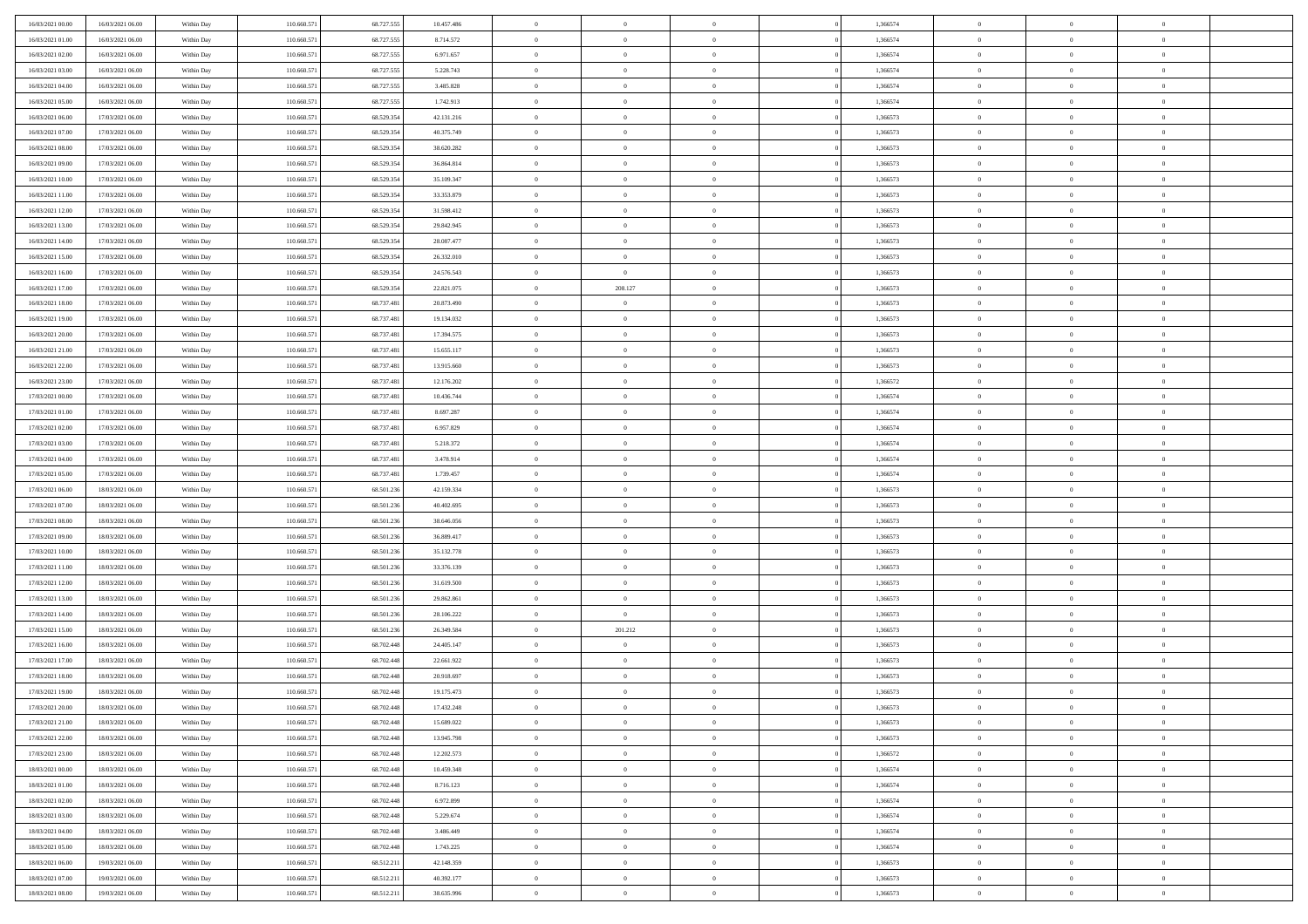| | | | | | | | | | | | | | | |
|---|---|---|---|---|---|---|---|---|---|---|---|---|---|---|
| 16/03/2021 00:00 | 16/03/2021 06:00 | Within Day | 110.660.571 | 68.727.555 | 10.457.486 | 0 | 0 | 0 | | 1,366574 | 0 | 0 | 0 | |
| 16/03/2021 01:00 | 16/03/2021 06:00 | Within Day | 110.660.571 | 68.727.555 | 8.714.572 | 0 | 0 | 0 | | 1,366574 | 0 | 0 | 0 | |
| 16/03/2021 02:00 | 16/03/2021 06:00 | Within Day | 110.660.571 | 68.727.555 | 6.971.657 | 0 | 0 | 0 | | 1,366574 | 0 | 0 | 0 | |
| 16/03/2021 03:00 | 16/03/2021 06:00 | Within Day | 110.660.571 | 68.727.555 | 5.228.743 | 0 | 0 | 0 | | 1,366574 | 0 | 0 | 0 | |
| 16/03/2021 04:00 | 16/03/2021 06:00 | Within Day | 110.660.571 | 68.727.555 | 3.485.828 | 0 | 0 | 0 | | 1,366574 | 0 | 0 | 0 | |
| 16/03/2021 05:00 | 16/03/2021 06:00 | Within Day | 110.660.571 | 68.727.555 | 1.742.913 | 0 | 0 | 0 | | 1,366574 | 0 | 0 | 0 | |
| 16/03/2021 06:00 | 17/03/2021 06:00 | Within Day | 110.660.571 | 68.529.354 | 42.131.216 | 0 | 0 | 0 | | 1,366573 | 0 | 0 | 0 | |
| 16/03/2021 07:00 | 17/03/2021 06:00 | Within Day | 110.660.571 | 68.529.354 | 40.375.749 | 0 | 0 | 0 | | 1,366573 | 0 | 0 | 0 | |
| 16/03/2021 08:00 | 17/03/2021 06:00 | Within Day | 110.660.571 | 68.529.354 | 38.620.282 | 0 | 0 | 0 | | 1,366573 | 0 | 0 | 0 | |
| 16/03/2021 09:00 | 17/03/2021 06:00 | Within Day | 110.660.571 | 68.529.354 | 36.864.814 | 0 | 0 | 0 | | 1,366573 | 0 | 0 | 0 | |
| 16/03/2021 10:00 | 17/03/2021 06:00 | Within Day | 110.660.571 | 68.529.354 | 35.109.347 | 0 | 0 | 0 | | 1,366573 | 0 | 0 | 0 | |
| 16/03/2021 11:00 | 17/03/2021 06:00 | Within Day | 110.660.571 | 68.529.354 | 33.353.879 | 0 | 0 | 0 | | 1,366573 | 0 | 0 | 0 | |
| 16/03/2021 12:00 | 17/03/2021 06:00 | Within Day | 110.660.571 | 68.529.354 | 31.598.412 | 0 | 0 | 0 | | 1,366573 | 0 | 0 | 0 | |
| 16/03/2021 13:00 | 17/03/2021 06:00 | Within Day | 110.660.571 | 68.529.354 | 29.842.945 | 0 | 0 | 0 | | 1,366573 | 0 | 0 | 0 | |
| 16/03/2021 14:00 | 17/03/2021 06:00 | Within Day | 110.660.571 | 68.529.354 | 28.087.477 | 0 | 0 | 0 | | 1,366573 | 0 | 0 | 0 | |
| 16/03/2021 15:00 | 17/03/2021 06:00 | Within Day | 110.660.571 | 68.529.354 | 26.332.010 | 0 | 0 | 0 | | 1,366573 | 0 | 0 | 0 | |
| 16/03/2021 16:00 | 17/03/2021 06:00 | Within Day | 110.660.571 | 68.529.354 | 24.576.543 | 0 | 0 | 0 | | 1,366573 | 0 | 0 | 0 | |
| 16/03/2021 17:00 | 17/03/2021 06:00 | Within Day | 110.660.571 | 68.529.354 | 22.821.075 | 0 | 208.127 | 0 | | 1,366573 | 0 | 0 | 0 | |
| 16/03/2021 18:00 | 17/03/2021 06:00 | Within Day | 110.660.571 | 68.737.481 | 20.873.490 | 0 | 0 | 0 | | 1,366573 | 0 | 0 | 0 | |
| 16/03/2021 19:00 | 17/03/2021 06:00 | Within Day | 110.660.571 | 68.737.481 | 19.134.032 | 0 | 0 | 0 | | 1,366573 | 0 | 0 | 0 | |
| 16/03/2021 20:00 | 17/03/2021 06:00 | Within Day | 110.660.571 | 68.737.481 | 17.394.575 | 0 | 0 | 0 | | 1,366573 | 0 | 0 | 0 | |
| 16/03/2021 21:00 | 17/03/2021 06:00 | Within Day | 110.660.571 | 68.737.481 | 15.655.117 | 0 | 0 | 0 | | 1,366573 | 0 | 0 | 0 | |
| 16/03/2021 22:00 | 17/03/2021 06:00 | Within Day | 110.660.571 | 68.737.481 | 13.915.660 | 0 | 0 | 0 | | 1,366573 | 0 | 0 | 0 | |
| 16/03/2021 23:00 | 17/03/2021 06:00 | Within Day | 110.660.571 | 68.737.481 | 12.176.202 | 0 | 0 | 0 | | 1,366572 | 0 | 0 | 0 | |
| 17/03/2021 00:00 | 17/03/2021 06:00 | Within Day | 110.660.571 | 68.737.481 | 10.436.744 | 0 | 0 | 0 | | 1,366574 | 0 | 0 | 0 | |
| 17/03/2021 01:00 | 17/03/2021 06:00 | Within Day | 110.660.571 | 68.737.481 | 8.697.287 | 0 | 0 | 0 | | 1,366574 | 0 | 0 | 0 | |
| 17/03/2021 02:00 | 17/03/2021 06:00 | Within Day | 110.660.571 | 68.737.481 | 6.957.829 | 0 | 0 | 0 | | 1,366574 | 0 | 0 | 0 | |
| 17/03/2021 03:00 | 17/03/2021 06:00 | Within Day | 110.660.571 | 68.737.481 | 5.218.372 | 0 | 0 | 0 | | 1,366574 | 0 | 0 | 0 | |
| 17/03/2021 04:00 | 17/03/2021 06:00 | Within Day | 110.660.571 | 68.737.481 | 3.478.914 | 0 | 0 | 0 | | 1,366574 | 0 | 0 | 0 | |
| 17/03/2021 05:00 | 17/03/2021 06:00 | Within Day | 110.660.571 | 68.737.481 | 1.739.457 | 0 | 0 | 0 | | 1,366574 | 0 | 0 | 0 | |
| 17/03/2021 06:00 | 18/03/2021 06:00 | Within Day | 110.660.571 | 68.501.236 | 42.159.334 | 0 | 0 | 0 | | 1,366573 | 0 | 0 | 0 | |
| 17/03/2021 07:00 | 18/03/2021 06:00 | Within Day | 110.660.571 | 68.501.236 | 40.402.695 | 0 | 0 | 0 | | 1,366573 | 0 | 0 | 0 | |
| 17/03/2021 08:00 | 18/03/2021 06:00 | Within Day | 110.660.571 | 68.501.236 | 38.646.056 | 0 | 0 | 0 | | 1,366573 | 0 | 0 | 0 | |
| 17/03/2021 09:00 | 18/03/2021 06:00 | Within Day | 110.660.571 | 68.501.236 | 36.889.417 | 0 | 0 | 0 | | 1,366573 | 0 | 0 | 0 | |
| 17/03/2021 10:00 | 18/03/2021 06:00 | Within Day | 110.660.571 | 68.501.236 | 35.132.778 | 0 | 0 | 0 | | 1,366573 | 0 | 0 | 0 | |
| 17/03/2021 11:00 | 18/03/2021 06:00 | Within Day | 110.660.571 | 68.501.236 | 33.376.139 | 0 | 0 | 0 | | 1,366573 | 0 | 0 | 0 | |
| 17/03/2021 12:00 | 18/03/2021 06:00 | Within Day | 110.660.571 | 68.501.236 | 31.619.500 | 0 | 0 | 0 | | 1,366573 | 0 | 0 | 0 | |
| 17/03/2021 13:00 | 18/03/2021 06:00 | Within Day | 110.660.571 | 68.501.236 | 29.862.861 | 0 | 0 | 0 | | 1,366573 | 0 | 0 | 0 | |
| 17/03/2021 14:00 | 18/03/2021 06:00 | Within Day | 110.660.571 | 68.501.236 | 28.106.222 | 0 | 0 | 0 | | 1,366573 | 0 | 0 | 0 | |
| 17/03/2021 15:00 | 18/03/2021 06:00 | Within Day | 110.660.571 | 68.501.236 | 26.349.584 | 0 | 201.212 | 0 | | 1,366573 | 0 | 0 | 0 | |
| 17/03/2021 16:00 | 18/03/2021 06:00 | Within Day | 110.660.571 | 68.702.448 | 24.405.147 | 0 | 0 | 0 | | 1,366573 | 0 | 0 | 0 | |
| 17/03/2021 17:00 | 18/03/2021 06:00 | Within Day | 110.660.571 | 68.702.448 | 22.661.922 | 0 | 0 | 0 | | 1,366573 | 0 | 0 | 0 | |
| 17/03/2021 18:00 | 18/03/2021 06:00 | Within Day | 110.660.571 | 68.702.448 | 20.918.697 | 0 | 0 | 0 | | 1,366573 | 0 | 0 | 0 | |
| 17/03/2021 19:00 | 18/03/2021 06:00 | Within Day | 110.660.571 | 68.702.448 | 19.175.473 | 0 | 0 | 0 | | 1,366573 | 0 | 0 | 0 | |
| 17/03/2021 20:00 | 18/03/2021 06:00 | Within Day | 110.660.571 | 68.702.448 | 17.432.248 | 0 | 0 | 0 | | 1,366573 | 0 | 0 | 0 | |
| 17/03/2021 21:00 | 18/03/2021 06:00 | Within Day | 110.660.571 | 68.702.448 | 15.689.022 | 0 | 0 | 0 | | 1,366573 | 0 | 0 | 0 | |
| 17/03/2021 22:00 | 18/03/2021 06:00 | Within Day | 110.660.571 | 68.702.448 | 13.945.798 | 0 | 0 | 0 | | 1,366573 | 0 | 0 | 0 | |
| 17/03/2021 23:00 | 18/03/2021 06:00 | Within Day | 110.660.571 | 68.702.448 | 12.202.573 | 0 | 0 | 0 | | 1,366572 | 0 | 0 | 0 | |
| 18/03/2021 00:00 | 18/03/2021 06:00 | Within Day | 110.660.571 | 68.702.448 | 10.459.348 | 0 | 0 | 0 | | 1,366574 | 0 | 0 | 0 | |
| 18/03/2021 01:00 | 18/03/2021 06:00 | Within Day | 110.660.571 | 68.702.448 | 8.716.123 | 0 | 0 | 0 | | 1,366574 | 0 | 0 | 0 | |
| 18/03/2021 02:00 | 18/03/2021 06:00 | Within Day | 110.660.571 | 68.702.448 | 6.972.899 | 0 | 0 | 0 | | 1,366574 | 0 | 0 | 0 | |
| 18/03/2021 03:00 | 18/03/2021 06:00 | Within Day | 110.660.571 | 68.702.448 | 5.229.674 | 0 | 0 | 0 | | 1,366574 | 0 | 0 | 0 | |
| 18/03/2021 04:00 | 18/03/2021 06:00 | Within Day | 110.660.571 | 68.702.448 | 3.486.449 | 0 | 0 | 0 | | 1,366574 | 0 | 0 | 0 | |
| 18/03/2021 05:00 | 18/03/2021 06:00 | Within Day | 110.660.571 | 68.702.448 | 1.743.225 | 0 | 0 | 0 | | 1,366574 | 0 | 0 | 0 | |
| 18/03/2021 06:00 | 19/03/2021 06:00 | Within Day | 110.660.571 | 68.512.211 | 42.148.359 | 0 | 0 | 0 | | 1,366573 | 0 | 0 | 0 | |
| 18/03/2021 07:00 | 19/03/2021 06:00 | Within Day | 110.660.571 | 68.512.211 | 40.392.177 | 0 | 0 | 0 | | 1,366573 | 0 | 0 | 0 | |
| 18/03/2021 08:00 | 19/03/2021 06:00 | Within Day | 110.660.571 | 68.512.211 | 38.635.996 | 0 | 0 | 0 | | 1,366573 | 0 | 0 | 0 | |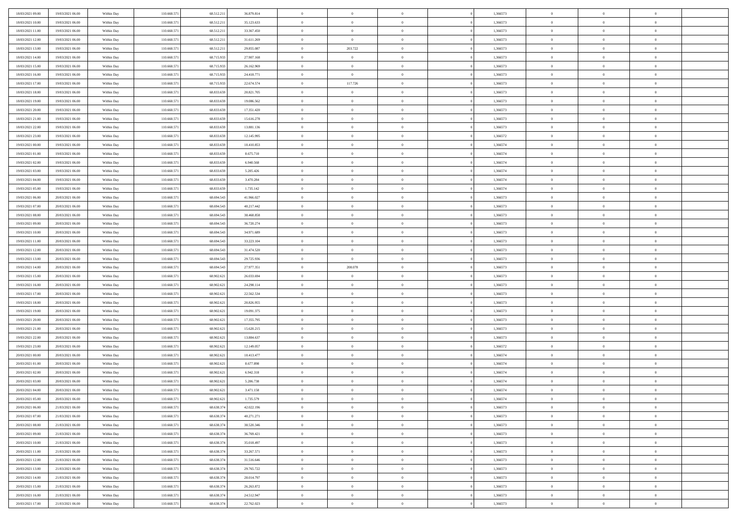| | | | | | | | | | | | | | | |
|---|---|---|---|---|---|---|---|---|---|---|---|---|---|---|
| 18/03/2021 09:00 | 19/03/2021 06:00 | Within Day | 110.660.571 | 68.512.211 | 36.879.814 | 0 | 0 | 0 | | 1,366573 | 0 | 0 | 0 | |
| 18/03/2021 10:00 | 19/03/2021 06:00 | Within Day | 110.660.571 | 68.512.211 | 35.123.633 | 0 | 0 | 0 | | 1,366573 | 0 | 0 | 0 | |
| 18/03/2021 11:00 | 19/03/2021 06:00 | Within Day | 110.660.571 | 68.512.211 | 33.367.450 | 0 | 0 | 0 | | 1,366573 | 0 | 0 | 0 | |
| 18/03/2021 12:00 | 19/03/2021 06:00 | Within Day | 110.660.571 | 68.512.211 | 31.611.269 | 0 | 0 | 0 | | 1,366573 | 0 | 0 | 0 | |
| 18/03/2021 13:00 | 19/03/2021 06:00 | Within Day | 110.660.571 | 68.512.211 | 29.855.087 | 0 | 203.722 | 0 | | 1,366573 | 0 | 0 | 0 | |
| 18/03/2021 14:00 | 19/03/2021 06:00 | Within Day | 110.660.571 | 68.715.933 | 27.907.168 | 0 | 0 | 0 | | 1,366573 | 0 | 0 | 0 | |
| 18/03/2021 15:00 | 19/03/2021 06:00 | Within Day | 110.660.571 | 68.715.933 | 26.162.969 | 0 | 0 | 0 | | 1,366573 | 0 | 0 | 0 | |
| 18/03/2021 16:00 | 19/03/2021 06:00 | Within Day | 110.660.571 | 68.715.933 | 24.418.771 | 0 | 0 | 0 | | 1,366573 | 0 | 0 | 0 | |
| 18/03/2021 17:00 | 19/03/2021 06:00 | Within Day | 110.660.571 | 68.715.933 | 22.674.574 | 0 | 117.726 | 0 | | 1,366573 | 0 | 0 | 0 | |
| 18/03/2021 18:00 | 19/03/2021 06:00 | Within Day | 110.660.571 | 68.833.659 | 20.821.705 | 0 | 0 | 0 | | 1,366573 | 0 | 0 | 0 | |
| 18/03/2021 19:00 | 19/03/2021 06:00 | Within Day | 110.660.571 | 68.833.659 | 19.086.562 | 0 | 0 | 0 | | 1,366573 | 0 | 0 | 0 | |
| 18/03/2021 20:00 | 19/03/2021 06:00 | Within Day | 110.660.571 | 68.833.659 | 17.351.420 | 0 | 0 | 0 | | 1,366573 | 0 | 0 | 0 | |
| 18/03/2021 21:00 | 19/03/2021 06:00 | Within Day | 110.660.571 | 68.833.659 | 15.616.278 | 0 | 0 | 0 | | 1,366573 | 0 | 0 | 0 | |
| 18/03/2021 22:00 | 19/03/2021 06:00 | Within Day | 110.660.571 | 68.833.659 | 13.881.136 | 0 | 0 | 0 | | 1,366573 | 0 | 0 | 0 | |
| 18/03/2021 23:00 | 19/03/2021 06:00 | Within Day | 110.660.571 | 68.833.659 | 12.145.995 | 0 | 0 | 0 | | 1,366572 | 0 | 0 | 0 | |
| 19/03/2021 00:00 | 19/03/2021 06:00 | Within Day | 110.660.571 | 68.833.659 | 10.410.853 | 0 | 0 | 0 | | 1,366574 | 0 | 0 | 0 | |
| 19/03/2021 01:00 | 19/03/2021 06:00 | Within Day | 110.660.571 | 68.833.659 | 8.675.710 | 0 | 0 | 0 | | 1,366574 | 0 | 0 | 0 | |
| 19/03/2021 02:00 | 19/03/2021 06:00 | Within Day | 110.660.571 | 68.833.659 | 6.940.568 | 0 | 0 | 0 | | 1,366574 | 0 | 0 | 0 | |
| 19/03/2021 03:00 | 19/03/2021 06:00 | Within Day | 110.660.571 | 68.833.659 | 5.205.426 | 0 | 0 | 0 | | 1,366574 | 0 | 0 | 0 | |
| 19/03/2021 04:00 | 19/03/2021 06:00 | Within Day | 110.660.571 | 68.833.659 | 3.470.284 | 0 | 0 | 0 | | 1,366574 | 0 | 0 | 0 | |
| 19/03/2021 05:00 | 19/03/2021 06:00 | Within Day | 110.660.571 | 68.833.659 | 1.735.142 | 0 | 0 | 0 | | 1,366574 | 0 | 0 | 0 | |
| 19/03/2021 06:00 | 20/03/2021 06:00 | Within Day | 110.660.571 | 68.694.543 | 41.966.027 | 0 | 0 | 0 | | 1,366573 | 0 | 0 | 0 | |
| 19/03/2021 07:00 | 20/03/2021 06:00 | Within Day | 110.660.571 | 68.694.543 | 40.217.442 | 0 | 0 | 0 | | 1,366573 | 0 | 0 | 0 | |
| 19/03/2021 08:00 | 20/03/2021 06:00 | Within Day | 110.660.571 | 68.694.543 | 38.468.858 | 0 | 0 | 0 | | 1,366573 | 0 | 0 | 0 | |
| 19/03/2021 09:00 | 20/03/2021 06:00 | Within Day | 110.660.571 | 68.694.543 | 36.720.274 | 0 | 0 | 0 | | 1,366573 | 0 | 0 | 0 | |
| 19/03/2021 10:00 | 20/03/2021 06:00 | Within Day | 110.660.571 | 68.694.543 | 34.971.689 | 0 | 0 | 0 | | 1,366573 | 0 | 0 | 0 | |
| 19/03/2021 11:00 | 20/03/2021 06:00 | Within Day | 110.660.571 | 68.694.543 | 33.223.104 | 0 | 0 | 0 | | 1,366573 | 0 | 0 | 0 | |
| 19/03/2021 12:00 | 20/03/2021 06:00 | Within Day | 110.660.571 | 68.694.543 | 31.474.520 | 0 | 0 | 0 | | 1,366573 | 0 | 0 | 0 | |
| 19/03/2021 13:00 | 20/03/2021 06:00 | Within Day | 110.660.571 | 68.694.543 | 29.725.936 | 0 | 0 | 0 | | 1,366573 | 0 | 0 | 0 | |
| 19/03/2021 14:00 | 20/03/2021 06:00 | Within Day | 110.660.571 | 68.694.543 | 27.977.351 | 0 | 208.078 | 0 | | 1,366573 | 0 | 0 | 0 | |
| 19/03/2021 15:00 | 20/03/2021 06:00 | Within Day | 110.660.571 | 68.902.621 | 26.033.694 | 0 | 0 | 0 | | 1,366573 | 0 | 0 | 0 | |
| 19/03/2021 16:00 | 20/03/2021 06:00 | Within Day | 110.660.571 | 68.902.621 | 24.298.114 | 0 | 0 | 0 | | 1,366573 | 0 | 0 | 0 | |
| 19/03/2021 17:00 | 20/03/2021 06:00 | Within Day | 110.660.571 | 68.902.621 | 22.562.534 | 0 | 0 | 0 | | 1,366573 | 0 | 0 | 0 | |
| 19/03/2021 18:00 | 20/03/2021 06:00 | Within Day | 110.660.571 | 68.902.621 | 20.826.955 | 0 | 0 | 0 | | 1,366573 | 0 | 0 | 0 | |
| 19/03/2021 19:00 | 20/03/2021 06:00 | Within Day | 110.660.571 | 68.902.621 | 19.091.375 | 0 | 0 | 0 | | 1,366573 | 0 | 0 | 0 | |
| 19/03/2021 20:00 | 20/03/2021 06:00 | Within Day | 110.660.571 | 68.902.621 | 17.355.795 | 0 | 0 | 0 | | 1,366573 | 0 | 0 | 0 | |
| 19/03/2021 21:00 | 20/03/2021 06:00 | Within Day | 110.660.571 | 68.902.621 | 15.620.215 | 0 | 0 | 0 | | 1,366573 | 0 | 0 | 0 | |
| 19/03/2021 22:00 | 20/03/2021 06:00 | Within Day | 110.660.571 | 68.902.621 | 13.884.637 | 0 | 0 | 0 | | 1,366573 | 0 | 0 | 0 | |
| 19/03/2021 23:00 | 20/03/2021 06:00 | Within Day | 110.660.571 | 68.902.621 | 12.149.057 | 0 | 0 | 0 | | 1,366572 | 0 | 0 | 0 | |
| 20/03/2021 00:00 | 20/03/2021 06:00 | Within Day | 110.660.571 | 68.902.621 | 10.413.477 | 0 | 0 | 0 | | 1,366574 | 0 | 0 | 0 | |
| 20/03/2021 01:00 | 20/03/2021 06:00 | Within Day | 110.660.571 | 68.902.621 | 8.677.898 | 0 | 0 | 0 | | 1,366574 | 0 | 0 | 0 | |
| 20/03/2021 02:00 | 20/03/2021 06:00 | Within Day | 110.660.571 | 68.902.621 | 6.942.318 | 0 | 0 | 0 | | 1,366574 | 0 | 0 | 0 | |
| 20/03/2021 03:00 | 20/03/2021 06:00 | Within Day | 110.660.571 | 68.902.621 | 5.206.738 | 0 | 0 | 0 | | 1,366574 | 0 | 0 | 0 | |
| 20/03/2021 04:00 | 20/03/2021 06:00 | Within Day | 110.660.571 | 68.902.621 | 3.471.158 | 0 | 0 | 0 | | 1,366574 | 0 | 0 | 0 | |
| 20/03/2021 05:00 | 20/03/2021 06:00 | Within Day | 110.660.571 | 68.902.621 | 1.735.579 | 0 | 0 | 0 | | 1,366574 | 0 | 0 | 0 | |
| 20/03/2021 06:00 | 21/03/2021 06:00 | Within Day | 110.660.571 | 68.638.374 | 42.022.196 | 0 | 0 | 0 | | 1,366573 | 0 | 0 | 0 | |
| 20/03/2021 07:00 | 21/03/2021 06:00 | Within Day | 110.660.571 | 68.638.374 | 40.271.271 | 0 | 0 | 0 | | 1,366573 | 0 | 0 | 0 | |
| 20/03/2021 08:00 | 21/03/2021 06:00 | Within Day | 110.660.571 | 68.638.374 | 38.520.346 | 0 | 0 | 0 | | 1,366573 | 0 | 0 | 0 | |
| 20/03/2021 09:00 | 21/03/2021 06:00 | Within Day | 110.660.571 | 68.638.374 | 36.769.421 | 0 | 0 | 0 | | 1,366573 | 0 | 0 | 0 | |
| 20/03/2021 10:00 | 21/03/2021 06:00 | Within Day | 110.660.571 | 68.638.374 | 35.018.497 | 0 | 0 | 0 | | 1,366573 | 0 | 0 | 0 | |
| 20/03/2021 11:00 | 21/03/2021 06:00 | Within Day | 110.660.571 | 68.638.374 | 33.267.571 | 0 | 0 | 0 | | 1,366573 | 0 | 0 | 0 | |
| 20/03/2021 12:00 | 21/03/2021 06:00 | Within Day | 110.660.571 | 68.638.374 | 31.516.646 | 0 | 0 | 0 | | 1,366573 | 0 | 0 | 0 | |
| 20/03/2021 13:00 | 21/03/2021 06:00 | Within Day | 110.660.571 | 68.638.374 | 29.765.722 | 0 | 0 | 0 | | 1,366573 | 0 | 0 | 0 | |
| 20/03/2021 14:00 | 21/03/2021 06:00 | Within Day | 110.660.571 | 68.638.374 | 28.014.797 | 0 | 0 | 0 | | 1,366573 | 0 | 0 | 0 | |
| 20/03/2021 15:00 | 21/03/2021 06:00 | Within Day | 110.660.571 | 68.638.374 | 26.263.872 | 0 | 0 | 0 | | 1,366573 | 0 | 0 | 0 | |
| 20/03/2021 16:00 | 21/03/2021 06:00 | Within Day | 110.660.571 | 68.638.374 | 24.512.947 | 0 | 0 | 0 | | 1,366573 | 0 | 0 | 0 | |
| 20/03/2021 17:00 | 21/03/2021 06:00 | Within Day | 110.660.571 | 68.638.374 | 22.762.023 | 0 | 0 | 0 | | 1,366573 | 0 | 0 | 0 | |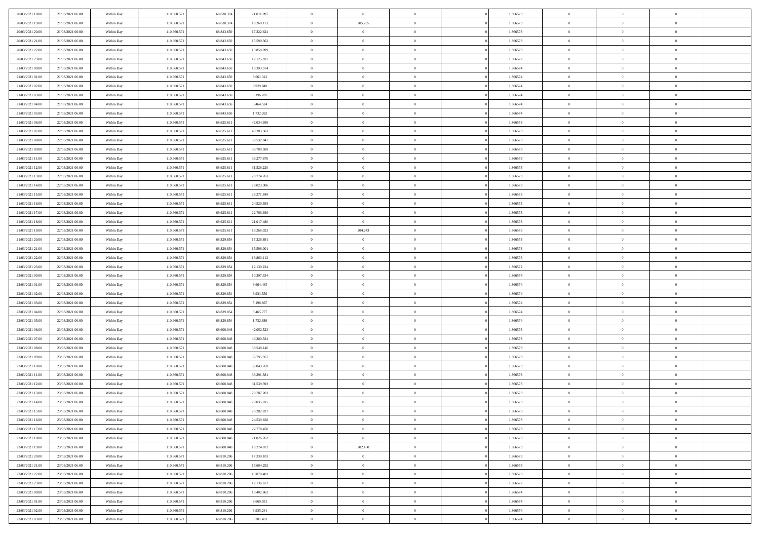| | | | | | | | | | | | | | | | |
|---|---|---|---|---|---|---|---|---|---|---|---|---|---|---|---|
| 20/03/2021 18:00 | 21/03/2021 06:00 | Within Day | 110.660.571 | 68.638.374 | 21.011.097 | 0 | 0 | 0 | | 0 | 1,366573 | 0 | 0 | 0 | |
| 20/03/2021 19:00 | 21/03/2021 06:00 | Within Day | 110.660.571 | 68.638.374 | 19.260.173 | 0 | 205.285 | 0 | | 0 | 1,366573 | 0 | 0 | 0 | |
| 20/03/2021 20:00 | 21/03/2021 06:00 | Within Day | 110.660.571 | 68.843.659 | 17.322.624 | 0 | 0 | 0 | | 0 | 1,366573 | 0 | 0 | 0 | |
| 20/03/2021 21:00 | 21/03/2021 06:00 | Within Day | 110.660.571 | 68.843.659 | 15.590.362 | 0 | 0 | 0 | | 0 | 1,366573 | 0 | 0 | 0 | |
| 20/03/2021 22:00 | 21/03/2021 06:00 | Within Day | 110.660.571 | 68.843.659 | 13.858.099 | 0 | 0 | 0 | | 0 | 1,366573 | 0 | 0 | 0 | |
| 20/03/2021 23:00 | 21/03/2021 06:00 | Within Day | 110.660.571 | 68.843.659 | 12.125.837 | 0 | 0 | 0 | | 0 | 1,366572 | 0 | 0 | 0 | |
| 21/03/2021 00:00 | 21/03/2021 06:00 | Within Day | 110.660.571 | 68.843.659 | 10.393.574 | 0 | 0 | 0 | | 0 | 1,366574 | 0 | 0 | 0 | |
| 21/03/2021 01:00 | 21/03/2021 06:00 | Within Day | 110.660.571 | 68.843.659 | 8.661.312 | 0 | 0 | 0 | | 0 | 1,366574 | 0 | 0 | 0 | |
| 21/03/2021 02:00 | 21/03/2021 06:00 | Within Day | 110.660.571 | 68.843.659 | 6.929.049 | 0 | 0 | 0 | | 0 | 1,366574 | 0 | 0 | 0 | |
| 21/03/2021 03:00 | 21/03/2021 06:00 | Within Day | 110.660.571 | 68.843.659 | 5.196.787 | 0 | 0 | 0 | | 0 | 1,366574 | 0 | 0 | 0 | |
| 21/03/2021 04:00 | 21/03/2021 06:00 | Within Day | 110.660.571 | 68.843.659 | 3.464.524 | 0 | 0 | 0 | | 0 | 1,366574 | 0 | 0 | 0 | |
| 21/03/2021 05:00 | 21/03/2021 06:00 | Within Day | 110.660.571 | 68.843.659 | 1.732.262 | 0 | 0 | 0 | | 0 | 1,366574 | 0 | 0 | 0 | |
| 21/03/2021 06:00 | 22/03/2021 06:00 | Within Day | 110.660.571 | 68.625.611 | 42.034.959 | 0 | 0 | 0 | | 0 | 1,366573 | 0 | 0 | 0 | |
| 21/03/2021 07:00 | 22/03/2021 06:00 | Within Day | 110.660.571 | 68.625.611 | 40.283.503 | 0 | 0 | 0 | | 0 | 1,366573 | 0 | 0 | 0 | |
| 21/03/2021 08:00 | 22/03/2021 06:00 | Within Day | 110.660.571 | 68.625.611 | 38.532.047 | 0 | 0 | 0 | | 0 | 1,366573 | 0 | 0 | 0 | |
| 21/03/2021 09:00 | 22/03/2021 06:00 | Within Day | 110.660.571 | 68.625.611 | 36.780.589 | 0 | 0 | 0 | | 0 | 1,366573 | 0 | 0 | 0 | |
| 21/03/2021 11:00 | 22/03/2021 06:00 | Within Day | 110.660.571 | 68.625.611 | 33.277.676 | 0 | 0 | 0 | | 0 | 1,366573 | 0 | 0 | 0 | |
| 21/03/2021 12:00 | 22/03/2021 06:00 | Within Day | 110.660.571 | 68.625.611 | 31.526.220 | 0 | 0 | 0 | | 0 | 1,366573 | 0 | 0 | 0 | |
| 21/03/2021 13:00 | 22/03/2021 06:00 | Within Day | 110.660.571 | 68.625.611 | 29.774.763 | 0 | 0 | 0 | | 0 | 1,366573 | 0 | 0 | 0 | |
| 21/03/2021 14:00 | 22/03/2021 06:00 | Within Day | 110.660.571 | 68.625.611 | 28.023.306 | 0 | 0 | 0 | | 0 | 1,366573 | 0 | 0 | 0 | |
| 21/03/2021 15:00 | 22/03/2021 06:00 | Within Day | 110.660.571 | 68.625.611 | 26.271.849 | 0 | 0 | 0 | | 0 | 1,366573 | 0 | 0 | 0 | |
| 21/03/2021 16:00 | 22/03/2021 06:00 | Within Day | 110.660.571 | 68.625.611 | 24.520.393 | 0 | 0 | 0 | | 0 | 1,366573 | 0 | 0 | 0 | |
| 21/03/2021 17:00 | 22/03/2021 06:00 | Within Day | 110.660.571 | 68.625.611 | 22.768.936 | 0 | 0 | 0 | | 0 | 1,366573 | 0 | 0 | 0 | |
| 21/03/2021 18:00 | 22/03/2021 06:00 | Within Day | 110.660.571 | 68.625.611 | 21.017.480 | 0 | 0 | 0 | | 0 | 1,366573 | 0 | 0 | 0 | |
| 21/03/2021 19:00 | 22/03/2021 06:00 | Within Day | 110.660.571 | 68.625.611 | 19.266.023 | 0 | 204.243 | 0 | | 0 | 1,366573 | 0 | 0 | 0 | |
| 21/03/2021 20:00 | 22/03/2021 06:00 | Within Day | 110.660.571 | 68.829.854 | 17.328.891 | 0 | 0 | 0 | | 0 | 1,366573 | 0 | 0 | 0 | |
| 21/03/2021 21:00 | 22/03/2021 06:00 | Within Day | 110.660.571 | 68.829.854 | 15.596.001 | 0 | 0 | 0 | | 0 | 1,366573 | 0 | 0 | 0 | |
| 21/03/2021 22:00 | 22/03/2021 06:00 | Within Day | 110.660.571 | 68.829.854 | 13.863.112 | 0 | 0 | 0 | | 0 | 1,366573 | 0 | 0 | 0 | |
| 21/03/2021 23:00 | 22/03/2021 06:00 | Within Day | 110.660.571 | 68.829.854 | 12.130.224 | 0 | 0 | 0 | | 0 | 1,366572 | 0 | 0 | 0 | |
| 22/03/2021 00:00 | 22/03/2021 06:00 | Within Day | 110.660.571 | 68.829.854 | 10.397.334 | 0 | 0 | 0 | | 0 | 1,366574 | 0 | 0 | 0 | |
| 22/03/2021 01:00 | 22/03/2021 06:00 | Within Day | 110.660.571 | 68.829.854 | 8.664.445 | 0 | 0 | 0 | | 0 | 1,366574 | 0 | 0 | 0 | |
| 22/03/2021 02:00 | 22/03/2021 06:00 | Within Day | 110.660.571 | 68.829.854 | 6.931.556 | 0 | 0 | 0 | | 0 | 1,366574 | 0 | 0 | 0 | |
| 22/03/2021 03:00 | 22/03/2021 06:00 | Within Day | 110.660.571 | 68.829.854 | 5.198.667 | 0 | 0 | 0 | | 0 | 1,366574 | 0 | 0 | 0 | |
| 22/03/2021 04:00 | 22/03/2021 06:00 | Within Day | 110.660.571 | 68.829.854 | 3.465.777 | 0 | 0 | 0 | | 0 | 1,366574 | 0 | 0 | 0 | |
| 22/03/2021 05:00 | 22/03/2021 06:00 | Within Day | 110.660.571 | 68.829.854 | 1.732.889 | 0 | 0 | 0 | | 0 | 1,366574 | 0 | 0 | 0 | |
| 22/03/2021 06:00 | 23/03/2021 06:00 | Within Day | 110.660.571 | 68.608.048 | 42.052.523 | 0 | 0 | 0 | | 0 | 1,366573 | 0 | 0 | 0 | |
| 22/03/2021 07:00 | 23/03/2021 06:00 | Within Day | 110.660.571 | 68.608.048 | 40.300.334 | 0 | 0 | 0 | | 0 | 1,366573 | 0 | 0 | 0 | |
| 22/03/2021 08:00 | 23/03/2021 06:00 | Within Day | 110.660.571 | 68.608.048 | 38.548.146 | 0 | 0 | 0 | | 0 | 1,366573 | 0 | 0 | 0 | |
| 22/03/2021 09:00 | 23/03/2021 06:00 | Within Day | 110.660.571 | 68.608.048 | 36.795.957 | 0 | 0 | 0 | | 0 | 1,366573 | 0 | 0 | 0 | |
| 22/03/2021 10:00 | 23/03/2021 06:00 | Within Day | 110.660.571 | 68.608.048 | 35.043.769 | 0 | 0 | 0 | | 0 | 1,366573 | 0 | 0 | 0 | |
| 22/03/2021 11:00 | 23/03/2021 06:00 | Within Day | 110.660.571 | 68.608.048 | 33.291.581 | 0 | 0 | 0 | | 0 | 1,366573 | 0 | 0 | 0 | |
| 22/03/2021 12:00 | 23/03/2021 06:00 | Within Day | 110.660.571 | 68.608.048 | 31.539.393 | 0 | 0 | 0 | | 0 | 1,366573 | 0 | 0 | 0 | |
| 22/03/2021 13:00 | 23/03/2021 06:00 | Within Day | 110.660.571 | 68.608.048 | 29.787.203 | 0 | 0 | 0 | | 0 | 1,366573 | 0 | 0 | 0 | |
| 22/03/2021 14:00 | 23/03/2021 06:00 | Within Day | 110.660.571 | 68.608.048 | 28.035.015 | 0 | 0 | 0 | | 0 | 1,366573 | 0 | 0 | 0 | |
| 22/03/2021 15:00 | 23/03/2021 06:00 | Within Day | 110.660.571 | 68.608.048 | 26.282.827 | 0 | 0 | 0 | | 0 | 1,366573 | 0 | 0 | 0 | |
| 22/03/2021 16:00 | 23/03/2021 06:00 | Within Day | 110.660.571 | 68.608.048 | 24.530.638 | 0 | 0 | 0 | | 0 | 1,366573 | 0 | 0 | 0 | |
| 22/03/2021 17:00 | 23/03/2021 06:00 | Within Day | 110.660.571 | 68.608.048 | 22.778.450 | 0 | 0 | 0 | | 0 | 1,366573 | 0 | 0 | 0 | |
| 22/03/2021 18:00 | 23/03/2021 06:00 | Within Day | 110.660.571 | 68.608.048 | 21.026.262 | 0 | 0 | 0 | | 0 | 1,366573 | 0 | 0 | 0 | |
| 22/03/2021 19:00 | 23/03/2021 06:00 | Within Day | 110.660.571 | 68.608.048 | 19.274.072 | 0 | 202.160 | 0 | | 0 | 1,366573 | 0 | 0 | 0 | |
| 22/03/2021 20:00 | 23/03/2021 06:00 | Within Day | 110.660.571 | 68.810.206 | 17.338.103 | 0 | 0 | 0 | | 0 | 1,366573 | 0 | 0 | 0 | |
| 22/03/2021 21:00 | 23/03/2021 06:00 | Within Day | 110.660.571 | 68.810.206 | 15.604.292 | 0 | 0 | 0 | | 0 | 1,366573 | 0 | 0 | 0 | |
| 22/03/2021 22:00 | 23/03/2021 06:00 | Within Day | 110.660.571 | 68.810.206 | 13.870.483 | 0 | 0 | 0 | | 0 | 1,366573 | 0 | 0 | 0 | |
| 22/03/2021 23:00 | 23/03/2021 06:00 | Within Day | 110.660.571 | 68.810.206 | 12.136.672 | 0 | 0 | 0 | | 0 | 1,366572 | 0 | 0 | 0 | |
| 23/03/2021 00:00 | 23/03/2021 06:00 | Within Day | 110.660.571 | 68.810.206 | 10.402.862 | 0 | 0 | 0 | | 0 | 1,366574 | 0 | 0 | 0 | |
| 23/03/2021 01:00 | 23/03/2021 06:00 | Within Day | 110.660.571 | 68.810.206 | 8.669.051 | 0 | 0 | 0 | | 0 | 1,366574 | 0 | 0 | 0 | |
| 23/03/2021 02:00 | 23/03/2021 06:00 | Within Day | 110.660.571 | 68.810.206 | 6.935.241 | 0 | 0 | 0 | | 0 | 1,366574 | 0 | 0 | 0 | |
| 23/03/2021 03:00 | 23/03/2021 06:00 | Within Day | 110.660.571 | 68.810.206 | 5.201.431 | 0 | 0 | 0 | | 0 | 1,366574 | 0 | 0 | 0 | |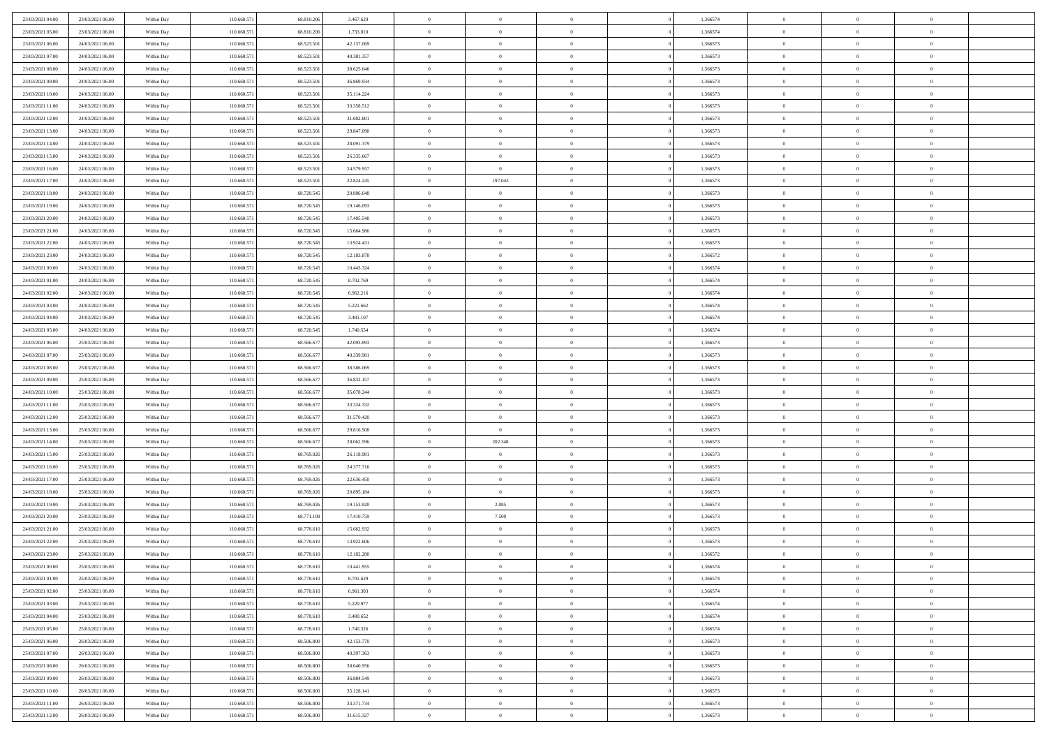| | | | | | | | | | | | | | | |
|---|---|---|---|---|---|---|---|---|---|---|---|---|---|---|
| 23/03/2021 04:00 | 23/03/2021 06:00 | Within Day | 110.660.571 | 68.810.206 | 3.467.620 | 0 | 0 | 0 | | 1,366574 | 0 | 0 | 0 | |
| 23/03/2021 05:00 | 23/03/2021 06:00 | Within Day | 110.660.571 | 68.810.206 | 1.733.810 | 0 | 0 | 0 | | 1,366574 | 0 | 0 | 0 | |
| 23/03/2021 06:00 | 24/03/2021 06:00 | Within Day | 110.660.571 | 68.523.501 | 42.137.069 | 0 | 0 | 0 | | 1,366573 | 0 | 0 | 0 | |
| 23/03/2021 07:00 | 24/03/2021 06:00 | Within Day | 110.660.571 | 68.523.501 | 40.381.357 | 0 | 0 | 0 | | 1,366573 | 0 | 0 | 0 | |
| 23/03/2021 08:00 | 24/03/2021 06:00 | Within Day | 110.660.571 | 68.523.501 | 38.625.646 | 0 | 0 | 0 | | 1,366573 | 0 | 0 | 0 | |
| 23/03/2021 09:00 | 24/03/2021 06:00 | Within Day | 110.660.571 | 68.523.501 | 36.869.934 | 0 | 0 | 0 | | 1,366573 | 0 | 0 | 0 | |
| 23/03/2021 10:00 | 24/03/2021 06:00 | Within Day | 110.660.571 | 68.523.501 | 35.114.224 | 0 | 0 | 0 | | 1,366573 | 0 | 0 | 0 | |
| 23/03/2021 11:00 | 24/03/2021 06:00 | Within Day | 110.660.571 | 68.523.501 | 33.358.512 | 0 | 0 | 0 | | 1,366573 | 0 | 0 | 0 | |
| 23/03/2021 12:00 | 24/03/2021 06:00 | Within Day | 110.660.571 | 68.523.501 | 31.602.801 | 0 | 0 | 0 | | 1,366573 | 0 | 0 | 0 | |
| 23/03/2021 13:00 | 24/03/2021 06:00 | Within Day | 110.660.571 | 68.523.501 | 29.847.090 | 0 | 0 | 0 | | 1,366573 | 0 | 0 | 0 | |
| 23/03/2021 14:00 | 24/03/2021 06:00 | Within Day | 110.660.571 | 68.523.501 | 28.091.379 | 0 | 0 | 0 | | 1,366573 | 0 | 0 | 0 | |
| 23/03/2021 15:00 | 24/03/2021 06:00 | Within Day | 110.660.571 | 68.523.501 | 26.335.667 | 0 | 0 | 0 | | 1,366573 | 0 | 0 | 0 | |
| 23/03/2021 16:00 | 24/03/2021 06:00 | Within Day | 110.660.571 | 68.523.501 | 24.579.957 | 0 | 0 | 0 | | 1,366573 | 0 | 0 | 0 | |
| 23/03/2021 17:00 | 24/03/2021 06:00 | Within Day | 110.660.571 | 68.523.501 | 22.824.245 | 0 | 197.043 | 0 | | 1,366573 | 0 | 0 | 0 | |
| 23/03/2021 18:00 | 24/03/2021 06:00 | Within Day | 110.660.571 | 68.720.545 | 20.886.648 | 0 | 0 | 0 | | 1,366573 | 0 | 0 | 0 | |
| 23/03/2021 19:00 | 24/03/2021 06:00 | Within Day | 110.660.571 | 68.720.545 | 19.146.093 | 0 | 0 | 0 | | 1,366573 | 0 | 0 | 0 | |
| 23/03/2021 20:00 | 24/03/2021 06:00 | Within Day | 110.660.571 | 68.720.545 | 17.405.540 | 0 | 0 | 0 | | 1,366573 | 0 | 0 | 0 | |
| 23/03/2021 21:00 | 24/03/2021 06:00 | Within Day | 110.660.571 | 68.720.545 | 15.664.986 | 0 | 0 | 0 | | 1,366573 | 0 | 0 | 0 | |
| 23/03/2021 22:00 | 24/03/2021 06:00 | Within Day | 110.660.571 | 68.720.545 | 13.924.431 | 0 | 0 | 0 | | 1,366573 | 0 | 0 | 0 | |
| 23/03/2021 23:00 | 24/03/2021 06:00 | Within Day | 110.660.571 | 68.720.545 | 12.183.878 | 0 | 0 | 0 | | 1,366572 | 0 | 0 | 0 | |
| 24/03/2021 00:00 | 24/03/2021 06:00 | Within Day | 110.660.571 | 68.720.545 | 10.443.324 | 0 | 0 | 0 | | 1,366574 | 0 | 0 | 0 | |
| 24/03/2021 01:00 | 24/03/2021 06:00 | Within Day | 110.660.571 | 68.720.545 | 8.702.769 | 0 | 0 | 0 | | 1,366574 | 0 | 0 | 0 | |
| 24/03/2021 02:00 | 24/03/2021 06:00 | Within Day | 110.660.571 | 68.720.545 | 6.962.216 | 0 | 0 | 0 | | 1,366574 | 0 | 0 | 0 | |
| 24/03/2021 03:00 | 24/03/2021 06:00 | Within Day | 110.660.571 | 68.720.545 | 5.221.662 | 0 | 0 | 0 | | 1,366574 | 0 | 0 | 0 | |
| 24/03/2021 04:00 | 24/03/2021 06:00 | Within Day | 110.660.571 | 68.720.545 | 3.481.107 | 0 | 0 | 0 | | 1,366574 | 0 | 0 | 0 | |
| 24/03/2021 05:00 | 24/03/2021 06:00 | Within Day | 110.660.571 | 68.720.545 | 1.740.554 | 0 | 0 | 0 | | 1,366574 | 0 | 0 | 0 | |
| 24/03/2021 06:00 | 25/03/2021 06:00 | Within Day | 110.660.571 | 68.566.677 | 42.093.893 | 0 | 0 | 0 | | 1,366573 | 0 | 0 | 0 | |
| 24/03/2021 07:00 | 25/03/2021 06:00 | Within Day | 110.660.571 | 68.566.677 | 40.339.981 | 0 | 0 | 0 | | 1,366573 | 0 | 0 | 0 | |
| 24/03/2021 08:00 | 25/03/2021 06:00 | Within Day | 110.660.571 | 68.566.677 | 38.586.069 | 0 | 0 | 0 | | 1,366573 | 0 | 0 | 0 | |
| 24/03/2021 09:00 | 25/03/2021 06:00 | Within Day | 110.660.571 | 68.566.677 | 36.832.157 | 0 | 0 | 0 | | 1,366573 | 0 | 0 | 0 | |
| 24/03/2021 10:00 | 25/03/2021 06:00 | Within Day | 110.660.571 | 68.566.677 | 35.078.244 | 0 | 0 | 0 | | 1,366573 | 0 | 0 | 0 | |
| 24/03/2021 11:00 | 25/03/2021 06:00 | Within Day | 110.660.571 | 68.566.677 | 33.324.332 | 0 | 0 | 0 | | 1,366573 | 0 | 0 | 0 | |
| 24/03/2021 12:00 | 25/03/2021 06:00 | Within Day | 110.660.571 | 68.566.677 | 31.570.420 | 0 | 0 | 0 | | 1,366573 | 0 | 0 | 0 | |
| 24/03/2021 13:00 | 25/03/2021 06:00 | Within Day | 110.660.571 | 68.566.677 | 29.816.508 | 0 | 0 | 0 | | 1,366573 | 0 | 0 | 0 | |
| 24/03/2021 14:00 | 25/03/2021 06:00 | Within Day | 110.660.571 | 68.566.677 | 28.062.596 | 0 | 202.348 | 0 | | 1,366573 | 0 | 0 | 0 | |
| 24/03/2021 15:00 | 25/03/2021 06:00 | Within Day | 110.660.571 | 68.769.026 | 26.118.981 | 0 | 0 | 0 | | 1,366573 | 0 | 0 | 0 | |
| 24/03/2021 16:00 | 25/03/2021 06:00 | Within Day | 110.660.571 | 68.769.026 | 24.377.716 | 0 | 0 | 0 | | 1,366573 | 0 | 0 | 0 | |
| 24/03/2021 17:00 | 25/03/2021 06:00 | Within Day | 110.660.571 | 68.769.026 | 22.636.450 | 0 | 0 | 0 | | 1,366573 | 0 | 0 | 0 | |
| 24/03/2021 18:00 | 25/03/2021 06:00 | Within Day | 110.660.571 | 68.769.026 | 20.895.184 | 0 | 0 | 0 | | 1,366573 | 0 | 0 | 0 | |
| 24/03/2021 19:00 | 25/03/2021 06:00 | Within Day | 110.660.571 | 68.769.026 | 19.153.920 | 0 | 2.085 | 0 | | 1,366573 | 0 | 0 | 0 | |
| 24/03/2021 20:00 | 25/03/2021 06:00 | Within Day | 110.660.571 | 68.771.109 | 17.410.759 | 0 | 7.500 | 0 | | 1,366573 | 0 | 0 | 0 | |
| 24/03/2021 21:00 | 25/03/2021 06:00 | Within Day | 110.660.571 | 68.778.610 | 15.662.932 | 0 | 0 | 0 | | 1,366573 | 0 | 0 | 0 | |
| 24/03/2021 22:00 | 25/03/2021 06:00 | Within Day | 110.660.571 | 68.778.610 | 13.922.606 | 0 | 0 | 0 | | 1,366573 | 0 | 0 | 0 | |
| 24/03/2021 23:00 | 25/03/2021 06:00 | Within Day | 110.660.571 | 68.778.610 | 12.182.280 | 0 | 0 | 0 | | 1,366572 | 0 | 0 | 0 | |
| 25/03/2021 00:00 | 25/03/2021 06:00 | Within Day | 110.660.571 | 68.778.610 | 10.441.955 | 0 | 0 | 0 | | 1,366574 | 0 | 0 | 0 | |
| 25/03/2021 01:00 | 25/03/2021 06:00 | Within Day | 110.660.571 | 68.778.610 | 8.701.629 | 0 | 0 | 0 | | 1,366574 | 0 | 0 | 0 | |
| 25/03/2021 02:00 | 25/03/2021 06:00 | Within Day | 110.660.571 | 68.778.610 | 6.961.303 | 0 | 0 | 0 | | 1,366574 | 0 | 0 | 0 | |
| 25/03/2021 03:00 | 25/03/2021 06:00 | Within Day | 110.660.571 | 68.778.610 | 5.220.977 | 0 | 0 | 0 | | 1,366574 | 0 | 0 | 0 | |
| 25/03/2021 04:00 | 25/03/2021 06:00 | Within Day | 110.660.571 | 68.778.610 | 3.480.652 | 0 | 0 | 0 | | 1,366574 | 0 | 0 | 0 | |
| 25/03/2021 05:00 | 25/03/2021 06:00 | Within Day | 110.660.571 | 68.778.610 | 1.740.326 | 0 | 0 | 0 | | 1,366574 | 0 | 0 | 0 | |
| 25/03/2021 06:00 | 26/03/2021 06:00 | Within Day | 110.660.571 | 68.506.800 | 42.153.770 | 0 | 0 | 0 | | 1,366573 | 0 | 0 | 0 | |
| 25/03/2021 07:00 | 26/03/2021 06:00 | Within Day | 110.660.571 | 68.506.800 | 40.397.363 | 0 | 0 | 0 | | 1,366573 | 0 | 0 | 0 | |
| 25/03/2021 08:00 | 26/03/2021 06:00 | Within Day | 110.660.571 | 68.506.800 | 38.640.956 | 0 | 0 | 0 | | 1,366573 | 0 | 0 | 0 | |
| 25/03/2021 09:00 | 26/03/2021 06:00 | Within Day | 110.660.571 | 68.506.800 | 36.884.549 | 0 | 0 | 0 | | 1,366573 | 0 | 0 | 0 | |
| 25/03/2021 10:00 | 26/03/2021 06:00 | Within Day | 110.660.571 | 68.506.800 | 35.128.141 | 0 | 0 | 0 | | 1,366573 | 0 | 0 | 0 | |
| 25/03/2021 11:00 | 26/03/2021 06:00 | Within Day | 110.660.571 | 68.506.800 | 33.371.734 | 0 | 0 | 0 | | 1,366573 | 0 | 0 | 0 | |
| 25/03/2021 12:00 | 26/03/2021 06:00 | Within Day | 110.660.571 | 68.506.800 | 31.615.327 | 0 | 0 | 0 | | 1,366573 | 0 | 0 | 0 | |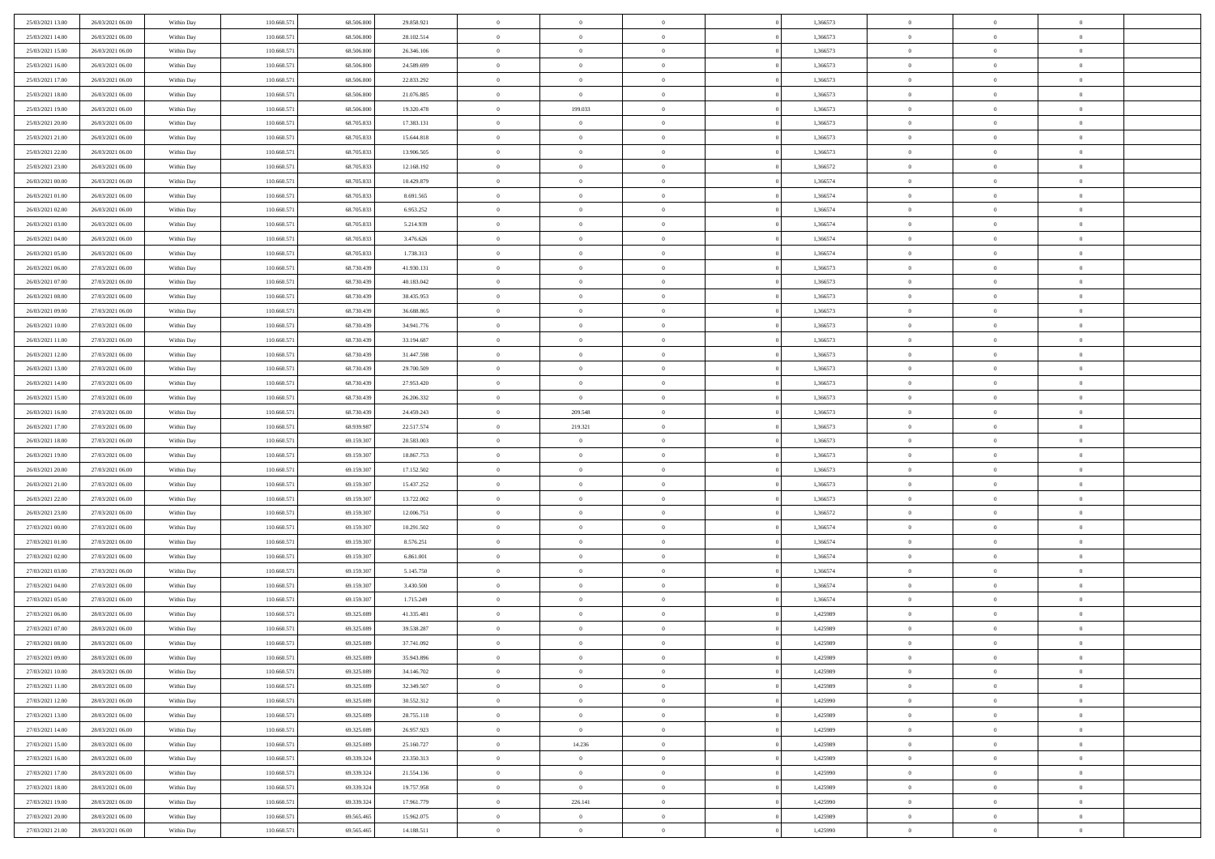| | | | | | | | | | | | | | | |
|---|---|---|---|---|---|---|---|---|---|---|---|---|---|---|
| 25/03/2021 13:00 | 26/03/2021 06:00 | Within Day | 110.660.571 | 68.506.800 | 29.858.921 | 0 | 0 | 0 | | 1,366573 | 0 | 0 | 0 | |
| 25/03/2021 14:00 | 26/03/2021 06:00 | Within Day | 110.660.571 | 68.506.800 | 28.102.514 | 0 | 0 | 0 | | 1,366573 | 0 | 0 | 0 | |
| 25/03/2021 15:00 | 26/03/2021 06:00 | Within Day | 110.660.571 | 68.506.800 | 26.346.106 | 0 | 0 | 0 | | 1,366573 | 0 | 0 | 0 | |
| 25/03/2021 16:00 | 26/03/2021 06:00 | Within Day | 110.660.571 | 68.506.800 | 24.589.699 | 0 | 0 | 0 | | 1,366573 | 0 | 0 | 0 | |
| 25/03/2021 17:00 | 26/03/2021 06:00 | Within Day | 110.660.571 | 68.506.800 | 22.833.292 | 0 | 0 | 0 | | 1,366573 | 0 | 0 | 0 | |
| 25/03/2021 18:00 | 26/03/2021 06:00 | Within Day | 110.660.571 | 68.506.800 | 21.076.885 | 0 | 0 | 0 | | 1,366573 | 0 | 0 | 0 | |
| 25/03/2021 19:00 | 26/03/2021 06:00 | Within Day | 110.660.571 | 68.506.800 | 19.320.478 | 0 | 199.033 | 0 | | 1,366573 | 0 | 0 | 0 | |
| 25/03/2021 20:00 | 26/03/2021 06:00 | Within Day | 110.660.571 | 68.705.833 | 17.383.131 | 0 | 0 | 0 | | 1,366573 | 0 | 0 | 0 | |
| 25/03/2021 21:00 | 26/03/2021 06:00 | Within Day | 110.660.571 | 68.705.833 | 15.644.818 | 0 | 0 | 0 | | 1,366573 | 0 | 0 | 0 | |
| 25/03/2021 22:00 | 26/03/2021 06:00 | Within Day | 110.660.571 | 68.705.833 | 13.906.505 | 0 | 0 | 0 | | 1,366573 | 0 | 0 | 0 | |
| 25/03/2021 23:00 | 26/03/2021 06:00 | Within Day | 110.660.571 | 68.705.833 | 12.168.192 | 0 | 0 | 0 | | 1,366572 | 0 | 0 | 0 | |
| 26/03/2021 00:00 | 26/03/2021 06:00 | Within Day | 110.660.571 | 68.705.833 | 10.429.879 | 0 | 0 | 0 | | 1,366574 | 0 | 0 | 0 | |
| 26/03/2021 01:00 | 26/03/2021 06:00 | Within Day | 110.660.571 | 68.705.833 | 8.691.565 | 0 | 0 | 0 | | 1,366574 | 0 | 0 | 0 | |
| 26/03/2021 02:00 | 26/03/2021 06:00 | Within Day | 110.660.571 | 68.705.833 | 6.953.252 | 0 | 0 | 0 | | 1,366574 | 0 | 0 | 0 | |
| 26/03/2021 03:00 | 26/03/2021 06:00 | Within Day | 110.660.571 | 68.705.833 | 5.214.939 | 0 | 0 | 0 | | 1,366574 | 0 | 0 | 0 | |
| 26/03/2021 04:00 | 26/03/2021 06:00 | Within Day | 110.660.571 | 68.705.833 | 3.476.626 | 0 | 0 | 0 | | 1,366574 | 0 | 0 | 0 | |
| 26/03/2021 05:00 | 26/03/2021 06:00 | Within Day | 110.660.571 | 68.705.833 | 1.738.313 | 0 | 0 | 0 | | 1,366574 | 0 | 0 | 0 | |
| 26/03/2021 06:00 | 27/03/2021 06:00 | Within Day | 110.660.571 | 68.730.439 | 41.930.131 | 0 | 0 | 0 | | 1,366573 | 0 | 0 | 0 | |
| 26/03/2021 07:00 | 27/03/2021 06:00 | Within Day | 110.660.571 | 68.730.439 | 40.183.042 | 0 | 0 | 0 | | 1,366573 | 0 | 0 | 0 | |
| 26/03/2021 08:00 | 27/03/2021 06:00 | Within Day | 110.660.571 | 68.730.439 | 38.435.953 | 0 | 0 | 0 | | 1,366573 | 0 | 0 | 0 | |
| 26/03/2021 09:00 | 27/03/2021 06:00 | Within Day | 110.660.571 | 68.730.439 | 36.688.865 | 0 | 0 | 0 | | 1,366573 | 0 | 0 | 0 | |
| 26/03/2021 10:00 | 27/03/2021 06:00 | Within Day | 110.660.571 | 68.730.439 | 34.941.776 | 0 | 0 | 0 | | 1,366573 | 0 | 0 | 0 | |
| 26/03/2021 11:00 | 27/03/2021 06:00 | Within Day | 110.660.571 | 68.730.439 | 33.194.687 | 0 | 0 | 0 | | 1,366573 | 0 | 0 | 0 | |
| 26/03/2021 12:00 | 27/03/2021 06:00 | Within Day | 110.660.571 | 68.730.439 | 31.447.598 | 0 | 0 | 0 | | 1,366573 | 0 | 0 | 0 | |
| 26/03/2021 13:00 | 27/03/2021 06:00 | Within Day | 110.660.571 | 68.730.439 | 29.700.509 | 0 | 0 | 0 | | 1,366573 | 0 | 0 | 0 | |
| 26/03/2021 14:00 | 27/03/2021 06:00 | Within Day | 110.660.571 | 68.730.439 | 27.953.420 | 0 | 0 | 0 | | 1,366573 | 0 | 0 | 0 | |
| 26/03/2021 15:00 | 27/03/2021 06:00 | Within Day | 110.660.571 | 68.730.439 | 26.206.332 | 0 | 0 | 0 | | 1,366573 | 0 | 0 | 0 | |
| 26/03/2021 16:00 | 27/03/2021 06:00 | Within Day | 110.660.571 | 68.730.439 | 24.459.243 | 0 | 209.548 | 0 | | 1,366573 | 0 | 0 | 0 | |
| 26/03/2021 17:00 | 27/03/2021 06:00 | Within Day | 110.660.571 | 68.939.987 | 22.517.574 | 0 | 219.321 | 0 | | 1,366573 | 0 | 0 | 0 | |
| 26/03/2021 18:00 | 27/03/2021 06:00 | Within Day | 110.660.571 | 69.159.307 | 20.583.003 | 0 | 0 | 0 | | 1,366573 | 0 | 0 | 0 | |
| 26/03/2021 19:00 | 27/03/2021 06:00 | Within Day | 110.660.571 | 69.159.307 | 18.867.753 | 0 | 0 | 0 | | 1,366573 | 0 | 0 | 0 | |
| 26/03/2021 20:00 | 27/03/2021 06:00 | Within Day | 110.660.571 | 69.159.307 | 17.152.502 | 0 | 0 | 0 | | 1,366573 | 0 | 0 | 0 | |
| 26/03/2021 21:00 | 27/03/2021 06:00 | Within Day | 110.660.571 | 69.159.307 | 15.437.252 | 0 | 0 | 0 | | 1,366573 | 0 | 0 | 0 | |
| 26/03/2021 22:00 | 27/03/2021 06:00 | Within Day | 110.660.571 | 69.159.307 | 13.722.002 | 0 | 0 | 0 | | 1,366573 | 0 | 0 | 0 | |
| 26/03/2021 23:00 | 27/03/2021 06:00 | Within Day | 110.660.571 | 69.159.307 | 12.006.751 | 0 | 0 | 0 | | 1,366572 | 0 | 0 | 0 | |
| 27/03/2021 00:00 | 27/03/2021 06:00 | Within Day | 110.660.571 | 69.159.307 | 10.291.502 | 0 | 0 | 0 | | 1,366574 | 0 | 0 | 0 | |
| 27/03/2021 01:00 | 27/03/2021 06:00 | Within Day | 110.660.571 | 69.159.307 | 8.576.251 | 0 | 0 | 0 | | 1,366574 | 0 | 0 | 0 | |
| 27/03/2021 02:00 | 27/03/2021 06:00 | Within Day | 110.660.571 | 69.159.307 | 6.861.001 | 0 | 0 | 0 | | 1,366574 | 0 | 0 | 0 | |
| 27/03/2021 03:00 | 27/03/2021 06:00 | Within Day | 110.660.571 | 69.159.307 | 5.145.750 | 0 | 0 | 0 | | 1,366574 | 0 | 0 | 0 | |
| 27/03/2021 04:00 | 27/03/2021 06:00 | Within Day | 110.660.571 | 69.159.307 | 3.430.500 | 0 | 0 | 0 | | 1,366574 | 0 | 0 | 0 | |
| 27/03/2021 05:00 | 27/03/2021 06:00 | Within Day | 110.660.571 | 69.159.307 | 1.715.249 | 0 | 0 | 0 | | 1,366574 | 0 | 0 | 0 | |
| 27/03/2021 06:00 | 28/03/2021 06:00 | Within Day | 110.660.571 | 69.325.089 | 41.335.481 | 0 | 0 | 0 | | 1,425989 | 0 | 0 | 0 | |
| 27/03/2021 07:00 | 28/03/2021 06:00 | Within Day | 110.660.571 | 69.325.089 | 39.538.287 | 0 | 0 | 0 | | 1,425989 | 0 | 0 | 0 | |
| 27/03/2021 08:00 | 28/03/2021 06:00 | Within Day | 110.660.571 | 69.325.089 | 37.741.092 | 0 | 0 | 0 | | 1,425989 | 0 | 0 | 0 | |
| 27/03/2021 09:00 | 28/03/2021 06:00 | Within Day | 110.660.571 | 69.325.089 | 35.943.896 | 0 | 0 | 0 | | 1,425989 | 0 | 0 | 0 | |
| 27/03/2021 10:00 | 28/03/2021 06:00 | Within Day | 110.660.571 | 69.325.089 | 34.146.702 | 0 | 0 | 0 | | 1,425989 | 0 | 0 | 0 | |
| 27/03/2021 11:00 | 28/03/2021 06:00 | Within Day | 110.660.571 | 69.325.089 | 32.349.507 | 0 | 0 | 0 | | 1,425989 | 0 | 0 | 0 | |
| 27/03/2021 12:00 | 28/03/2021 06:00 | Within Day | 110.660.571 | 69.325.089 | 30.552.312 | 0 | 0 | 0 | | 1,425990 | 0 | 0 | 0 | |
| 27/03/2021 13:00 | 28/03/2021 06:00 | Within Day | 110.660.571 | 69.325.089 | 28.755.118 | 0 | 0 | 0 | | 1,425989 | 0 | 0 | 0 | |
| 27/03/2021 14:00 | 28/03/2021 06:00 | Within Day | 110.660.571 | 69.325.089 | 26.957.923 | 0 | 0 | 0 | | 1,425989 | 0 | 0 | 0 | |
| 27/03/2021 15:00 | 28/03/2021 06:00 | Within Day | 110.660.571 | 69.325.089 | 25.160.727 | 0 | 14.236 | 0 | | 1,425989 | 0 | 0 | 0 | |
| 27/03/2021 16:00 | 28/03/2021 06:00 | Within Day | 110.660.571 | 69.339.324 | 23.350.313 | 0 | 0 | 0 | | 1,425989 | 0 | 0 | 0 | |
| 27/03/2021 17:00 | 28/03/2021 06:00 | Within Day | 110.660.571 | 69.339.324 | 21.554.136 | 0 | 0 | 0 | | 1,425990 | 0 | 0 | 0 | |
| 27/03/2021 18:00 | 28/03/2021 06:00 | Within Day | 110.660.571 | 69.339.324 | 19.757.958 | 0 | 0 | 0 | | 1,425989 | 0 | 0 | 0 | |
| 27/03/2021 19:00 | 28/03/2021 06:00 | Within Day | 110.660.571 | 69.339.324 | 17.961.779 | 0 | 226.141 | 0 | | 1,425990 | 0 | 0 | 0 | |
| 27/03/2021 20:00 | 28/03/2021 06:00 | Within Day | 110.660.571 | 69.565.465 | 15.962.075 | 0 | 0 | 0 | | 1,425989 | 0 | 0 | 0 | |
| 27/03/2021 21:00 | 28/03/2021 06:00 | Within Day | 110.660.571 | 69.565.465 | 14.188.511 | 0 | 0 | 0 | | 1,425990 | 0 | 0 | 0 | |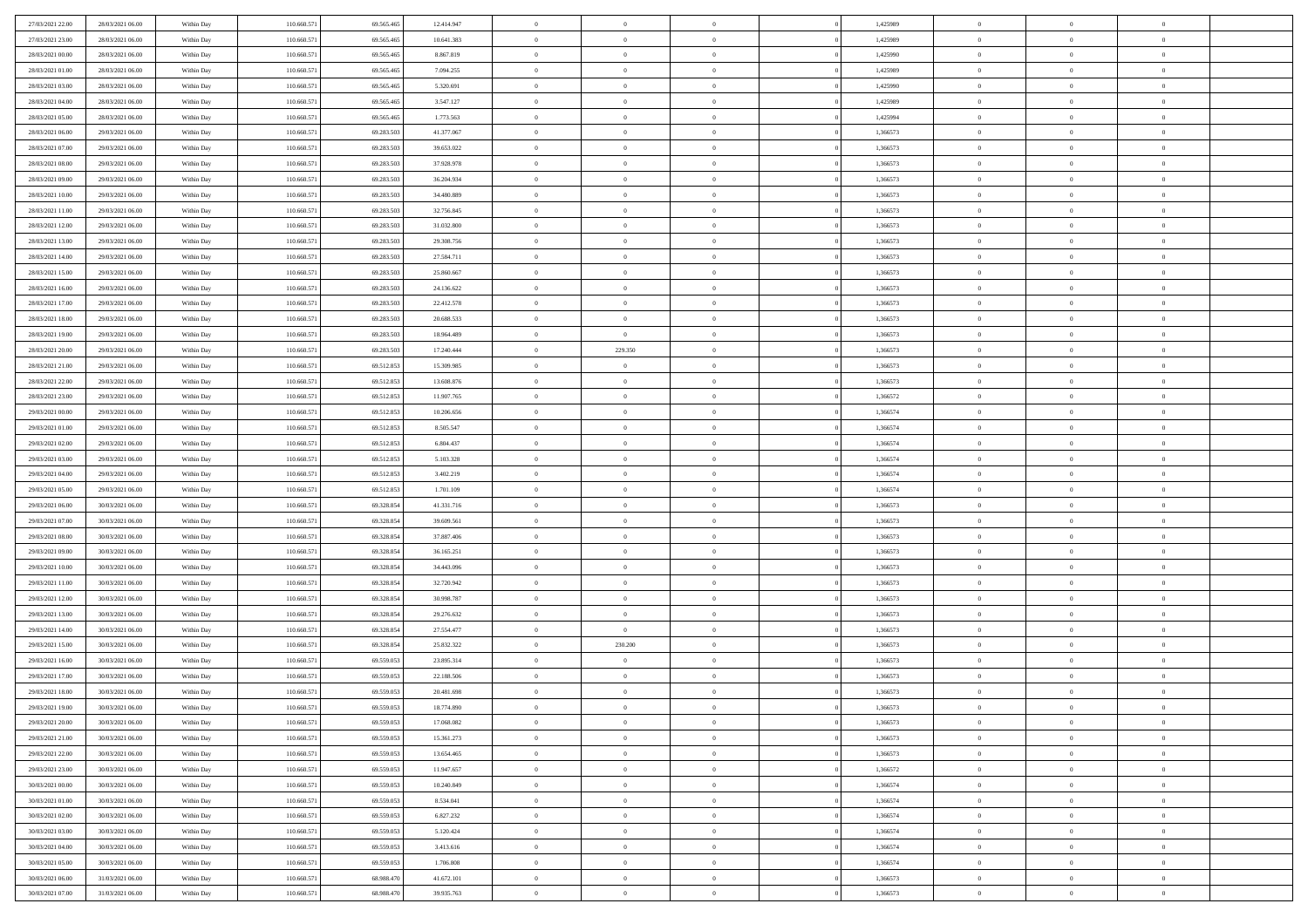| | | | | | | | | | | | | | | |
|---|---|---|---|---|---|---|---|---|---|---|---|---|---|---|
| 27/03/2021 22.00 | 28/03/2021 06.00 | Within Day | 110.660.571 | 69.565.465 | 12.414.947 | 0 | 0 | 0 | 0 | 1,425989 | 0 | 0 | 0 | |
| 27/03/2021 23.00 | 28/03/2021 06.00 | Within Day | 110.660.571 | 69.565.465 | 10.641.383 | 0 | 0 | 0 | 0 | 1,425989 | 0 | 0 | 0 | |
| 28/03/2021 00.00 | 28/03/2021 06.00 | Within Day | 110.660.571 | 69.565.465 | 8.867.819 | 0 | 0 | 0 | 0 | 1,425990 | 0 | 0 | 0 | |
| 28/03/2021 01.00 | 28/03/2021 06.00 | Within Day | 110.660.571 | 69.565.465 | 7.094.255 | 0 | 0 | 0 | 0 | 1,425989 | 0 | 0 | 0 | |
| 28/03/2021 03.00 | 28/03/2021 06.00 | Within Day | 110.660.571 | 69.565.465 | 5.320.691 | 0 | 0 | 0 | 0 | 1,425990 | 0 | 0 | 0 | |
| 28/03/2021 04.00 | 28/03/2021 06.00 | Within Day | 110.660.571 | 69.565.465 | 3.547.127 | 0 | 0 | 0 | 0 | 1,425989 | 0 | 0 | 0 | |
| 28/03/2021 05.00 | 28/03/2021 06.00 | Within Day | 110.660.571 | 69.565.465 | 1.773.563 | 0 | 0 | 0 | 0 | 1,425994 | 0 | 0 | 0 | |
| 28/03/2021 06.00 | 29/03/2021 06.00 | Within Day | 110.660.571 | 69.283.503 | 41.377.067 | 0 | 0 | 0 | 0 | 1,366573 | 0 | 0 | 0 | |
| 28/03/2021 07.00 | 29/03/2021 06.00 | Within Day | 110.660.571 | 69.283.503 | 39.653.022 | 0 | 0 | 0 | 0 | 1,366573 | 0 | 0 | 0 | |
| 28/03/2021 08.00 | 29/03/2021 06.00 | Within Day | 110.660.571 | 69.283.503 | 37.928.978 | 0 | 0 | 0 | 0 | 1,366573 | 0 | 0 | 0 | |
| 28/03/2021 09.00 | 29/03/2021 06.00 | Within Day | 110.660.571 | 69.283.503 | 36.204.934 | 0 | 0 | 0 | 0 | 1,366573 | 0 | 0 | 0 | |
| 28/03/2021 10.00 | 29/03/2021 06.00 | Within Day | 110.660.571 | 69.283.503 | 34.480.889 | 0 | 0 | 0 | 0 | 1,366573 | 0 | 0 | 0 | |
| 28/03/2021 11.00 | 29/03/2021 06.00 | Within Day | 110.660.571 | 69.283.503 | 32.756.845 | 0 | 0 | 0 | 0 | 1,366573 | 0 | 0 | 0 | |
| 28/03/2021 12.00 | 29/03/2021 06.00 | Within Day | 110.660.571 | 69.283.503 | 31.032.800 | 0 | 0 | 0 | 0 | 1,366573 | 0 | 0 | 0 | |
| 28/03/2021 13.00 | 29/03/2021 06.00 | Within Day | 110.660.571 | 69.283.503 | 29.308.756 | 0 | 0 | 0 | 0 | 1,366573 | 0 | 0 | 0 | |
| 28/03/2021 14.00 | 29/03/2021 06.00 | Within Day | 110.660.571 | 69.283.503 | 27.584.711 | 0 | 0 | 0 | 0 | 1,366573 | 0 | 0 | 0 | |
| 28/03/2021 15.00 | 29/03/2021 06.00 | Within Day | 110.660.571 | 69.283.503 | 25.860.667 | 0 | 0 | 0 | 0 | 1,366573 | 0 | 0 | 0 | |
| 28/03/2021 16.00 | 29/03/2021 06.00 | Within Day | 110.660.571 | 69.283.503 | 24.136.622 | 0 | 0 | 0 | 0 | 1,366573 | 0 | 0 | 0 | |
| 28/03/2021 17.00 | 29/03/2021 06.00 | Within Day | 110.660.571 | 69.283.503 | 22.412.578 | 0 | 0 | 0 | 0 | 1,366573 | 0 | 0 | 0 | |
| 28/03/2021 18.00 | 29/03/2021 06.00 | Within Day | 110.660.571 | 69.283.503 | 20.688.533 | 0 | 0 | 0 | 0 | 1,366573 | 0 | 0 | 0 | |
| 28/03/2021 19.00 | 29/03/2021 06.00 | Within Day | 110.660.571 | 69.283.503 | 18.964.489 | 0 | 0 | 0 | 0 | 1,366573 | 0 | 0 | 0 | |
| 28/03/2021 20.00 | 29/03/2021 06.00 | Within Day | 110.660.571 | 69.283.503 | 17.240.444 | 0 | 229.350 | 0 | 0 | 1,366573 | 0 | 0 | 0 | |
| 28/03/2021 21.00 | 29/03/2021 06.00 | Within Day | 110.660.571 | 69.512.853 | 15.309.985 | 0 | 0 | 0 | 0 | 1,366573 | 0 | 0 | 0 | |
| 28/03/2021 22.00 | 29/03/2021 06.00 | Within Day | 110.660.571 | 69.512.853 | 13.608.876 | 0 | 0 | 0 | 0 | 1,366573 | 0 | 0 | 0 | |
| 28/03/2021 23.00 | 29/03/2021 06.00 | Within Day | 110.660.571 | 69.512.853 | 11.907.765 | 0 | 0 | 0 | 0 | 1,366572 | 0 | 0 | 0 | |
| 29/03/2021 00.00 | 29/03/2021 06.00 | Within Day | 110.660.571 | 69.512.853 | 10.206.656 | 0 | 0 | 0 | 0 | 1,366574 | 0 | 0 | 0 | |
| 29/03/2021 01.00 | 29/03/2021 06.00 | Within Day | 110.660.571 | 69.512.853 | 8.505.547 | 0 | 0 | 0 | 0 | 1,366574 | 0 | 0 | 0 | |
| 29/03/2021 02.00 | 29/03/2021 06.00 | Within Day | 110.660.571 | 69.512.853 | 6.804.437 | 0 | 0 | 0 | 0 | 1,366574 | 0 | 0 | 0 | |
| 29/03/2021 03.00 | 29/03/2021 06.00 | Within Day | 110.660.571 | 69.512.853 | 5.103.328 | 0 | 0 | 0 | 0 | 1,366574 | 0 | 0 | 0 | |
| 29/03/2021 04.00 | 29/03/2021 06.00 | Within Day | 110.660.571 | 69.512.853 | 3.402.219 | 0 | 0 | 0 | 0 | 1,366574 | 0 | 0 | 0 | |
| 29/03/2021 05.00 | 29/03/2021 06.00 | Within Day | 110.660.571 | 69.512.853 | 1.701.109 | 0 | 0 | 0 | 0 | 1,366574 | 0 | 0 | 0 | |
| 29/03/2021 06.00 | 30/03/2021 06.00 | Within Day | 110.660.571 | 69.328.854 | 41.331.716 | 0 | 0 | 0 | 0 | 1,366573 | 0 | 0 | 0 | |
| 29/03/2021 07.00 | 30/03/2021 06.00 | Within Day | 110.660.571 | 69.328.854 | 39.609.561 | 0 | 0 | 0 | 0 | 1,366573 | 0 | 0 | 0 | |
| 29/03/2021 08.00 | 30/03/2021 06.00 | Within Day | 110.660.571 | 69.328.854 | 37.887.406 | 0 | 0 | 0 | 0 | 1,366573 | 0 | 0 | 0 | |
| 29/03/2021 09.00 | 30/03/2021 06.00 | Within Day | 110.660.571 | 69.328.854 | 36.165.251 | 0 | 0 | 0 | 0 | 1,366573 | 0 | 0 | 0 | |
| 29/03/2021 10.00 | 30/03/2021 06.00 | Within Day | 110.660.571 | 69.328.854 | 34.443.096 | 0 | 0 | 0 | 0 | 1,366573 | 0 | 0 | 0 | |
| 29/03/2021 11.00 | 30/03/2021 06.00 | Within Day | 110.660.571 | 69.328.854 | 32.720.942 | 0 | 0 | 0 | 0 | 1,366573 | 0 | 0 | 0 | |
| 29/03/2021 12.00 | 30/03/2021 06.00 | Within Day | 110.660.571 | 69.328.854 | 30.998.787 | 0 | 0 | 0 | 0 | 1,366573 | 0 | 0 | 0 | |
| 29/03/2021 13.00 | 30/03/2021 06.00 | Within Day | 110.660.571 | 69.328.854 | 29.276.632 | 0 | 0 | 0 | 0 | 1,366573 | 0 | 0 | 0 | |
| 29/03/2021 14.00 | 30/03/2021 06.00 | Within Day | 110.660.571 | 69.328.854 | 27.554.477 | 0 | 0 | 0 | 0 | 1,366573 | 0 | 0 | 0 | |
| 29/03/2021 15.00 | 30/03/2021 06.00 | Within Day | 110.660.571 | 69.328.854 | 25.832.322 | 0 | 230.200 | 0 | 0 | 1,366573 | 0 | 0 | 0 | |
| 29/03/2021 16.00 | 30/03/2021 06.00 | Within Day | 110.660.571 | 69.559.053 | 23.895.314 | 0 | 0 | 0 | 0 | 1,366573 | 0 | 0 | 0 | |
| 29/03/2021 17.00 | 30/03/2021 06.00 | Within Day | 110.660.571 | 69.559.053 | 22.188.506 | 0 | 0 | 0 | 0 | 1,366573 | 0 | 0 | 0 | |
| 29/03/2021 18.00 | 30/03/2021 06.00 | Within Day | 110.660.571 | 69.559.053 | 20.481.698 | 0 | 0 | 0 | 0 | 1,366573 | 0 | 0 | 0 | |
| 29/03/2021 19.00 | 30/03/2021 06.00 | Within Day | 110.660.571 | 69.559.053 | 18.774.890 | 0 | 0 | 0 | 0 | 1,366573 | 0 | 0 | 0 | |
| 29/03/2021 20.00 | 30/03/2021 06.00 | Within Day | 110.660.571 | 69.559.053 | 17.068.082 | 0 | 0 | 0 | 0 | 1,366573 | 0 | 0 | 0 | |
| 29/03/2021 21.00 | 30/03/2021 06.00 | Within Day | 110.660.571 | 69.559.053 | 15.361.273 | 0 | 0 | 0 | 0 | 1,366573 | 0 | 0 | 0 | |
| 29/03/2021 22.00 | 30/03/2021 06.00 | Within Day | 110.660.571 | 69.559.053 | 13.654.465 | 0 | 0 | 0 | 0 | 1,366573 | 0 | 0 | 0 | |
| 29/03/2021 23.00 | 30/03/2021 06.00 | Within Day | 110.660.571 | 69.559.053 | 11.947.657 | 0 | 0 | 0 | 0 | 1,366572 | 0 | 0 | 0 | |
| 30/03/2021 00.00 | 30/03/2021 06.00 | Within Day | 110.660.571 | 69.559.053 | 10.240.849 | 0 | 0 | 0 | 0 | 1,366574 | 0 | 0 | 0 | |
| 30/03/2021 01.00 | 30/03/2021 06.00 | Within Day | 110.660.571 | 69.559.053 | 8.534.041 | 0 | 0 | 0 | 0 | 1,366574 | 0 | 0 | 0 | |
| 30/03/2021 02.00 | 30/03/2021 06.00 | Within Day | 110.660.571 | 69.559.053 | 6.827.232 | 0 | 0 | 0 | 0 | 1,366574 | 0 | 0 | 0 | |
| 30/03/2021 03.00 | 30/03/2021 06.00 | Within Day | 110.660.571 | 69.559.053 | 5.120.424 | 0 | 0 | 0 | 0 | 1,366574 | 0 | 0 | 0 | |
| 30/03/2021 04.00 | 30/03/2021 06.00 | Within Day | 110.660.571 | 69.559.053 | 3.413.616 | 0 | 0 | 0 | 0 | 1,366574 | 0 | 0 | 0 | |
| 30/03/2021 05.00 | 30/03/2021 06.00 | Within Day | 110.660.571 | 69.559.053 | 1.706.808 | 0 | 0 | 0 | 0 | 1,366574 | 0 | 0 | 0 | |
| 30/03/2021 06.00 | 31/03/2021 06.00 | Within Day | 110.660.571 | 68.988.470 | 41.672.101 | 0 | 0 | 0 | 0 | 1,366573 | 0 | 0 | 0 | |
| 30/03/2021 07.00 | 31/03/2021 06.00 | Within Day | 110.660.571 | 68.988.470 | 39.935.763 | 0 | 0 | 0 | 0 | 1,366573 | 0 | 0 | 0 | |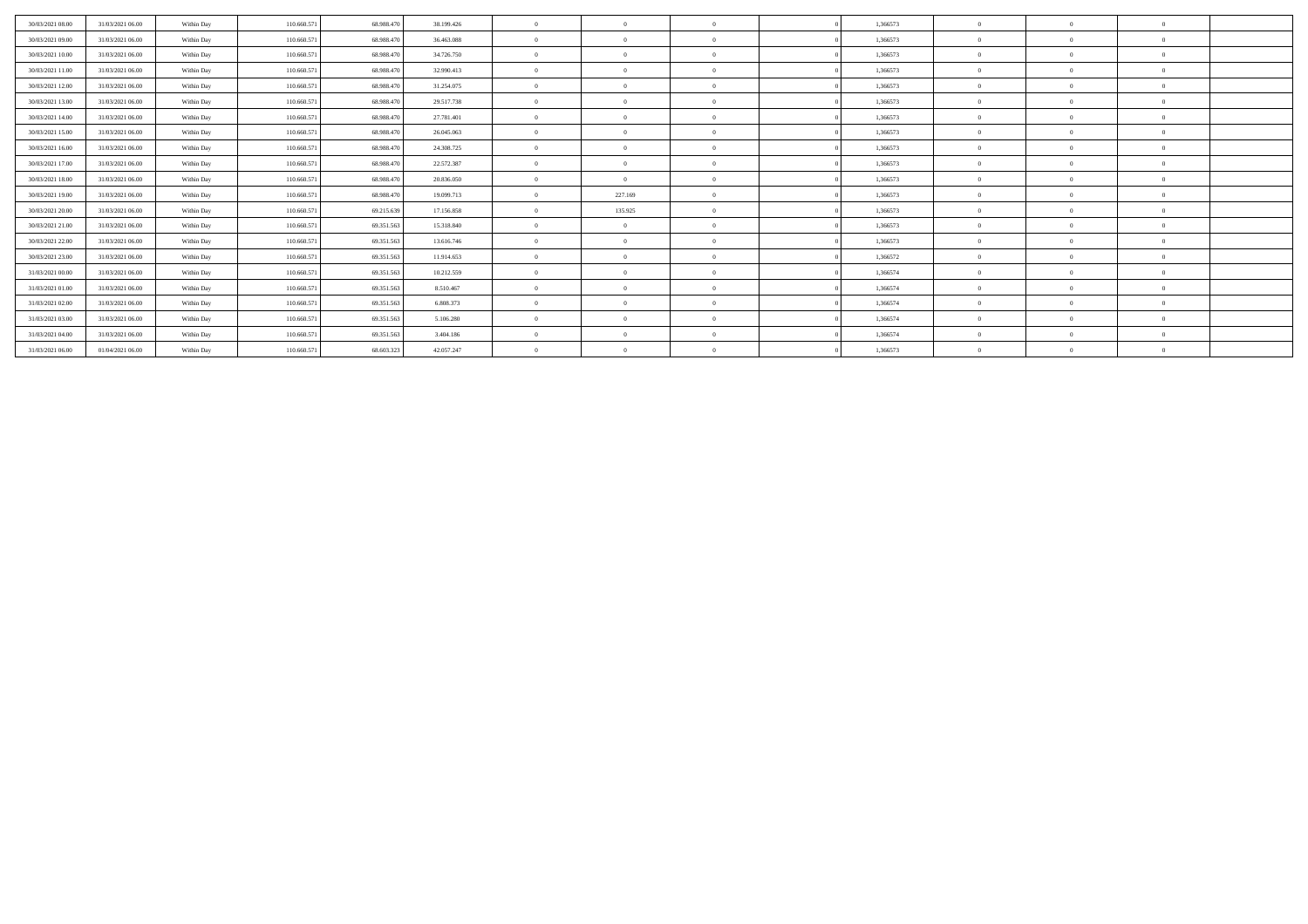| | | | | | | | | | | | | | | | |
|---|---|---|---|---|---|---|---|---|---|---|---|---|---|---|---|
| 30/03/2021 08:00 | 31/03/2021 06:00 | Within Day | 110.660.571 | 68.988.470 | 38.199.426 | 0 | 0 | 0 | | 0 | 1,366573 | 0 | 0 | 0 | |
| 30/03/2021 09:00 | 31/03/2021 06:00 | Within Day | 110.660.571 | 68.988.470 | 36.463.088 | 0 | 0 | 0 | | 0 | 1,366573 | 0 | 0 | 0 | |
| 30/03/2021 10:00 | 31/03/2021 06:00 | Within Day | 110.660.571 | 68.988.470 | 34.726.750 | 0 | 0 | 0 | | 0 | 1,366573 | 0 | 0 | 0 | |
| 30/03/2021 11:00 | 31/03/2021 06:00 | Within Day | 110.660.571 | 68.988.470 | 32.990.413 | 0 | 0 | 0 | | 0 | 1,366573 | 0 | 0 | 0 | |
| 30/03/2021 12:00 | 31/03/2021 06:00 | Within Day | 110.660.571 | 68.988.470 | 31.254.075 | 0 | 0 | 0 | | 0 | 1,366573 | 0 | 0 | 0 | |
| 30/03/2021 13:00 | 31/03/2021 06:00 | Within Day | 110.660.571 | 68.988.470 | 29.517.738 | 0 | 0 | 0 | | 0 | 1,366573 | 0 | 0 | 0 | |
| 30/03/2021 14:00 | 31/03/2021 06:00 | Within Day | 110.660.571 | 68.988.470 | 27.781.401 | 0 | 0 | 0 | | 0 | 1,366573 | 0 | 0 | 0 | |
| 30/03/2021 15:00 | 31/03/2021 06:00 | Within Day | 110.660.571 | 68.988.470 | 26.045.063 | 0 | 0 | 0 | | 0 | 1,366573 | 0 | 0 | 0 | |
| 30/03/2021 16:00 | 31/03/2021 06:00 | Within Day | 110.660.571 | 68.988.470 | 24.308.725 | 0 | 0 | 0 | | 0 | 1,366573 | 0 | 0 | 0 | |
| 30/03/2021 17:00 | 31/03/2021 06:00 | Within Day | 110.660.571 | 68.988.470 | 22.572.387 | 0 | 0 | 0 | | 0 | 1,366573 | 0 | 0 | 0 | |
| 30/03/2021 18:00 | 31/03/2021 06:00 | Within Day | 110.660.571 | 68.988.470 | 20.836.050 | 0 | 0 | 0 | | 0 | 1,366573 | 0 | 0 | 0 | |
| 30/03/2021 19:00 | 31/03/2021 06:00 | Within Day | 110.660.571 | 68.988.470 | 19.099.713 | 0 | 227.169 | 0 | | 0 | 1,366573 | 0 | 0 | 0 | |
| 30/03/2021 20:00 | 31/03/2021 06:00 | Within Day | 110.660.571 | 69.215.639 | 17.156.858 | 0 | 135.925 | 0 | | 0 | 1,366573 | 0 | 0 | 0 | |
| 30/03/2021 21:00 | 31/03/2021 06:00 | Within Day | 110.660.571 | 69.351.563 | 15.318.840 | 0 | 0 | 0 | | 0 | 1,366573 | 0 | 0 | 0 | |
| 30/03/2021 22:00 | 31/03/2021 06:00 | Within Day | 110.660.571 | 69.351.563 | 13.616.746 | 0 | 0 | 0 | | 0 | 1,366573 | 0 | 0 | 0 | |
| 30/03/2021 23:00 | 31/03/2021 06:00 | Within Day | 110.660.571 | 69.351.563 | 11.914.653 | 0 | 0 | 0 | | 0 | 1,366572 | 0 | 0 | 0 | |
| 31/03/2021 00:00 | 31/03/2021 06:00 | Within Day | 110.660.571 | 69.351.563 | 10.212.559 | 0 | 0 | 0 | | 0 | 1,366574 | 0 | 0 | 0 | |
| 31/03/2021 01:00 | 31/03/2021 06:00 | Within Day | 110.660.571 | 69.351.563 | 8.510.467 | 0 | 0 | 0 | | 0 | 1,366574 | 0 | 0 | 0 | |
| 31/03/2021 02:00 | 31/03/2021 06:00 | Within Day | 110.660.571 | 69.351.563 | 6.808.373 | 0 | 0 | 0 | | 0 | 1,366574 | 0 | 0 | 0 | |
| 31/03/2021 03:00 | 31/03/2021 06:00 | Within Day | 110.660.571 | 69.351.563 | 5.106.280 | 0 | 0 | 0 | | 0 | 1,366574 | 0 | 0 | 0 | |
| 31/03/2021 04:00 | 31/03/2021 06:00 | Within Day | 110.660.571 | 69.351.563 | 3.404.186 | 0 | 0 | 0 | | 0 | 1,366574 | 0 | 0 | 0 | |
| 31/03/2021 06:00 | 01/04/2021 06:00 | Within Day | 110.660.571 | 68.603.323 | 42.057.247 | 0 | 0 | 0 | | 0 | 1,366573 | 0 | 0 | 0 | |